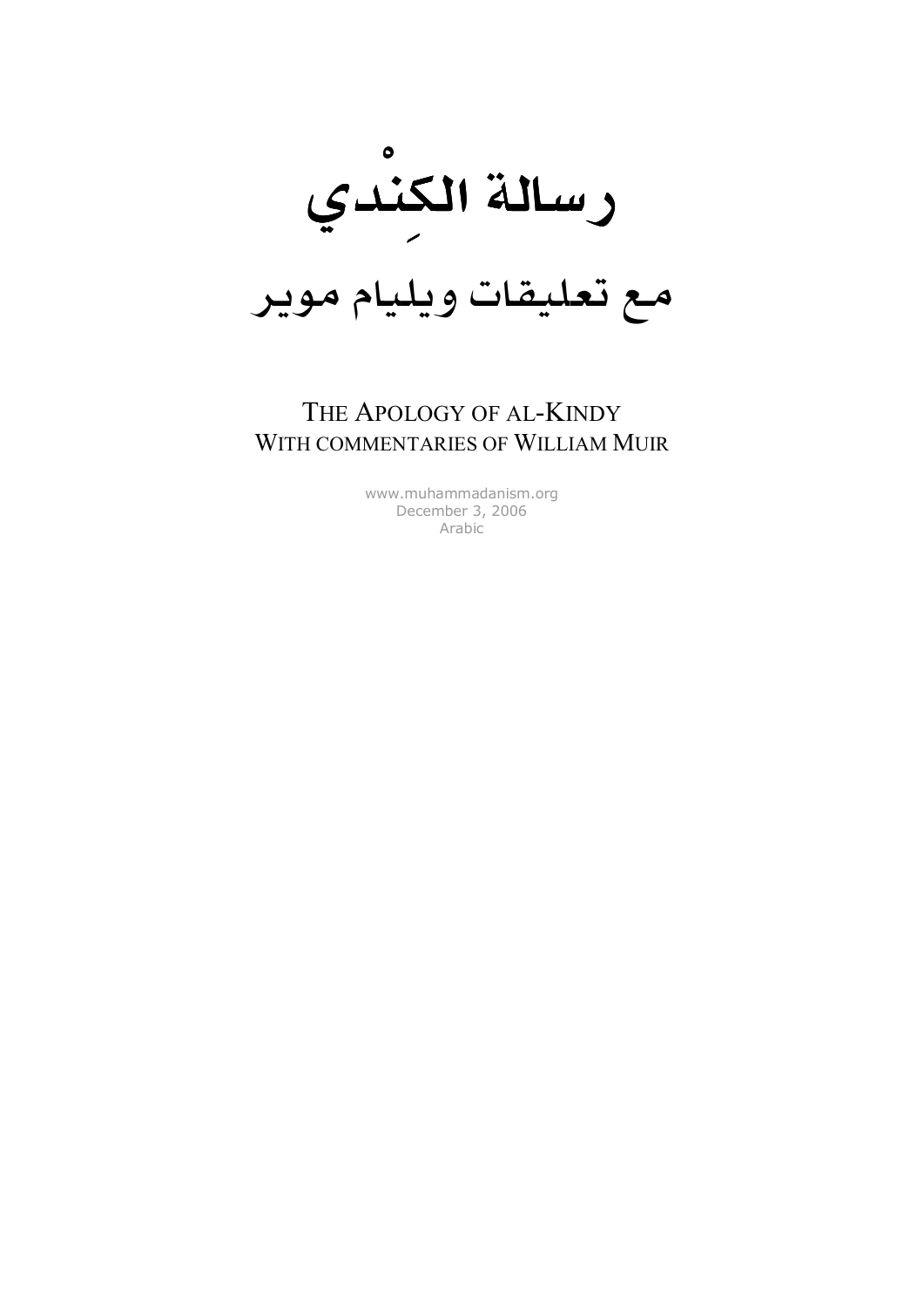# رسالة الكِنْدي

# مع تعليقات ويليام موير

## The Apology of al-Kindy
## With commentaries of William Muir

www.muhammadanism.org
December 3, 2006
Arabic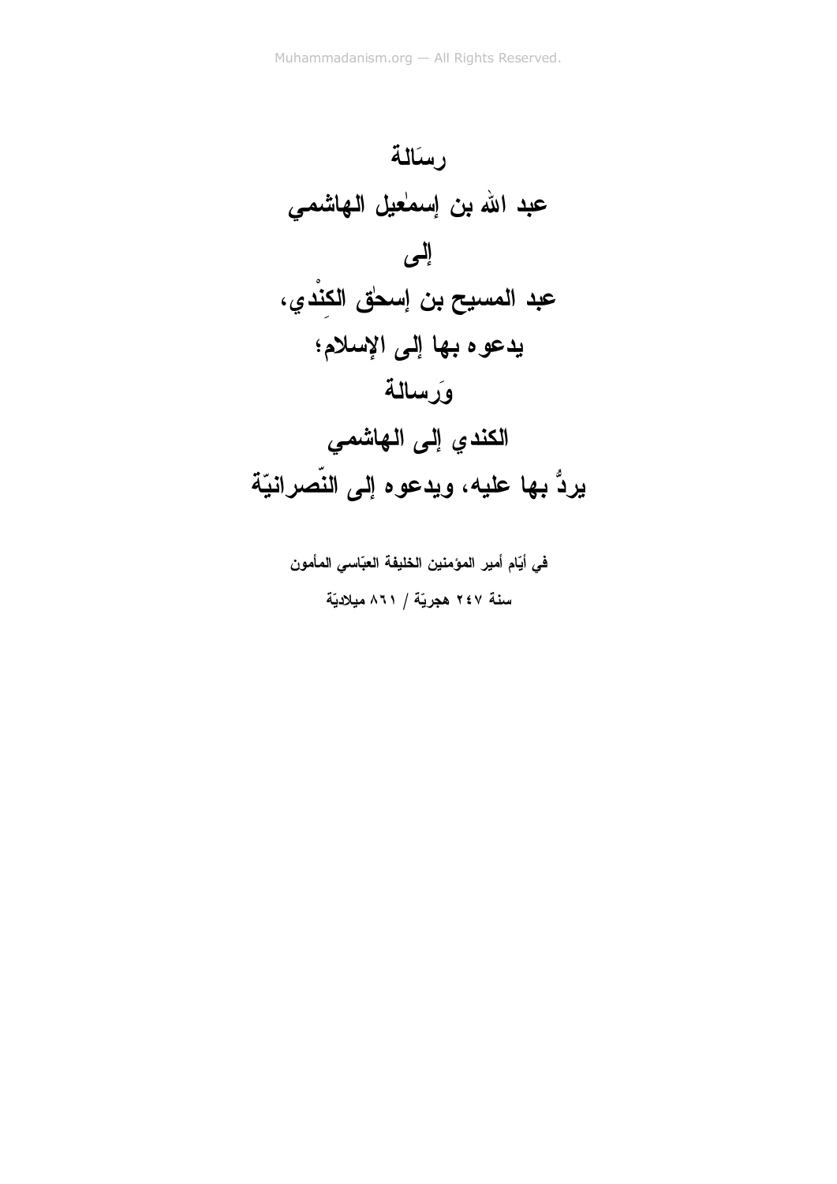# رسَالـة

# عبد الله بن إسمٰعيل الـهاشمي

# إلـى

# عبد المسيح بن إسحٰق الكِنْدي،

# يدعوه بـها إلـى الإسلام؛

# وَرسالـة

# الكندي إلـى الـهاشمي

# يردُّ بـها عليه، ويدعوه إلـى النّصرانيّة

**في أيّام أمير المؤمنين الخليفة العبّاسي المأمون**

**سنة ٢٤٧ هجريّة / ٨٦١ ميلاديّة**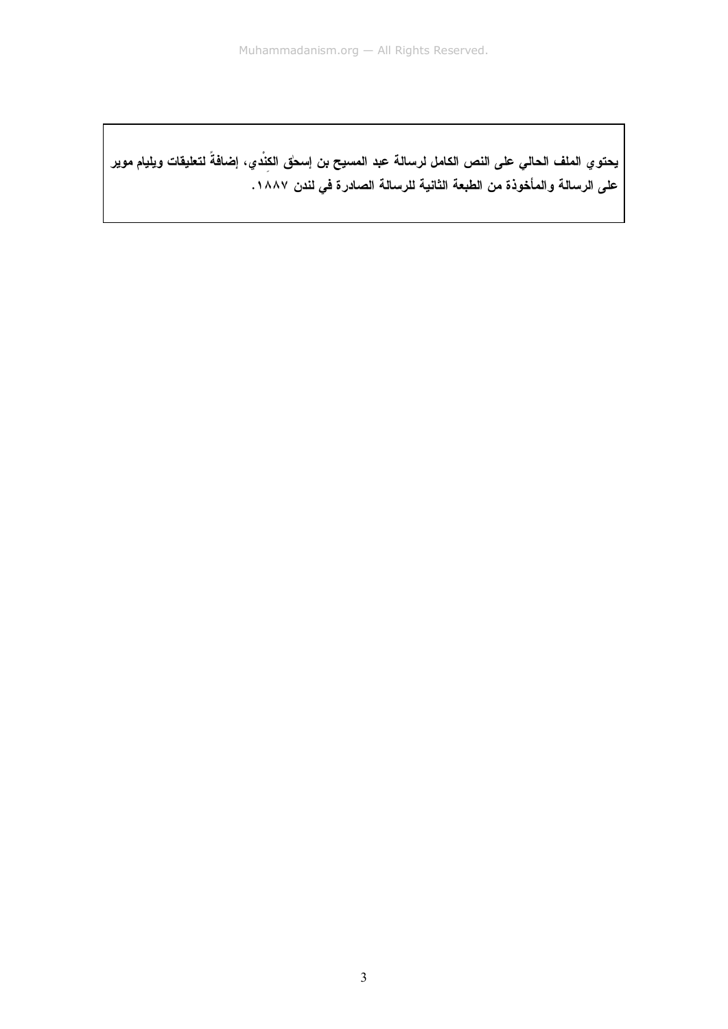**يحتوي الملف الحالي على النص الكامل لرسالة عبد المسيح بن إسحق الكِنْدي، إضافةً لتعليقات ويليام موير على الرسالة والمأخوذة من الطبعة الثانية للرسالة الصادرة في لندن ١٨٨٧.**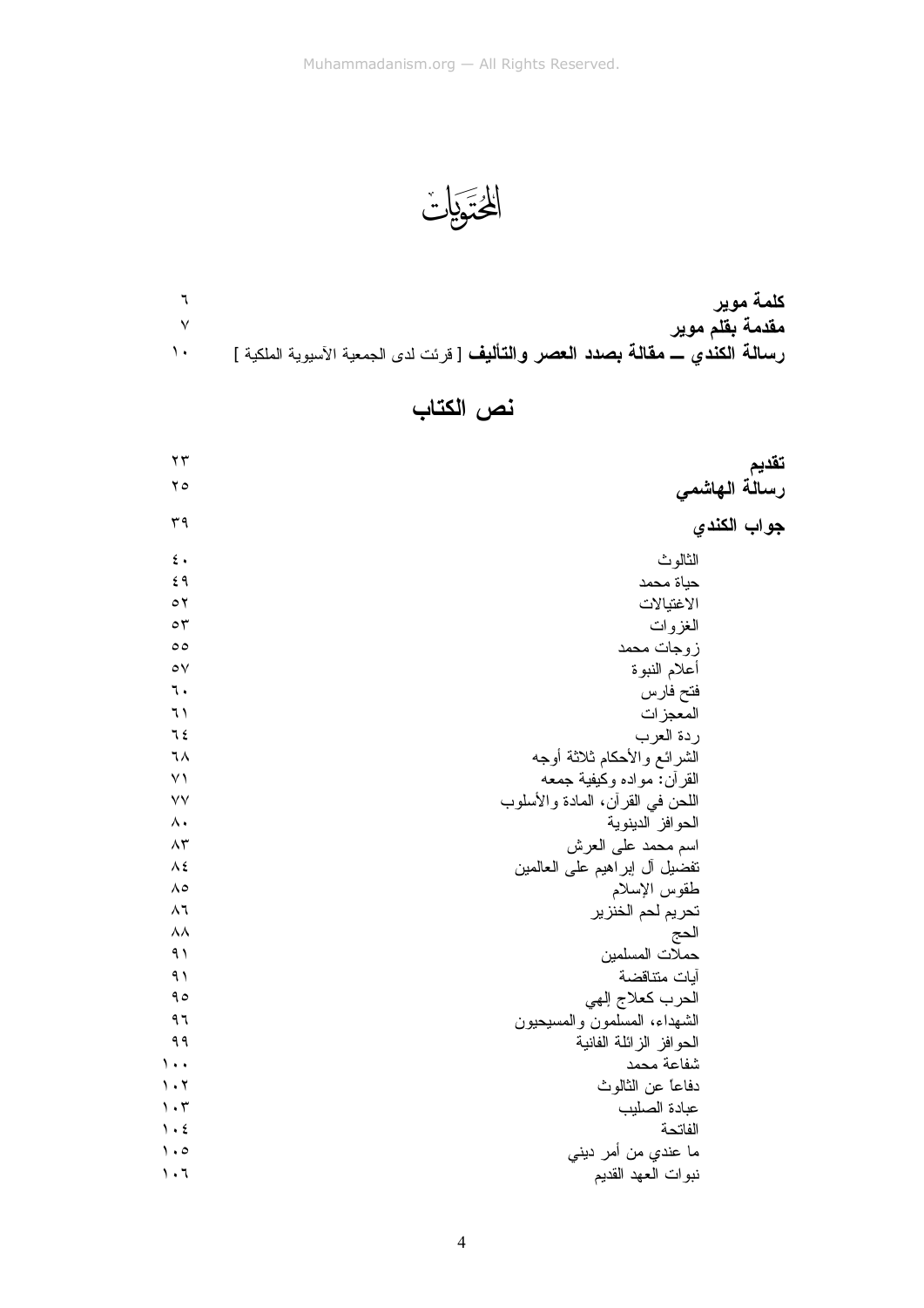# المحتويات

| | |
|---|---|
| **كلمة موير** | ٦ |
| **مقدمة بقلم موير** | ٧ |
| **رسالة الكندي ــ مقالة بصدد العصر والتأليف** [ قرئت لدى الجمعية الآسيوية الملكية ] | ١٠ |

## نص الكتاب

| | |
|---|---|
| **تقديم** | ٢٣ |
| **رسالة الهاشمي** | ٢٥ |
| **جواب الكندي** | ٣٩ |
| الثالوث | ٤٠ |
| حياة محمد | ٤٩ |
| الاغتيالات | ٥٢ |
| الغزوات | ٥٣ |
| زوجات محمد | ٥٥ |
| أعلام النبوة | ٥٧ |
| فتح فارس | ٦٠ |
| المعجزات | ٦١ |
| ردة العرب | ٦٤ |
| الشرائع والأحكام ثلاثة أوجه | ٦٨ |
| القرآن: مواده وكيفية جمعه | ٧١ |
| اللحن في القرآن، المادة والأسلوب | ٧٧ |
| الحوافز الدينوية | ٨٠ |
| اسم محمد على العرش | ٨٣ |
| تفضيل آل إبراهيم على العالمين | ٨٤ |
| طقوس الإسلام | ٨٥ |
| تحريم لحم الخنزير | ٨٦ |
| الحج | ٨٨ |
| حملات المسلمين | ٩١ |
| آيات متناقضة | ٩١ |
| الحرب كعلاج إلهي | ٩٥ |
| الشهداء، المسلمون والمسيحيون | ٩٦ |
| الحوافز الزائلة الفانية | ٩٩ |
| شفاعة محمد | ١٠٠ |
| دفاعاً عن الثالوث | ١٠٢ |
| عبادة الصليب | ١٠٣ |
| الفاتحة | ١٠٤ |
| ما عندي من أمر ديني | ١٠٥ |
| نبوات العهد القديم | ١٠٦ |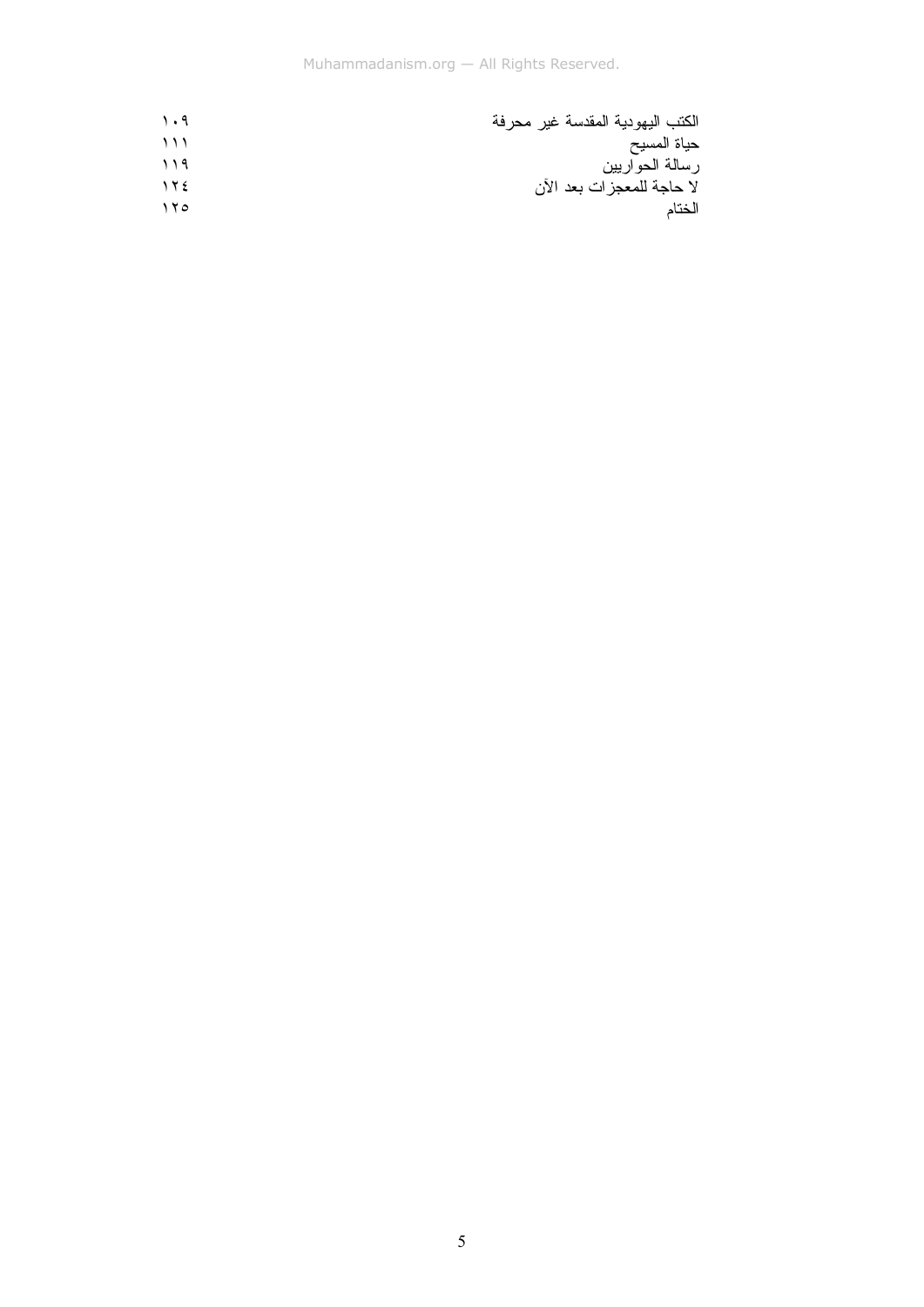| | |
|---|---|
| الكتب اليهودية المقدسة غير محرفة | ١٠٩ |
| حياة المسيح | ١١١ |
| رسالة الحواريين | ١١٩ |
| لا حاجة للمعجزات بعد الآن | ١٢٤ |
| الختام | ١٢٥ |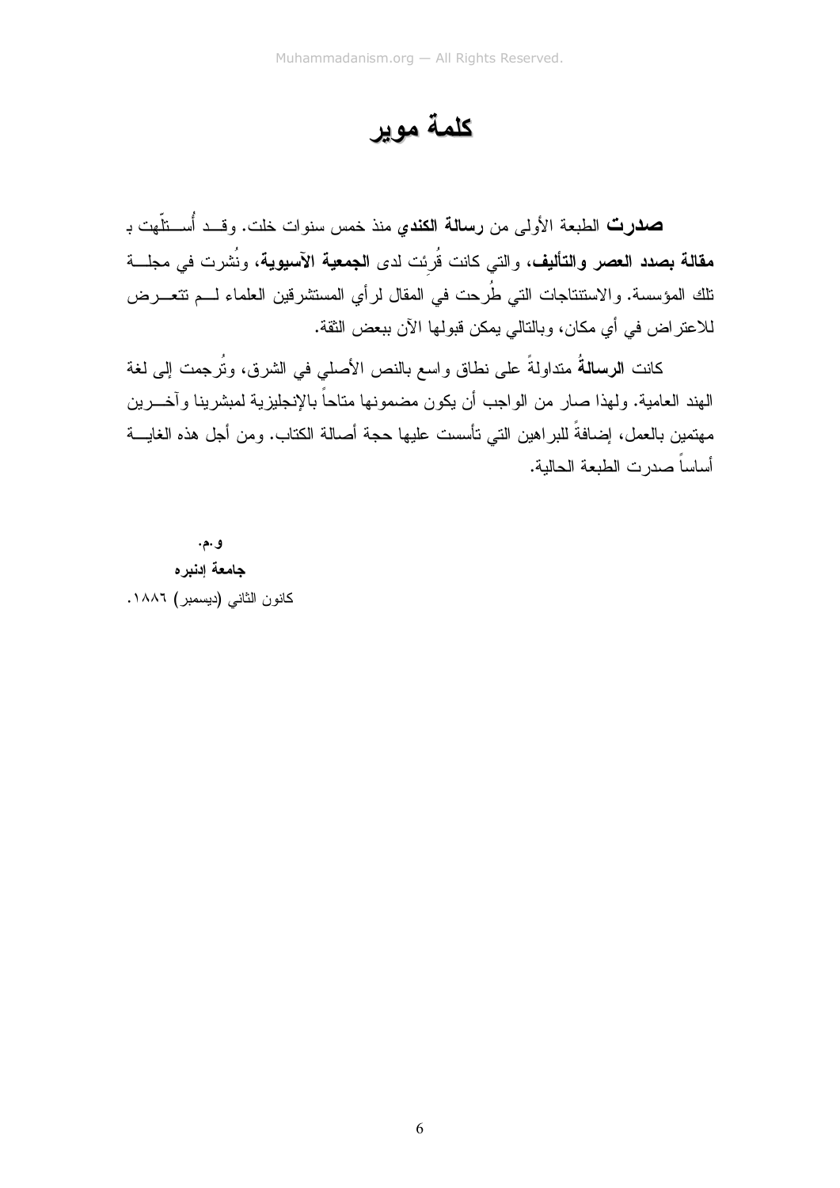# كلمة موير

**صدرت** الطبعة الأولى من **رسالة الكندي** منذ خمس سنوات خلت. وقد أُستُهلّت بـ **مقالة بصدد العصر والتأليف**، والتي كانت قُرِئت لدى **الجمعية الآسيوية**، ونُشرت في مجلة تلك المؤسسة. والاستنتاجات التي طُرحت في المقال لرأي المستشرقين العلماء لم تتعرض للاعتراض في أي مكان، وبالتالي يمكن قبولها الآن ببعض الثقة.

كانت **الرسالةُ** متداولةً على نطاق واسع بالنص الأصلي في الشرق، وتُرجمت إلى لغة الهند العامية. ولهذا صار من الواجب أن يكون مضمونها متاحاً بالإنجليزية لمبشرينا وآخرين مهتمين بالعمل، إضافةً للبراهين التي تأسست عليها حجة أصالة الكتاب. ومن أجل هذه الغاية أساساً صدرت الطبعة الحالية.

**و.م.**

**جامعة إدنبره**

كانون الثاني (ديسمبر) ١٨٨٦.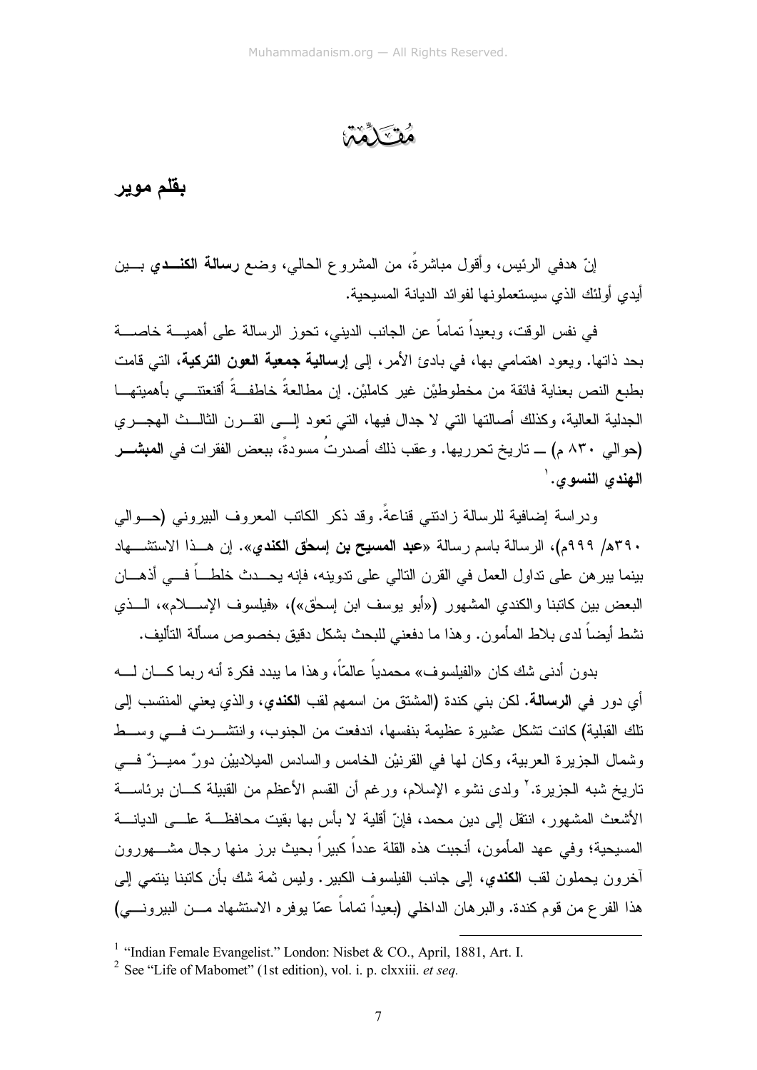# مُقَدِّمَة

**بقلم موير**

إنّ هدفي الرئيس، وأقول مباشرةً، من المشروع الحالي، وضع **رسالة الكنـــدي** بـــين أيدي أولئك الذي سيستعملونها لفوائد الديانة المسيحية.

في نفس الوقت، وبعيداً تماماً عن الجانب الديني، تحوز الرسالة على أهميـــة خاصـــة بحد ذاتها. ويعود اهتمامي بها، في بادئ الأمر، إلى **إرسالية جمعية العون التركية**، التي قامت بطبع النص بعناية فائقة من مخطوطيْن غير كامليْن. إن مطالعةً خاطفـــةً أقنعتنـــي بأهميتهـــا الجدلية العالية، وكذلك أصالتها التي لا جدال فيها، التي تعود إلـــى القـــرن الثالـــث الهجـــري (حوالي ٨٣٠ م) ــ تاريخ تحرريها. وعقب ذلك أصدرتُ مسودةً، ببعض الفقرات في **المبشـــر الهندي النسوي**.[1]

ودراسة إضافية للرسالة زادتني قناعةً. وقد ذكر الكاتب المعروف البيروني (حـــوالي ٣٩٠هـ/ ٩٩٩م)، الرسالة باسم رسالة «**عبد المسيح بن إسحٰق الكندي**». إن هـــذا الاستشـــهاد بينما يبرهن على تداول العمل في القرن التالي على تدوينه، فإنه يحـــدث خلطـــاً فـــي أذهـــان البعض بين كاتبنا والكندي المشهور («أبو يوسف ابن إسحٰق»)، «فيلسوف الإســـلام»، الـــذي نشط أيضاً لدى بلاط المأمون. وهذا ما دفعني للبحث بشكل دقيق بخصوص مسألة التأليف.

بدون أدنى شك كان «الفيلسوف» محمدياً عالمًا، وهذا ما يبدد فكرة أنه ربما كـــان لـــه أي دور في **الرسالة**. لكن بني كندة (المشتق من اسمهم لقب **الكندي**، والذي يعني المنتسب إلى تلك القبلية) كانت تشكل عشيرة عظيمة بنفسها، اندفعت من الجنوب، وانتشـــرت فـــي وســـط وشمال الجزيرة العربية، وكان لها في القرنيْن الخامس والسادس الميلادييْن دورٌ مميـــزٌ فـــي تاريخ شبه الجزيرة.[2] ولدى نشوء الإسلام، ورغم أن القسم الأعظم من القبيلة كـــان برئاســـة الأشعث المشهور، انتقل إلى دين محمد، فإنّ أقلية لا بأس بها بقيت محافظـــة علـــى الديانـــة المسيحية؛ وفي عهد المأمون، أنجبت هذه القلة عدداً كبيراً بحيث برز منها رجال مشـــهورون آخرون يحملون لقب **الكندي**، إلى جانب الفيلسوف الكبير. وليس ثمة شك بأن كاتبنا ينتمي إلى هذا الفرع من قوم كندة. والبرهان الداخلي (بعيداً تماماً عمّا يوفره الاستشهاد مـــن البيرونـــي)

---

[1] "Indian Female Evangelist." London: Nisbet & CO., April, 1881, Art. I.

[2] See "Life of Mabomet" (1st edition), vol. i. p. clxxiii. *et seq.*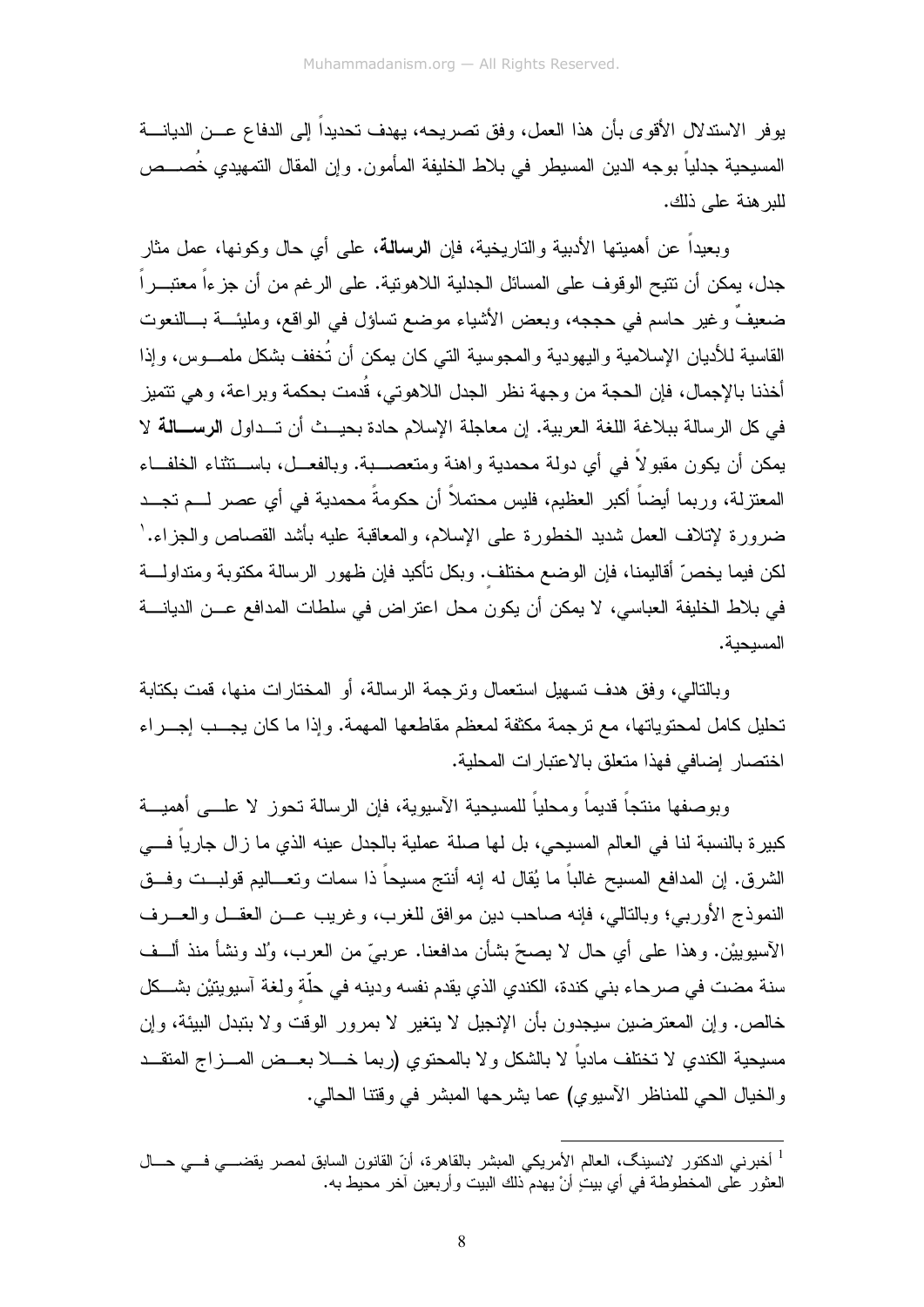يوفر الاستدلال الأقوى بأن هذا العمل، وفق تصريحه، يهدف تحديداً إلى الدفاع عن الديانة المسيحية جدلياً بوجه الدين المسيطر في بلاط الخليفة المأمون. وإن المقال التمهيدي خُصص للبرهنة على ذلك.

وبعيداً عن أهميتها الأدبية والتاريخية، فإن **الرسالة**، على أي حال وكونها، عمل مثار جدل، يمكن أن تتيح الوقوف على المسائل الجدلية اللاهوتية. على الرغم من أن جزءاً معتبراً ضعيفٌ وغير حاسم في حججه، وبعض الأشياء موضع تساؤل في الواقع، ومليئة بالنعوت القاسية للأديان الإسلامية واليهودية والمجوسية التي كان يمكن أن تُخفف بشكل ملموس، وإذا أخذنا بالإجمال، فإن الحجة من وجهة نظر الجدل اللاهوتي، قُدمت بحكمة وبراعة، وهي تتميز في كل الرسالة ببلاغة اللغة العربية. إن معاجلة الإسلام حادة بحيث أن تداول **الرسالة** لا يمكن أن يكون مقبولاً في أي دولة محمدية واهنة ومتعصبة. وبالفعل، باستثناء الخلفاء المعتزلة، وربما أيضاً أكبر العظيم، فليس محتملاً أن حكومةً محمدية في أي عصر لم تجد ضرورة لإتلاف العمل شديد الخطورة على الإسلام، والمعاقبة عليه بأشد القصاص والجزاء.[1] لكن فيما يخصّ أقاليمنا، فإن الوضع مختلف. وبكل تأكيد فإن ظهور الرسالة مكتوبة ومتداولة في بلاط الخليفة العباسي، لا يمكن أن يكون محل اعتراض في سلطات المدافع عن الديانة المسيحية.

وبالتالي، وفق هدف تسهيل استعمال وترجمة الرسالة، أو المختارات منها، قمت بكتابة تحليل كامل لمحتوياتها، مع ترجمة مكثفة لمعظم مقاطعها المهمة. وإذا ما كان يجب إجراء اختصار إضافي فهذا متعلق بالاعتبارات المحلية.

وبوصفها منتجاً قديماً ومحلياً للمسيحية الآسيوية، فإن الرسالة تحوز لا على أهمية كبيرة بالنسبة لنا في العالم المسيحي، بل لها صلة عملية بالجدل عينه الذي ما زال جارياً في الشرق. إن المدافع المسيح غالباً ما يُقال له إنه أنتج مسيحاً ذا سمات وتعاليم قولبت وفق النموذج الأوربي؛ وبالتالي، فإنه صاحب دين موافق للغرب، وغريب عن العقل والعرف الآسيويين. وهذا على أي حال لا يصحّ بشأن مدافعنا. عربيّ من العرب، وُلد ونشأ منذ ألف سنة مضت في صرحاء بني كندة، الكندي الذي يقدم نفسه ودينه في حلّةٍ ولغة آسيويتيْن بشكل خالص. وإن المعترضين سيجدون بأن الإنجيل لا يتغير لا بمرور الوقت ولا بتبدل البيئة، وإن مسيحية الكندي لا تختلف مادياً لا بالشكل ولا بالمحتوي (ربما خلا بعض المزاج المتقد والخيال الحي للمناظر الآسيوي) عما يشرحها المبشر في وقتنا الحالي.

---

[1] أخبرني الدكتور لانسينگ، العالم الأمريكي المبشر بالقاهرة، أنّ القانون السابق لمصر يقضي في حال العثور على المخطوطة في أي بيتٍ أنْ يهدم ذلك البيت وأربعين آخر محيط به.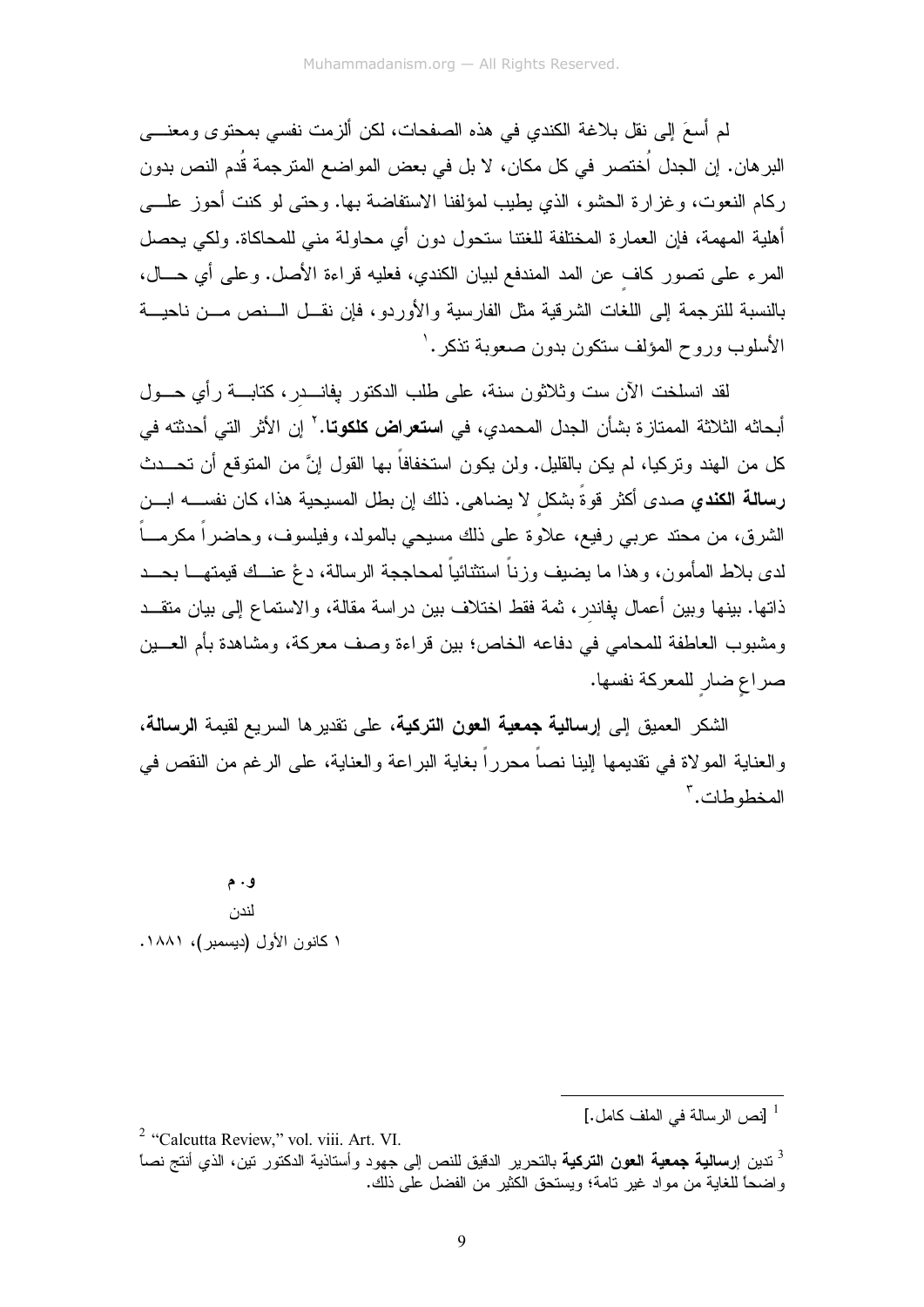لم أسعَ إلى نقل بلاغة الكندي في هذه الصفحات، لكن ألزمت نفسي بمحتوى ومعنى البرهان. إن الجدل اُختصر في كل مكان، لا بل في بعض المواضع المترجمة قُدم النص بدون ركام النعوت، وغزارة الحشو، الذي يطيب لمؤلفنا الاستفاضة بها. وحتى لو كنت أحوز على أهلية المهمة، فإن العمارة المختلفة للغتنا ستحول دون أي محاولة مني للمحاكاة. ولكي يحصل المرء على تصور كافٍ عن المد المندفع لبيان الكندي، فعليه قراءة الأصل. وعلى أي حال، بالنسبة للترجمة إلى اللغات الشرقية مثل الفارسية والأوردو، فإن نقل النص من ناحية الأسلوب وروح المؤلف ستكون بدون صعوبة تذكر.[1]

لقد انسلخت الآن ست وثلاثون سنة، على طلب الدكتور بفاندِر، كتابة رأي حول أبحاثه الثلاثة الممتازة بشأن الجدل المحمدي، في **استعراض كلكوتا**.[2] إن الأثر التي أحدثته في كل من الهند وتركيا، لم يكن بالقليل. ولن يكون استخفافاً بها القول إنَّ من المتوقع أن تحدث **رسالة الكندي** صدى أكثر قوةً بشكلٍ لا يضاهى. ذلك إن بطل المسيحية هذا، كان نفسه ابن الشرق، من محتد عربي رفيع، علاوة على ذلك مسيحي بالمولد، وفيلسوف، وحاضراً مكرماً لدى بلاط المأمون، وهذا ما يضيف وزناً استثنائياً لمحاججة الرسالة، دعْ عنك قيمتها بحد ذاتها. بينها وبين أعمال بفاندِر، ثمة فقط اختلاف بين دراسة مقالة، والاستماع إلى بيان متقد ومشبوب العاطفة للمحامي في دفاعه الخاص؛ بين قراءة وصف معركة، ومشاهدة بأم العين صراعٍ ضارٍ للمعركة نفسها.

الشكر العميق إلى **إرسالية جمعية العون التركية**، على تقديرها السريع لقيمة **الرسالة**، والعناية المولاة في تقديمها إلينا نصاً محرراً بغاية البراعة والعناية، على الرغم من النقص في المخطوطات.[3]

**و.م**

لندن

١ كانون الأول (ديسمبر)، ١٨٨١.

---

[1] [نص الرسالة في الملف كامل.]

[2] "Calcutta Review," vol. viii. Art. VI.

[3] تدين **إرسالية جمعية العون التركية** بالتحرير الدقيق للنص إلى جهود وأستاذية الدكتور تين، الذي أنتج نصاً واضحاً للغاية من مواد غير تامة؛ ويستحق الكثير من الفضل على ذلك.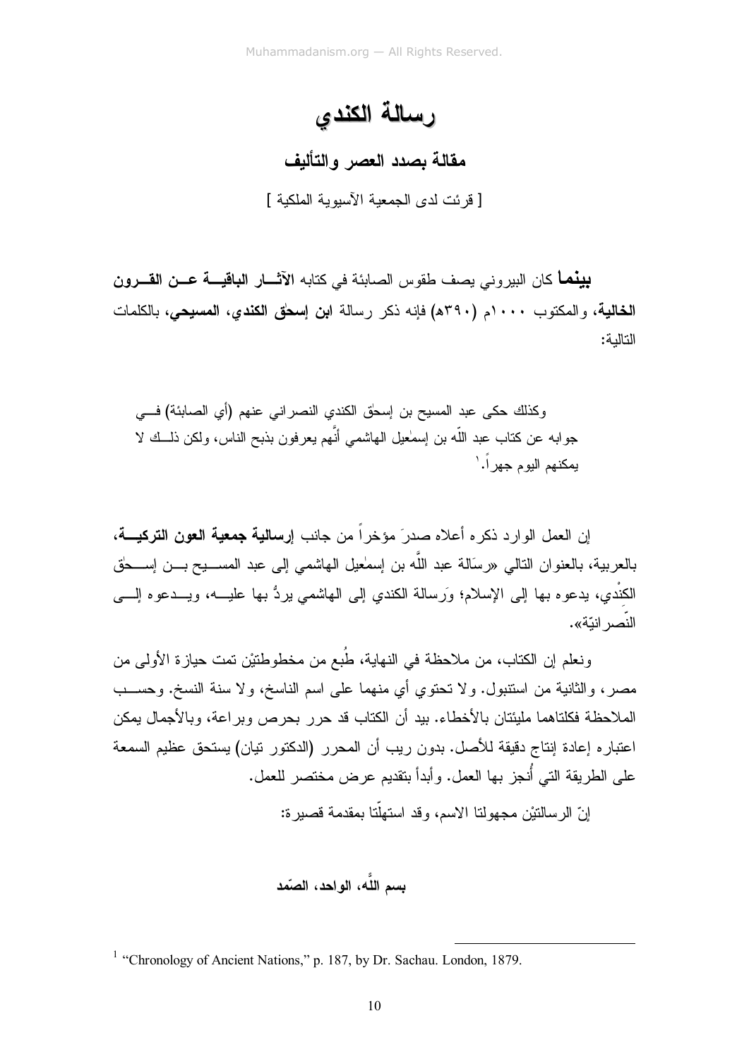# رسالة الكندي

## مقالة بصدد العصر والتأليف

[ قرئت لدى الجمعية الآسيوية الملكية ]

**بينما** كان البيروني يصف طقوس الصابئة في كتابه **الآثار الباقية عن القرون الخالية**، والمكتوب ١٠٠٠م (٣٩٠هـ) فإنه ذكر رسالة **ابن إسحٰق الكندي، المسيحي**، بالكلمات التالية:

> وكذلك حكى عبد المسيح بن إسحٰق الكندي النصراني عنهم (أي الصابئة) في جوابه عن كتاب عبد اللّه بن إسمٰعيل الهاشمي أنَّهم يعرفون بذبح الناس، ولكن ذلك لا يمكنهم اليوم جهراً.[1]

إن العمل الوارد ذكره أعلاه صدرَ مؤخراً من جانب **إرسالية جمعية العون التركية**، بالعربية، بالعنوان التالي «رسَالة عبد اللَّه بن إسمٰعيل الهاشمي إلى عبد المسيح بن إسحٰق الكنْدي، يدعوه بها إلى الإسلام؛ ورَسالة الكندي إلى الهاشمي يردُّ بها عليه، ويدعوه إلى النَّصرانيّة».

ونعلم إن الكتاب، من ملاحظة في النهاية، طُبع من مخطوطتيْن تمت حيازة الأولى من مصر، والثانية من استنبول. ولا تحتوي أي منهما على اسم الناسخ، ولا سنة النسخ. وحسب الملاحظة فكلتاهما مليئتان بالأخطاء. بيد أن الكتاب قد حرر بحرص وبراعة، وبالأجمال يمكن اعتباره إعادة إنتاج دقيقة للأصل. بدون ريب أن المحرر (الدكتور تيان) يستحق عظيم السمعة على الطريقة التي أُنجز بها العمل. وأبدأ بتقديم عرض مختصر للعمل.

إنّ الرسالتيْن مجهولتا الاسم، وقد استهلّتا بمقدمة قصيرة:

**بسم اللَّه، الواحد، الصّمد**

---

[1] "Chronology of Ancient Nations," p. 187, by Dr. Sachau. London, 1879.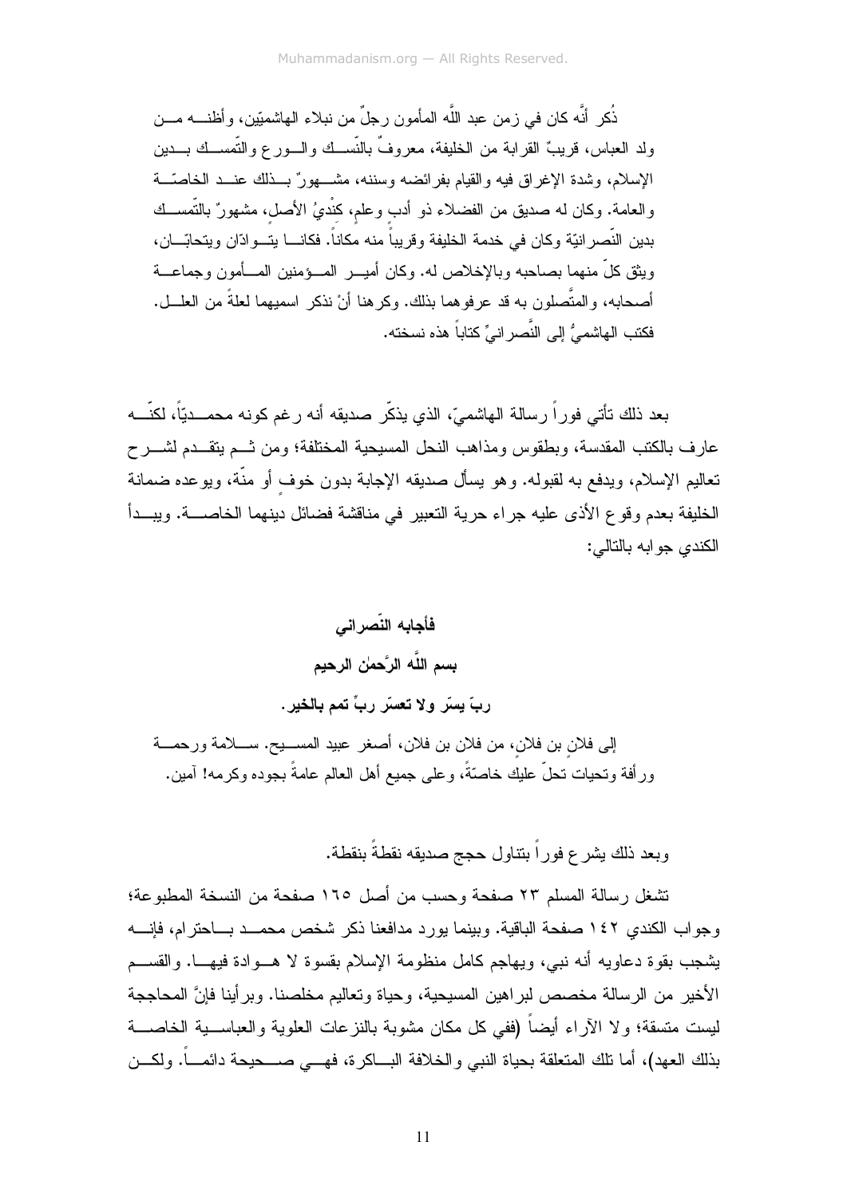ذُكر أنَّه كان في زمن عبد اللَّه المأمون رجلٌ من نبلاء الهاشميّين، وأظنه من ولد العباس، قريبٌ القرابة من الخليفة، معروفٌ بالنّسك والورع والتّمسك بدين الإسلام، وشدة الإغراق فيه والقيام بفرائضه وسننه، مشهورٌ بذلك عند الخاصّة والعامة. وكان له صديق من الفضلاء ذو أدبٍ وعلم، كِنْديُ الأصل، مشهورٌ بالتّمسك بدين النّصرانيّة وكان في خدمة الخليفة وقريباً منه مكاناً. فكانا يتوادّان ويتحابّان، ويثق كلٌ منهما بصاحبه وبالإخلاص له. وكان أمير المؤمنين المأمون وجماعة أصحابه، والمتَّصلون به قد عرفوهما بذلك. وكرهنا أنْ نذكر اسميهما لعلةٍ من العلل. فكتب الهاشميُّ إلى النَّصرانيِّ كتاباً هذه نسخته.

بعد ذلك تأتي فوراً رسالة الهاشميّ، الذي يذكّر صديقه أنه رغم كونه محمديّاً، لكنّه عارف بالكتب المقدسة، وبطقوس ومذاهب النحل المسيحية المختلفة؛ ومن ثم يتقدم لشرح تعاليم الإسلام، ويدفع به لقبوله. وهو يسأل صديقه الإجابة بدون خوفٍ أو منّة، ويوعده ضمانة الخليفة بعدم وقوع الأذى عليه جراء حرية التعبير في مناقشة فضائل دينهما الخاصة. ويبدأ الكندي جوابه بالتالي:

**فأجابه النّصراني**

**بسم اللَّه الرَّحمٰن الرحيم**

**ربّ يسّر ولا تعسّر ربِّ تمم بالخير.**

إلى فلانٍ بن فلانٍ، من فلان بن فلان، أصغر عبيد المسيح. سلامة ورحمة ورأفة وتحيات تحلّ عليك خاصّةً، وعلى جميع أهل العالم عامةً بجوده وكرمه! آمين.

وبعد ذلك يشرع فوراً بتناول حجج صديقه نقطةً بنقطة.

تشغل رسالة المسلم ٢٣ صفحة وحسب من أصل ١٦٥ صفحة من النسخة المطبوعة؛ وجواب الكندي ١٤٢ صفحة الباقية. وبينما يورد مدافعنا ذكر شخص محمد باحترام، فإنه يشجب بقوة دعاويه أنه نبي، ويهاجم كامل منظومة الإسلام بقسوة لا هوادة فيها. والقسم الأخير من الرسالة مخصص لبراهين المسيحية، وحياة وتعاليم مخلصنا. وبرأينا فإنَّ المحاججة ليست متسقة؛ ولا الآراء أيضاً (ففي كل مكان مشوبة بالنزعات العلوية والعباسية الخاصة بذلك العهد)، أما تلك المتعلقة بحياة النبي والخلافة الباكرة، فهي صحيحة دائماً. ولكن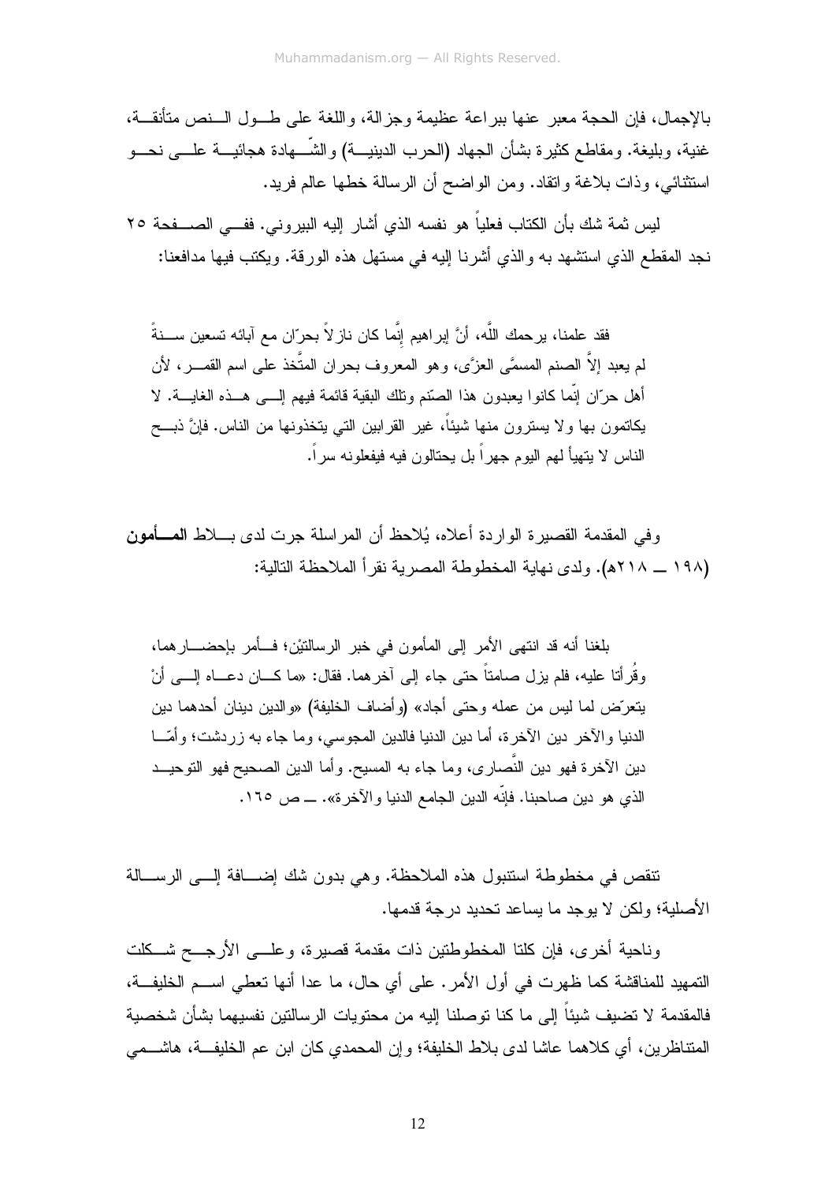بالإجمال، فإن الحجة معبر عنها ببراعة عظيمة وجزالة، واللغة على طول النص متأنقة، غنية، وبليغة. ومقاطع كثيرة بشأن الجهاد (الحرب الدينية) والشَّهادة هجائية على نحو استثنائي، وذات بلاغة واتقاد. ومن الواضح أن الرسالة خطها عالم فريد.

ليس ثمة شك بأن الكتاب فعلياً هو نفسه الذي أشار إليه البيروني. ففي الصفحة ٢٥ نجد المقطع الذي استشهد به والذي أشرنا إليه في مستهل هذه الورقة. ويكتب فيها مدافعنا:

> فقد علمنا، يرحمك اللَّه، أنَّ إبراهيم إنَّما كان نازلاً بحرّان مع آبائه تسعين سنةً لم يعبد إلاَّ الصنم المسمَّى العزَّى، وهو المعروف بحران المتَّخذ على اسم القمر، لأن أهل حرّان إنّما كانوا يعبدون هذا الصّنم وتلك البقية قائمة فيهم إلى هذه الغاية. لا يكاتمون بها ولا يسترون منها شيئاً، غير القرابين التي يتخذونها من الناس. فإنَّ ذبح الناس لا يتهيأ لهم اليوم جهراً بل يحتالون فيه فيفعلونه سراً.

وفي المقدمة القصيرة الواردة أعلاه، يُلاحظ أن المراسلة جرت لدى بلاط **المأمون** (١٩٨ ــ ٢١٨هـ). ولدى نهاية المخطوطة المصرية نقرأ الملاحظة التالية:

> بلغنا أنه قد انتهى الأمر إلى المأمون في خبر الرسالتيْن؛ فأمر بإحضارهما، وقُرأتا عليه، فلم يزل صامتاً حتى جاء إلى آخرهما. فقال: «ما كان دعاه إلى أنْ يتعرّض لما ليس من عمله وحتى أجاد» (وأضاف الخليفة) «والدين دينان أحدهما دين الدنيا والآخر دين الآخرة، أما دين الدنيا فالدين المجوسي، وما جاء به زردشت؛ وأمّا دين الآخرة فهو دين النَّصارى، وما جاء به المسيح. وأما الدين الصحيح فهو التوحيد الذي هو دين صاحبنا. فإنّه الدين الجامع الدنيا والآخرة». ــ ص ١٦٥.

تنقص في مخطوطة استنبول هذه الملاحظة. وهي بدون شك إضافة إلى الرسالة الأصلية؛ ولكن لا يوجد ما يساعد تحديد درجة قدمها.

وناحية أخرى، فإن كلتا المخطوطتين ذات مقدمة قصيرة، وعلى الأرجح شكلت التمهيد للمناقشة كما ظهرت في أول الأمر. على أي حال، ما عدا أنها تعطي اسم الخليفة، فالمقدمة لا تضيف شيئاً إلى ما كنا توصلنا إليه من محتويات الرسالتين نفسيهما بشأن شخصية المتناظرين، أي كلاهما عاشا لدى بلاط الخليفة؛ وإن المحمدي كان ابن عم الخليفة، هاشمي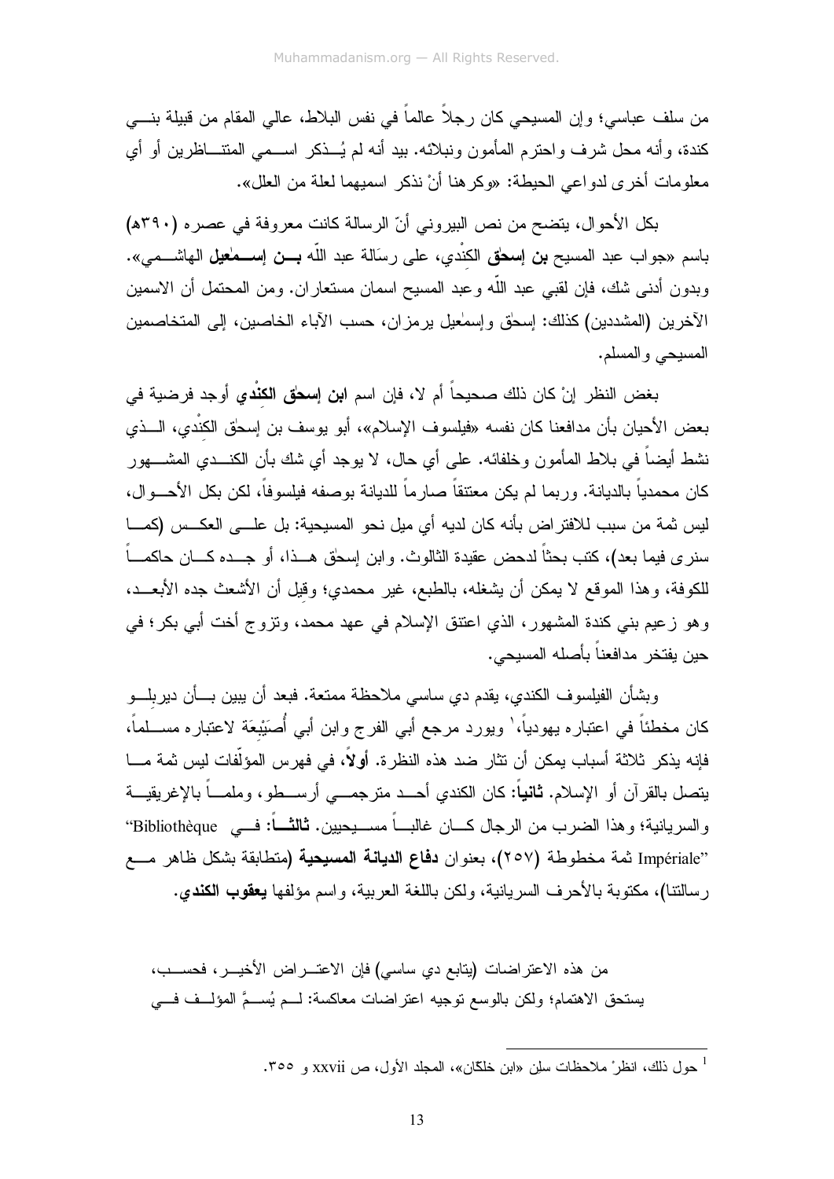من سلف عباسي؛ وإن المسيحي كان رجلاً عالماً في نفس البلاط، عالي المقام من قبيلة بني كندة، وأنه محل شرف واحترم المأمون ونبلائه. بيد أنه لم يُذكر اسمي المتناظرين أو أي معلومات أخرى لدواعي الحيطة: «وكرهنا أنْ نذكر اسميهما لعلة من العلل».

بكل الأحوال، يتضح من نص البيروني أنّ الرسالة كانت معروفة في عصره (٣٩٠هـ) باسم «جواب عبد المسيح **بن إسحٰق** الكِنْدي، على رسَالة عبد اللّه **بن إسمٰعيل** الهاشمي». وبدون أدنى شك، فإن لقبي عبد اللّه وعبد المسيح اسمان مستعاران. ومن المحتمل أن الاسمين الآخرين (المشددين) كذلك: إسحٰق وإسمٰعيل يرمزان، حسب الآباء الخاصين، إلى المتخاصمين المسيحي والمسلم.

بغض النظر إنْ كان ذلك صحيحاً أم لا، فإن اسم **ابن إسحٰق الكِنْدي** أوجد فرضية في بعض الأحيان بأن مدافعنا كان نفسه «فيلسوف الإسلام»، أبو يوسف بن إسحٰق الكِنْدي، الذي نشط أيضاً في بلاط المأمون وخلفائه. على أي حال، لا يوجد أي شك بأن الكندي المشهور كان محمدياً بالديانة. وربما لم يكن معتنقاً صارماً للديانة بوصفه فيلسوفاً، لكن بكل الأحوال، ليس ثمة من سبب للافتراض بأنه كان لديه أي ميل نحو المسيحية: بل على العكس (كما سنرى فيما بعد)، كتب بحثاً لدحض عقيدة الثالوث. وابن إسحٰق هذا، أو جده كان حاكماً للكوفة، وهذا الموقع لا يمكن أن يشغله، بالطبع، غير محمدي؛ وقيل أن الأشعث جده الأبعد، وهو زعيم بني كندة المشهور، الذي اعتنق الإسلام في عهد محمد، وتزوج أخت أبي بكر؛ في حين يفتخر مدافعنا بأصله المسيحي.

وبشأن الفيلسوف الكندي، يقدم دي ساسي ملاحظة ممتعة. فبعد أن يبين بأن ديربلو كان مخطئاً في اعتباره يهودياً،[1] ويورد مرجع أبي الفرج وابن أبي أُصَيْبِعَة لاعتباره مسلماً، فإنه يذكر ثلاثة أسباب يمكن أن تثار ضد هذه النظرة. **أولاً**، في فهرس المؤلّفات ليس ثمة ما يتصل بالقرآن أو الإسلام. **ثانياً**: كان الكندي أحد مترجمي أرسطو، وملماً بالإغريقية والسريانية؛ وهذا الضرب من الرجال كان غالباً مسيحيين. **ثالثاً**: في “Bibliothèque Impériale” ثمة مخطوطة (٢٥٧)، بعنوان **دفاع الديانة المسيحية** (متطابقة بشكل ظاهر مع رسالتنا)، مكتوبة بالأحرف السريانية، ولكن باللغة العربية، واسم مؤلفها **يعقوب الكندي**.

من هذه الاعتراضات (يتابع دي ساسي) فإن الاعتراض الأخير، فحسب، يستحق الاهتمام؛ ولكن بالوسع توجيه اعتراضات معاكسة: لم يُسمَّ المؤلف في

---

[1] حول ذلك، انظرْ ملاحظات سلن «ابن خلكان»، المجلد الأول، ص xxvii و ٣٥٥.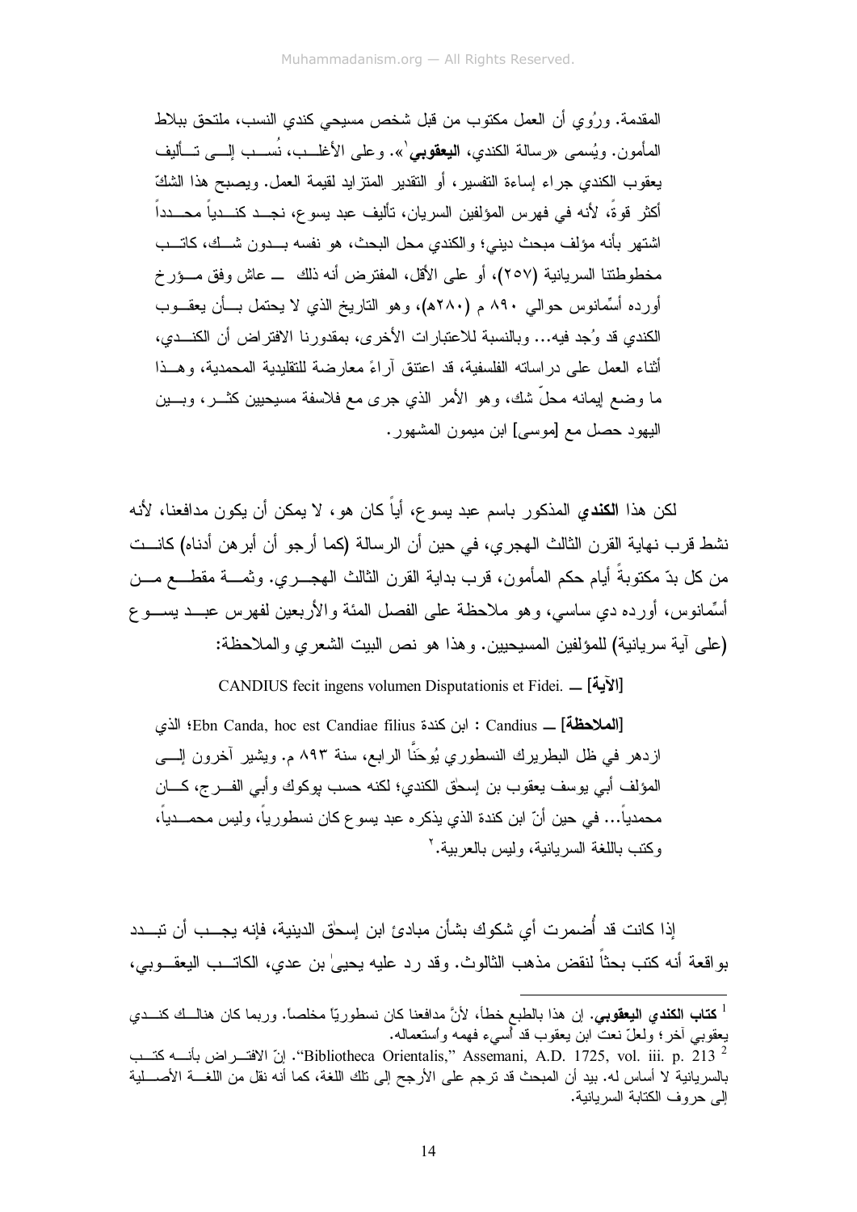المقدمة. ورُوي أن العمل مكتوب من قبل شخص مسيحي كندي النسب، ملتحق ببلاط المأمون. ويُسمى «رسالة الكندي، **اليعقوبي**[1]». وعلى الأغلب، نُسب إلى تأليف يعقوب الكندي جراء إساءة التفسير، أو التقدير المتزايد لقيمة العمل. ويصبح هذا الشكّ أكثر قوةً، لأنه في فهرس المؤلفين السريان، تأليف عبد يسوع، نجد كندياً محدداً اشتهر بأنه مؤلف مبحث ديني؛ والكندي محل البحث، هو نفسه بدون شك، كاتب مخطوطتنا السريانية (٢٥٧)، أو على الأقل، المفترض أنه ذلك — عاش وفق مؤرخ أورده أسِّمانوس حوالي ٨٩٠ م (٢٨٠هـ)، وهو التاريخ الذي لا يحتمل بأن يعقوب الكندي قد وُجد فيه... وبالنسبة للاعتبارات الأخرى، بمقدورنا الافتراض أن الكندي، أثناء العمل على دراساته الفلسفية، قد اعتنق آراءً معارضة للتقليدية المحمدية، وهذا ما وضع إيمانه محلّ شك، وهو الأمر الذي جرى مع فلاسفة مسيحيين كثر، وبين اليهود حصل مع [موسى] ابن ميمون المشهور.

لكن هذا **الكندي** المذكور باسم عبد يسوع، أياً كان هو، لا يمكن أن يكون مدافعنا، لأنه نشط قرب نهاية القرن الثالث الهجري، في حين أن الرسالة (كما أرجو أن أبرهن أدناه) كانت من كل بدّ مكتوبةً أيام حكم المأمون، قرب بداية القرن الثالث الهجري. وثمة مقطع من أسِّمانوس، أورده دي ساسي، وهو ملاحظة على الفصل المئة والأربعين لفهرس عبد يسوع (على آية سريانية) للمؤلفين المسيحيين. وهذا هو نص البيت الشعري والملاحظة:

**[الآية]** — CANDIUS fecit ingens volumen Disputationis et Fidei.

**[الملاحظة]** — Candius : ابن كندة Ebn Canda, hoc est Candiae filius؛ الذي ازدهر في ظل البطريرك النسطوري يُوحَنَّا الرابع، سنة ٨٩٣ م. ويشير آخرون إلى المؤلف أبي يوسف يعقوب بن إسحٰق الكندي؛ لكنه حسب بوكوك وأبي الفرج، كان محمدياً... في حين أنّ ابن كندة الذي يذكره عبد يسوع كان نسطورياً، وليس محمدياً، وكتب باللغة السريانية، وليس بالعربية.[2]

إذا كانت قد أُضمرت أي شكوك بشأن مبادئ ابن إسحٰق الدينية، فإنه يجب أن تبدد بواقعة أنه كتب بحثاً لنقض مذهب الثالوث. وقد رد عليه يحيىٰ بن عدي، الكاتب اليعقوبي،

---

[1] **كتاب الكندي اليعقوبي**. إن هذا بالطبع خطأ، لأنّ مدافعنا كان نسطوريّاً مخلصاً. وربما كان هنالك كندي يعقوبي آخر؛ ولعلّ نعت ابن يعقوب قد أُسيء فهمه واستعماله.

[2] "Bibliotheca Orientalis," Assemani, A.D. 1725, vol. iii. p. 213. إنّ الافتراض بأنه كتب بالسريانية لا أساس له. بيد أن المبحث قد ترجم على الأرجح إلى تلك اللغة، كما أنه نقل من اللغة الأصلية إلى حروف الكتابة السريانية.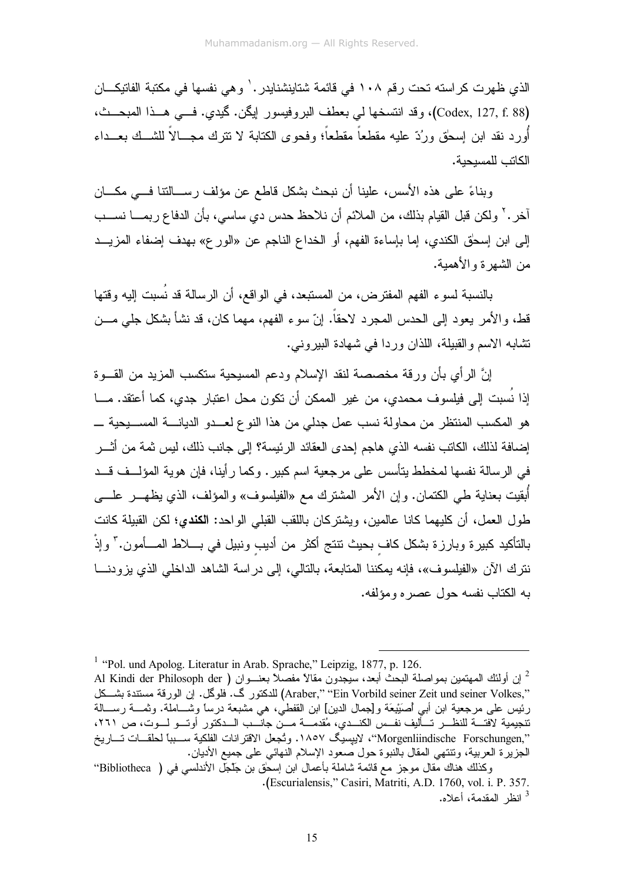الذي ظهرت كراسته تحت رقم ١٠٨ في قائمة شتاينشنايدر.[1] وهي نفسها في مكتبة الفاتيكان (Codex, 127, f. 88)، وقد انتسخها لي بعطف البروفيسور إيگن. گيدي. في هذا المبحث، أُورد نقد ابن إسحٰق ورُدّ عليه مقطعاً مقطعاً؛ وفحوى الكتابة لا تترك مجالاً للشك بعداء الكاتب للمسيحية.

وبناءً على هذه الأسس، علينا أن نبحث بشكل قاطع عن مؤلف رسالتنا في مكان آخر.[2] ولكن قبل القيام بذلك، من الملائم أن نلاحظ حدس دي ساسي، بأن الدفاع ربما نسب إلى ابن إسحٰق الكندي، إما بإساءة الفهم، أو الخداع الناجم عن «الورع» بهدف إضفاء المزيد من الشهرة والأهمية.

بالنسبة لسوء الفهم المفترض، من المستبعد، في الواقع، أن الرسالة قد نُسبت إليه وقتها قط، والأمر يعود إلى الحدس المجرد لاحقاً. إنّ سوء الفهم، مهما كان، قد نشأ بشكل جلي من تشابه الاسم والقبيلة، اللذان وردا في شهادة البيروني.

إنَّ الرأي بأن ورقة مخصصة لنقد الإسلام ودعم المسيحية ستكسب المزيد من القوة إذا نُسبت إلى فيلسوف محمدي، من غير الممكن أن تكون محل اعتبار جدي، كما أعتقد. ما هو المكسب المنتظر من محاولة نسب عمل جدلي من هذا النوع لعدو الديانة المسيحية ــ إضافة لذلك، الكاتب نفسه الذي هاجم إحدى العقائد الرئيسة؟ إلى جانب ذلك، ليس ثمة من أثر في الرسالة نفسها لمخطط يتأسس على مرجعية اسم كبير. وكما رأينا، فإن هوية المؤلف قد أُبقيت بعناية طي الكتمان. وإن الأمر المشترك مع «الفيلسوف» والمؤلف، الذي يظهر على طول العمل، أن كليهما كانا عالمين، ويشتركان باللقب القبلي الواحد: **الكندي**؛ لكن القبيلة كانت بالتأكيد كبيرة وبارزة بشكل كافٍ بحيث تنتج أكثر من أديبٍ ونبيل في بلاط المأمون.[3] وإذْ نترك الآن «الفيلسوف»، فإنه يمكننا المتابعة، بالتالي، إلى دراسة الشاهد الداخلي الذي يزودنا به الكتاب نفسه حول عصره ومؤلفه.

---

[1] "Pol. und Apolog. Literatur in Arab. Sprache," Leipzig, 1877, p. 126.

[2] إن أولئك المهتمين بمواصلة البحث أبعد، سيجدون مقالاً مفصلاً بعنوان (Al Kindi der Philosoph der Araber," "Ein Vorbild seiner Zeit und seiner Volkes,") للدكتور گ. فلوگل. إن الورقة مستندة بشكل رئيس على مرجعية ابن أبي أُصَيْبِعَة و[جمال الدين] ابن القفطي، هي مشبعة درساً وشاملة. وثمة رسالة تنجيمية لافتة للنظر تأليف نفس الكندي، مُقدمة من جانب الدكتور أوتو لوت، ص ٢٦١، "Morgenliindische Forschungen,"، لايبسيگ ١٨٥٧. وتُجعل الاقترانات الفلكية سبباً لحلقات تاريخ الجزيرة العربية، وتنتهي المقال بالنبوة حول صعود الإسلام النهائي على جميع الأديان.

وكذلك هناك مقال موجز مع قائمة شاملة بأعمال ابن إسحٰق بن جَلّجَل الأندلسي في ("Bibliotheca Escurialensis," Casiri, Matriti, A.D. 1760, vol. i. P. 357).

[3] انظر المقدمة، أعلاه.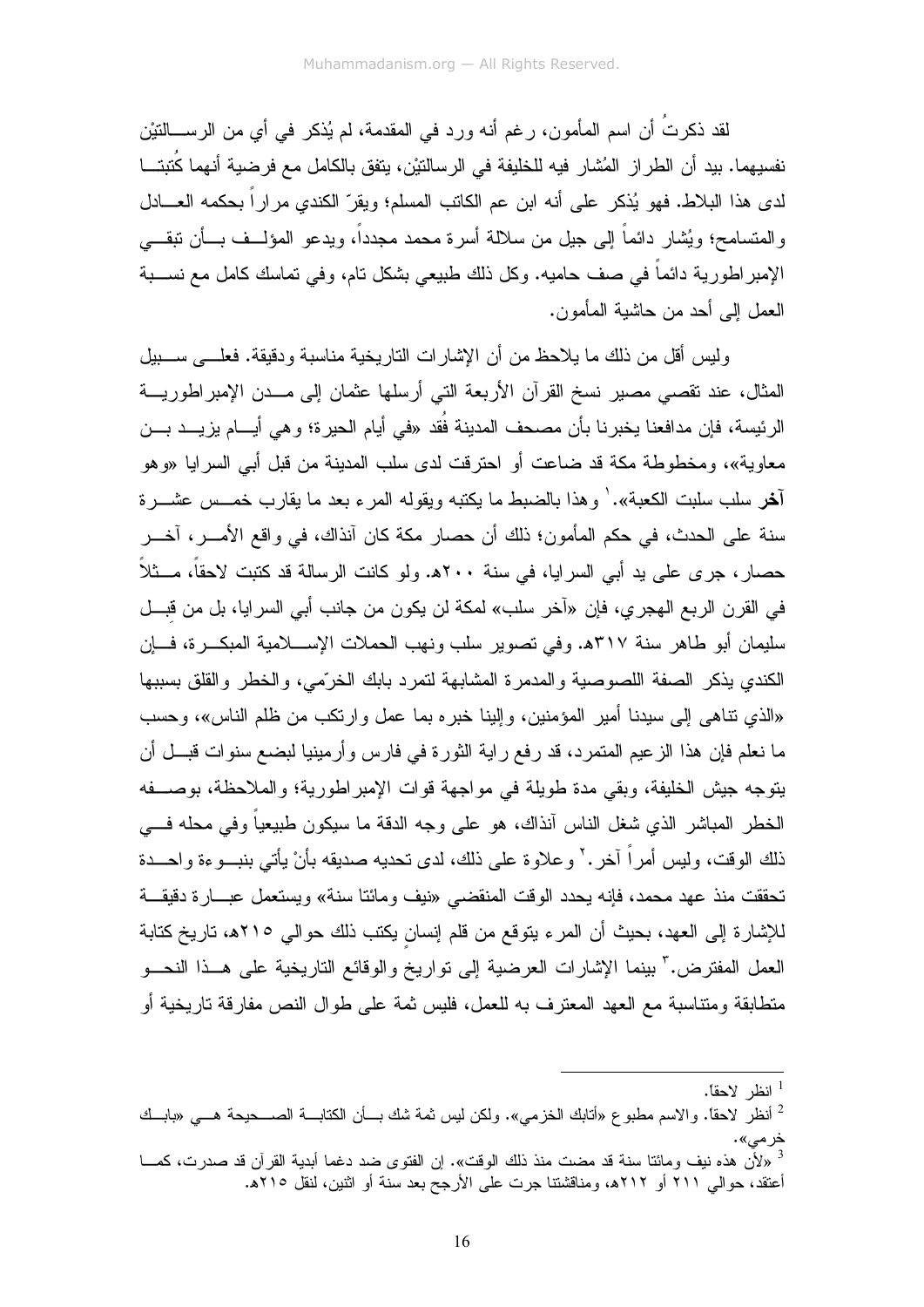لقد ذكرتُ أن اسم المأمون، رغم أنه ورد في المقدمة، لم يُذكر في أي من الرسالتيْن نفسيهما. بيد أن الطراز المُشار فيه للخليفة في الرسالتيْن، يتفق بالكامل مع فرضية أنهما كُتبتا لدى هذا البلاط. فهو يُذكر على أنه ابن عم الكاتب المسلم؛ ويقرّ الكندي مراراً بحكمه العادل والمتسامح؛ ويُشار دائماً إلى جيل من سلالة أسرة محمد مجدداً، ويدعو المؤلف بأن تبقى الإمبراطورية دائماً في صف حاميه. وكل ذلك طبيعي بشكل تام، وفي تماسك كامل مع نسبة العمل إلى أحد من حاشية المأمون.

وليس أقل من ذلك ما يلاحظ من أن الإشارات التاريخية مناسبة ودقيقة. فعلى سبيل المثال، عند تقصي مصير نسخ القرآن الأربعة التي أرسلها عثمان إلى مدن الإمبراطورية الرئيسة، فإن مدافعنا يخبرنا بأن مصحف المدينة فُقد «في أيام الحيرة؛ وهي أيام يزيد بن معاوية»، ومخطوطة مكة قد ضاعت أو احترقت لدى سلب المدينة من قبل أبي السرايا «وهو **آخر** سلب سلبت الكعبة».[1] وهذا بالضبط ما يكتبه ويقوله المرء بعد ما يقارب خمس عشرة سنة على الحدث، في حكم المأمون؛ ذلك أن حصار مكة كان آنذاك، في واقع الأمر، آخر حصار، جرى على يد أبي السرايا، في سنة ٢٠٠هـ. ولو كانت الرسالة قد كتبت لاحقاً، مثلاً في القرن الرابع الهجري، فإن «آخر سلب» لمكة لن يكون من جانب أبي السرايا، بل من قِبل سليمان أبو طاهر سنة ٣١٧هـ. وفي تصوير سلب ونهب الحملات الإسلامية المبكرة، فإن الكندي يذكر الصفة اللصوصية والمدمرة المشابهة لتمرد بابك الخرّمي، والخطر والقلق بسببها «الذي تناهى إلى سيدنا أمير المؤمنين، وإلينا خبره بما عمل وارتكب من ظلم الناس»، وحسب ما نعلم فإن هذا الزعيم المتمرد، قد رفع راية الثورة في فارس وأرمينيا لبضع سنوات قبل أن يتوجه جيش الخليفة، وبقي مدة طويلة في مواجهة قوات الإمبراطورية؛ والملاحظة، بوصفه الخطر المباشر الذي شغل الناس آنذاك، هو على وجه الدقة ما سيكون طبيعياً وفي محله في ذلك الوقت، وليس أمراً آخر.[2] وعلاوة على ذلك، لدى تحديه صديقه بأنْ يأتي بنبوءة واحدة تحققت منذ عهد محمد، فإنه يحدد الوقت المنقضي «نيف ومائتا سنة» ويستعمل عبارة دقيقة للإشارة إلى العهد، بحيث أن المرء يتوقع من قلم إنسانٍ يكتب ذلك حوالي ٢١٥هـ، تاريخ كتابة العمل المفترض.[3] بينما الإشارات العرضية إلى تواريخ والوقائع التاريخية على هذا النحو متطابقة ومتناسبة مع العهد المعترف به للعمل، فليس ثمة على طوال النص مفارقة تاريخية أو

---

[1] انظر لاحقاً.

[2] أنظر لاحقاً. والاسم مطبوع «أتابك الخزمي». ولكن ليس ثمة شك بأن الكتابة الصحيحة هي «بابك خرمي».

[3] «لأن هذه نيف ومائتا سنة قد مضت منذ ذلك الوقت». إن الفتوى ضد دغما أبدية القرآن قد صدرت، كما أعتقد، حوالي ٢١١ أو ٢١٢هـ، ومناقشتنا جرت على الأرجح بعد سنة أو اثنين، لنقل ٢١٥هـ.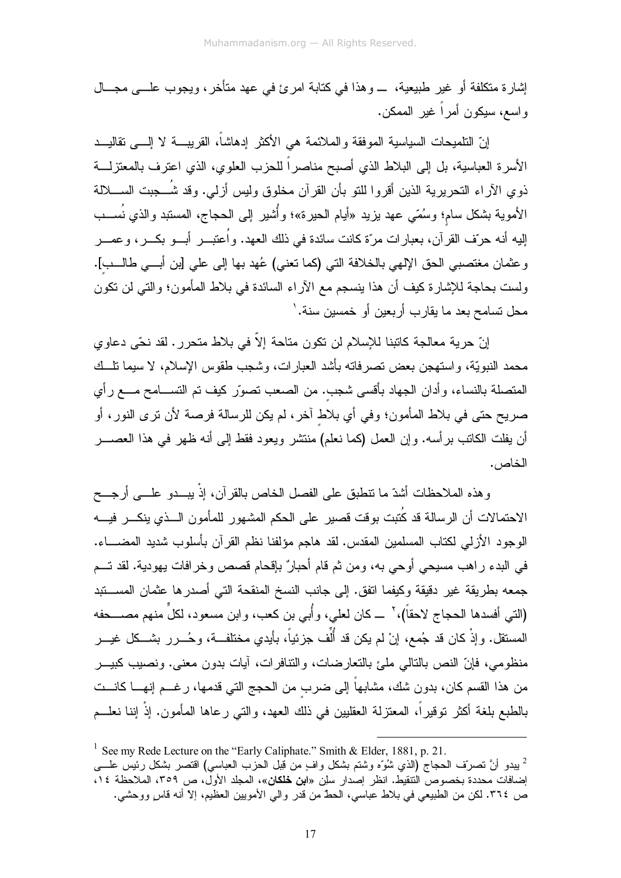إشارة متكلفة أو غير طبيعية، ـــ وهذا في كتابة امرئ في عهد متأخر، ويجوب علـــى مجـــال واسع، سيكون أمراً غير الممكن.

إنّ التلميحات السياسية الموفقة والملائمة هي الأكثر إدهاشاً، القريبـــة لا إلـــى تقاليـــد الأسرة العباسية، بل إلى البلاط الذي أصبح مناصراً للحزب العلوي، الذي اعترف بالمعتزلـــة ذوي الآراء التحريرية الذين أقروا للتو بأن القرآن مخلوق وليس أزلي. وقد شُـــجبت الســـلالة الأموية بشكل سامٍ؛ وسُمّي عهد يزيد «أيام الحيرة»؛ وأُشير إلى الحجاج، المستبد والذي نُســـب إليه أنه حرّف القرآن، بعبارات مرّة كانت سائدة في ذلك العهد. واُعتبـــر أبـــو بكـــر، وعمـــر وعثمان مغتصبي الحق الإلهي بالخلافة التي (كما تعني) عُهد بها إلى علي [بن أبـــي طالـــب]. ولست بحاجة للإشارة كيف أن هذا ينسجم مع الآراء السائدة في بلاط المأمون؛ والتي لن تكون محل تسامح بعد ما يقارب أربعين أو خمسين سنة.[1]

إنّ حرية معالجة كاتبنا للإسلام لن تكون متاحة إلاّ في بلاط متحرر. لقد نحّى دعاوي محمد النبويّة، واستهجن بعض تصرفاته بأشد العبارات، وشجب طقوس الإسلام، لا سيما تلـــك المتصلة بالنساء، وأدان الجهاد بأقسى شجب. من الصعب تصوّر كيف تم التســـامح مـــع رأي صريح حتى في بلاط المأمون؛ وفي أي بلاطٍ آخر، لم يكن للرسالة فرصة لأن ترى النور، أو أن يفلت الكاتب برأسه. وإن العمل (كما نعلم) منتشر ويعود فقط إلى أنه ظهر في هذا العصـــر الخاص.

وهذه الملاحظات أشدّ ما تنطبق على الفصل الخاص بالقرآن، إذْ يبـــدو علـــى أرجـــح الاحتمالات أن الرسالة قد كُتبت بوقت قصير على الحكم المشهور للمأمون الـــذي ينكـــر فيـــه الوجود الأزلي لكتاب المسلمين المقدس. لقد هاجم مؤلفنا نظم القرآن بأسلوب شديد المضـــاء. في البدء راهب مسيحي أوحي به، ومن ثم قام أحبارٌ بإقحام قصص وخرافات يهودية. لقد تـــم جمعه بطريقة غير دقيقة وكيفما اتفق. إلى جانب النسخ المنقحة التي أصدرها عثمان المســـتبد (التي أفسدها الحجاج لاحقاً)،[2] ـــ كان لعلي، وأُبي بن كعب، وابن مسعود، لكلٍ منهم مصـــحفه المستقل. وإذْ كان قد جُمع، إنْ لم يكن قد أُلِّف جزئياً، بأيدي مختلفـــة، وحُـــرر بشـــكل غيـــر منظومي، فإنّ النص بالتالي ملئ بالتعارضات، والتنافرات، آيات بدون معنى. ونصيب كبيـــر من هذا القسم كان، بدون شك، مشابهاً إلى ضربٍ من الحجج التي قدمها، رغـــم إنهـــا كانـــت بالطبع بلغة أكثر توقيراً، المعتزلة العقليين في ذلك العهد، والتي رعاها المأمون. إذْ إننا نعلـــم

---

[1] See my Rede Lecture on the "Early Caliphate." Smith & Elder, 1881, p. 21.

[2] يبدو أنّ تصرّف الحجاج (الذي شُوّه وشتم بشكل وافٍ من قِبل الحزب العباسي) اقتصر بشكل رئيس علـــى إضافات محددة بخصوص التنقيط. انظر إصدار سلن «**ابن خلكان**»، المجلد الأول، ص ٣٥٩، الملاحظة ١٤، ص ٣٦٤. لكن من الطبيعي في بلاط عباسي، الحطّ من قدر والي الأمويين العظيم، إلاّ أنه قاسٍ ووحشي.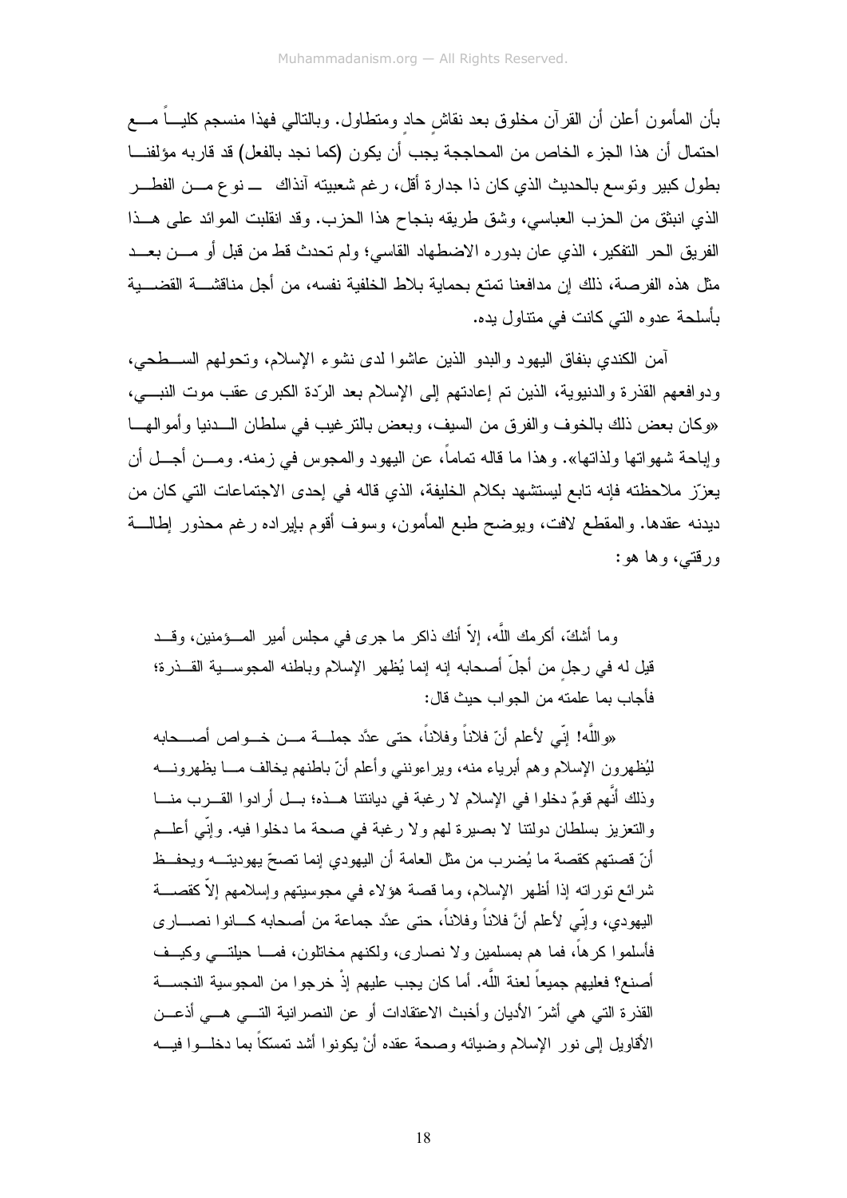بأن المأمون أعلن أن القرآن مخلوق بعد نقاشٍ حادٍ ومتطاول. وبالتالي فهذا منسجم كلياً مع احتمال أن هذا الجزء الخاص من المحاججة يجب أن يكون (كما نجد بالفعل) قد قاربه مؤلفنا بطول كبير وتوسع بالحديث الذي كان ذا جدارة أقل، رغم شعبيته آنذاك ـــ نوع من الفطر الذي انبثق من الحزب العباسي، وشق طريقه بنجاح هذا الحزب. وقد انقلبت الموائد على هذا الفريق الحر التفكير، الذي عان بدوره الاضطهاد القاسي؛ ولم تحدث قط من قبل أو من بعد مثل هذه الفرصة، ذلك إن مدافعنا تمتع بحماية بلاط الخلفية نفسه، من أجل مناقشة القضية بأسلحة عدوه التي كانت في متناول يده.

آمن الكندي بنفاق اليهود والبدو الذين عاشوا لدى نشوء الإسلام، وتحولهم السطحي، ودوافعهم القذرة والدنيوية، الذين تم إعادتهم إلى الإسلام بعد الردّة الكبرى عقب موت النبي، «وكان بعض ذلك بالخوف والفرق من السيف، وبعض بالترغيب في سلطان الدنيا وأموالها وإباحة شهواتها ولذاتها». وهذا ما قاله تماماً، عن اليهود والمجوس في زمنه. ومن أجل أن يعزّز ملاحظته فإنه تابع ليستشهد بكلام الخليفة، الذي قاله في إحدى الاجتماعات التي كان من ديدنه عقدها. والمقطع لافت، ويوضح طبع المأمون، وسوف أقوم بإيراده رغم محذور إطالة ورقتي، وها هو:

وما أشكّ، أكرمك اللَّه، إلاّ أنك ذاكر ما جرى في مجلس أمير المؤمنين، وقد قيل له في رجلٍ من أجلّ أصحابه إنه إنما يُظهر الإسلام وباطنه المجوسية القذرة؛ فأجاب بما علمته من الجواب حيث قال:

«واللَّه! إنّي لأعلم أنّ فلاناً وفلاناً، حتى عدَّد جملة من خواص أصحابه ليُظهرون الإسلام وهم أبرياء منه، ويراعونني وأعلم أنّ باطنهم يخالف ما يظهرونه وذلك أنَّهم قومٌ دخلوا في الإسلام لا رغبة في ديانتنا هذه؛ بل أرادوا القرب منا والتعزيز بسلطان دولتنا لا بصيرة لهم ولا رغبة في صحة ما دخلوا فيه. وإنّي أعلم أنّ قصتهم كقصة ما يُضرب من مثل العامة أن اليهودي إنما تصحّ يهوديته ويحفظ شرائع توراته إذا أظهر الإسلام، وما قصة هؤلاء في مجوسيتهم وإسلامهم إلاّ كقصة اليهودي، وإنّي لأعلم أنَّ فلاناً وفلاناً، حتى عدَّد جماعة من أصحابه كانوا نصارى فأسلموا كرهاً، فما هم بمسلمين ولا نصارى، ولكنهم مخاتلون، فما حيلتي وكيف أصنع؟ فعليهم جميعاً لعنة اللَّه. أما كان يجب عليهم إذْ خرجوا من المجوسية النجسة القذرة التي هي أشرّ الأديان وأخبث الاعتقادات أو عن النصرانية التي هي أذعن الأقاويل إلى نور الإسلام وضيائه وصحة عقده أنْ يكونوا أشد تمسكاً بما دخلوا فيه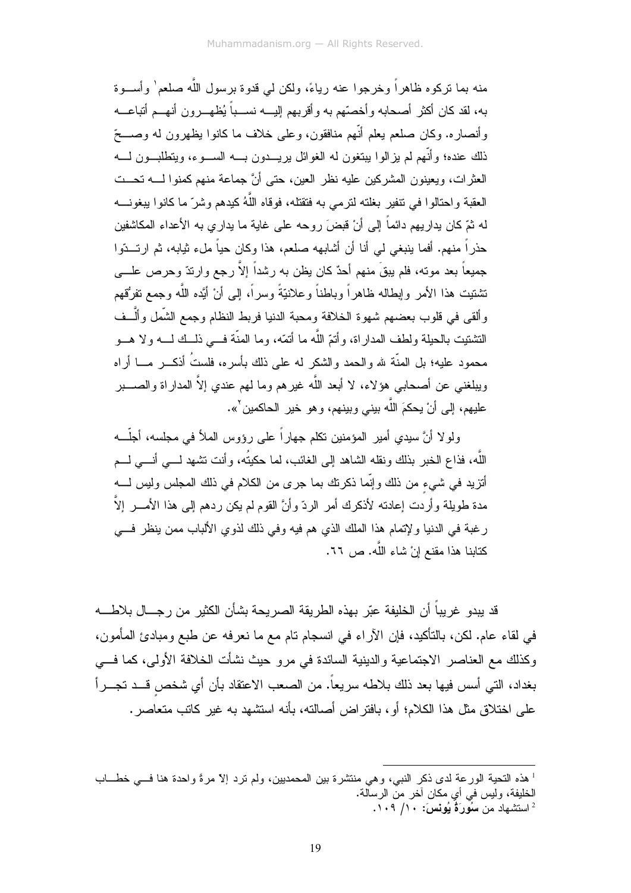منه بما تركوه ظاهراً وخرجوا عنه رياءً، ولكن لي قدوة برسول اللَّه صلعم[1] وأسوة به، لقد كان أكثر أصحابه وأخصّهم به وأقربهم إليه نسباً يُظهرون أنهم أتباعه وأنصاره. وكان صلعم يعلم أنّهم منافقون، وعلى خلاف ما كانوا يظهرون له وصحّ ذلك عنده؛ وأنّهم لم يزالوا يبتغون له الغوائل يريدون به السوء، ويتطلبون له العثرات، ويعينون المشركين عليه نظر العين، حتى أنَّ جماعة منهم كمنوا له تحت العقبة واحتالوا في تنفير بغلته لترمي به فتقتله، فوقاه اللَّهُ كيدهم وشرّ ما كانوا يبغونه له ثمّ كان يداريهم دائماً إلى أنْ قبضَ روحه على غاية ما يداري به الأعداء المكاشفين حذراً منهم. أفما ينبغي لي أنا أن أشابهه صلعم، هذا وكان حياً ملء ثيابه، ثم ارتدّوا جميعاً بعد موته، فلم يبقَ منهم أحدٌ كان يظن به رشداً إلاَّ رجع وارتدّ وحرص على تشتيت هذا الأمر وإبطاله ظاهراً وباطناً وعلانيّةً وسراً، إلى أنْ أيّده اللَّه وجمع تفرّقهم وألقى في قلوب بعضهم شهوة الخلافة ومحبة الدنيا فربط النظام وجمع الشّمل وألّف التشتيت بالحيلة ولطف المداراة، وأتمّ اللَّه ما أتمّه، وما المنّة في ذلك له ولا هو محمود عليه؛ بل المنّة لله والحمد والشكر له على ذلك بأسره، فلستُ أذكر ما أراه ويبلغني عن أصحابي هؤلاء، لا أبعد اللَّه غيرهم وما لهم عندي إلاَّ المداراة والصبر عليهم، إلى أنْ يحكمَ اللَّه بيني وبينهم، وهو خير الحاكمين[2]».

ولولا أنَّ سيدي أمير المؤمنين تكلم جهاراً على رؤوس الملأ في مجلسه، أجلّه اللَّه، فذاع الخبر بذلك ونقله الشاهد إلى الغائب، لما حكيتُه، وأنت تشهد لي أني لم أتزيد في شيءٍ من ذلك وإنّما ذكرتك بما جرى من الكلام في ذلك المجلس وليس له مدة طويلة وأردت إعادته لأذكرك أمر الردّ وأنَّ القوم لم يكن ردهم إلى هذا الأمر إلاَّ رغبة في الدنيا ولإتمام هذا الملك الذي هم فيه وفي ذلك لذوي الألباب ممن ينظر في كتابنا هذا مقنع إنْ شاء اللَّه. ص ٦٦.

قد يبدو غريباً أن الخليفة عبّر بهذه الطريقة الصريحة بشأن الكثير من رجال بلاطه في لقاء عام. لكن، بالتأكيد، فإن الآراء في انسجام تام مع ما نعرفه عن طبع ومبادئ المأمون، وكذلك مع العناصر الاجتماعية والدينية السائدة في مرو حيث نشأت الخلافة الأولى، كما في بغداد، التي أسس فيها بعد ذلك بلاطه سريعاً. من الصعب الاعتقاد بأن أي شخصٍ قد تجرأ على اختلاق مثل هذا الكلام؛ أو، بافتراض أصالته، بأنه استشهد به غير كاتب متعاصر.

---

[1] هذه التحية الورعة لدى ذكر النبي، وهي منتشرة بين المحمديين، ولم ترد إلاّ مرةً واحدة هنا في خطاب الخليفة، وليس في أي مكان آخر من الرسالة.

[2] استشهاد من **سُورَةُ يُونسَ**: ١٠/ ١٠٩.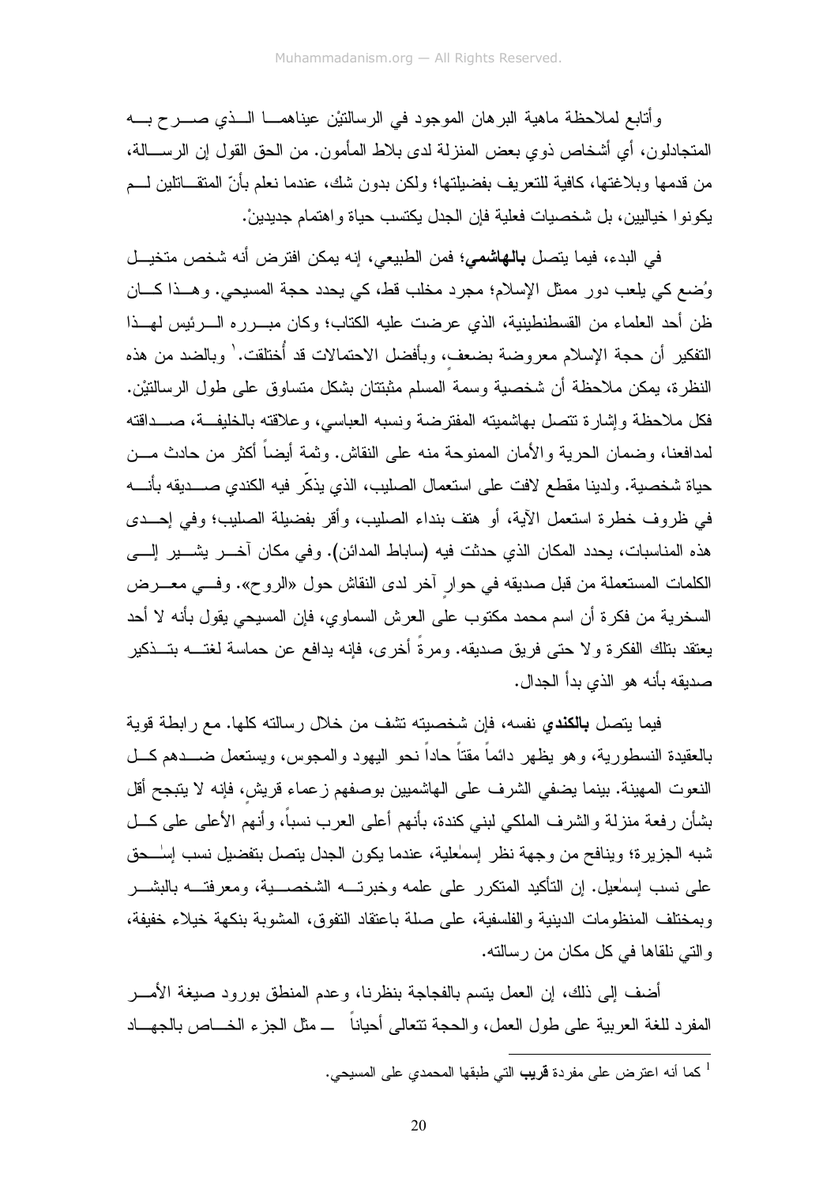وأتابع لملاحظة ماهية البرهان الموجود في الرسالتيْن عيناهما الذي صرح به المتجادلون، أي أشخاص ذوي بعض المنزلة لدى بلاط المأمون. من الحق القول إن الرسالة، من قدمها وبلاغتها، كافية للتعريف بفضيلتها؛ ولكن بدون شك، عندما نعلم بأنّ المتقاتلين لم يكونوا خياليين، بل شخصيات فعلية فإن الجدل يكتسب حياة واهتمام جديدينْ.

في البدء، فيما يتصل **بالهاشمي**؛ فمن الطبيعي، إنه يمكن افترض أنه شخص متخيل وُضع كي يلعب دور ممثل الإسلام؛ مجرد مخلب قط، كي يحدد حجة المسيحي. وهذا كان ظن أحد العلماء من القسطنطينية، الذي عرضت عليه الكتاب؛ وكان مبرره الرئيس لهذا التفكير أن حجة الإسلام معروضة بضعفٍ، وبأفضل الاحتمالات قد أُختلقت.[1] وبالضد من هذه النظرة، يمكن ملاحظة أن شخصية وسمة المسلم مثبتتان بشكل متساوق على طول الرسالتيْن. فكل ملاحظة وإشارة تتصل بهاشميته المفترضة ونسبه العباسي، وعلاقته بالخليفة، صداقته لمدافعنا، وضمان الحرية والأمان الممنوحة منه على النقاش. وثمة أيضاً أكثر من حادث من حياة شخصية. ولدينا مقطع لافت على استعمال الصليب، الذي يذكّر فيه الكندي صديقه بأنه في ظروف خطرة استعمل الآية، أو هتف بنداء الصليب، وأقر بفضيلة الصليب؛ وفي إحدى هذه المناسبات، يحدد المكان الذي حدثت فيه (ساباط المدائن). وفي مكان آخر يشير إلى الكلمات المستعملة من قبل صديقه في حوارٍ آخر لدى النقاش حول «الروح». وفي معرض السخرية من فكرة أن اسم محمد مكتوب على العرش السماوي، فإن المسيحي يقول بأنه لا أحد يعتقد بتلك الفكرة ولا حتى فريق صديقه. ومرةً أخرى، فإنه يدافع عن حماسة لغته بتذكير صديقه بأنه هو الذي بدأ الجدال.

فيما يتصل **بالكندي** نفسه، فإن شخصيته تشف من خلال رسالته كلها. مع رابطة قوية بالعقيدة النسطورية، وهو يظهر دائماً مقتاً حاداً نحو اليهود والمجوس، ويستعمل ضدهم كل النعوت المهينة. بينما يضفي الشرف على الهاشميين بوصفهم زعماء قريشٍ، فإنه لا يتبجح أقل بشأن رفعة منزلة والشرف الملكي لبني كندة، بأنهم أعلى العرب نسباً، وأنهم الأعلى على كل شبه الجزيرة؛ وينافح من وجهة نظر إسمٰعلية، عندما يكون الجدل يتصل بتفضيل نسب إسٰحق على نسب إسمٰعيل. إن التأكيد المتكرر على علمه وخبرته الشخصية، ومعرفته بالبشر وبمختلف المنظومات الدينية والفلسفية، على صلة باعتقاد التفوق، المشوبة بنكهة خيلاء خفيفة، والتي نلقاها في كل مكان من رسالته.

أضف إلى ذلك، إن العمل يتسم بالفجاجة بنظرنا، وعدم المنطق بورود صيغة الأمر المفرد للغة العربية على طول العمل، والحجة تتعالى أحياناً — مثل الجزء الخاص بالجهاد

---

[1] كما أنه اعترض على مفردة **قريب** التي طبقها المحمدي على المسيحي.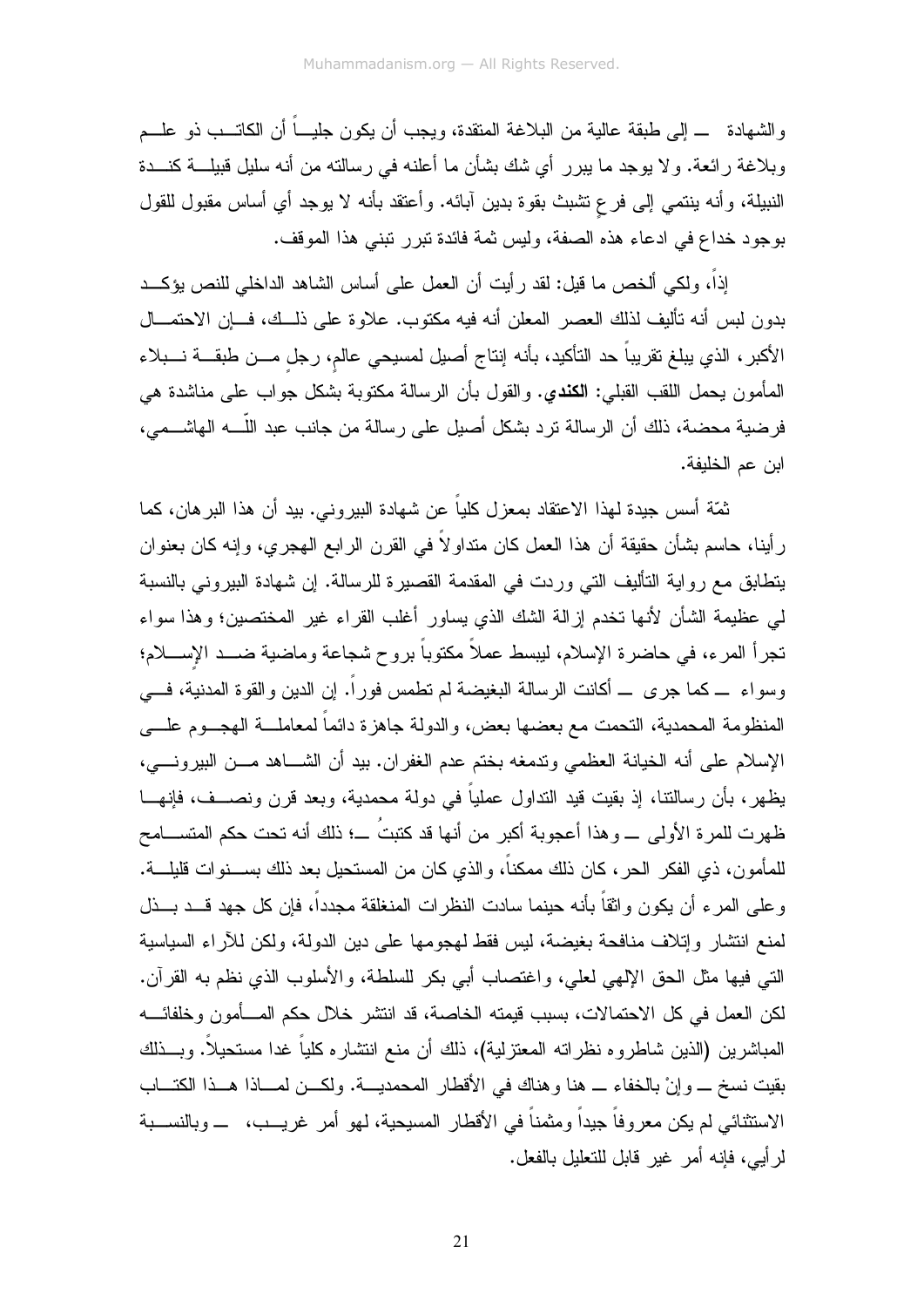والشهادة ــ إلى طبقة عالية من البلاغة المتقدة، ويجب أن يكون جلياً أن الكاتب ذو علم وبلاغة رائعة. ولا يوجد ما يبرر أي شك بشأن ما أعلنه في رسالته من أنه سليل قبيلة كندة النبيلة، وأنه ينتمي إلى فرعٍ تشبث بقوة بدين آبائه. وأعتقد بأنه لا يوجد أي أساس مقبول للقول بوجود خداع في ادعاء هذه الصفة، وليس ثمة فائدة تبرر تبني هذا الموقف.

إذاً، ولكي ألخص ما قيل: لقد رأيت أن العمل على أساس الشاهد الداخلي للنص يؤكد بدون لبس أنه تأليف لذلك العصر المعلن أنه فيه مكتوب. علاوة على ذلك، فإن الاحتمال الأكبر، الذي يبلغ تقريباً حد التأكيد، بأنه إنتاج أصيل لمسيحي عالمٍ، رجلٍ من طبقة نبلاء المأمون يحمل اللقب القبلي: **الكندي**. والقول بأن الرسالة مكتوبة بشكل جواب على مناشدة هي فرضية محضة، ذلك أن الرسالة ترد بشكل أصيل على رسالة من جانب عبد اللّه الهاشمي، ابن عم الخليفة.

ثمّة أسس جيدة لهذا الاعتقاد بمعزل كلياً عن شهادة البيروني. بيد أن هذا البرهان، كما رأينا، حاسم بشأن حقيقة أن هذا العمل كان متداولاً في القرن الرابع الهجري، وإنه كان بعنوان يتطابق مع رواية التأليف التي وردت في المقدمة القصيرة للرسالة. إن شهادة البيروني بالنسبة لي عظيمة الشأن لأنها تخدم إزالة الشك الذي يساور أغلب القراء غير المختصين؛ وهذا سواء تجرأ المرء، في حاضرة الإسلام، ليبسط عملاً مكتوباً بروح شجاعة وماضية ضد الإسلام؛ وسواء ــ كما جرى ــ أكانت الرسالة البغيضة لم تطمس فوراً. إن الدين والقوة المدنية، في المنظومة المحمدية، التحمت مع بعضها بعض، والدولة جاهزة دائماً لمعاملة الهجوم على الإسلام على أنه الخيانة العظمى وتدمغه بختم عدم الغفران. بيد أن الشاهد من البيروني، يظهر، بأن رسالتنا، إذ بقيت قيد التداول عملياً في دولة محمدية، وبعد قرن ونصف، فإنها ظهرت للمرة الأولى ــ وهذا أعجوبة أكبر من أنها قد كتبتُ ــ؛ ذلك أنه تحت حكم المتسامح للمأمون، ذي الفكر الحر، كان ذلك ممكناً، والذي كان من المستحيل بعد ذلك بسنوات قليلة. وعلى المرء أن يكون واثقاً بأنه حينما سادت النظرات المنغلقة مجدداً، فإن كل جهد قد بذل لمنع انتشار وإتلاف منافحة بغيضة، ليس فقط لهجومها على دين الدولة، ولكن للآراء السياسية التي فيها مثل الحق الإلهي لعلي، واغتصاب أبي بكر للسلطة، والأسلوب الذي نظم به القرآن. لكن العمل في كل الاحتمالات، بسبب قيمته الخاصة، قد انتشر خلال حكم المأمون وخلفائه المباشرين (الذين شاطروه نظراته المعتزلية)، ذلك أن منع انتشاره كلياً غدا مستحيلاً. وبذلك بقيت نسخ ــ وإنْ بالخفاء ــ هنا وهناك في الأقطار المحمدية. ولكن لماذا هذا الكتاب الاستثنائي لم يكن معروفاً جيداً ومثمناً في الأقطار المسيحية، لهو أمر غريب، ــ وبالنسبة لرأيي، فإنه أمر غير قابل للتعليل بالفعل.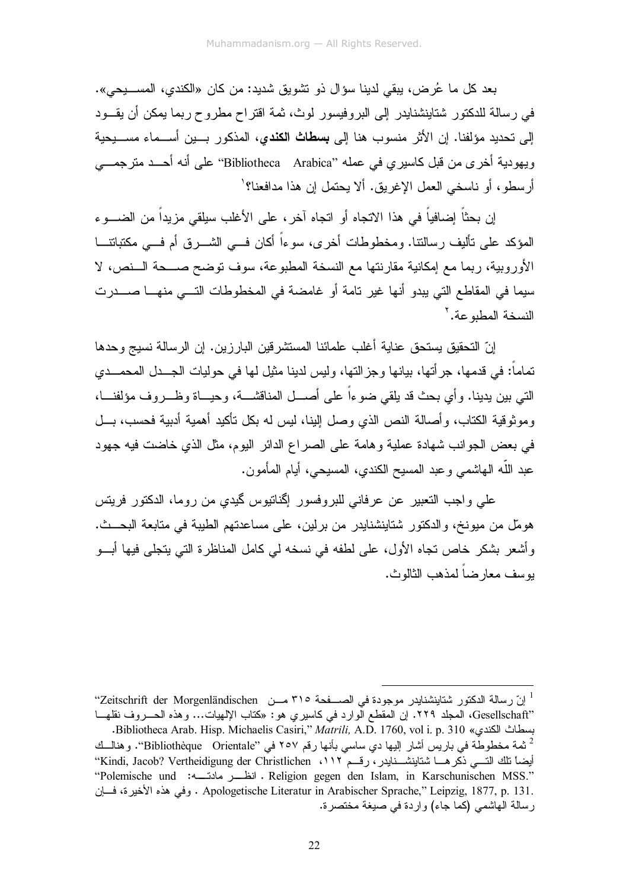بعد كل ما عُرض، يبقى لدينا سؤال ذو تشويق شديد: من كان «الكندي، المسيحي». في رسالة للدكتور شتاينشنايدر إلى البروفيسور لوث، ثمة اقتراح مطروح ربما يمكن أن يقود إلى تحديد مؤلفنا. إن الأثر منسوب هنا إلى **بسطاث الكندي**، المذكور بين أسماء مسيحية ويهودية أخرى من قبل كاسيري في عمله "Bibliotheca Arabica" على أنه أحد مترجمي أرسطو، أو ناسخي العمل الإغريق. ألا يحتمل إن هذا مدافعنا؟[1]

إن بحثاً إضافياً في هذا الاتجاه أو اتجاه آخر، على الأغلب سيلقي مزيداً من الضوء المؤكد على تأليف رسالتنا. ومخطوطات أخرى، سوءاً أكان في الشرق أم في مكتباتنا الأوروبية، ربما مع إمكانية مقارنتها مع النسخة المطبوعة، سوف توضح صحة النص، لا سيما في المقاطع التي يبدو أنها غير تامة أو غامضة في المخطوطات التي منها صدرت النسخة المطبوعة.[2]

إنّ التحقيق يستحق عناية أغلب علمائنا المستشرقين البارزين. إن الرسالة نسيج وحدها تماماً: في قدمها، جرأتها، بيانها وجزالتها، وليس لدينا مثيل لها في حوليات الجدل المحمدي التي بين يدينا. وأي بحث قد يلقي ضوءاً على أصل المناقشة، وحياة وظروف مؤلفنا، وموثوقية الكتاب، وأصالة النص الذي وصل إلينا، ليس له بكل تأكيد أهمية أدبية فحسب، بل في بعض الجوانب شهادة عملية وهامة على الصراع الدائر اليوم، مثل الذي خاضت فيه جهود عبد اللّه الهاشمي وعبد المسيح الكندي، المسيحي، أيام المأمون.

علي واجب التعبير عن عرفاني للبروفسور إگناتيوس گيدي من روما، الدكتور فريتس هومّل من ميونخ، والدكتور شتاينشنايدر من برلين، على مساعدتهم الطيبة في متابعة البحث. وأشعر بشكر خاص تجاه الأول، على لطفه في نسخه لي كامل المناظرة التي يتجلى فيها أبو يوسف معارضاً لمذهب الثالوث.

---

[1] إنّ رسالة الدكتور شتاينشنايدر موجودة في الصفحة ٣١٥ من "Zeitschrift der Morgenländischen Gesellschaft"، المجلد ٢٢٩. إن المقطع الوارد في كاسيري هو: «كتاب الإلهيات... وهذه الحروف نقلها بسطاث الكندي» Bibliotheca Arab. Hisp. Michaelis Casiri," *Matrili,* A.D. 1760, vol i. p. 310.

[2] ثمة مخطوطة في باريس أشار إليها دي ساسي بأنها رقم ٢٥٧ في "Bibliothèque Orientale". وهنالك أيضاً تلك التي ذكرها شتاينشنايدر، رقم ١١٢، "Kindi, Jacob? Vertheidigung der Christlichen Religion gegen den Islam, in Karschunischen MSS." انظر مادته: "Polemische und Apologetische Literatur in Arabischer Sprache," Leipzig, 1877, p. 131. وفي هذه الأخيرة، فإن رسالة الهاشمي (كما جاء) واردة في صيغة مختصرة.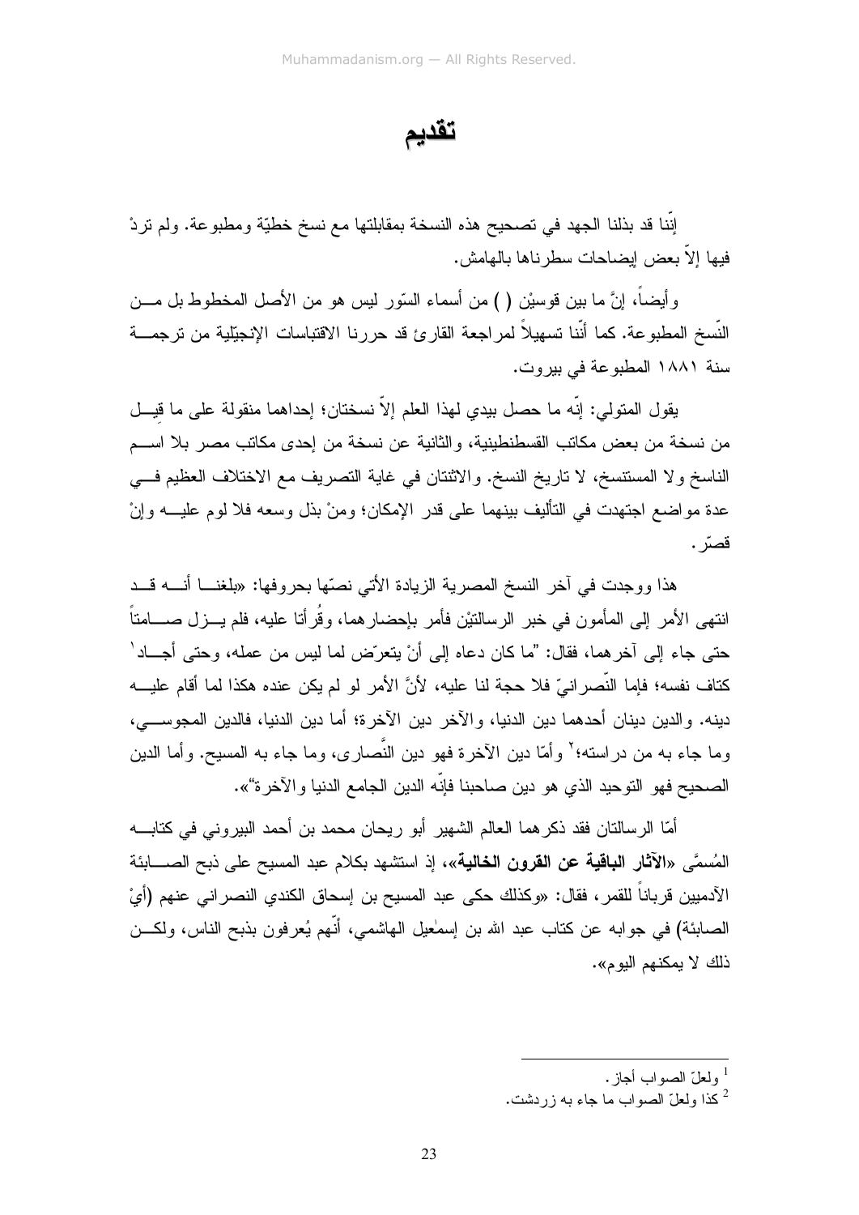# تقديم

إنّنا قد بذلنا الجهد في تصحيح هذه النسخة بمقابلتها مع نسخ خطيّة ومطبوعة. ولم تردْ فيها إلاّ بعض إيضاحات سطرناها بالهامش.

وأيضاً، إنَّ ما بين قوسيْن ( ) من أسماء السّور ليس هو من الأصل المخطوط بل من النّسخ المطبوعة. كما أنّنا تسهيلاً لمراجعة القارئ قد حررنا الاقتباسات الإنجيلية من ترجمة سنة ١٨٨١ المطبوعة في بيروت.

يقول المتولي: إنّه ما حصل بيدي لهذا العلم إلاّ نسختان؛ إحداهما منقولة على ما قِيل من نسخة من بعض مكاتب القسطنطينية، والثانية عن نسخة من إحدى مكاتب مصر بلا اسم الناسخ ولا المستنسخ، لا تاريخ النسخ. والاثنتان في غاية التصريف مع الاختلاف العظيم في عدة مواضع اجتهدت في التأليف بينهما على قدر الإمكان؛ ومنْ بذل وسعه فلا لوم عليه وإنْ قصّر.

هذا ووجدت في آخر النسخ المصرية الزيادة الأتي نصّها بحروفها: «بلغنا أنه قد انتهى الأمر إلى المأمون في خبر الرسالتيْن فأمر بإحضارهما، وقُرأتا عليه، فلم يزل صامتاً حتى جاء إلى آخرهما، فقال: "ما كان دعاه إلى أنْ يتعرّض لما ليس من عمله، وحتى أجاد[1] كتاف نفسه؛ فإما النّصرانيّ فلا حجة لنا عليه، لأنَّ الأمر لو لم يكن عنده هكذا لما أقام عليه دينه. والدين دينان أحدهما دين الدنيا، والآخر دين الآخرة؛ أما دين الدنيا، فالدين المجوسي، وما جاء به من دراسته؛[2] وأمّا دين الآخرة فهو دين النّصارى، وما جاء به المسيح. وأما الدين الصحيح فهو التوحيد الذي هو دين صاحبنا فإنّه الدين الجامع الدنيا والآخرة"».

أمّا الرسالتان فقد ذكرهما العالم الشهير أبو ريحان محمد بن أحمد البيروني في كتابه المُسمَّى «**الآثار الباقية عن القرون الخالية**»، إذ استشهد بكلام عبد المسيح على ذبح الصابئة الآدميين قرباناً للقمر، فقال: «وكذلك حكى عبد المسيح بن إسحاق الكندي النصراني عنهم (أيْ الصابئة) في جوابه عن كتاب عبد الله بن إسمٰعيل الهاشمي، أنّهم يُعرفون بذبح الناس، ولكن ذلك لا يمكنهم اليوم».

---

[1] ولعلّ الصواب أجاز.

[2] كذا ولعلّ الصواب ما جاء به زردشت.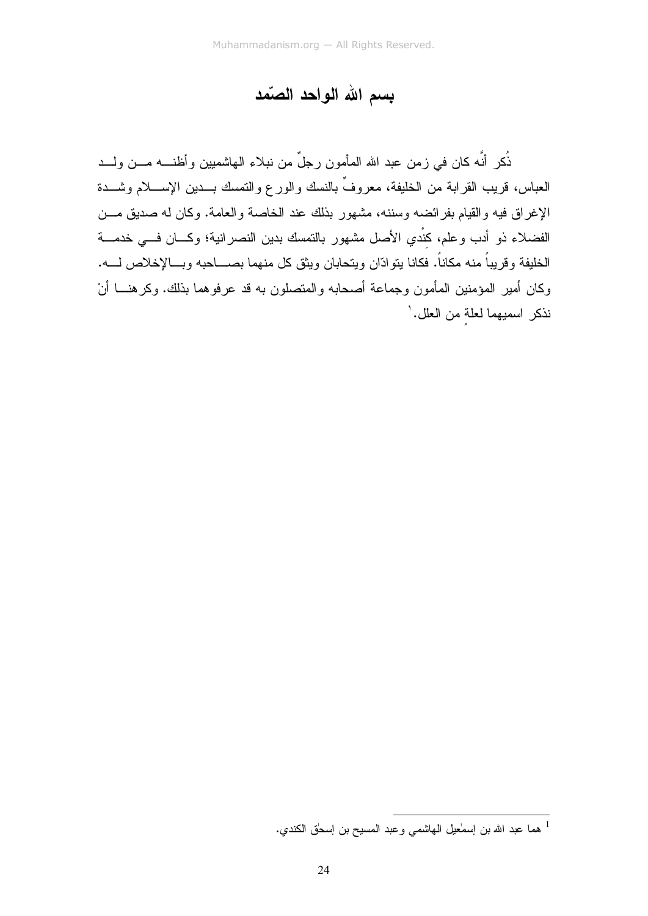# بسم الله الواحد الصّمد

ذُكر أنَّه كان في زمن عبد الله المأمون رجلٌ من نبلاء الهاشميين وأظنه من ولد العباس، قريب القرابة من الخليفة، معروفٌ بالنسك والورع والتمسك بدين الإسلام وشدة الإغراق فيه والقيام بفرائضه وسننه، مشهور بذلك عند الخاصة والعامة. وكان له صديق من الفضلاء ذو أدب وعلم، كِنْدي الأصل مشهور بالتمسك بدين النصرانية؛ وكان في خدمة الخليفة وقريباً منه مكاناً. فكانا يتوادّان ويتحابان ويثق كل منهما بصاحبه وبالإخلاص له. وكان أمير المؤمنين المأمون وجماعة أصحابه والمتصلون به قد عرفوهما بذلك. وكرهنا أنْ نذكر اسميهما لعلةٍ من العلل.[1]

---

[1] هما عبد الله بن إسمٰعيل الهاشمي وعبد المسيح بن إسحٰق الكندي.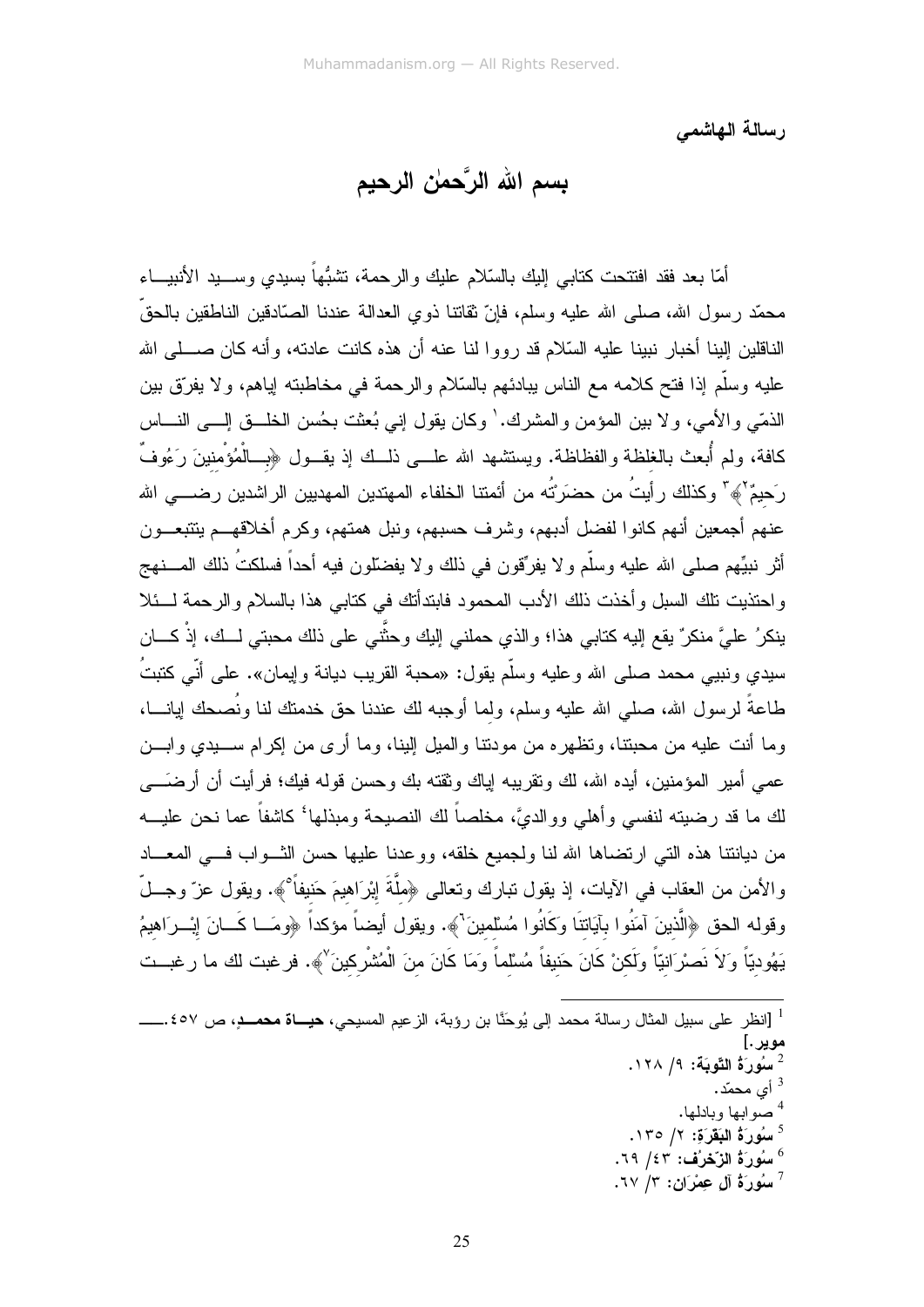رسالة الهاشمي

# بسم الله الرَّحمٰن الرحيم

أمّا بعد فقد افتتحت كتابي إليك بالسّلام عليك والرحمة، تشبُّهاً بسيدي وسيد الأنبياء محمّد رسول الله، صلى الله عليه وسلم، فإنّ ثقاتنا ذوي العدالة عندنا الصّادقين الناطقين بالحقّ الناقلين إلينا أخبار نبينا عليه السّلام قد رووا لنا عنه أن هذه كانت عادته، وأنه كان صلى الله عليه وسلّم إذا فتح كلامه مع الناس يبادئهم بالسّلام والرحمة في مخاطبته إياهم، ولا يفرّق بين الذمّي والأمي، ولا بين المؤمن والمشرك.[1] وكان يقول إني بُعثت بحُسن الخلق إلى الناس كافة، ولم أُبعث بالغلظة والفظاظة. ويستشهد الله على ذلك إذ يقول ﴿بِالْمُؤْمِنِينَ رَءُوفٌ رَحِيمٌ[2]﴾[3] وكذلك رأيتُ من حضَرتُه من أئمتنا الخلفاء المهتدين المهديين الراشدين رضي الله عنهم أجمعين أنهم كانوا لفضل أدبهم، وشرف حسبهم، ونبل همتهم، وكرم أخلاقهم يتتبعون أثر نبيِّهم صلى الله عليه وسلّم ولا يفرِّقون في ذلك ولا يفضّلون فيه أحداً فسلكتُ ذلك المنهج واحتذيت تلك السبل وأخذت ذلك الأدب المحمود فابتدأتك في كتابي هذا بالسلام والرحمة لئلا ينكرُ عليَّ منكرٌ يقع إليه كتابي هذا؛ والذي حملني إليك وحثّني على ذلك محبتي لك، إذْ كان سيدي ونبيي محمد صلى الله وعليه وسلّم يقول: «محبة القريب ديانة وإيمان». على أنّي كتبتُ طاعةً لرسول الله، صلي الله عليه وسلم، ولما أوجبه لك عندنا حق خدمتك لنا ونُصحك إيانا، وما أنت عليه من محبتنا، وتظهره من مودتنا والميل إلينا، وما أرى من إكرام سيدي وابن عمي أمير المؤمنين، أيده الله، لك وتقريبه إياك وثقته بك وحسن قوله فيك؛ فرأيت أن أرضَى لك ما قد رضيته لنفسي وأهلي ووالديَّ، مخلصاً لك النصيحة ومبذلها[4] كاشفاً عما نحن عليه من ديانتنا هذه التي ارتضاها الله لنا ولجميع خلقه، ووعدنا عليها حسن الثواب في المعاد والأمن من العقاب في الآيات، إذ يقول تبارك وتعالى ﴿مِلَّةَ إِبْرَاهِيمَ حَنِيفاً[5]﴾. ويقول عزّ وجلّ وقوله الحق ﴿الَّذِينَ آمَنُوا بِآيَاتِنَا وَكَانُوا مُسْلِمِينَ[6]﴾. ويقول أيضاً مؤكداً ﴿وَمَا كَانَ إِبْرَاهِيمُ يَهُودِيّاً وَلاَ نَصْرَانِيّاً وَلَكِنْ كَانَ حَنِيفاً مُسْلِماً وَمَا كَانَ مِنَ الْمُشْرِكِينَ[7]﴾. فرغبت لك ما رغبت

---

[1] [انظر على سبيل المثال رسالة محمد إلى يُوحَنَّا بن رؤبة، الزعيم المسيحي، **حياة محمد**، ص ٤٥٧.ـــ **موير**.]

[2] **سُورَةُ التَّوبَة:** ٩/ ١٢٨.

[3] أي محمّد.

[4] صوابها وبادلها.

[5] **سُورَةُ البَقَرَة:** ٢/ ١٣٥.

[6] **سُورَةُ الزّخرُف:** ٤٣/ ٦٩.

[7] **سُورَةُ آل عِمْرَان:** ٣/ ٦٧.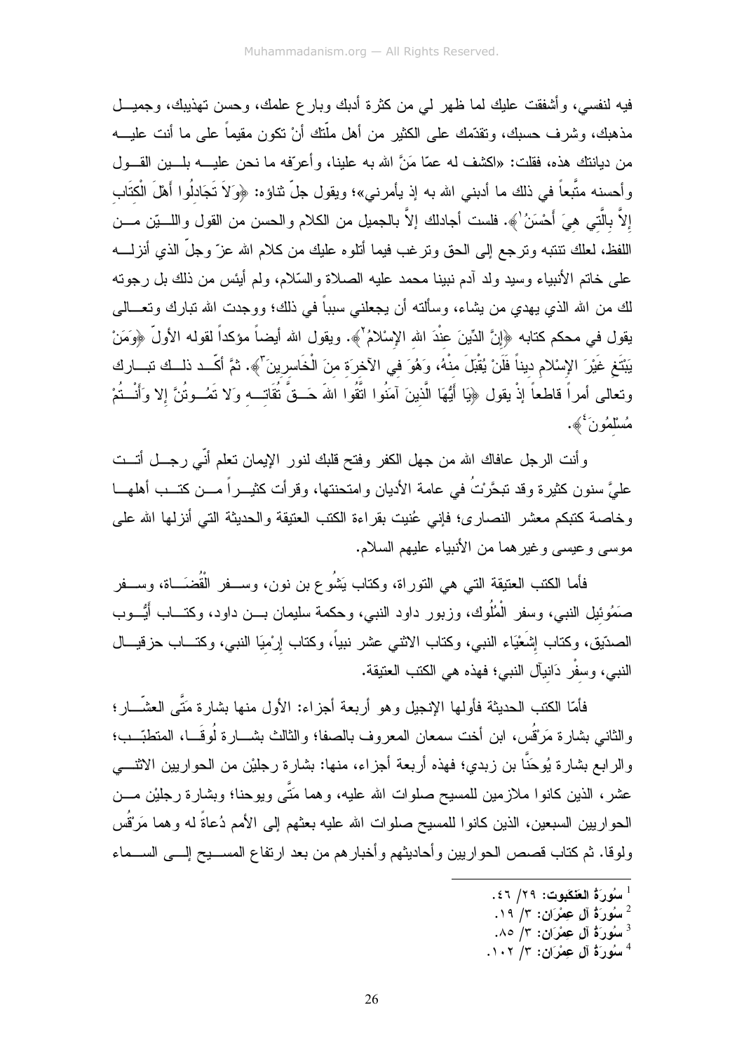فيه لنفسي، وأشفقت عليك لما ظهر لي من كثرة أدبك وبارع علمك، وحسن تهذيبك، وجميل مذهبك، وشرف حسبك، وتقدّمك على الكثير من أهل ملّتك أنْ تكون مقيماً على ما أنت عليه من ديانتك هذه، فقلت: «اكشف له عمّا مَنَّ الله به علينا، وأعرّفه ما نحن عليه بلين القول وأحسنه متَّبعاً في ذلك ما أدبني الله به إذ يأمرني»؛ ويقول جلَّ ثناؤه: ﴿وَلاَ تَجَادِلُوا أَهْلَ الْكِتَابِ إِلاَّ بِالَّتِي هِيَ أَحْسَنُ[1]﴾. فلست أجادلك إلاَّ بالجميل من الكلام والحسن من القول واللين من اللفظ، لعلك تنتبه وترجع إلى الحق وترغب فيما أتلوه عليك من كلام الله عزّ وجلّ الذي أنزله على خاتم الأنبياء وسيد ولد آدم نبينا محمد عليه الصلاة والسّلام، ولم أيئس من ذلك بل رجوته لك من الله الذي يهدي من يشاء، وسألته أن يجعلني سبباً في ذلك؛ ووجدت الله تبارك وتعالى يقول في محكم كتابه ﴿إِنَّ الدِّينَ عِنْدَ اللهِ الإِسْلامُ[2]﴾. ويقول الله أيضاً مؤكداً لقوله الأولّ ﴿وَمَنْ يَبْتَغِ غَيْرَ الإِسْلامِ دِيناً فَلَنْ يُقْبَلَ مِنْهُ، وَهُوَ فِي الآخِرَةِ مِنَ الْخَاسِرِينَ[3]﴾. ثمَّ أكّد ذلك تبارك وتعالى أمراً قاطعاً إذْ يقول ﴿يَا أَيُّهَا الَّذِينَ آمَنُوا اتَّقُوا اللهَ حَقَّ تُقَاتِهِ وَلا تَمُوتُنَّ إِلا وَأَنْتُمْ مُسْلِمُونَ[4]﴾.

وأنت الرجل عافاك الله من جهل الكفر وفتح قلبك لنور الإيمان تعلم أنّي رجل أتت عليَّ سنون كثيرة وقد تبحَّرْتُ في عامة الأديان وامتحنتها، وقرأت كثيراً من كتب أهلها وخاصة كتبكم معشر النصارى؛ فإني عُنيت بقراءة الكتب العتيقة والحديثة التي أنزلها الله على موسى وعيسى وغيرهما من الأنبياء عليهم السلام.

فأما الكتب العتيقة التي هي التوراة، وكتاب يَشُوع بن نون، وسفر الْقُضَاة، وسفر صَمُوئِيل النبي، وسفر الْمُلُوك، وزبور داود النبي، وحكمة سليمان بن داود، وكتاب أَيُّوب الصدّيق، وكتاب إِشَعْيَاء النبي، وكتاب الاثني عشر نبياً، وكتاب إِرْمِيَا النبي، وكتاب حزقيال النبي، وسِفْر دَانِيآل النبي؛ فهذه هي الكتب العتيقة.

فأمّا الكتب الحديثة فأولها الإنجيل وهو أربعة أجزاء: الأول منها بشارة مَتَّى العشّار؛ والثاني بشارة مَرْقُس، ابن أخت سمعان المعروف بالصفا؛ والثالث بشارة لُوقَا، المتطبّب؛ والرابع بشارة يُوحَنَّا بن زبدي؛ فهذه أربعة أجزاء، منها: بشارة رجليْن من الحواريين الاثني عشر، الذين كانوا ملازمين للمسيح صلوات الله عليه، وهما مَتَّى ويوحنا؛ وبشارة رجليْن من الحواريين السبعين، الذين كانوا للمسيح صلوات الله عليه بعثهم إلى الأمم دُعاةً له وهما مَرْقُس ولوقا. ثم كتاب قصص الحواريين وأحاديثهم وأخبارهم من بعد ارتفاع المسيح إلى السماء

---

[1] سُورَةُ العَنْكَبوت: ٢٩/ ٤٦.

[2] سُورَةُ آلِ عِمْرَان: ٣/ ١٩.

[3] سُورَةُ آلِ عِمْرَان: ٣/ ٨٥.

[4] سُورَةُ آلِ عِمْرَان: ٣/ ١٠٢.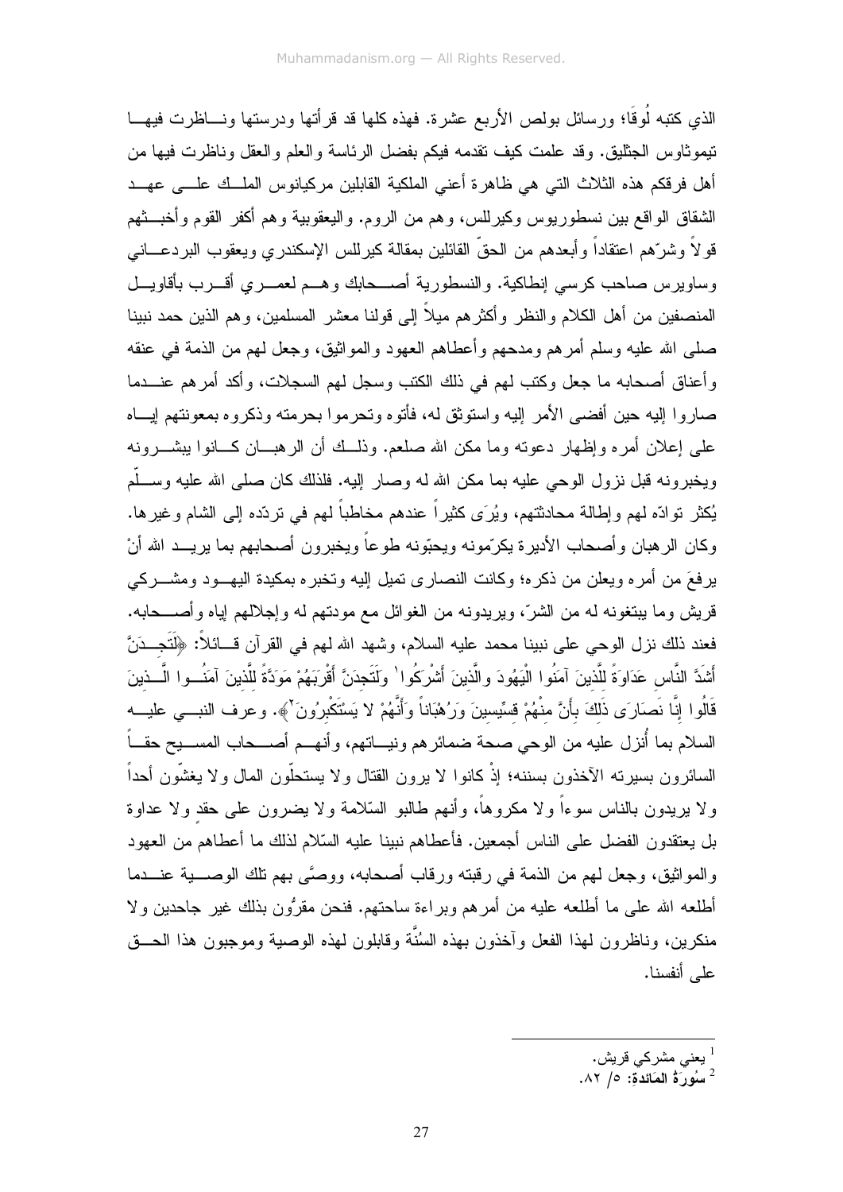الذي كتبه لُوقَا؛ ورسائل بولص الأربع عشرة. فهذه كلها قد قرأتها ودرستها وناظرت فيها تيموثاوس الجثليق. وقد علمت كيف تقدمه فيكم بفضل الرئاسة والعلم والعقل وناظرت فيها من أهل فرقكم هذه الثلاث التي هي ظاهرة أعني الملكية القابلين مركيانوس الملك على عهد الشقاق الواقع بين نسطوريوس وكيرللس، وهم من الروم. واليعقوبية وهم أكفر القوم وأخبثهم قولاً وشرّهم اعتقاداً وأبعدهم من الحقّ القائلين بمقالة كيرللس الإسكندري ويعقوب البردعاني وساويرس صاحب كرسي إنطاكية. والنسطورية أصحابك وهم لعمري أقرب بأقاويل المنصفين من أهل الكلام والنظر وأكثرهم ميلاً إلى قولنا معشر المسلمين، وهم الذين حمد نبينا صلى الله عليه وسلم أمرهم ومدحهم وأعطاهم العهود والمواثيق، وجعل لهم من الذمة في عنقه وأعناق أصحابه ما جعل وكتب لهم في ذلك الكتب وسجل لهم السجلات، وأكد أمرهم عندما صاروا إليه حين أفضى الأمر إليه واستوثق له، فأتوه وتحرموا بحرمته وذكروه بمعونتهم إياه على إعلان أمره وإظهار دعوته وما مكن الله صلعم. وذلك أن الرهبان كانوا يبشرونه ويخبرونه قبل نزول الوحي عليه بما مكن الله له وصار إليه. فلذلك كان صلى الله عليه وسلّم يُكثر توادّه لهم وإطالة محادثتهم، ويُرَى كثيراً عندهم مخاطباً لهم في تردّده إلى الشام وغيرها. وكان الرهبان وأصحاب الأديرة يكرّمونه ويحبّونه طوعاً ويخبرون أصحابهم بما يريد الله أنْ يرفعَ من أمره ويعلن من ذكره؛ وكانت النصارى تميل إليه وتخبره بمكيدة اليهود ومشركي قريش وما يبتغونه له من الشرّ، ويريدونه من الغوائل مع مودتهم له وإجلالهم إياه وأصحابه. فعند ذلك نزل الوحي على نبينا محمد عليه السلام، وشهد الله لهم في القرآن قائلاً: ﴿لَتَجِدَنَّ أَشَدَّ النَّاسِ عَدَاوَةً لِلَّذِينَ آمَنُوا الْيَهُودَ وَالَّذِينَ أَشْرَكُوا[1] وَلَتَجِدَنَّ أَقْرَبَهُمْ مَوَدَّةً لِلَّذِينَ آمَنُوا الَّذِينَ قَالُوا إِنَّا نَصَارَى ذَلِكَ بِأَنَّ مِنْهُمْ قِسِّيسِينَ وَرُهْبَاناً وَأَنَّهُمْ لا يَسْتَكْبِرُونَ[2]﴾. وعرف النبي عليه السلام بما أُنزل عليه من الوحي صحة ضمائرهم ونياتهم، وأنهم أصحاب المسيح حقاً السائرون بسيرته الآخذون بسننه؛ إذْ كانوا لا يرون القتال ولا يستحلّون المال ولا يغشّون أحداً ولا يريدون بالناس سوءاً ولا مكروهاً، وأنهم طالبو السّلامة ولا يضرون على حقد ولا عداوة بل يعتقدون الفضل على الناس أجمعين. فأعطاهم نبينا عليه السّلام لذلك ما أعطاهم من العهود والمواثيق، وجعل لهم من الذمة في رقبته ورقاب أصحابه، ووصَّى بهم تلك الوصية عندما أطلعه الله على ما أطلعه عليه من أمرهم وبراءة ساحتهم. فنحن مقرُّون بذلك غير جاحدين ولا منكرين، وناظرون لهذا الفعل وآخذون بهذه السُنَّة وقابلون لهذه الوصية وموجبون هذا الحق على أنفسنا.

---

[1] يعني مشركي قريش.

[2] **سُورَةُ المَائدة:** ٥/ ٨٢.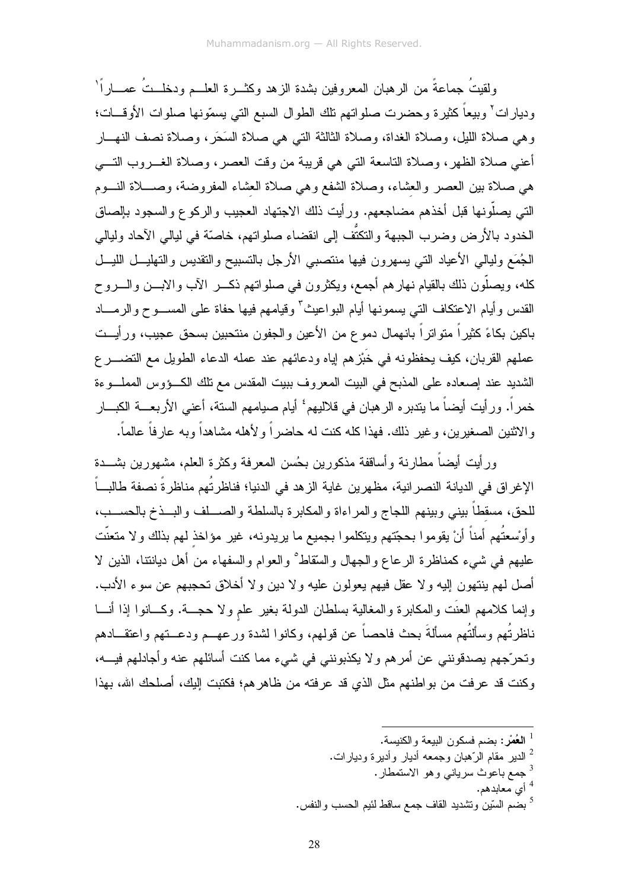ولقيتُ جماعةً من الرهبان المعروفين بشدة الزهد وكثـرة العلـم ودخلـتُ عمـاراً[1] وديارات[2] وبيعاً كثيرة وحضرت صلواتهم تلك الطوال السبع التي يسمّونها صلوات الأوقـات؛ وهي صلاة الليل، وصلاة الغداة، وصلاة الثالثة التي هي صلاة السَحَر، وصلاة نصف النهـار أعني صلاة الظهر، وصلاة التاسعة التي هي قريبة من وقت العصر، وصلاة الغـروب التـي هي صلاة بين العصر والعِشاء، وصلاة الشفع وهي صلاة العِشاء المفروضة، وصـلاة النـوم التي يصلّونها قبل أخذهم مضاجعهم. ورأيت ذلك الاجتهاد العجيب والركوع والسجود بإلصاق الخدود بالأرض وضرب الجبهة والتكتُّف إلى انقضاء صلواتهم، خاصّة في ليالي الآحاد وليالي الجُمَع وليالي الأعياد التي يسهرون فيها منتصبي الأرجل بالتسبيح والتقديس والتهليـل الليـل كله، ويصلّون ذلك بالقيام نهارهم أجمع، ويكثرون في صلواتهم ذكـر الآب والابـن والـروح القدس وأيام الاعتكاف التي يسمونها أيام البواعيث[3] وقيامهم فيها حفاة على المسـوح والرمـاد باكين بكاءً كثيراً متواتراً بانهمال دموع من الأعين والجفون منتحبين بسحق عجيب، ورأيـت عملهم القربان، كيف يحفظونه في خَبْزهم إياه ودعائهم عند عمله الدعاء الطويل مع التضـرع الشديد عند إصعاده على المذبح في البيت المعروف ببيت المقدس مع تلك الكـؤوس المملـوءة خمراً. ورأيت أيضاً ما يتدبره الرهبان في قلاليهم[4] أيام صيامهم الستة، أعني الأربعـة الكبـار والاثنين الصغيرين، وغير ذلك. فهذا كله كنت له حاضراً ولأهله مشاهداً وبه عارفاً عالماً.

ورأيت أيضاً مطارنة وأساقفة مذكورين بحُسن المعرفة وكثرة العلم، مشهورين بشـدة الإغراق في الديانة النصرانية، مظهرين غاية الزهد في الدنيا؛ فناظرتُهم مناظرةً نصفة طالبـاً للحق، مسقطاً بيني وبينهم اللجاج والمراءاة والمكابرة بالسلطة والصـلف والبـذخ بالحسـب، وأوْسعتُهم أمناً أنْ يقوموا بحجّتهم ويتكلموا بجميع ما يريدونه، غير مؤاخذٍ لهم بذلك ولا متعنّت عليهم في شيء كمناظرة الرعاع والجهال والسّقاط[5] والعوام والسفهاء من أهل ديانتنا، الذين لا أصل لهم ينتهون إليه ولا عقل فيهم يعولون عليه ولا دين ولا أخلاق تحجبهم عن سوء الأدب. وإنما كلامهم العنَت والمكابرة والمغالبة بسلطان الدولة بغير علمٍ ولا حجـة. وكـانوا إذا أنـا ناظرتُهم وسألتُهم مسألةَ بحث فاحصاً عن قولهم، وكانوا لشدة ورعهـم ودعـتهم واعتقـادهم وتحرّجهم يصدقونني عن أمرهم ولا يكذبونني في شيء مما كنت أسائلهم عنه وأجادلهم فيـه، وكنت قد عرفت من بواطنهم مثل الذي قد عرفته من ظاهرهم؛ فكتبت إليك، أصلحك الله، بهذا

---

[1] **العُمْر**: بضم فسكون البيعة والكنيسة.

[2] الدير مقام الرّهبان وجمعه أديار وأديرة وديارات.

[3] جمع باعوث سرياني وهو الاستمطار.

[4] أي معابدهم.

[5] بضم السّين وتشديد القاف جمع ساقط لئيم الحسب والنفس.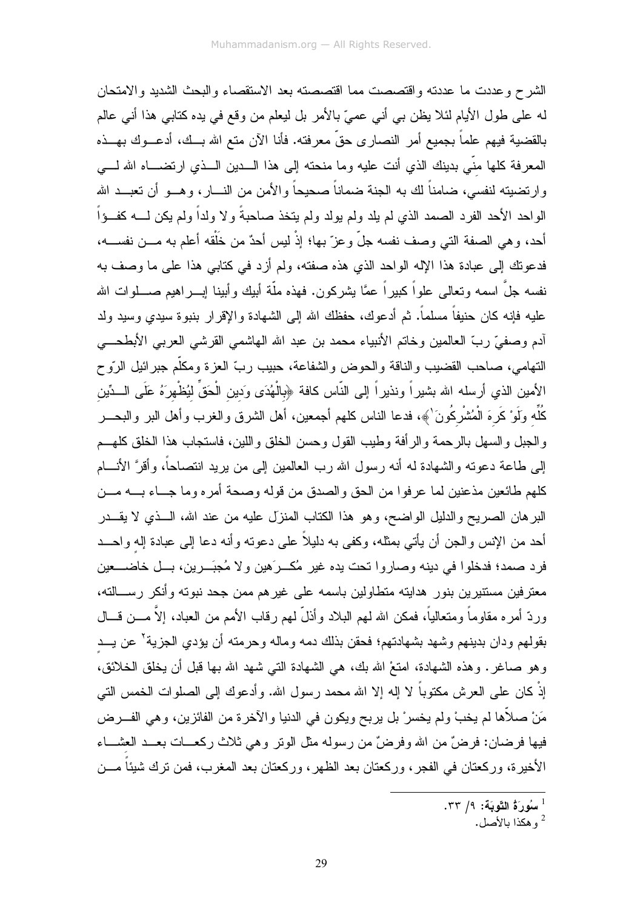الشرح وعددت ما عددته واقتصصت مما اقتصصته بعد الاستقصاء والبحث الشديد والامتحان له على طول الأيام لئلا يظن بي أني عميّ بالأمر بل ليعلم من وقع في يده كتابي هذا أني عالم بالقضية فيهم علماً بجميع أمر النصارى حقّ معرفته. فأنا الآن متع الله بك، أدعوك بهذه المعرفة كلها منّي بدينك الذي أنت عليه وما منحته إلى هذا الدين الذي ارتضاه الله لي وارتضيته لنفسي، ضامناً لك به الجنة ضماناً صحيحاً والأمن من النار، وهو أن تعبد الله الواحد الأحد الفرد الصمد الذي لم يلد ولم يولد ولم يتخذ صاحبةً ولا ولداً ولم يكن له كفواً أحد، وهي الصفة التي وصف نفسه جلّ وعزّ بها؛ إذْ ليس أحدٌ من خَلْقه أعلم به من نفسه، فدعوتك إلى عبادة هذا الإله الواحد الذي هذه صفته، ولم أزد في كتابي هذا على ما وصف به نفسه جلّ اسمه وتعالى علواً كبيراً عمَّا يشركون. فهذه ملّة أبيك وأبينا إبراهيم صلوات الله عليه فإنه كان حنيفاً مسلماً. ثم أدعوك، حفظك الله إلى الشهادة والإقرار بنبوة سيدي وسيد ولد آدم وصفيّ ربّ العالمين وخاتم الأنبياء محمد بن عبد الله الهاشمي القرشي العربي الأبطحي التهامي، صاحب القضيب والناقة والحوض والشفاعة، حبيب ربّ العزة ومكلّم جبرائيل الرّوح الأمين الذي أرسله الله بشيراً ونذيراً إلى النّاس كافة ﴿بِالْهُدَى وَدِينِ الْحَقِّ لِيُظْهِرَهُ عَلَى الدِّينِ كُلِّهِ وَلَوْ كَرِهَ الْمُشْرِكُونَ[1]﴾، فدعا الناس كلهم أجمعين، أهل الشرق والغرب وأهل البر والبحر والجبل والسهل بالرحمة والرأفة وطيب القول وحسن الخلق واللين، فاستجاب هذا الخلق كلهم إلى طاعة دعوته والشهادة له أنه رسول الله رب العالمين إلى من يريد انتصاحاً، وأقرَّ الأنام كلهم طائعين مذعنين لما عرفوا من الحق والصدق من قوله وصحة أمره وما جاء به من البرهان الصريح والدليل الواضح، وهو هذا الكتاب المنزّل عليه من عند الله، الذي لا يقدر أحد من الإنس والجن أن يأتي بمثله، وكفى به دليلاً على دعوته وأنه دعا إلى عبادة إلهٍ واحد فرد صمد؛ فدخلوا في دينه وصاروا تحت يده غير مُكرَهين ولا مُجبَرين، بل خاضعين معترفين مستنيرين بنور هدايته متطاولين باسمه على غيرهم ممن جحد نبوته وأنكر رسالته، وردّ أمره مقاوماً ومتعالياً، فمكن الله لهم البلاد وأذلّ لهم رقاب الأمم من العباد، إلاَّ من قال بقولهم ودان بدينهم وشهد بشهادتهم؛ فحقن بذلك دمه وماله وحرمته أن يؤدي الجزية[2] عن يدٍ وهو صاغر. وهذه الشهادة، امتعْ الله بك، هي الشهادة التي شهد الله بها قبل أن يخلق الخلائق، إذْ كان على العرش مكتوباً لا إله إلا الله محمد رسول الله. وأدعوك إلى الصلوات الخمس التي مَنْ صلاّها لم يخبْ ولم يخسرْ بل يربح ويكون في الدنيا والآخرة من الفائزين، وهي الفرض فيها فرضان: فرضٌ من الله وفرضٌ من رسوله مثل الوتر وهي ثلاث ركعات بعد العشاء الأخيرة، وركعتان في الفجر، وركعتان بعد الظهر، وركعتان بعد المغرب، فمن ترك شيئاً من

---

[1] سُورَةُ التَّوبَة: ٩/ ٣٣.

[2] وهكذا بالأصل.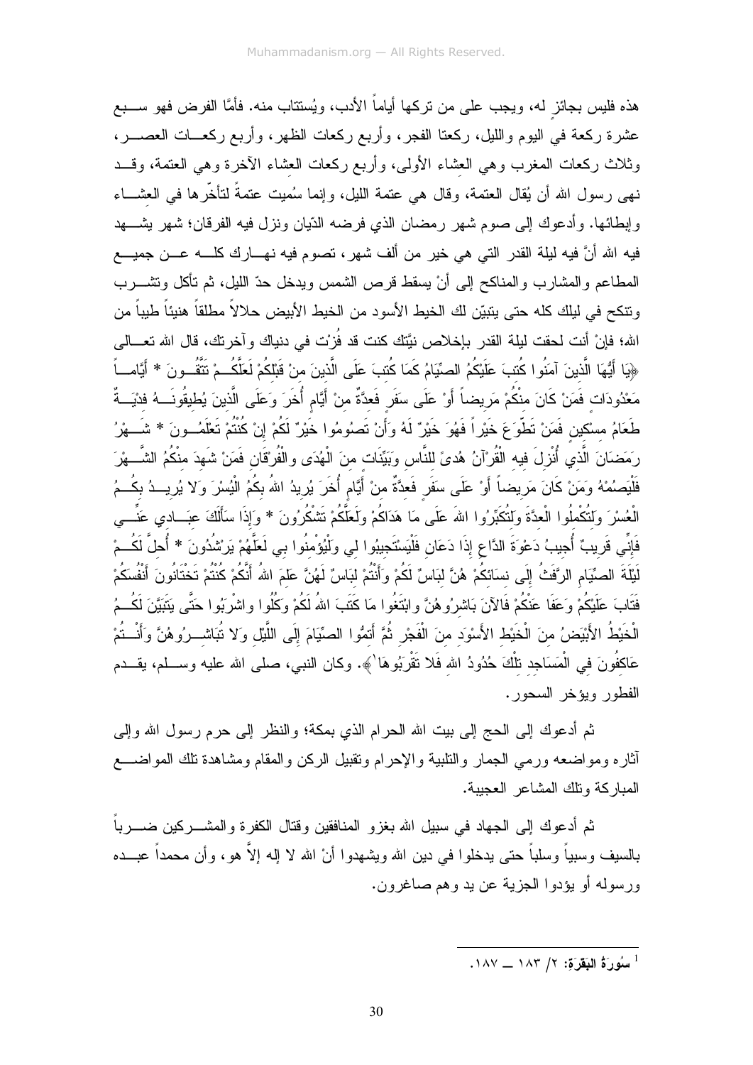هذه فليس بجائزٍ له، ويجب على من تركها أياماً الأدب، ويُستتاب منه. فأمَّا الفرض فهو سبع عشرة ركعة في اليوم والليل، ركعتا الفجر، وأربع ركعات الظهر، وأربع ركعات العصر، وثلاث ركعات المغرب وهي العشاء الأولى، وأربع ركعات العشاء الآخرة وهي العتمة، وقد نهى رسول الله أن يُقال العتمة، وقال هي عتمة الليل، وإنما سُميت عتمةً لتأخّرها في العشاء وإبطائها. وأدعوك إلى صوم شهر رمضان الذي فرضه الدّيان ونزل فيه الفرقان؛ شهر يشهد فيه الله أنَّ فيه ليلة القدر التي هي خير من ألف شهر، تصوم فيه نهارك كله عن جميع المطاعم والمشارب والمناكح إلى أنْ يسقط قرص الشمس ويدخل حدّ الليل، ثم تأكل وتشرب وتنكح في ليلك كله حتى يتبيّن لك الخيط الأسود من الخيط الأبيض حلالاً مطلقاً هنيئاً طيباً من الله؛ فإنْ أنت لحقت ليلة القدر بإخلاص نيَّتك كنت قد فُزْت في دنياك وآخرتك، قال الله تعالى ﴿يَا أَيُّهَا الَّذِينَ آمَنُوا كُتِبَ عَلَيْكُمُ الصِّيَامُ كَمَا كُتِبَ عَلَى الَّذِينَ مِنْ قَبْلِكُمْ لَعَلَّكُمْ تَتَّقُونَ * أَيَّاماً مَعْدُودَاتٍ فَمَنْ كَانَ مِنْكُمْ مَرِيضاً أَوْ عَلَى سَفَرٍ فَعِدَّةٌ مِنْ أَيَّامٍ أُخَرَ وَعَلَى الَّذِينَ يُطِيقُونَهُ فِدْيَةٌ طَعَامُ مِسْكِينٍ فَمَنْ تَطَوَّعَ خَيْراً فَهُوَ خَيْرٌ لَهُ وَأَنْ تَصُومُوا خَيْرٌ لَكُمْ إِنْ كُنْتُمْ تَعْلَمُونَ * شَهْرُ رَمَضَانَ الَّذِي أُنْزِلَ فِيهِ الْقُرْآنُ هُدىً لِلنَّاسِ وَبَيِّنَاتٍ مِنَ الْهُدَى وَالْفُرْقَانِ فَمَنْ شَهِدَ مِنْكُمُ الشَّهْرَ فَلْيَصُمْهُ وَمَنْ كَانَ مَرِيضاً أَوْ عَلَى سَفَرٍ فَعِدَّةٌ مِنْ أَيَّامٍ أُخَرَ يُرِيدُ اللهُ بِكُمُ الْيُسْرَ وَلا يُرِيدُ بِكُمُ الْعُسْرَ وَلِتُكْمِلُوا الْعِدَّةَ وَلِتُكَبِّرُوا اللهَ عَلَى مَا هَدَاكُمْ وَلَعَلَّكُمْ تَشْكُرُونَ * وَإِذَا سَأَلَكَ عِبَادِي عَنِّي فَإِنِّي قَرِيبٌ أُجِيبُ دَعْوَةَ الدَّاعِ إِذَا دَعَانِ فَلْيَسْتَجِيبُوا لِي وَلْيُؤْمِنُوا بِي لَعَلَّهُمْ يَرْشُدُونَ * أُحِلَّ لَكُمْ لَيْلَةَ الصِّيَامِ الرَّفَثُ إِلَى نِسَائِكُمْ هُنَّ لِبَاسٌ لَكُمْ وَأَنْتُمْ لِبَاسٌ لَهُنَّ عَلِمَ اللهُ أَنَّكُمْ كُنْتُمْ تَخْتَانُونَ أَنْفُسَكُمْ فَتَابَ عَلَيْكُمْ وَعَفَا عَنْكُمْ فَالآنَ بَاشِرُوهُنَّ وَابْتَغُوا مَا كَتَبَ اللهُ لَكُمْ وَكُلُوا وَاشْرَبُوا حَتَّى يَتَبَيَّنَ لَكُمُ الْخَيْطُ الأَبْيَضُ مِنَ الْخَيْطِ الأَسْوَدِ مِنَ الْفَجْرِ ثُمَّ أَتِمُّوا الصِّيَامَ إِلَى اللَّيْلِ وَلا تُبَاشِرُوهُنَّ وَأَنْتُمْ عَاكِفُونَ فِي الْمَسَاجِدِ تِلْكَ حُدُودُ اللهِ فَلا تَقْرَبُوهَا[1]﴾. وكان النبي، صلى الله عليه وسلم، يقدم الفطور ويؤخر السحور.

ثم أدعوك إلى الحج إلى بيت الله الحرام الذي بمكة؛ والنظر إلى حرم رسول الله وإلى آثاره ومواضعه ورمي الجمار والتلبية والإحرام وتقبيل الركن والمقام ومشاهدة تلك المواضع المباركة وتلك المشاعر العجيبة.

ثم أدعوك إلى الجهاد في سبيل الله بغزو المنافقين وقتال الكفرة والمشركين ضرباً بالسيف وسبياً وسلباً حتى يدخلوا في دين الله ويشهدوا أنْ الله لا إله إلاَّ هو، وأن محمداً عبده ورسوله أو يؤدوا الجزية عن يد وهم صاغرون.

---

[1] سُورَةُ البَقَرَة: ٢/ ١٨٣ ــ ١٨٧.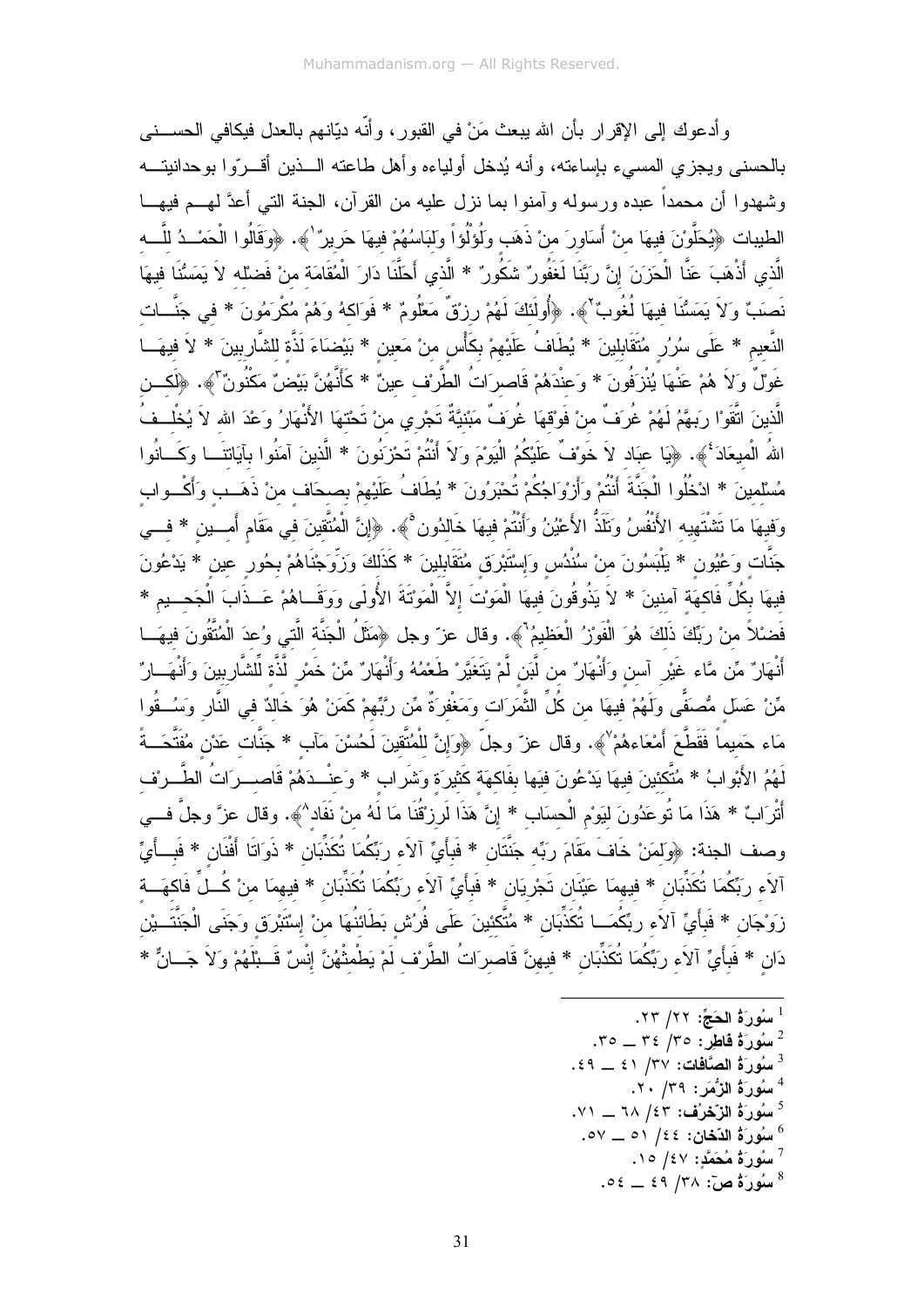وأدعوك إلى الإقرار بأن الله يبعث مَنْ في القبور، وأنّه ديّانهم بالعدل فيكافي الحسنى بالحسنى ويجزي المسيء بإساءته، وأنه يُدخل أولياءه وأهل طاعته الذين أقرّوا بوحدانيته وشهدوا أن محمداً عبده ورسوله وآمنوا بما نزل عليه من القرآن، الجنة التي أعدَّ لهم فيها الطيبات ﴿يُحَلَّوْنَ فِيهَا مِنْ أَسَاوِرَ مِنْ ذَهَبٍ وَلُؤْلُؤاً وَلِبَاسُهُمْ فِيهَا حَرِيرٌ[1]﴾. ﴿وَقَالُوا الْحَمْدُ لِلَّهِ الَّذِي أَذْهَبَ عَنَّا الْحَزَنَ إِنَّ رَبَّنَا لَغَفُورٌ شَكُورٌ * الَّذِي أَحَلَّنَا دَارَ الْمُقَامَةِ مِنْ فَضْلِهِ لاَ يَمَسُّنَا فِيهَا نَصَبٌ وَلاَ يَمَسُّنَا فِيهَا لُغُوبٌ[2]﴾. ﴿أُولَئِكَ لَهُمْ رِزْقٌ مَعْلُومٌ * فَوَاكِهُ وَهُمْ مُكْرَمُونَ * فِي جَنَّاتِ النَّعِيمِ * عَلَى سُرُرٍ مُتَقَابِلِينَ * يُطَافُ عَلَيْهِمْ بِكَأْسٍ مِنْ مَعِينٍ * بَيْضَاءَ لَذَّةٍ لِلشَّارِبِينَ * لاَ فِيهَا غَوْلٌ وَلاَ هُمْ عَنْهَا يُنْزَفُونَ * وَعِنْدَهُمْ قَاصِرَاتُ الطَّرْفِ عِينٌ * كَأَنَّهُنَّ بَيْضٌ مَكْنُونٌ[3]﴾. ﴿لَكِنِ الَّذِينَ اتَّقَوْا رَبَّهُمْ لَهُمْ غُرَفٌ مِنْ فَوْقِهَا غُرَفٌ مَبْنِيَّةٌ تَجْرِي مِنْ تَحْتِهَا الأَنْهَارُ وَعْدَ اللهِ لاَ يُخْلِفُ اللهُ الْمِيعَادَ[4]﴾. ﴿يَا عِبَادِ لاَ خَوْفٌ عَلَيْكُمُ الْيَوْمَ وَلاَ أَنْتُمْ تَحْزَنُونَ * الَّذِينَ آمَنُوا بِآيَاتِنَا وَكَانُوا مُسْلِمِينَ * ادْخُلُوا الْجَنَّةَ أَنْتُمْ وَأَزْوَاجُكُمْ تُحْبَرُونَ * يُطَافُ عَلَيْهِمْ بِصِحَافٍ مِنْ ذَهَبٍ وَأَكْوَابٍ وَفِيهَا مَا تَشْتَهِيهِ الأَنْفُسُ وَتَلَذُّ الأَعْيُنُ وَأَنْتُمْ فِيهَا خَالِدُونَ[5]﴾. ﴿إِنَّ الْمُتَّقِينَ فِي مَقَامٍ أَمِينٍ * فِي جَنَّاتٍ وَعُيُونٍ * يَلْبَسُونَ مِنْ سُنْدُسٍ وَإِسْتَبْرَقٍ مُتَقَابِلِينَ * كَذَلِكَ وَزَوَّجْنَاهُمْ بِحُورٍ عِينٍ * يَدْعُونَ فِيهَا بِكُلِّ فَاكِهَةٍ آمِنِينَ * لاَ يَذُوقُونَ فِيهَا الْمَوْتَ إِلاَّ الْمَوْتَةَ الأُولَى وَوَقَاهُمْ عَذَابَ الْجَحِيمِ * فَضْلاً مِنْ رَبِّكَ ذَلِكَ هُوَ الْفَوْزُ الْعَظِيمُ[6]﴾. وقال عزّ وجل ﴿مَثَلُ الْجَنَّةِ الَّتِي وُعِدَ الْمُتَّقُونَ فِيهَا أَنْهَارٌ مِّن مَّاءٍ غَيْرِ آسِنٍ وَأَنْهَارٌ مِن لَّبَنٍ لَّمْ يَتَغَيَّرْ طَعْمُهُ وَأَنْهَارٌ مِّنْ خَمْرٍ لَّذَّةٍ لِّلشَّارِبِينَ وَأَنْهَارٌ مِّنْ عَسَلٍ مُّصَفًّى وَلَهُمْ فِيهَا مِن كُلِّ الثَّمَرَاتِ وَمَغْفِرَةٌ مِّن رَّبِّهِمْ كَمَنْ هُوَ خَالِدٌ فِي النَّارِ وَسُقُوا مَاءً حَمِيماً فَقَطَّعَ أَمْعَاءَهُمْ[7]﴾. وقال عزّ وجلّ ﴿وَإِنَّ لِلْمُتَّقِينَ لَحُسْنَ مَآبٍ * جَنَّاتِ عَدْنٍ مُفَتَّحَةً لَهُمُ الأَبْوَابُ * مُتَّكِئِينَ فِيهَا يَدْعُونَ فِيهَا بِفَاكِهَةٍ كَثِيرَةٍ وَشَرَابٍ * وَعِنْدَهُمْ قَاصِرَاتُ الطَّرْفِ أَتْرَابٌ * هَذَا مَا تُوعَدُونَ لِيَوْمِ الْحِسَابِ * إِنَّ هَذَا لَرِزْقُنَا مَا لَهُ مِنْ نَفَادٍ[8]﴾. وقال عزَّ وجلَّ في وصف الجنة: ﴿وَلِمَنْ خَافَ مَقَامَ رَبِّهِ جَنَّتَانِ * فَبِأَيِّ آلاَءِ رَبِّكُمَا تُكَذِّبَانِ * ذَوَاتَا أَفْنَانٍ * فَبِأَيِّ آلاَءِ رَبِّكُمَا تُكَذِّبَانِ * فِيهِمَا عَيْنَانِ تَجْرِيَانِ * فَبِأَيِّ آلاَءِ رَبِّكُمَا تُكَذِّبَانِ * فِيهِمَا مِنْ كُلِّ فَاكِهَةٍ زَوْجَانِ * فَبِأَيِّ آلاَءِ رَبِّكُمَا تُكَذِّبَانِ * مُتَّكِئِينَ عَلَى فُرُشٍ بَطَائِنُهَا مِنْ إِسْتَبْرَقٍ وَجَنَى الْجَنَّتَيْنِ دَانٍ * فَبِأَيِّ آلاَءِ رَبِّكُمَا تُكَذِّبَانِ * فِيهِنَّ قَاصِرَاتُ الطَّرْفِ لَمْ يَطْمِثْهُنَّ إِنْسٌ قَبْلَهُمْ وَلاَ جَانٌّ *

---

[1] **سُورَةُ الحَجّ**: ٢٢/ ٢٣.
[2] **سُورَةُ فاطِر**: ٣٥/ ٣٤ ــ ٣٥.
[3] **سُورَةُ الصَّافات**: ٣٧/ ٤١ ــ ٤٩.
[4] **سُورَةُ الزُمَر**: ٣٩/ ٢٠.
[5] **سُورَةُ الزُخْرُف**: ٤٣/ ٦٨ ــ ٧١.
[6] **سُورَةُ الدّخان**: ٤٤/ ٥١ ــ ٥٧.
[7] **سُورَةُ مُحَمَّد**: ٤٧/ ١٥.
[8] **سُورَةُ ص**: ٣٨/ ٤٩ ــ ٥٤.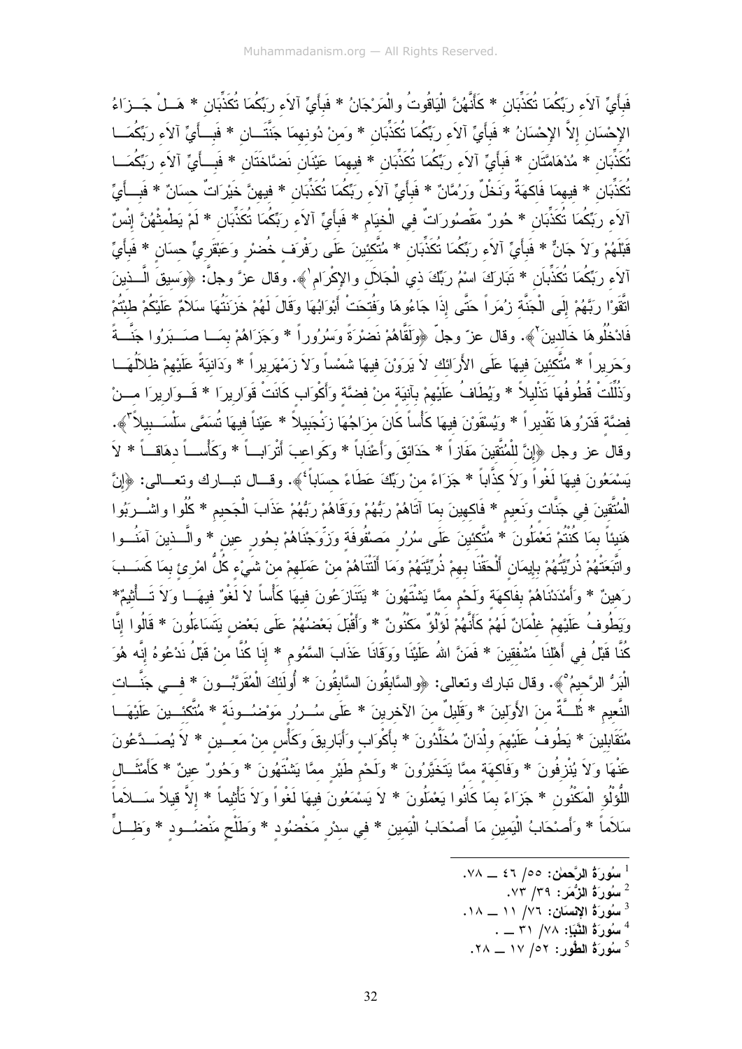فَبِأَيِّ آلاَءِ رَبِّكُمَا تُكَذِّبَانِ * كَأَنَّهُنَّ الْيَاقُوتُ والْمَرْجَانُ * فَبِأَيِّ آلاَءِ رَبِّكُمَا تُكَذِّبَانِ * هَلْ جَزَاءُ الإِحْسَانِ إِلاَّ الإِحْسَانُ * فَبِأَيِّ آلاَءِ رَبِّكُمَا تُكَذِّبَانِ * وَمِنْ دُونِهِمَا جَنَّتَانِ * فَبِأَيِّ آلاَءِ رَبِّكُمَا تُكَذِّبَانِ * مُدْهَامَّتَانِ * فَبِأَيِّ آلاَءِ رَبِّكُمَا تُكَذِّبَانِ * فِيهِمَا عَيْنَانِ نَضَّاخَتَانِ * فَبِأَيِّ آلاَءِ رَبِّكُمَا تُكَذِّبَانِ * فِيهِمَا فَاكِهَةٌ وَنَخْلٌ وَرُمَّانٌ * فَبِأَيِّ آلاَءِ رَبِّكُمَا تُكَذِّبَانِ * فِيهِنَّ خَيْرَاتٌ حِسَانٌ * فَبِأَيِّ آلاَءِ رَبِّكُمَا تُكَذِّبَانِ * حُورٌ مَقْصُورَاتٌ فِي الْخِيَامِ * فَبِأَيِّ آلاَءِ رَبِّكُمَا تُكَذِّبَانِ * لَمْ يَطْمِثْهُنَّ إِنْسٌ قَبْلَهُمْ وَلاَ جَانٌّ * فَبِأَيِّ آلاَءِ رَبِّكُمَا تُكَذِّبَانِ * مُتَّكِئِينَ عَلَى رَفْرَفٍ خُضْرٍ وَعَبْقَرِيٍّ حِسَانٍ * فَبِأَيِّ آلاَءِ رَبِّكُمَا تُكَذِّبَانِ * تَبَارَكَ اسْمُ رَبِّكَ ذِي الْجَلاَلِ والإِكْرَامِ[1]﴾. وقال عزَّ وجلَّ: ﴿وَسِيقَ الَّذِينَ اتَّقَوْا رَبَّهُمْ إِلَى الْجَنَّةِ زُمَراً حَتَّى إِذَا جَاءُوهَا وَفُتِحَتْ أَبْوَابُهَا وَقَالَ لَهُمْ خَزَنَتُهَا سَلاَمٌ عَلَيْكُمْ طِبْتُمْ فَادْخُلُوهَا خَالِدِينَ[2]﴾. وقال عزّ وجلّ ﴿وَلَقَّاهُمْ نَضْرَةً وَسُرُوراً * وَجَزَاهُمْ بِمَا صَبَرُوا جَنَّةً وَحَرِيراً * مُتَّكِئِينَ فِيهَا عَلَى الأَرَائِكِ لاَ يَرَوْنَ فِيهَا شَمْساً وَلاَ زَمْهَرِيراً * وَدَانِيَةً عَلَيْهِمْ ظِلاَلُهَا وَذُلِّلَتْ قُطُوفُهَا تَذْلِيلاً * وَيُطَافُ عَلَيْهِمْ بِآنِيَةٍ مِنْ فِضَّةٍ وَأَكْوَابٍ كَانَتْ قَوَارِيرَا * قَوَارِيرَا مِنْ فِضَّةٍ قَدَّرُوهَا تَقْدِيراً * وَيُسْقَوْنَ فِيهَا كَأْساً كَانَ مِزَاجُهَا زَنْجَبِيلاً * عَيْناً فِيهَا تُسَمَّى سَلْسَبِيلاً[3]﴾. وقال عز وجل ﴿إِنَّ لِلْمُتَّقِينَ مَفَازاً * حَدَائِقَ وَأَعْنَاباً * وَكَوَاعِبَ أَتْرَاباً * وَكَأْساً دِهَاقاً * لاَ يَسْمَعُونَ فِيهَا لَغْواً وَلاَ كِذَّاباً * جَزَاءً مِنْ رَبِّكَ عَطَاءً حِسَاباً[4]﴾. وقال تبارك وتعالى: ﴿إِنَّ الْمُتَّقِينَ فِي جَنَّاتٍ وَنَعِيمٍ * فَاكِهِينَ بِمَا آتَاهُمْ رَبُّهُمْ وَوَقَاهُمْ رَبُّهُمْ عَذَابَ الْجَحِيمِ * كُلُوا واشْرَبُوا هَنِيئاً بِمَا كُنْتُمْ تَعْمَلُونَ * مُتَّكِئِينَ عَلَى سُرُرٍ مَصْفُوفَةٍ وَزَوَّجْنَاهُمْ بِحُورٍ عِينٍ * والَّذِينَ آمَنُوا واتَّبَعَتْهُمْ ذُرِّيَّتُهُمْ بِإِيمَانٍ أَلْحَقْنَا بِهِمْ ذُرِّيَّتَهُمْ وَمَا أَلَتْنَاهُمْ مِنْ عَمَلِهِمْ مِنْ شَيْءٍ كُلُّ امْرِئٍ بِمَا كَسَبَ رَهِينٌ * وَأَمْدَدْنَاهُمْ بِفَاكِهَةٍ وَلَحْمٍ مِمَّا يَشْتَهُونَ * يَتَنَازَعُونَ فِيهَا كَأْساً لاَ لَغْوٌ فِيهَا وَلاَ تَأْثِيمٌ* وَيَطُوفُ عَلَيْهِمْ غِلْمَانٌ لَهُمْ كَأَنَّهُمْ لُؤْلُؤٌ مَكْنُونٌ * وَأَقْبَلَ بَعْضُهُمْ عَلَى بَعْضٍ يَتَسَاءَلُونَ * قَالُوا إِنَّا كُنَّا قَبْلُ فِي أَهْلِنَا مُشْفِقِينَ * فَمَنَّ اللهُ عَلَيْنَا وَوَقَانَا عَذَابَ السَّمُومِ * إِنَا كُنَّا مِنْ قَبْلُ نَدْعُوهُ إِنَّه هُوَ الْبَرُّ الرَّحِيمُ[5]﴾. وقال تبارك وتعالى: ﴿والسَّابِقُونَ السَّابِقُونَ * أُولَئِكَ الْمُقَرَّبُونَ * فِي جَنَّاتِ النَّعِيمِ * ثُلَّةٌ مِنَ الأَوَّلِينَ * وَقَلِيلٌ مِنَ الآخِرِينَ * عَلَى سُرُرٍ مَوْضُونَةٍ * مُتَّكِئِينَ عَلَيْهَا مُتَقَابِلِينَ * يَطُوفُ عَلَيْهِمْ وِلْدَانٌ مُخَلَّدُونَ * بِأَكْوَابٍ وَأَبَارِيقَ وَكَأْسٍ مِنْ مَعِينٍ * لاَ يُصَدَّعُونَ عَنْهَا وَلاَ يُنْزِفُونَ * وَفَاكِهَةٍ مِمَّا يَتَخَيَّرُونَ * وَلَحْمِ طَيْرٍ مِمَّا يَشْتَهُونَ * وَحُورٌ عِينٌ * كَأَمْثَالِ اللُّؤْلُؤِ الْمَكْنُونِ * جَزَاءً بِمَا كَانُوا يَعْمَلُونَ * لاَ يَسْمَعُونَ فِيهَا لَغْواً وَلاَ تَأْثِيماً * إِلاَّ قِيلاً سَلاَماً سَلاَماً * وَأَصْحَابُ الْيَمِينِ مَا أَصْحَابُ الْيَمِينِ * فِي سِدْرٍ مَخْضُودٍ * وَطَلْحٍ مَنْضُودٍ * وَظِلٍّ

---

[1] **سُورَةُ الرَّحمٰن:** ٥٥/ ٤٦ ــ ٧٨.

[2] **سُورَةُ الزُّمَر:** ٣٩/ ٧٣.

[3] **سُورَةُ الإنسَان:** ٧٦/ ١١ ــ ١٨.

[4] **سُورَةُ النَّبَإ:** ٧٨/ ٣١ ــ .

[5] **سُورَةُ الطُّور:** ٥٢/ ١٧ ــ ٢٨.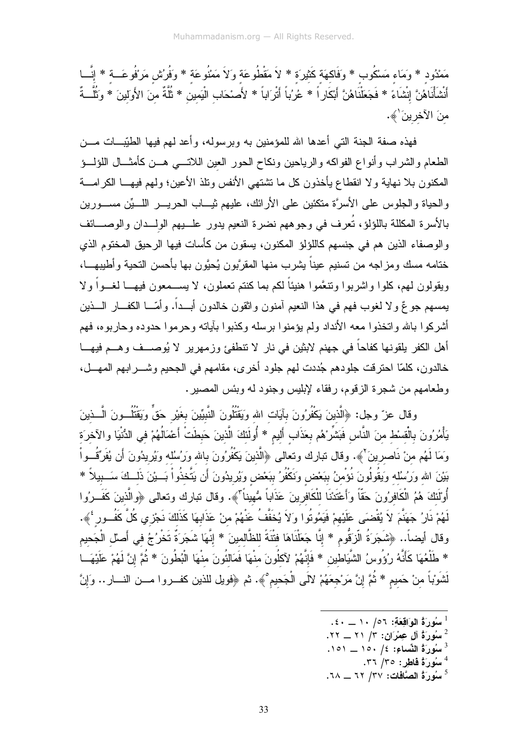مَمْدُود * وَمَاءٍ مَسْكُوب * وَفَاكِهَةٍ كَثِيرَةٍ * لاَ مَقْطُوعَةٍ وَلاَ مَمْنُوعَةٍ * وَفُرُشٍ مَرْفُوعَةٍ * إِنَّا أَنْشَأْنَاهُنَّ إِنْشَاءً * فَجَعَلْنَاهُنَّ أَبْكَاراً * عُرُباً أَتْرَاباً * لأَصْحَابِ الْيَمِينِ * ثُلَّةٌ مِنَ الأَوَّلِينَ * وَثُلَّةٌ مِنَ الآخِرِينَ[1]﴾.

فهذه صفة الجنة التي أعدها الله للمؤمنين به وبرسوله، وأعد لهم فيها الطيّبات من الطعام والشراب وأنواع الفواكه والرياحين ونكاح الحور العين اللاتي هن كأمثال اللؤلؤ المكنون بلا نهاية ولا انقطاع يأخذون كل ما تشتهي الأنفس وتلذ الأعين؛ ولهم فيها الكرامة والحياة والجلوس على الأسرَّة متكئين على الأرائك، عليهم ثياب الحرير الليِّن مسورين بالأسرة المكللة باللؤلؤ، تُعرف في وجوههم نضرة النعيم يدور عليهم الولدان والوصائف والوصفاء الذين هم في جنسهم كاللؤلؤ المكنون، يسقون من كأسات فيها الرحيق المختوم الذي ختامه مسك ومزاجه من تسنيم عيناً يشرب منها المقرَّبون يُحيُّون بها بأحسن التحية وأطيبها، ويقولون لهم، كلوا واشربوا وتنعَّموا هنيئاً لكم بما كنتم تعملون، لا يسمعون فيها لغواً ولا يمسهم جوعٌ ولا لغوب فهم في هذا النعيم آمنون واثقون خالدون أبداً. وأمّا الكفار الذين أشركوا بالله واتخذوا معه الأنداد ولم يؤمنوا برسله وكذبوا بآياته وحرموا حدوده وحاربوه، فهم أهل الكفر يلقونها كفاحاً في جهنم لابثين في نار لا تنطفئ وزمهرير لا يُوصف وهم فيها خالدون، كلمّا احترقت جلودهم جُددت لهم جلود أخرى، مقامهم في الجحيم وشرابهم المهل، وطعامهم من شجرة الزقوم، رفقاء لإبليس وجنود له وبئس المصير.

وقال عزّ وجل: ﴿الَّذِينَ يَكْفُرُونَ بِآيَاتِ اللهِ وَيَقْتُلُونَ النَّبِيِّينَ بِغَيْرِ حَقٍّ وَيَقْتُلُونَ الَّذِينَ يَأْمُرُونَ بِالْقِسْطِ مِنَ النَّاسِ فَبَشِّرْهُم بِعَذَابٍ أَلِيمٍ * أُولَئِكَ الَّذِينَ حَبِطَتْ أَعْمَالُهُمْ فِي الدُّنْيَا والآخِرَةِ وَمَا لَهُم مِنْ نَاصِرِينَ[2]﴾. وقال تبارك وتعالى ﴿الَّذِينَ يَكْفُرُونَ بِاللهِ وَرُسُلِهِ وَيُرِيدُونَ أَن يُفَرِّقُواْ بَيْنَ اللهِ وَرُسُلِهِ وَيقُولُونَ نُؤْمِنُ بِبَعْضٍ وَنَكْفُرُ بِبَعْضٍ وَيُرِيدُونَ أَن يَتَّخِذُواْ بَيْنَ ذَلِكَ سَبِيلاً * أُولَئِكَ هُمُ الْكَافِرُونَ حَقّاً وَأَعْتَدْنَا لِلْكَافِرِينَ عَذَاباً مُّهِيناً[3]﴾. وقال تبارك وتعالى ﴿والَّذِينَ كَفَرُوا لَهُمْ نَارُ جَهَنَّمَ لاَ يُقْضَى عَلَيْهِمْ فَيَمُوتُوا وَلاَ يُخَفَّفُ عَنْهُمْ مِنْ عَذَابِهَا كَذَلِكَ نَجْزِي كُلَّ كَفُورٍ[4]﴾. وقال أيضاً.. ﴿شَجَرَةُ الزَّقُّومِ * إِنَّا جَعَلْنَاهَا فِتْنَةً لِلظَّالِمِينَ * إِنَّهَا شَجَرَةٌ تَخْرُجُ فِي أَصْلِ الْجَحِيمِ * طَلْعُهَا كَأَنَّهُ رُؤُوسُ الشَّيَاطِينِ * فَإِنَّهُمْ لآكِلُونَ مِنْهَا فَمَالِئُونَ مِنْهَا الْبُطُونَ * ثُمَّ إِنَّ لَهُمْ عَلَيْهَا لَشَوْباً مِنْ حَمِيمٍ * ثُمَّ إِنَّ مَرْجِعَهُمْ لإلَى الْجَحِيمِ[5]﴾. ثم ﴿فويل للذين كفروا من النار.. وَإِنَّ

---

[1] **سُورَةُ الوَاقِعَة:** ٥٦/ ١٠ ــ ٤٠.

[2] **سُورَةُ آلِ عِمْرَان:** ٣/ ٢١ ــ ٢٢.

[3] **سُورَةُ النِّسَاء:** ٤/ ١٥٠ ــ ١٥١.

[4] **سُورَةُ فاطِر:** ٣٥/ ٣٦.

[5] **سُورَةُ الصَّافات:** ٣٧/ ٦٢ ــ ٦٨.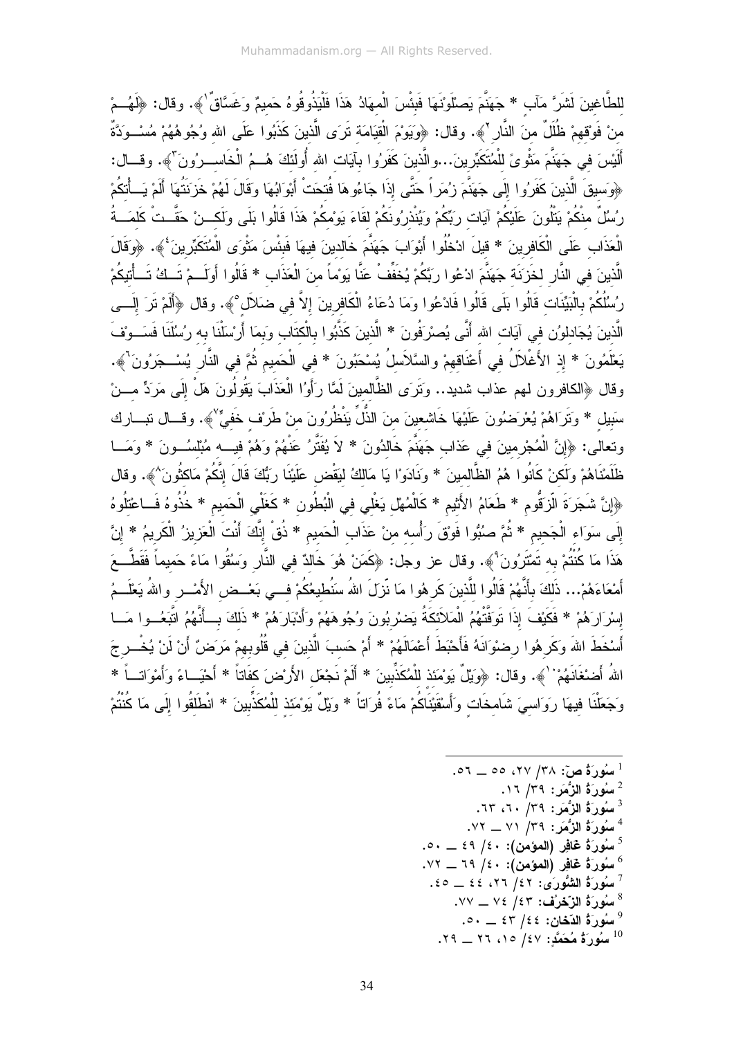للطَّاغِينَ لَشَرَّ مَآبٍ * جَهَنَّمَ يَصْلَوْنَهَا فَبِئْسَ الْمِهَادُ هَذَا فَلْيَذُوقُوهُ حَمِيمٌ وَغَسَّاقٌ[1]﴾. وقال: ﴿لَهُمْ مِنْ فَوْقِهِمْ ظُلَلٌ مِنَ النَّارِ[2]﴾. وقال: ﴿وَيَوْمَ الْقِيَامَةِ تَرَى الَّذِينَ كَذَبُوا عَلَى اللهِ وُجُوهُهُمْ مُسْوَدَّةٌ أَلَيْسَ فِي جَهَنَّمَ مَثْوًى لِلْمُتَكَبِّرِينَ...وَالَّذِينَ كَفَرُوا بِآيَاتِ اللهِ أُولَئِكَ هُمُ الْخَاسِرُونَ[3]﴾. وقال: ﴿وَسِيقَ الَّذِينَ كَفَرُوا إِلَى جَهَنَّمَ زُمَراً حَتَّى إِذَا جَاءُوهَا فُتِحَتْ أَبْوَابُهَا وَقَالَ لَهُمْ خَزَنَتُهَا أَلَمْ يَأْتِكُمْ رُسُلٌ مِنْكُمْ يَتْلُونَ عَلَيْكُمْ آيَاتِ رَبِّكُمْ وَيُنْذِرُونَكُمْ لِقَاءَ يَوْمِكُمْ هَذَا قَالُوا بَلَى وَلَكِنْ حَقَّتْ كَلِمَةُ الْعَذَابِ عَلَى الْكَافِرِينَ * قِيلَ ادْخُلُوا أَبْوَابَ جَهَنَّمَ خَالِدِينَ فِيهَا فَبِئْسَ مَثْوَى الْمُتَكَبِّرِينَ[4]﴾. ﴿وَقَالَ الَّذِينَ فِي النَّارِ لِخَزَنَةِ جَهَنَّمَ ادْعُوا رَبَّكُمْ يُخَفِّفْ عَنَّا يَوْماً مِنَ الْعَذَابِ * قَالُوا أَوَلَمْ تَكُ تَأْتِيكُمْ رُسُلُكُمْ بِالْبَيِّنَاتِ قَالُوا بَلَى قَالُوا فَادْعُوا وَمَا دُعَاءُ الْكَافِرِينَ إِلاَّ فِي ضَلاَلٍ[5]﴾. وقال ﴿أَلَمْ تَرَ إِلَى الَّذِينَ يُجَادِلُونَ فِي آيَاتِ اللهِ أَنَّى يُصْرَفُونَ * الَّذِينَ كَذَّبُوا بِالْكِتَابِ وَبِمَا أَرْسَلْنَا بِهِ رُسُلَنَا فَسَوْفَ يَعْلَمُونَ * إِذِ الأَغْلاَلُ فِي أَعْنَاقِهِمْ وَالسَّلاَسِلُ يُسْحَبُونَ * فِي الْحَمِيمِ ثُمَّ فِي النَّارِ يُسْجَرُونَ[6]﴾. وقال ﴿الكافرون لهم عذاب شديد.. وَتَرَى الظَّالِمِينَ لَمَّا رَأَوُا الْعَذَابَ يَقُولُونَ هَلْ إِلَى مَرَدٍّ مِنْ سَبِيلٍ * وَتَرَاهُمْ يُعْرَضُونَ عَلَيْهَا خَاشِعِينَ مِنَ الذُّلِّ يَنْظُرُونَ مِنْ طَرْفٍ خَفِيٍّ[7]﴾. وقال تبارك وتعالى: ﴿إِنَّ الْمُجْرِمِينَ فِي عَذَابِ جَهَنَّمَ خَالِدُونَ * لاَ يُفَتَّرُ عَنْهُمْ وَهُمْ فِيهِ مُبْلِسُونَ * وَمَا ظَلَمْنَاهُمْ وَلَكِنْ كَانُوا هُمُ الظَّالِمِينَ * وَنَادَوْا يَا مَالِكُ لِيَقْضِ عَلَيْنَا رَبُّكَ قَالَ إِنَّكُمْ مَاكِثُونَ[8]﴾. وقال ﴿إِنَّ شَجَرَةَ الزَّقُّومِ * طَعَامُ الأَثِيمِ * كَالْمُهْلِ يَغْلِي فِي الْبُطُونِ * كَغَلْيِ الْحَمِيمِ * خُذُوهُ فَاعْتِلُوهُ إِلَى سَوَاءِ الْجَحِيمِ * ثُمَّ صُبُّوا فَوْقَ رَأْسِهِ مِنْ عَذَابِ الْحَمِيمِ * ذُقْ إِنَّكَ أَنْتَ الْعَزِيزُ الْكَرِيمُ * إِنَّ هَذَا مَا كُنْتُمْ بِهِ تَمْتَرُونَ[9]﴾. وقال عز وجل: ﴿كَمَنْ هُوَ خَالِدٌ فِي النَّارِ وَسُقُوا مَاءً حَمِيماً فَقَطَّعَ أَمْعَاءَهُمْ... ذَلِكَ بِأَنَّهُمْ قَالُوا لِلَّذِينَ كَرِهُوا مَا نَزَّلَ اللهُ سَنُطِيعُكُمْ فِي بَعْضِ الأَمْرِ وَاللهُ يَعْلَمُ إِسْرَارَهُمْ * فَكَيْفَ إِذَا تَوَفَّتْهُمُ الْمَلاَئِكَةُ يَضْرِبُونَ وُجُوهَهُمْ وَأَدْبَارَهُمْ * ذَلِكَ بِأَنَّهُمُ اتَّبَعُوا مَا أَسْخَطَ اللهَ وَكَرِهُوا رِضْوَانَهُ فَأَحْبَطَ أَعْمَالَهُمْ * أَمْ حَسِبَ الَّذِينَ فِي قُلُوبِهِمْ مَرَضٌ أَنْ لَنْ يُخْرِجَ اللهُ أَضْغَانَهُمْ[10]﴾. وقال: ﴿وَيْلٌ يَوْمَئِذٍ لِلْمُكَذِّبِينَ * أَلَمْ نَجْعَلِ الأَرْضَ كِفَاتاً * أَحْيَاءً وَأَمْوَاتاً * وَجَعَلْنَا فِيهَا رَوَاسِيَ شَامِخَاتٍ وَأَسْقَيْنَاكُمْ مَاءً فُرَاتاً * وَيْلٌ يَوْمَئِذٍ لِلْمُكَذِّبِينَ * انْطَلِقُوا إِلَى مَا كُنْتُمْ

---

[1] **سُورَةُ ص**: ٣٨/ ٢٧، ٥٥ ــ ٥٦.

[2] **سُورَةُ الزُّمَر**: ٣٩/ ١٦.

[3] **سُورَةُ الزُّمَر**: ٣٩/ ٦٠، ٦٣.

[4] **سُورَةُ الزُّمَر**: ٣٩/ ٧١ ــ ٧٢.

[5] **سُورَةُ غَافِر (المؤمن)**: ٤٠/ ٤٩ ــ ٥٠.

[6] **سُورَةُ غَافِر (المؤمن)**: ٤٠/ ٦٩ ــ ٧٢.

[7] **سُورَةُ الشُّورَى**: ٤٢/ ٢٦، ٤٤ ــ ٤٥.

[8] **سُورَةُ الزُّخرُف**: ٤٣/ ٧٤ ــ ٧٧.

[9] **سُورَةُ الدّخان**: ٤٤/ ٤٣ ــ ٥٠.

[10] **سُورَةُ مُحَمَّدٍ**: ٤٧/ ١٥، ٢٦ ــ ٢٩.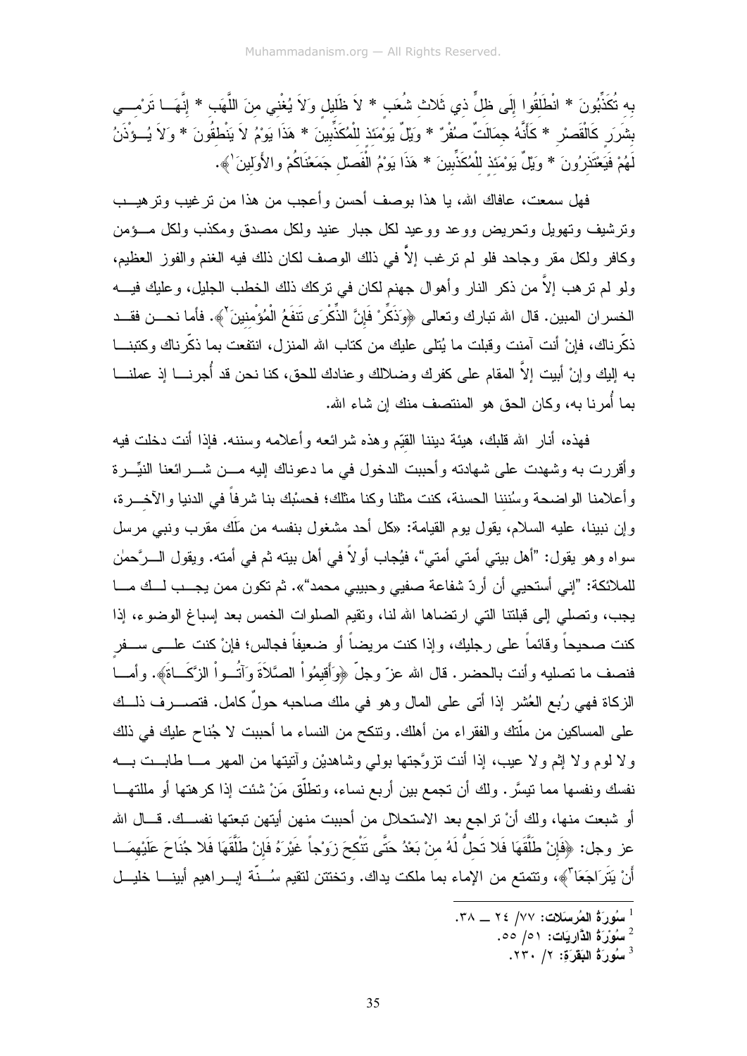بِهِ تُكَذِّبُونَ * انْطَلِقُوا إِلَى ظِلٍّ ذِي ثَلَاثِ شُعَبٍ * لاَ ظَلِيلٍ وَلاَ يُغْنِي مِنَ اللَّهَبِ * إِنَّهَا تَرْمِي بِشَرَرٍ كَالْقَصْرِ * كَأَنَّهُ جِمَالَتٌ صُفْرٌ * وَيْلٌ يَوْمَئِذٍ لِلْمُكَذِّبِينَ * هَذَا يَوْمُ لاَ يَنْطِقُونَ * وَلاَ يُؤْذَنُ لَهُمْ فَيَعْتَذِرُونَ * وَيْلٌ يَوْمَئِذٍ لِلْمُكَذِّبِينَ * هَذَا يَوْمُ الْفَصْلِ جَمَعْنَاكُمْ والأَوَلِينَ[1]﴾.

فهل سمعت، عافاك الله، يا هذا بوصف أحسن وأعجب من هذا من ترغيب وترهيب وترشيف وتهويل وتحريض ووعد ووعيد لكل جبار عنيد ولكل مصدق ومكذب ولكل مؤمن وكافر ولكل مقر وجاحد فلو لم ترغب إلاَّ في ذلك الوصف لكان ذلك فيه الغنم والفوز العظيم، ولو لم ترهب إلاَّ من ذكر النار وأهوال جهنم لكان في تركك ذلك الخطب الجليل، وعليك فيه الخسران المبين. قال الله تبارك وتعالى ﴿وَذَكِّرْ فَإِنَّ الذِّكْرَى تَنفَعُ الْمُؤْمِنِينَ[2]﴾. فأما نحن فقد ذكّرناك، فإنْ أنت آمنت وقبلت ما يُتلى عليك من كتاب الله المنزل، انتفعت بما ذكّرناك وكتبنا به إليك وإنْ أبيت إلاَّ المقام على كفرك وضلالك وعنادك للحق، كنا نحن قد أُجرنا إذ عملنا بما أُمرنا به، وكان الحق هو المنتصف منك إن شاء الله.

فهذه، أنار الله قلبك، هيئة ديننا القيّم وهذه شرائعه وأعلامه وسننه. فإذا أنت دخلت فيه وأقررت به وشهدت على شهادته وأحببت الدخول في ما دعوناك إليه من شرائعنا النيّرة وأعلامنا الواضحة وسُنننا الحسنة، كنت مثلنا وكنا مثلك؛ فحسْبُك بنا شرفاً في الدنيا والآخرة، وإن نبينا، عليه السلام، يقول يوم القيامة: «كل أحد مشغول بنفسه من مَلَك مقرب ونبي مرسل سواه وهو يقول: "أهل بيتي أمتي أمتي"، فيُجاب أولاً في أهل بيته ثم في أمته. ويقول الرَّحمٰن للملائكة: "إني أستحيي أن أردّ شفاعة صفيي وحبيبي محمد"». ثم تكون ممن يجب لك ما يجب، وتصلي إلى قبلتنا التي ارتضاها الله لنا، وتقيم الصلوات الخمس بعد إسباغ الوضوء، إذا كنت صحيحاً وقائماً على رجليك، وإذا كنت مريضاً أو ضعيفاً فجالس؛ فإنْ كنت على سفر فنصف ما تصليه وأنت بالحضر. قال الله عزّ وجلّ ﴿وَأَقِيمُواْ الصَّلاَةَ وَآتُواْ الزَّكَاةَ﴾. وأما الزكاة فهي رُبع العُشر إذا أتى على المال وهو في ملك صاحبه حولٌ كامل. فتصرف ذلك على المساكين من ملّتك والفقراء من أهلك. وتنكح من النساء ما أحببت لا جُناح عليك في ذلك ولا لوم ولا إثم ولا عيب، إذا أنت تزوَّجتها بولي وشاهدين وآتيتها من المهر ما طابت به نفسك ونفسها مما تيسَّر. ولك أن تجمع بين أربع نساء، وتطلّق مَنْ شئت إذا كرهتها أو مللتها أو شبعت منها، ولك أنْ تراجع بعد الاستحلال من أحببت منهن أيتهن تبعتها نفسك. قال الله عز وجل: ﴿فَإِنْ طَلَّقَهَا فَلا تَحِلُّ لَهُ مِنْ بَعْدُ حَتَّى تَنْكِحَ زَوْجاً غَيْرَهُ فَإِنْ طَلَّقَهَا فَلا جُنَاحَ عَلَيْهِمَا أَنْ يَتَرَاجَعَا[3]﴾، وتتمتع من الإماء بما ملكت يداك. وتختتن لتقيم سُنّة إبراهيم أبينا خليل

---

[1] **سُورَةُ المُرسَلات**: ٧٧/ ٢٤ ــ ٣٨.

[2] **سُورَةُ الذَّارِيَات**: ٥١/ ٥٥.

[3] **سُورَةُ البَقَرَة**: ٢/ ٢٣٠.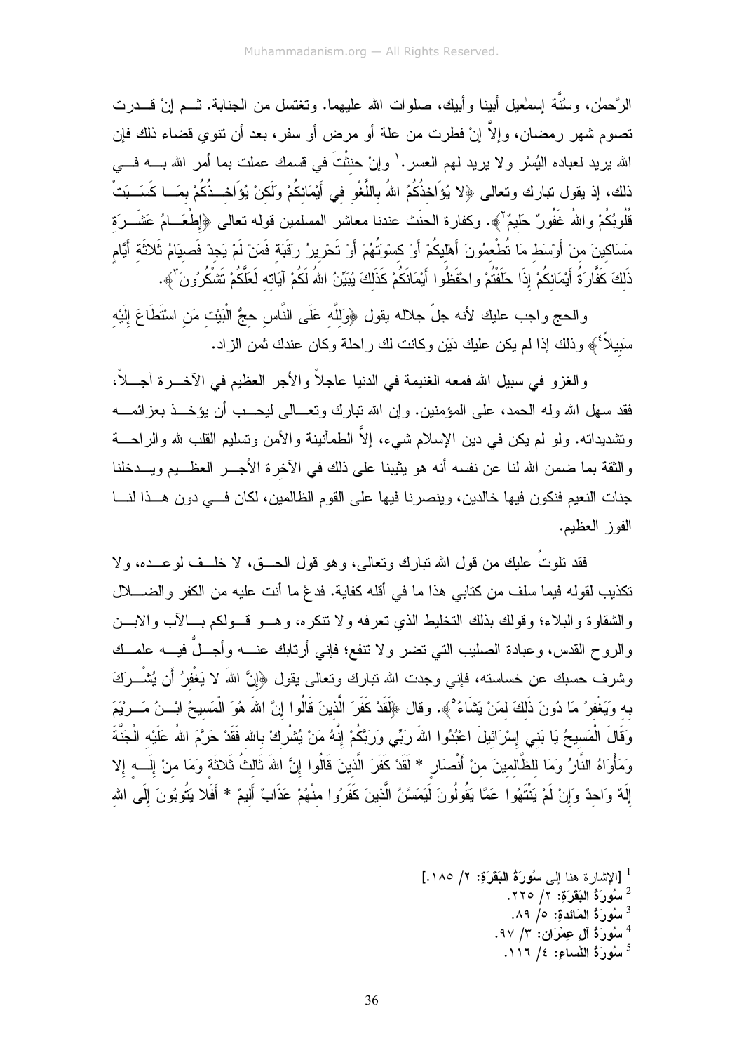الرَّحمٰن، وسُنَّة إسمٰعيل أبينا وأبيك، صلوات الله عليهما. وتغتسل من الجنابة. ثم إنْ قدرت تصوم شهر رمضان، وإلاَّ إنْ فطرت من علة أو مرض أو سفر، بعد أن تنوي قضاء ذلك فإن الله يريد لعباده اليُسْر ولا يريد لهم العسر.[1] وإنْ حنثْتَ في قسمك عملت بما أمر الله به في ذلك، إذ يقول تبارك وتعالى ﴿لا يُؤَاخِذُكُمُ اللهُ بِاللَّغْوِ فِي أَيْمَانِكُمْ وَلَكِنْ يُؤَاخِذُكُمْ بِمَا كَسَبَتْ قُلُوبُكُمْ واللهُ غَفُورٌ حَلِيمٌ[2]﴾. وكفارة الحنث عندنا معاشر المسلمين قوله تعالى ﴿إِطْعَامُ عَشَرَةِ مَسَاكِينَ مِنْ أَوْسَطِ مَا تُطْعِمُونَ أَهْلِيكُمْ أَوْ كِسْوَتُهُمْ أَوْ تَحْرِيرُ رَقَبَةٍ فَمَنْ لَمْ يَجِدْ فَصِيَامُ ثَلاثَةِ أَيَّامٍ ذَلِكَ كَفَّارَةُ أَيْمَانِكُمْ إِذَا حَلَفْتُمْ واحْفَظُوا أَيْمَانَكُمْ كَذَلِكَ يُبَيِّنُ اللهُ لَكُمْ آيَاتِهِ لَعَلَّكُمْ تَشْكُرُونَ[3]﴾.

والحج واجب عليك لأنه جلّ جلاله يقول ﴿وَلِلَّهِ عَلَى النَّاسِ حِجُّ الْبَيْتِ مَنِ اسْتَطَاعَ إِلَيْهِ سَبِيلاً[4]﴾ وذلك إذا لم يكن عليك دَيْن وكانت لك راحلة وكان عندك ثمن الزاد.

والغزو في سبيل الله فمعه الغنيمة في الدنيا عاجلاً والأجر العظيم في الآخرة آجلاً، فقد سهل الله وله الحمد، على المؤمنين. وإن الله تبارك وتعالى ليحب أن يؤخذ بعزائمه وتشديداته. ولو لم يكن في دين الإسلام شيء، إلاَّ الطمأنينة والأمن وتسليم القلب لله والراحة والثقة بما ضمن الله لنا عن نفسه أنه هو يثيبنا على ذلك في الآخرة الأجر العظيم ويدخلنا جنات النعيم فنكون فيها خالدين، وينصرنا فيها على القوم الظالمين، لكان في دون هذا لنا الفوز العظيم.

فقد تلوتُ عليك من قول الله تبارك وتعالى، وهو قول الحق، لا خلف لوعده، ولا تكذيب لقوله فيما سلف من كتابي هذا ما في أقله كفاية. فدعْ ما أنت عليه من الكفر والضلال والشقاوة والبلاء؛ وقولك بذلك التخليط الذي تعرفه ولا تنكره، وهو قولكم بالآب والابن والروح القدس، وعبادة الصليب التي تضر ولا تنفع؛ فإني أرتابك عنه وأجلُّ فيه علمك وشرف حسبك عن خساسته، فإني وجدت الله تبارك وتعالى يقول ﴿إِنَّ اللهَ لا يَغْفِرُ أَن يُشْرَكَ بِهِ وَيَغْفِرُ مَا دُونَ ذَلِكَ لِمَنْ يَشَاءُ[5]﴾. وقال ﴿لَقَدْ كَفَرَ الَّذِينَ قَالُوا إِنَّ اللهَ هُوَ الْمَسِيحُ ابْنُ مَرْيَمَ وَقَالَ الْمَسِيحُ يَا بَنِي إِسْرَائِيلَ اعْبُدُوا اللهَ رَبِّي وَرَبَّكُمْ إِنَّهُ مَنْ يُشْرِكْ بِاللهِ فَقَدْ حَرَّمَ اللهُ عَلَيْهِ الْجَنَّةَ وَمَأْوَاهُ النَّارُ وَمَا لِلظَّالِمِينَ مِنْ أَنْصَارٍ * لَقَدْ كَفَرَ الَّذِينَ قَالُوا إِنَّ اللهَ ثَالِثُ ثَلاثَةٍ وَمَا مِنْ إِلَهٍ إلا إِلَهٌ وَاحِدٌ وَإِنْ لَمْ يَنْتَهُوا عَمَّا يَقُولُونَ لَيَمَسَّنَّ الَّذِينَ كَفَرُوا مِنْهُمْ عَذَابٌ أَلِيمٌ * أَفَلا يَتُوبُونَ إِلَى اللهِ

---

[1] [الإشارة هنا إلى **سُورَةُ البَقَرَة**: ٢/ ١٨٥.]

[2] **سُورَةُ البَقَرَة**: ٢/ ٢٢٥.

[3] **سُورَةُ المَائدة**: ٥/ ٨٩.

[4] **سُورَةُ آل عِمْرَان**: ٣/ ٩٧.

[5] **سُورَةُ النِّساء**: ٤/ ١١٦.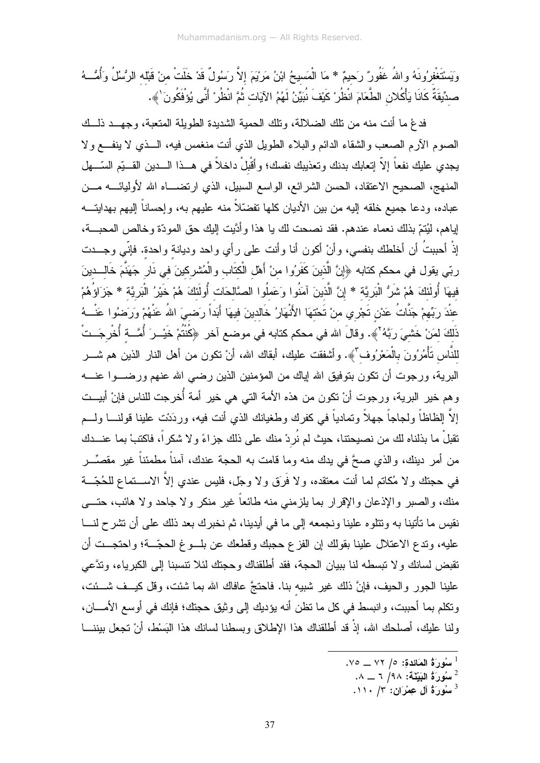وَيَسْتَغْفِرُونَهُ واللهُ غَفُورٌ رَحِيمٌ * مَا الْمَسِيحُ ابْنُ مَرْيَمَ إِلاَّ رَسُولٌ قَدْ خَلَتْ مِنْ قَبْلِهِ الرُّسُلُ وَأُمُّهُ صِدِّيقَةٌ كَانَا يَأْكُلانِ الطَّعَامَ انْظُرْ كَيْفَ نُبَيِّنُ لَهُمُ الآيَاتِ ثُمَّ انْظُرْ أَنَّى يُؤْفَكُونَ[1]﴾.

فدعْ ما أنت منه من تلك الضلالة، وتلك الحمية الشديدة الطويلة المتعبة، وجهد ذلك الصوم الآرم الصعب والشقاء الدائم والبلاء الطويل الذي أنت منغمس فيه، الذي لا ينفع ولا يجدي عليك نفعاً إلاّ إتعابك بدنك وتعذيبك نفسك؛ وأَقْبِلْ داخلاً في هذا الدين القيّم السّهل المنهج، الصحيح الاعتقاد، الحسن الشرائع، الواسع السبيل، الذي ارتضاه الله لأوليائه من عباده، ودعا جميع خلقه إليه من بين الأديان كلها تفضّلاً منه عليهم به، وإحساناً إليهم بهدايته إياهم، ليُتِمّ بذلك نعماه عندهم. فقد نصحت لك يا هذا وأدّيت إليك حق المودّة وخالص المحبة، إذْ أحببتُ أن أخلطك بنفسي، وأنْ أكون أنا وأنت على رأي واحد وديانة واحدة. فإنّي وجدت ربّي يقول في محكم كتابه ﴿إِنَّ الَّذِينَ كَفَرُوا مِنْ أَهْلِ الْكِتَابِ وَالْمُشْرِكِينَ فِي نَارِ جَهَنَّمَ خَالِدِينَ فِيهَا أُولَئِكَ هُمْ شَرُّ الْبَرِيَّةِ * إِنَّ الَّذِينَ آمَنُوا وَعَمِلُوا الصَّالِحَاتِ أُولَئِكَ هُمْ خَيْرُ الْبَرِيَّةِ * جَزَاؤُهُمْ عِنْدَ رَبِّهِمْ جَنَّاتُ عَدْنٍ تَجْرِي مِنْ تَحْتِهَا الأَنْهَارُ خَالِدِينَ فِيهَا أَبَداً رَضِيَ اللهُ عَنْهُمْ وَرَضُوا عَنْهُ ذَلِكَ لِمَنْ خَشِيَ رَبَّهُ[2]﴾. وقالَ الله في محكم كتابه في موضع آخر ﴿كُنْتُمْ خَيْرَ أُمَّةٍ أُخْرِجَتْ لِلنَّاسِ تَأْمُرُونَ بِالْمَعْرُوفِ[3]﴾. وأشفقت عليك، أبقاك الله، أنْ تكون من أهل النار الذين هم شر البرية، ورجوت أن تكون بتوفيق الله إياك من المؤمنين الذين رضي الله عنهم ورضوا عنه وهم خير البرية، ورجوت أنْ تكون من هذه الأمة التي هي خير أمة أُخرجت للناس فإنْ أبيت إلاَّ إلظاظاً ولجاجاً جهلاً وتمادياً في كفرك وطغيانك الذي أنت فيه، ورددْت علينا قولنا ولم تقبلْ ما بذلناه لك من نصيحتنا، حيث لم نُرِدْ منك على ذلك جزاءً ولا شكراً، فاكتبْ بما عندك من أمر دينك، والذي صحَّ في يدك منه وما قامت به الحجة عندك، آمناً مطمئناً غير مقصِّر في حجتك ولا مُكاتم لما أنت معتقده، ولا فَرَق ولا وجَل، فليس عندي إلاَّ الاستماع للحُجّة منك، والصبر والإذعان والإقرار بما يلزمني منه طائعاً غير منكر ولا جاحد ولا هائب، حتى نقيس ما تأتينا به وتتلوه علينا ونجمعه إلى ما في أيدينا، ثم نخبرك بعد ذلك على أن تشرح لنا عليه، وتدع الاعتلال علينا بقولك إن الفزع حجبك وقطعك عن بلوغ الحجّة؛ واحتجت أن تقبض لسانك ولا تبسطه لنا ببيان الحجة، فقد أطلقناك وحجتك لئلا تنسبنا إلى الكبرياء، وتدَّعي علينا الجور والحيف، فإنَّ ذلك غير شبيهٍ بنا. فاحتجَّ عافاك الله بما شئت، وقل كيف شئت، وتكلم بما أحببت، وانبسط في كل ما تظن أنه يؤديك إلى وثيق حجتك؛ فإنك في أوسع الأمان، ولنا عليك، أصلحك الله، إذْ قد أطلقناك هذا الإطلاق وبسطنا لسانك هذا البَسْط، أنْ تجعل بيننا

---

[1] سُورَةُ المَائدة: ٥/ ٧٢ ــ ٧٥.

[2] سُورَةُ البَيِّنَة: ٩٨/ ٦ ــ ٨.

[3] سُورَةُ آل عِمْرَان: ٣/ ١١٠.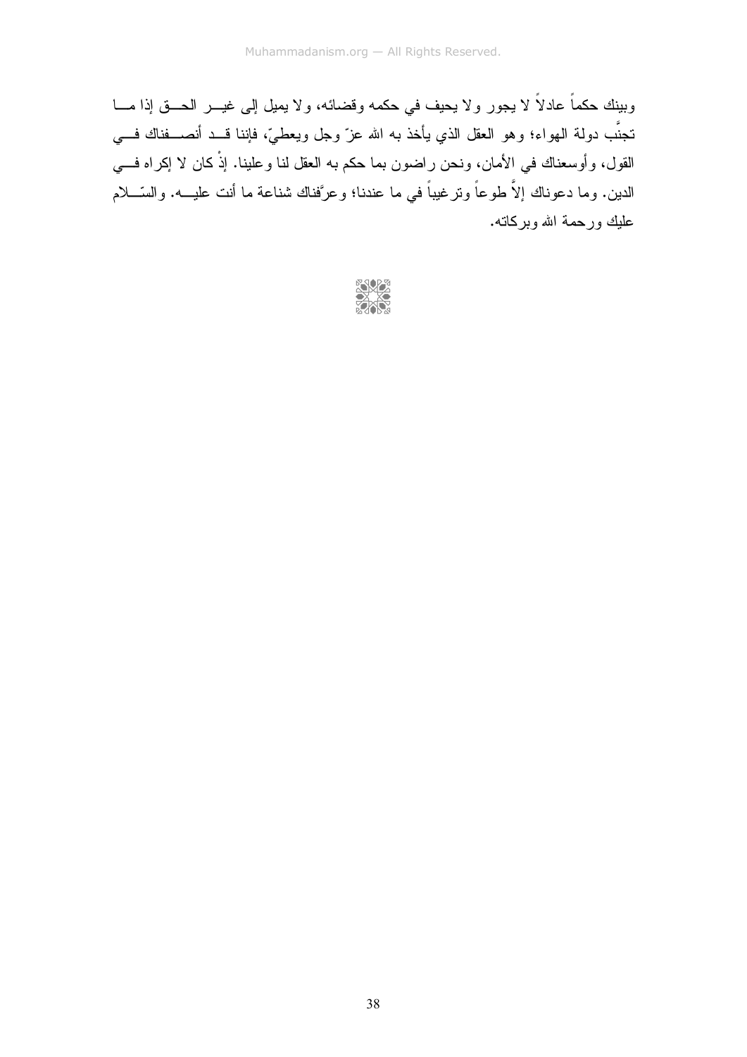وبينك حكماً عادلاً لا يجور ولا يحيف في حكمه وقضائه، ولا يميل إلى غير الحق إذا ما تجنَّب دولة الهواء؛ وهو العقل الذي يأخذ به الله عزّ وجل ويعطيّ، فإننا قد أنصفناك في القول، وأوسعناك في الأمان، ونحن راضون بما حكم به العقل لنا وعلينا. إذْ كان لا إكراه في الدين. وما دعوناك إلاَّ طوعاً وترغيباً في ما عندنا؛ وعرَّفناك شناعة ما أنت عليه. والسّلام عليك ورحمة الله وبركاته.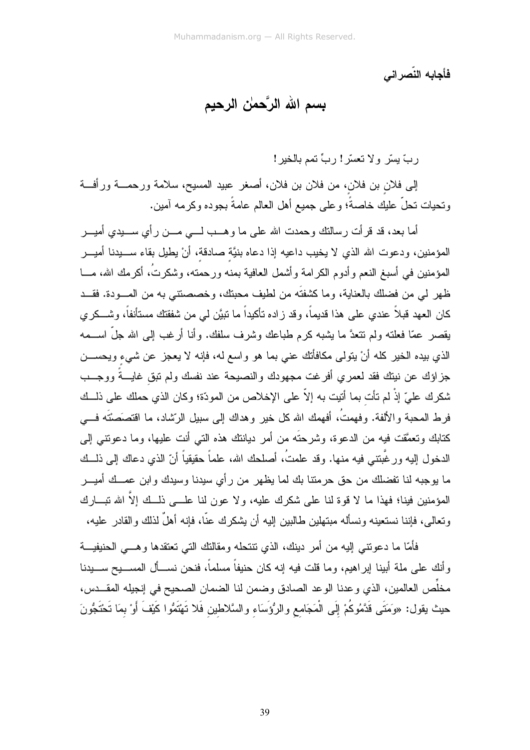فأجابه النّصراني

## بسم الله الرَّحمٰن الرحيم

ربّ يسّر ولا تعسّر! ربِّ تمم بالخير!

إلى فلانٍ بن فلانٍ، من فلان بن فلان، أصغر عبيد المسيح، سلامة ورحمة ورأفة وتحيات تحلّ عليك خاصةً؛ وعلى جميع أهل العالم عامةً بجوده وكرمه آمين.

أما بعد، قد قرأت رسالتك وحمدت الله على ما وهب لي من رأي سيدي أمير المؤمنين، ودعوت الله الذي لا يخيب داعيه إذا دعاه بنيَّةٍ صادقة، أنْ يطيل بقاء سيدنا أمير المؤمنين في أسبغ النعم وأدوم الكرامة وأشمل العافية بمنه ورحمته، وشكرتُ، أكرمك الله، ما ظهر لي من فضلك بالعناية، وما كشفتَه من لطيف محبتك، وخصصتني به من المودة. فقد كان العهد قبلاً عندي على هذا قديماً، وقد زاده تأكيداً ما تبيَّن لي من شفقتك مستأنفاً، وشكري يقصر عمّا فعلته ولم تتعدَّ ما يشبه كرم طباعك وشرف سلفك. وأنا أرغب إلى الله جلّ اسمه الذي بيده الخير كله أنْ يتولى مكافأتك عني بما هو واسع له، فإنه لا يعجز عن شيءٍ ويحسن جزاؤك عن نيتك فقد لعمري أفرغت مجهودك والنصيحة عند نفسك ولم تبقِ غايةً ووجب شكرك عليّ إذْ لم تأتِ بما أتيت به إلاّ على الإخلاص من المودّة؛ وكان الذي حملك على ذلك فرط المحبة والألفة. وفهمتُ، أفهمك الله كل خير وهداك إلى سبيل الرّشاد، ما اقتصَصْتَه في كتابك وتعمَّقت فيه من الدعوة، وشرحتَه من أمر ديانتك هذه التي أنت عليها، وما دعوتني إلى الدخول إليه ورغَّبتني فيه منها. وقد علمتُ، أصلحك الله، علماً حقيقياً أنّ الذي دعاك إلى ذلك ما يوجبه لنا تفضلك من حق حرمتنا بك لما يظهر من رأي سيدنا وسيدك وابن عمك أمير المؤمنين فينا؛ فهذا ما لا قوة لنا على شكرك عليه، ولا عون لنا على ذلك إلاَّ الله تبارك وتعالى، فإننا نستعينه ونسأله مبتهلين طالبين إليه أن يشكرك عنّا، فإنه أهلٌ لذلك والقادر عليه،

فأمّا ما دعوتني إليه من أمر دينك، الذي تنتحله ومقالتك التي تعتقدها وهي الحنيفية وأنك على ملة أبينا إبراهيم، وما قلت فيه إنه كان حنيفاً مسلماً، فنحن نسأل المسيح سيدنا مخلِّص العالمين، الذي وعدنا الوعد الصادق وضمن لنا الضمان الصحيح في إنجيله المقدس، حيث يقول: «وَمَتَى قَدَّمُوكُمْ إِلَى الْمَجَامِعِ والرُؤَسَاءِ والسَّلاطِينِ فَلا تَهْتَمُّوا كَيْفَ أَوْ بِمَا تَحْتَجُّونَ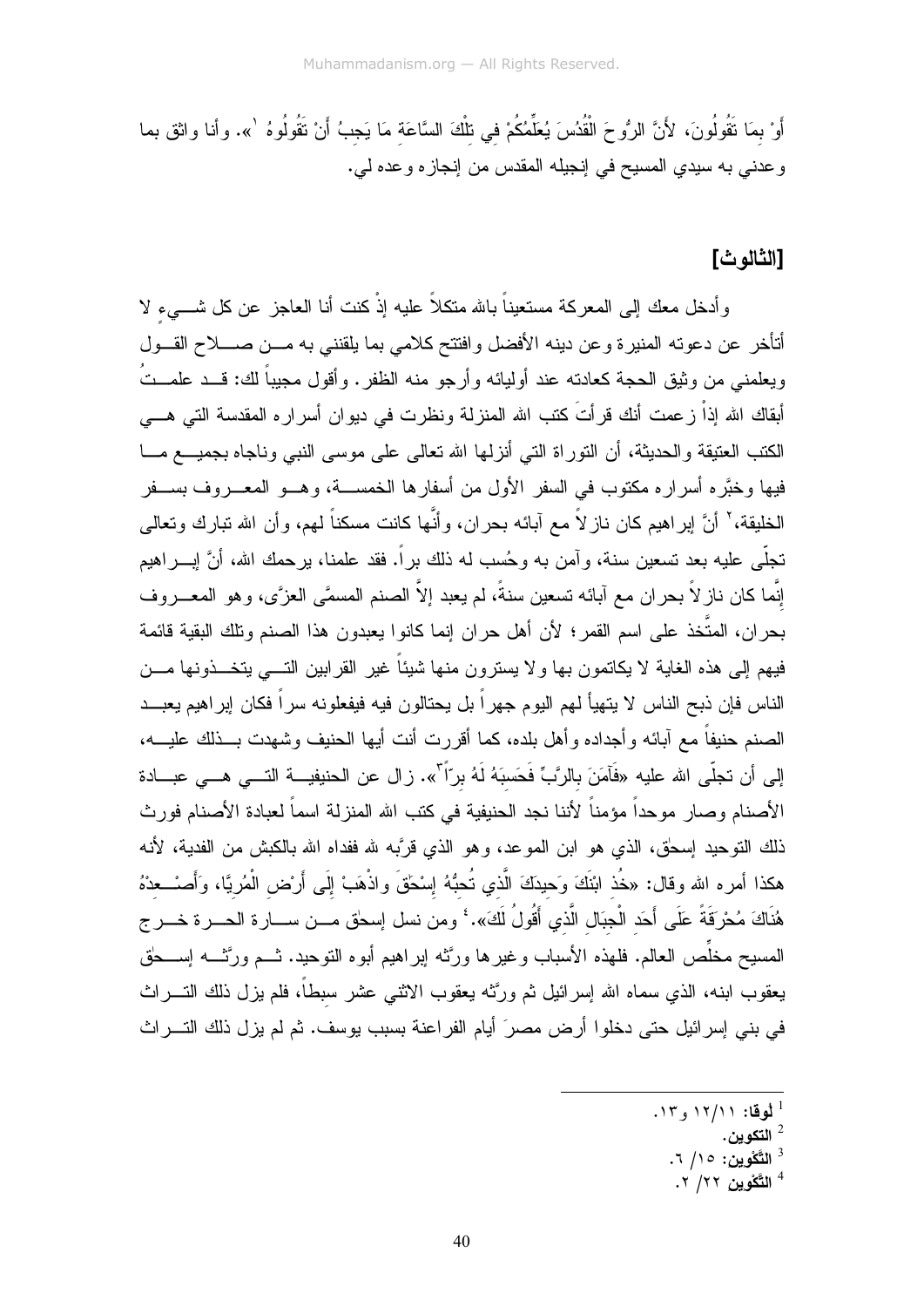أَوْ بِمَا تَقُولُونَ، لأَنَّ الرُّوحَ الْقُدُسَ يُعَلِّمُكُمْ فِي تِلْكَ السَّاعَةِ مَا يَجِبُ أَنْ تَقُولُوهُ [1]». وأنا واثق بما وعدني به سيدي المسيح في إنجيله المقدس من إنجازه وعده لي.

## [الثالوث]

وأدخل معك إلى المعركة مستعيناً بالله متكلاً عليه إذْ كنت أنا العاجز عن كل شيء لا أتأخر عن دعوته المنيرة وعن دينه الأفضل وافتتح كلامي بما يلقنني به من صلاح القول ويعلمني من وثيق الحجة كعادته عند أوليائه وأرجو منه الظفر. وأقول مجيباً لك: قد علمتُ أبقاك الله إذْ زعمت أنك قرأتَ كتب الله المنزلة ونظرت في ديوان أسراره المقدسة التي هي الكتب العتيقة والحديثة، أن التوراة التي أنزلها الله تعالى على موسى النبي وناجاه بجميع ما فيها وخبَّره أسراره مكتوب في السفر الأول من أسفارها الخمسة، وهو المعروف بسفر الخليقة، [2] أنَّ إبراهيم كان نازلاً مع آبائه بحران، وأنَّها كانت مسكناً لهم، وأن الله تبارك وتعالى تجلّى عليه بعد تسعين سنة، وآمن به وحُسب له ذلك براً. فقد علمنا، يرحمك الله، أنَّ إبراهيم إنَّما كان نازلاً بحران مع آبائه تسعين سنةً، لم يعبد إلاَّ الصنم المسمَّى العزَّى، وهو المعروف بحران، المتَّخذ على اسم القمر؛ لأن أهل حران إنما كانوا يعبدون هذا الصنم وتلك البقية قائمة فيهم إلى هذه الغاية لا يكاتمون بها ولا يسترون منها شيئاً غير القرابين التي يتخذونها من الناس فإن ذبح الناس لا يتهيأ لهم اليوم جهراً بل يحتالون فيه فيفعلونه سراً فكان إبراهيم يعبد الصنم حنيفاً مع آبائه وأجداده وأهل بلده، كما أقررت أنت أيها الحنيف وشهدت بذلك عليه، إلى أن تجلّى الله عليه «فَآمَنَ بِالرَّبِّ فَحَسِبَهُ لَهُ بِرّاً [3]». زال عن الحنيفية التي هي عبادة الأصنام وصار موحداً مؤمناً لأننا نجد الحنيفية في كتب الله المنزلة اسماً لعبادة الأصنام فورث ذلك التوحيد إسحق، الذي هو ابن الموعد، وهو الذي قرَّبه لله ففداه الله بالكبش من الفدية، لأنه هكذا أمره الله وقال: «خُذِ ابْنَكَ وَحِيدَكَ الَّذِي تُحِبُّهُ إِسْحَقَ واذْهَبْ إِلَى أَرْضِ الْمُرِيَّا، وَأَصْعِدْهُ هُنَاكَ مُحْرَقَةً عَلَى أَحَدِ الْجِبَالِ الَّذِي أَقُولُ لَكَ». [4] ومن نسل إسحق من سارة الحرة خرج المسيح مخلِّص العالم. فلهذه الأسباب وغيرها ورَّثه إبراهيم أبوه التوحيد. ثم ورَّثه إسحق يعقوب ابنه، الذي سماه الله إسرائيل ثم ورَّثه يعقوب الاثني عشر سبطاً، فلم يزل ذلك التراث في بني إسرائيل حتى دخلوا أرض مصرَ أيام الفراعنة بسبب يوسف. ثم لم يزل ذلك التراث

---

[1] **لوقا:** ١٢/١١ و١٣.

[2] **التكوين.**

[3] **التَّكْوِين:** ١٥/ ٦.

[4] **التَّكْوِين** ٢٢/ ٢.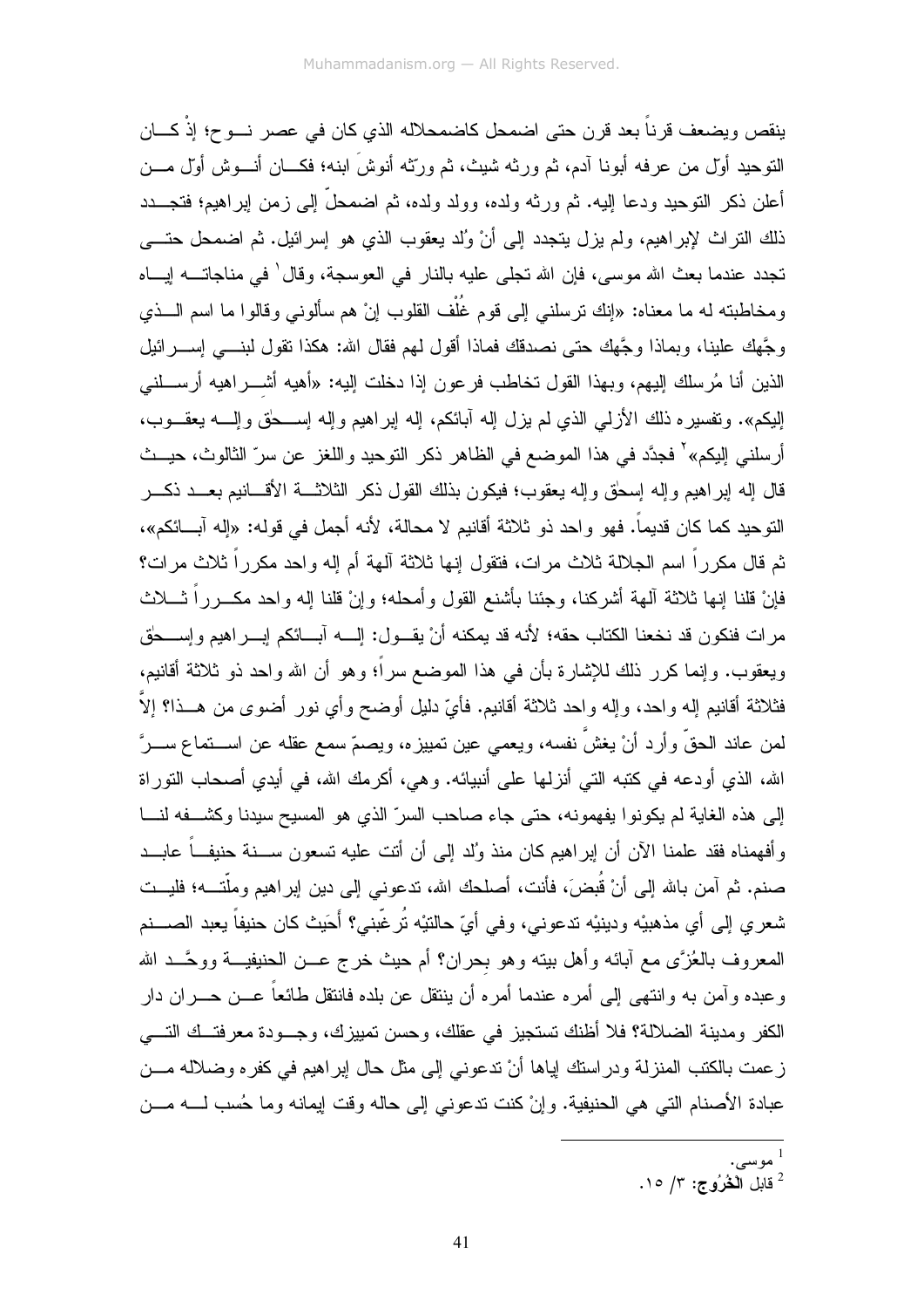ينقص ويضعف قرناً بعد قرن حتى اضمحل كاضمحلاله الذي كان في عصر نوح؛ إذْ كان التوحيد أوّل من عرفه أبونا آدم، ثم ورثه شيث، ثم ورّثه أنوشَ ابنه؛ فكان أنوش أوّل من أعلن ذكر التوحيد ودعا إليه. ثم ورثه ولده، وولد ولده، ثم اضمحلّ إلى زمن إبراهيم؛ فتجدد ذلك التراث لإبراهيم، ولم يزل يتجدد إلى أنْ وُلد يعقوب الذي هو إسرائيل. ثم اضمحل حتى تجدد عندما بعث الله موسى، فإن الله تجلى عليه بالنار في العوسجة، وقال[1] في مناجاته إياه ومخاطبته له ما معناه: «إنك ترسلني إلى قوم غُلْف القلوب إنْ هم سألوني وقالوا ما اسم الذي وجَّهك علينا، وبماذا وجَّهك حتى نصدقك فماذا أقول لهم فقال الله: هكذا تقول لبني إسرائيل الذين أنا مُرسلك إليهم، وبهذا القول تخاطب فرعون إذا دخلت إليه: «أهيه أشراهيه أرسلني إليكم». وتفسيره ذلك الأزلي الذي لم يزل إله آبائكم، إله إبراهيم وإله إسحٰق وإله يعقوب، أرسلني إليكم»[2] فجدَّد في هذا الموضع في الظاهر ذكر التوحيد واللغز عن سرّ الثالوث، حيث قال إله إبراهيم وإله إسحٰق وإله يعقوب؛ فيكون بذلك القول ذكر الثلاثة الأقانيم بعد ذكر التوحيد كما كان قديماً. فهو واحد ذو ثلاثة أقانيم لا محالة، لأنه أجمل في قوله: «إله آبائكم»، ثم قال مكرراً اسم الجلالة ثلاث مرات، فتقول إنها ثلاثة آلهة أم إله واحد مكرراً ثلاث مرات؟ فإنْ قلنا إنها ثلاثة آلهة أشركنا، وجئنا بأشنع القول وأمحله؛ وإنْ قلنا إله واحد مكرراً ثلاث مرات فنكون قد نخعنا الكتاب حقه؛ لأنه قد يمكنه أنْ يقول: إله آبائكم إبراهيم وإسحٰق ويعقوب. وإنما كرر ذلك للإشارة بأن في هذا الموضع سراً؛ وهو أن الله واحد ذو ثلاثة أقانيم، فثلاثة أقانيم إله واحد، وإله واحد ثلاثة أقانيم. فأيّ دليل أوضح وأي نور أضوى من هذا؟ إلاَّ لمن عاند الحقّ وأرد أنْ يغشَّ نفسه، ويعمي عين تمييزه، ويصمّ سمع عقله عن استماع سرَّ الله، الذي أودعه في كتبه التي أنزلها على أنبيائه. وهي، أكرمك الله، في أيدي أصحاب التوراة إلى هذه الغاية لم يكونوا يفهمونه، حتى جاء صاحب السرّ الذي هو المسيح سيدنا وكشفه لنا وأفهمناه فقد علمنا الآن أن إبراهيم كان منذ وُلد إلى أن أتت عليه تسعون سنة حنيفاً عابد صنم. ثم آمن بالله إلى أنْ قُبضَ، فأنت، أصلحك الله، تدعوني إلى دين إبراهيم وملّته؛ فليت شعري إلى أي مذهبيْه ودينيْه تدعوني، وفي أيّ حالتيْه تُرغّبني؟ أحَيث كان حنيفاً يعبد الصنم المعروف بالعُزَّى مع آبائه وأهل بيته وهو بحران؟ أم حيث خرج عن الحنيفية ووحَّد الله وعبده وآمن به وانتهى إلى أمره عندما أمره أن ينتقل عن بلده فانتقل طائعاً عن حران دار الكفر ومدينة الضلالة؟ فلا أظنك تستجيز في عقلك، وحسن تمييزك، وجودة معرفتك التي زعمت بالكتب المنزلة ودراستك إياها أنْ تدعوني إلى مثل حال إبراهيم في كفره وضلاله من عبادة الأصنام التي هي الحنيفية. وإنْ كنت تدعوني إلى حاله وقت إيمانه وما حُسب له من

---

[1] موسى.

[2] قابل **الخُرُوج**: ٣/ ١٥.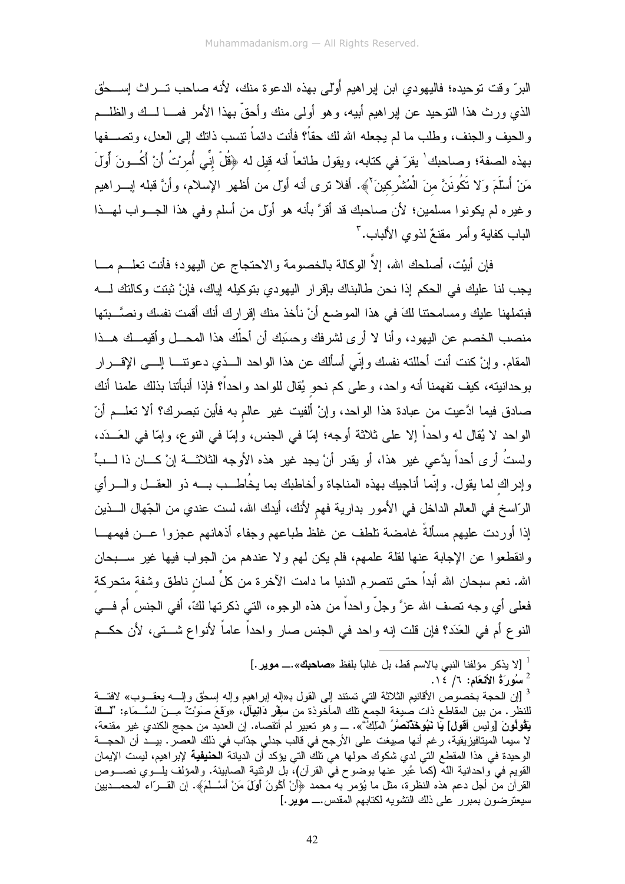البرّ وقت توحيده؛ فاليهودي ابن إبراهيم أَولى بهذه الدعوة منك، لأنه صاحب تـراث إسـحاق الذي ورث هذا التوحيد عن إبراهيم أبيه، وهو أولى منك وأحقّ بهذا الأمر فمـا لـك والظلـم والحيف والجنف، وطلب ما لم يجعله الله لك حقاً؟ فأنت دائماً تنسب ذاتك إلى العدل، وتصـفها بهذه الصفة؛ وصاحبك[1] يقرّ في كتابه، ويقول طائعاً أنه قيل له ﴿قُلْ إِنِّي أُمِرْتُ أَنْ أَكُـونَ أَوَّلَ مَنْ أَسْلَمَ وَلا تَكُونَنَّ مِنَ الْمُشْرِكِينَ[2]﴾. أفلا ترى أنه أوّل من أظهر الإسلام، وأنَّ قبله إبـراهيم وغيره لم يكونوا مسلمين؛ لأن صاحبك قد أقرَّ بأنه هو أوّل من أسلم وفي هذا الجـواب لهـذا الباب كفاية وأمر مقنعٌ لذوي الألباب.[3]

فإن أبيْت، أصلحك الله، إلاَّ الوكالة بالخصومة والاحتجاج عن اليهود؛ فأنت تعلـم مـا يجب لنا عليك في الحكم إذا نحن طالبناك بإقرار اليهودي بتوكيله إياك، فإنْ ثبتت وكالتك لـه فبتملهنا عليك ومسامحتنا لكَ في هذا الموضع أنْ نأخذ منك إقرارك أنك أقمت نفسك ونصَّـبتها منصب الخصم عن اليهود، وأنا لا أرى لشرفك وحسَبك أن أحلّك هذا المحـل وأقيمـك هـذا المقام. وإنْ كنت أنت أحللته نفسك وإنّي أسألك عن هذا الواحد الـذي دعوتنـا إلـى الإقـرار بوحدانيته، كيف تفهمنا أنه واحد، وعلى كم نحوٍ يُقال للواحد واحداً؟ فإذا أنبأتنا بذلك علمنا أنك صادق فيما ادَّعيت من عبادة هذا الواحد، وإنْ أُلفيت غير عالمٍ به فأين تبصرك؟ ألا تعلـم أنّ الواحد لا يُقال له واحداً إلا على ثلاثة أوجه؛ إمّا في الجنس، وإمّا في النوع، وإمّا في العَـدَد، ولستُ أرى أحداً يدَّعي غير هذا، أو يقدر أنْ يجد غير هذه الأوجه الثلاثـة إنْ كـان ذا لـبٍّ وإدراكٍ لما يقول. وإنّما أناجيك بهذه المناجاة وأخاطبك بما يخُاطـب بـه ذو العقـل والـرأي الرّاسخ في العالم الداخل في الأمور بدارية فهمٍ لأنك، أيدك الله، لست عندي من الجّهال الـذين إذا أوردت عليهم مسألةً غامضة تلطف عن غلظ طباعهم وجفاء أذهانهم عجزوا عـن فهمهـا وانقطعوا عن الإجابة عنها لقلة علمهم، فلم يكن لهم ولا عندهم من الجواب فيها غير سـبحان الله. نعم سبحان الله أبداً حتى تنصرم الدنيا ما دامت الآخرة من كلّ لسانٍ ناطق وشفةٍ متحركة فعلى أي وجه تصف الله عزَّ وجلّ واحداً من هذه الوجوه، التي ذكرتها لكّ، أفي الجنس أم فـي النوع أم في العَدَد؟ فإن قلت إنه واحد في الجنس صار واحداً عاماً لأنواع شـتى، لأن حكـم

---

[1] [لا يذكر مؤلفنا النبي بالاسم قط، بل غالباً بلفظ «**صاحبك**».ـــ **موير**.]

[2] **سُورَةُ الأنعَام**: ٦/ ١٤.

[3] [إن الحجة بخصوص الأقانيم الثلاثة التي تستند إلى القول بـ«إله إبراهيم وإله إسحق وإلـه يعقـوب» لافتـة للنظر. من بين المقاطع ذات صيغة الجمع تلك المأخوذة من **سِفْر دَانِيآل**، «وَقَعَ صَوْتٌ مِـنَ السَّـمَاءِ: "**لَـكَ يَقُولُونَ** [وليس **أقول**] **يَا نَبُوخَذْنَصَّرُ** الْمَلِكُ"». ـــ وهو تعبير لم أتقصاه. إن العديد من حجج الكندي غير مقنعة، لا سيما الميتافيزيقية، رغم أنها صيغت على الأرجح في قالب جدلي جذّاب في ذلك العصر. بيـد أن الحجـة الوحيدة في هذا المقطع التي لدي شكوك حولها هي تلك التي يؤكد أن الديانة **الحنيفية** لإبراهيم، ليست الإيمان القويم في واحدانية الله (كما عُبر عنها بوضوح في القرآن)، بل الوثنية الصابيئة. والمؤلف يلـوي نصـوص القرآن من أجل دعم هذه النظرة، مثل ما يُؤمر به محمد ﴿أَنْ أَكُونَ **أَوَّلَ** مَنْ أَسْـلَمَ﴾. إن القـرّاء المحمـديين سيعترضون بمبرر على ذلك التشويه لكتابهم المقدس.ـــ **موير**.]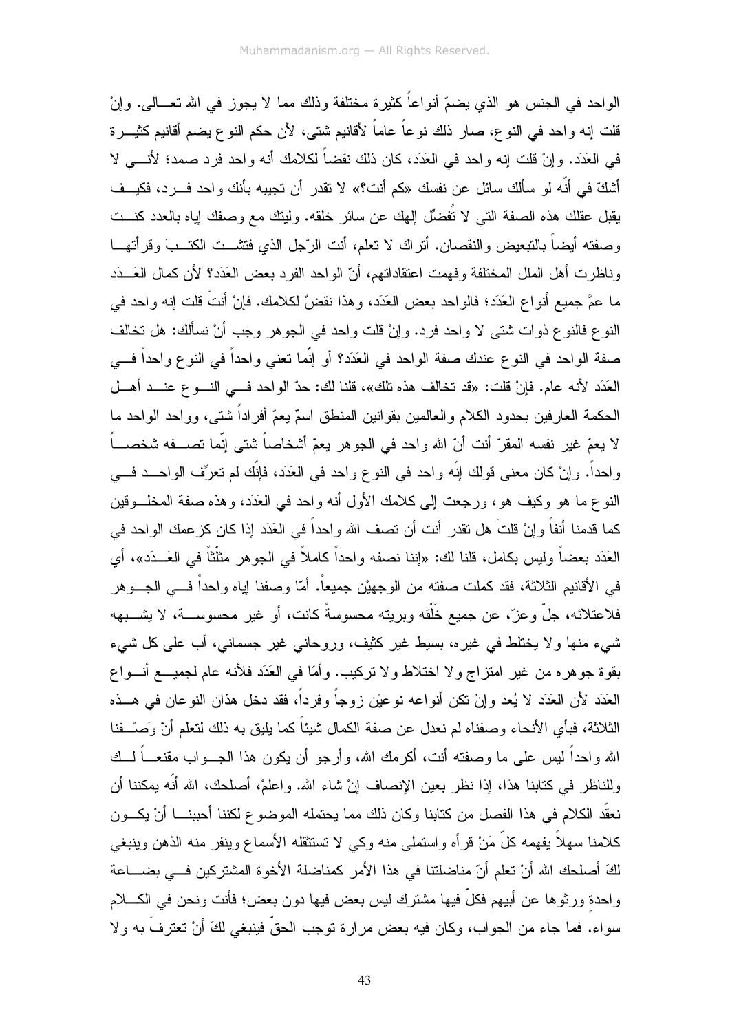الواحد في الجنس هو الذي يضمّ أنواعاً كثيرة مختلفة وذلك مما لا يجوز في الله تعالى. وإنْ قلت إنه واحد في النوع، صار ذلك نوعاً عاماً لأقانيم شتى، لأن حكم النوع يضم أقانيم كثيرة في العَدَد. وإنْ قلت إنه واحد في العَدَد، كان ذلك نقضاً لكلامك أنه واحد فرد صمد؛ لأني لا أشكّ في أنّه لو سألك سائل عن نفسك «كم أنت؟» لا تقدر أن تجيبه بأنك واحد فرد، فكيف يقبل عقلك هذه الصفة التي لا تُفضِّل إلهك عن سائر خلقه. وليتك مع وصفك إياه بالعدد كنت وصفته أيضاً بالتبعيض والنقصان. أتراك لا تعلم، أنت الرّجل الذي فتشت الكتبَ وقرأتها وناظرت أهل الملل المختلفة وفهمت اعتقاداتهم، أنّ الواحد الفرد بعض العَدَد؟ لأن كمال العَدَد ما عمَّ جميع أنواع العَدَد؛ فالواحد بعض العَدَد، وهذا نقضٌ لكلامك. فإنْ أنتَ قلت إنه واحد في النوع فالنوع ذوات شتى لا واحد فرد. وإنْ قلت واحد في الجوهر وجب أنْ نسألك: هل تخالف صفة الواحد في النوع عندك صفة الواحد في العَدَد؟ أو إنّما تعني واحداً في النوع واحداً في العَدَد لأنه عام. فإنْ قلت: «قد تخالف هذه تلك»، قلنا لك: حدّ الواحد في النوع عند أهل الحكمة العارفين بحدود الكلام والعالمين بقوانين المنطق اسمٌ يعمّ أفراداً شتى، وواحد الواحد ما لا يعمّ غير نفسه المقرّ أنت أنّ الله واحد في الجوهر يعمّ أشخاصاً شتى إنّما تصفه شخصاً واحداً. وإنْ كان معنى قولك إنّه واحد في النوع واحد في العَدَد، فإنّك لم تعرِّف الواحد في النوع ما هو وكيف هو، ورجعت إلى كلامك الأول أنه واحد في العَدَد، وهذه صفة المخلوقين كما قدمنا أنفاً وإنْ قلتَ هل تقدر أنت أن تصف الله واحداً في العَدَد إذا كان كزعمك الواحد في العَدَد بعضاً وليس بكامل، قلنا لك: «إننا نصفه واحداً كاملاً في الجوهر مثّلّثاً في العَدَد»، أي في الأقانيم الثلاثة، فقد كملت صفته من الوجهيْن جميعاً. أمّا وصفنا إياه واحداً في الجوهر فلاعتلائه، جلّ وعزّ، عن جميع خَلْقه وبريته محسوسةً كانت، أو غير محسوسة، لا يشبهه شيء منها ولا يختلط في غيره، بسيط غير كثيف، وروحاني غير جسماني، أب على كل شيء بقوة جوهره من غير امتزاج ولا اختلاط ولا تركيب. وأمّا في العَدَد فلأنه عام لجميع أنواع العَدَد لأن العَدَد لا يُعد وإنْ تكن أنواعه نوعيْن زوجاً وفرداً، فقد دخل هذان النوعان في هذه الثلاثة، فبأي الأنحاء وصفناه لم نعدل عن صفة الكمال شيئاً كما يليق به ذلك لتعلم أنّ وَصْفنا الله واحداً ليس على ما وصفته أنت، أكرمك الله، وأرجو أن يكون هذا الجواب مقنعاً لك وللناظر في كتابنا هذا، إذا نظر بعين الإنصاف إنْ شاء الله. واعلمْ، أصلحك، الله أنّه يمكننا أن نعقّد الكلام في هذا الفصل من كتابنا وكان ذلك مما يحتمله الموضوع لكننا أحببنا أنْ يكون كلامنا سهلاً يفهمه كلّ مَنْ قرأه واستملى منه وكي لا تستثقله الأسماع وينفر منه الذهن وينبغي لكَ أصلحك الله أنْ تعلم أنّ مناضلتنا في هذا الأمر كمناضلة الأخوة المشتركين في بضاعة واحدة ورثوها عن أبيهم فكلّ فيها مشترك ليس بعض فيها دون بعض؛ فأنت ونحن في الكلام سواء. فما جاء من الجواب، وكان فيه بعض مرارة توجب الحقّ فينبغي لكَ أنْ تعترفَ به ولا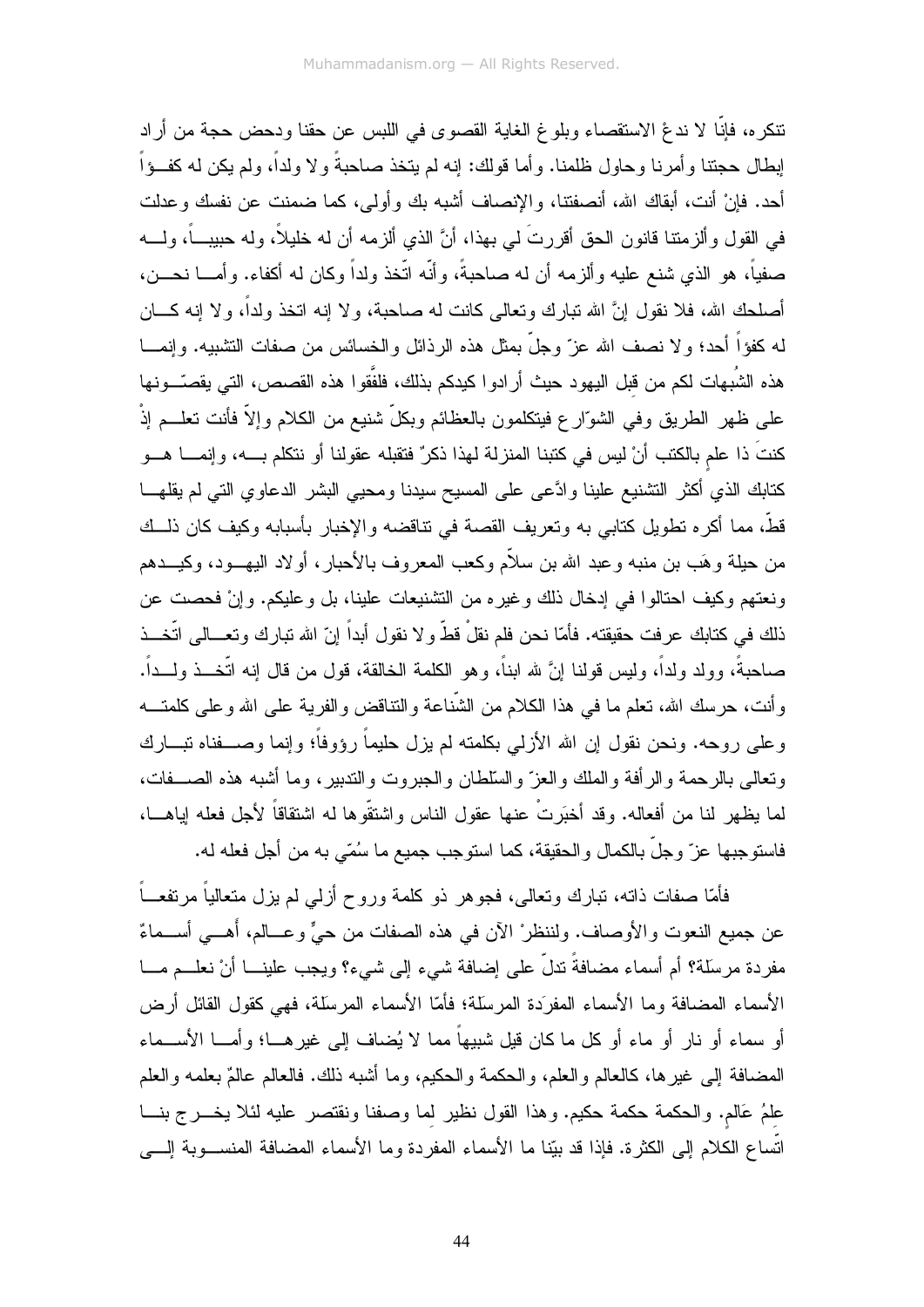تنكره، فإنّا لا ندعُ الاستقصاء وبلوغ الغاية القصوى في اللبس عن حقنا ودحض حجة من أراد إبطال حجتنا وأمرنا وحاول ظلمنا. وأما قولك: إنه لم يتخذ صاحبةً ولا ولداً، ولم يكن له كفــؤاً أحد. فإنْ أنت، أبقاك الله، أنصفتنا، والإنصاف أشبه بك وأولى، كما ضمنت عن نفسك وعدلت في القول وألزمتنا قانون الحق أقررتَ لي بهذا، أنَّ الذي ألزمه أن له خليلاً، وله حبيبــاً، ولــه صفياً، هو الذي شنع عليه وألزمه أن له صاحبةً، وأنّه اتّخذ ولداً وكان له أكفاء. وأمــا نحــن، أصلحك الله، فلا نقول إنَّ الله تبارك وتعالى كانت له صاحبة، ولا إنه اتخذ ولداً، ولا إنه كــان له كفؤاً أحد؛ ولا نصف الله عزّ وجلّ بمثل هذه الرذائل والخسائس من صفات التشبيه. وإنمــا هذه الشُبهات لكم من قِبل اليهود حيث أرادوا كيدكم بذلك، فلفّقوا هذه القصص، التي يقصّــونها على ظهر الطريق وفي الشوّارع فيتكلمون بالعظائم وبكلّ شنيع من الكلام وإلاّ فأنت تعلــم إذْ كنتَ ذا علمٍ بالكتب أنْ ليس في كتبنا المنزلة لهذا ذكرٌ فتقبله عقولنا أو نتكلم بــه، وإنمــا هــو كتابك الذي أكثر التشنيع علينا وادَّعى على المسيح سيدنا ومحيي البشر الدعاوي التي لم يقلهــا قطّ، مما أكره تطويل كتابي به وتعريف القصة في تناقضه والإخبار بأسبابه وكيف كان ذلــك من حيلة وهَب بن منبه وعبد الله بن سلاّم وكعب المعروف بالأحبار، أولاد اليهــود، وكيــدهم ونعتهم وكيف احتالوا في إدخال ذلك وغيره من التشنيعات علينا، بل وعليكم. وإنْ فحصت عن ذلك في كتابك عرفت حقيقته. فأمّا نحن فلم نقلْ قطّ ولا نقول أبداً إنّ الله تبارك وتعــالى اتّخــذ صاحبةً، وولد ولداً، وليس قولنا إنَّ لله ابناً، وهو الكلمة الخالقة، قول من قال إنه اتّخــذ ولــداً. وأنت، حرسك الله، تعلم ما في هذا الكلام من الشّناعة والتناقض والفرية على الله وعلى كلمتــه وعلى روحه. ونحن نقول إن الله الأزلي بكلمته لم يزل حليماً رؤوفاً؛ وإنما وصــفناه تبــارك وتعالى بالرحمة والرأفة والملك والعزّ والسّلطان والجبروت والتدبير، وما أشبه هذه الصــفات، لما يظهر لنا من أفعاله. وقد أخبَرتْ عنها عقول الناس واشتقّوها له اشتقاقاً لأجل فعله إياهــا، فاستوجبها عزّ وجلّ بالكمال والحقيقة، كما استوجب جميع ما سُمّي به من أجل فعله له.

فأمّا صفات ذاته، تبارك وتعالى، فجوهر ذو كلمة وروح أزلي لم يزل متعالياً مرتفعــاً عن جميع النعوت والأوصاف. ولننظرْ الآن في هذه الصفات من حيٍّ وعــالم، أهــي أســماءٌ مفردة مرسَلة؟ أم أسماء مضافةٌ تدلّ على إضافة شيء إلى شيء؟ ويجب علينــا أنْ نعلــم مــا الأسماء المضافة وما الأسماء المفرَدة المرسَلة؛ فأمّا الأسماء المرسَلة، فهي كقول القائل أرض أو سماء أو نار أو ماء أو كل ما كان قيل شبيهاً مما لا يُضاف إلى غيرهــا؛ وأمــا الأســماء المضافة إلى غيرها، كالعالم والعلم، والحكمة والحكيم، وما أشبه ذلك. فالعالم عالمٌ بعلمه والعلم علمُ عَالمٍ. والحكمة حكمة حكيم. وهذا القول نظير لِما وصفنا ونقتصر عليه لئلا يخــرج بنــا اتّساع الكلام إلى الكثرة. فإذا قد بيّنا ما الأسماء المفردة وما الأسماء المضافة المنســوبة إلــى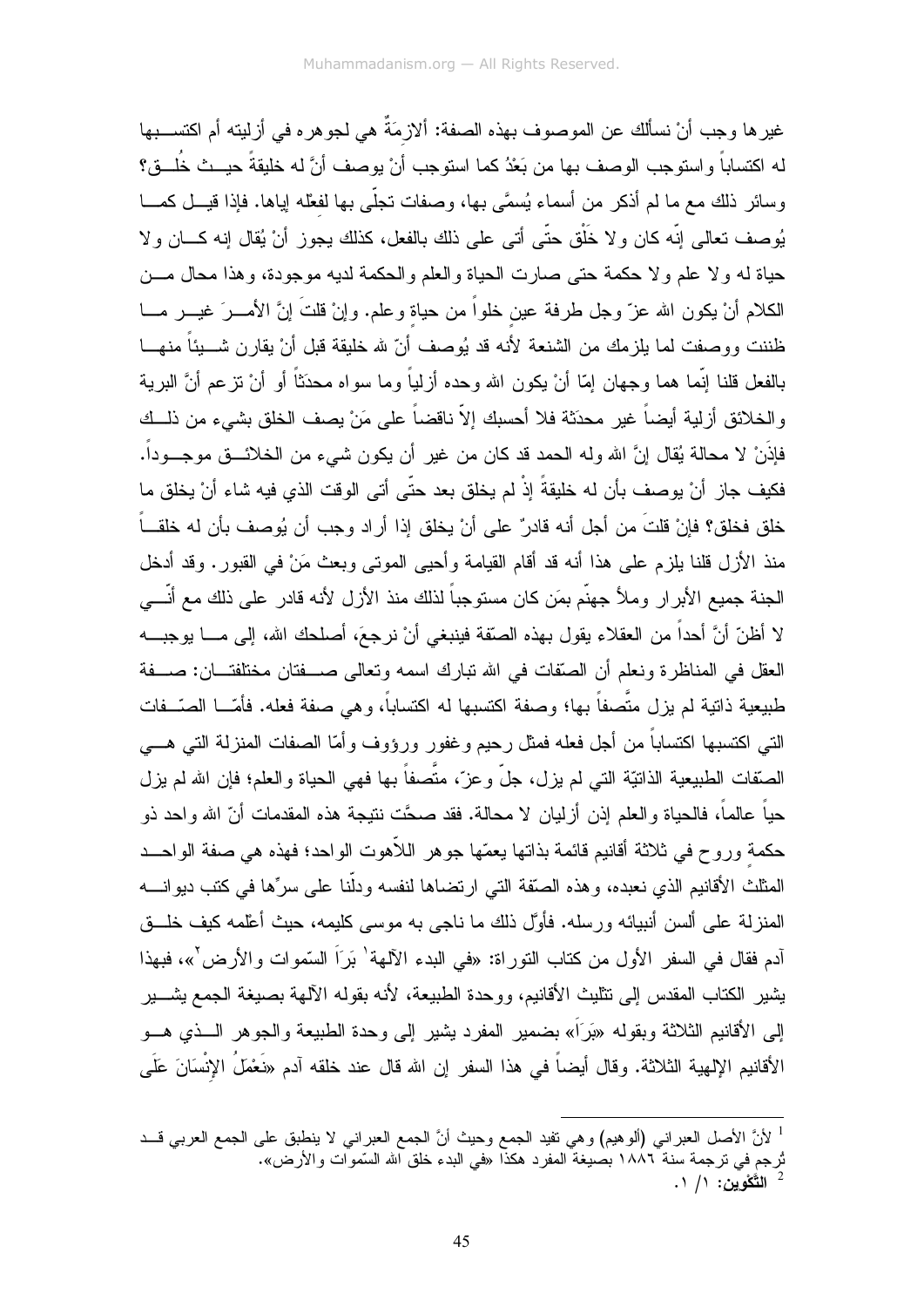غيرها وجب أنْ نسألك عن الموصوف بهذه الصفة: ألازمةٌ هي لجوهره في أزليته أم اكتسبها له اكتساباً واستوجب الوصف بها من بَعْدُ كما استوجب أنْ يوصف أنَّ له خليقةً حيث خُلق؟ وسائر ذلك مع ما لم أذكر من أسماء يُسمَّى بها، وصفات تجلّى بها لفعْله إياها. فإذا قيل كما يُوصف تعالى إنّه كان ولا خَلْق حتّى أتى على ذلك بالفعل، كذلك يجوز أنْ يُقال إنه كان ولا حياة له ولا علم ولا حكمة حتى صارت الحياة والعلم والحكمة لديه موجودة، وهذا محال من الكلام أنْ يكون الله عزّ وجل طرفة عينٍ خلواً من حياةٍ وعلم. وإنْ قلتَ إنَّ الأمرَ غير ما ظننت ووصفت لما يلزمك من الشنعة لأنه قد يُوصف أنّ لله خليقة قبل أنْ يقارن شيئاً منها بالفعل قلنا إنّما هما وجهان إمّا أنْ يكون الله وحده أزلياً وما سواه محدَثاً أو أنْ تزعم أنَّ البرية والخلائق أزلية أيضاً غير محدَثة فلا أحسبك إلاّ ناقضاً على مَنْ يصف الخلق بشيء من ذلك فإذَنْ لا محالة يُقال إنَّ الله وله الحمد قد كان من غير أن يكون شيء من الخلائق موجوداً. فكيف جاز أنْ يوصف بأن له خليقةً إذْ لم يخلق بعد حتّى أتى الوقت الذي فيه شاء أنْ يخلق ما خلق فخلق؟ فإنْ قلتَ من أجل أنه قادرٌ على أنْ يخلق إذا أراد وجب أن يُوصف بأن له خلقاً منذ الأزل قلنا يلزم على هذا أنه قد أقام القيامة وأحيى الموتى وبعث مَنْ في القبور. وقد أدخل الجنة جميع الأبرار وملأ جهنّم بمَن كان مستوجباً لذلك منذ الأزل لأنه قادر على ذلك مع أنّي لا أظنّ أنَّ أحداً من العقلاء يقول بهذه الصّفة فينبغي أنْ نرجعَ، أصلحك الله، إلى ما يوجبه العقل في المناظرة ونعلم أن الصّفات في الله تبارك اسمه وتعالى صفتان مختلفتان: صفة طبيعية ذاتية لم يزل متَّصفاً بها؛ وصفة اكتسبها له اكتساباً، وهي صفة فعله. فأمّا الصّفات التي اكتسبها اكتساباً من أجل فعله فمثل رحيم وغفور ورؤوف وأمّا الصفات المنزلة التي هي الصّفات الطبيعية الذاتيّة التي لم يزل، جلّ وعزّ، متَّصفاً بها فهي الحياة والعلم؛ فإن الله لم يزل حياً عالماً، فالحياة والعلم إذن أزليان لا محالة. فقد صحَّت نتيجة هذه المقدمات أنّ الله واحد ذو حكمة وروح في ثلاثة أقانيم قائمة بذاتها يعمّها جوهر اللاّهوت الواحد؛ فهذه هي صفة الواحد المثلث الأقانيم الذي نعبده، وهذه الصّفة التي ارتضاها لنفسه ودلّنا على سرِّها في كتب ديوانه المنزلة على ألسن أنبيائه ورسله. فأوّل ذلك ما ناجى به موسى كليمه، حيث أعلّمه كيف خلق آدم فقال في السفر الأول من كتاب التوراة: «في البدء الآلهة[1] بَرَاَ السّموات والأرض[2]»، فبهذا يشير الكتاب المقدس إلى تثليث الأقانيم، ووحدة الطبيعة، لأنه بقوله الآلهة بصيغة الجمع يشير إلى الأقانيم الثلاثة وبقوله «بَرَاَ» بضمير المفرد يشير إلى وحدة الطبيعة والجوهر الذي هو الأقانيم الإلهية الثلاثة. وقال أيضاً في هذا السفر إن الله قال عند خلقه آدم «نَعْمَلُ الإِنْسَانَ عَلَى

---

[1] لأنَّ الأصل العبراني (ألوهيم) وهي تفيد الجمع وحيث أنَّ الجمع العبراني لا ينطبق على الجمع العربي قد تُرجم في ترجمة سنة ١٨٨٦ بصيغة المفرد هكذا «في البدء خلق الله السّموات والأرض».

[2] **التَّكْوِين:** ١/ ١.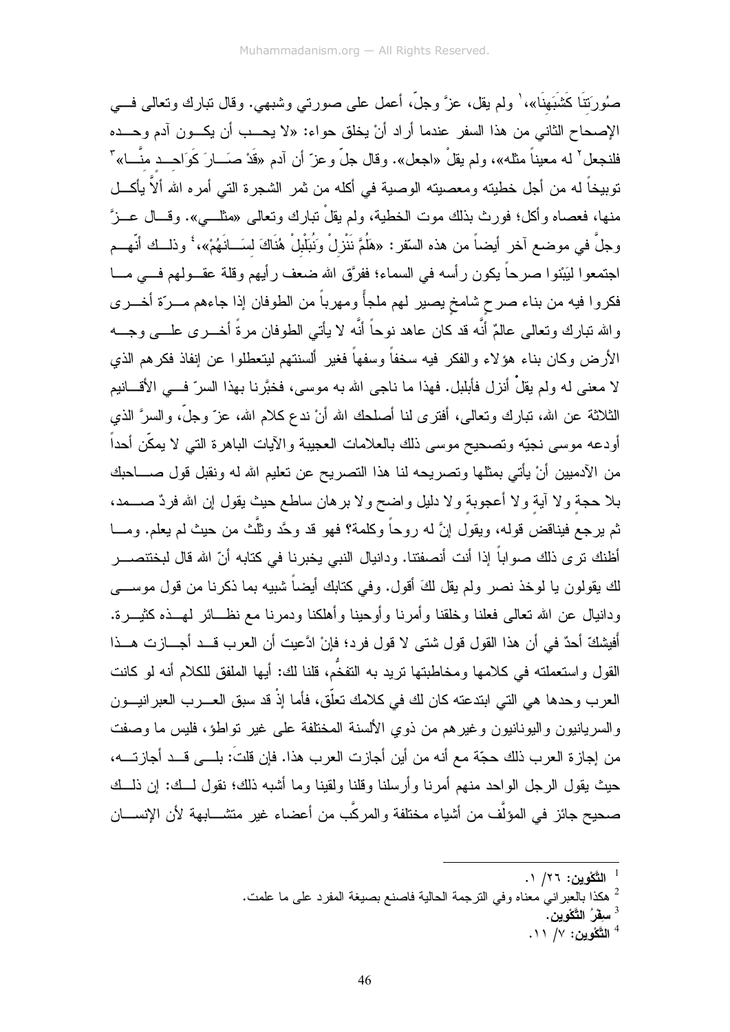صُورَتِنَا كَشَبَهِنَا»،[1] ولم يقل، عزَّ وجلّ، أعمل على صورتي وشبهي. وقال تبارك وتعالى في الإصحاح الثاني من هذا السفر عندما أراد أنْ يخلق حواء: «لا يحب أن يكون آدم وحده فلنجعل[2] له معيناً مثله»، ولم يقلْ «اجعل». وقال جلّ وعزّ أن آدم «قَدْ صَارَ كَوَاحِدٍ مِنَّا»[3] توبيخاً له من أجل خطيته ومعصيته الوصية في أكله من ثمر الشجرة التي أمره الله ألاَّ يأكل منها، فعصاه وأكل؛ فورث بذلك موت الخطية، ولم يقلْ تبارك وتعالى «مثلي». وقال عزَّ وجلَّ في موضع آخر أيضاً من هذه السفر: «هَلُمَّ نَنْزِلْ وَنُبَلْبِلْ هُنَاكَ لِسَانَهُمْ»،[4] وذلك أنّهم اجتمعوا ليَبْنوا صرحاً يكون رأسه في السماء؛ ففرَّق الله ضعف رأيهم وقلة عقولهم في ما فكروا فيه من بناء صرحٍ شامخٍ يصير لهم ملجأً ومهرباً من الطوفان إذا جاءهم مرّة أخرى والله تبارك وتعالى عالمٌ أنَّه قد كان عاهد نوحاً أنَّه لا يأتي الطوفان مرةً أخرى على وجه الأرض وكان بناء هؤلاء والفكر فيه سخفاً وسفهاً فغير ألسنتهم ليتعطلوا عن إنفاذ فكرهم الذي لا معنى له ولم يقلْ أنزل فأبلبل. فهذا ما ناجى الله به موسى، فخبَّرنا بهذا السرّ في الأقانيم الثلاثة عن الله، تبارك وتعالى، أفترى لنا أصلحك الله أنْ ندع كلام الله، عزّ وجلّ، والسرَّ الذي أودعه موسى نجيّه وتصحيح موسى ذلك بالعلامات العجيبة والآيات الباهرة التي لا يمكّن أحداً من الآدميين أنْ يأتي بمثلها وتصريحه لنا هذا التصريح عن تعليم الله له ونقبل قول صاحبك بلا حجةٍ ولا آيةٍ ولا أعجوبةٍ ولا دليل واضح ولا برهان ساطع حيث يقول إن الله فردٌ صمد، ثم يرجع فيناقضُ قوله، ويقول إنَّ له روحاً وكلمة؟ فهو قد وحَّد وثلَّث من حيث لم يعلم. وما أظنك ترى ذلك صواباً إذا أنت أنصفتنا. ودانيال النبي يخبرنا في كتابه أنّ الله قال لبختنصر لك يقولون يا لوخذ نصر ولم يقل لكَ أقول. وفي كتابك أيضاً شبيه بما ذكرنا من قول موسى ودانيال عن الله تعالى فعلنا وخلقنا وأمرنا وأوحينا وأهلكنا ودمرنا مع نظائر لهذه كثيرة. أَفيشكّ أحدٌ في أن هذا القول قول شتى لا قول فرد؛ فإنْ ادَّعيت أن العرب قد أجازت هذا القول واستعملته في كلامها ومخاطبتها تريد به التفخُّم، قلنا لك: أيها الملفق للكلام أنه لو كانت العرب وحدها هي التي ابتدعته كان لك في كلامك تعلّق، فأما إذْ قد سبق العرب العبرانيون والسريانيون واليونانيون وغيرهم من ذوي الألسنة المختلفة على غير تواطؤ، فليس ما وصفت من إجازة العرب ذلك حجّة مع أنه من أين أجازت العرب هذا. فإن قلتَ: بلى قد أجازته، حيث يقول الرجل الواحد منهم أمرنا وأرسلنا وقلنا ولقينا وما أشبه ذلك؛ نقول لك: إن ذلك صحيح جائز في المؤلَّف من أشياء مختلفة والمركَّب من أعضاء غير متشابهة لأن الإنسان

---

[1] **التَّكْوِين**: ٢٦/ ١.

[2] هكذا بالعبراني معناه وفي الترجمة الحالية فاصنع بصيغة المفرد على ما علمت.

[3] **سِفْرُ التَّكْوِين**.

[4] **التَّكْوِين**: ٧/ ١١.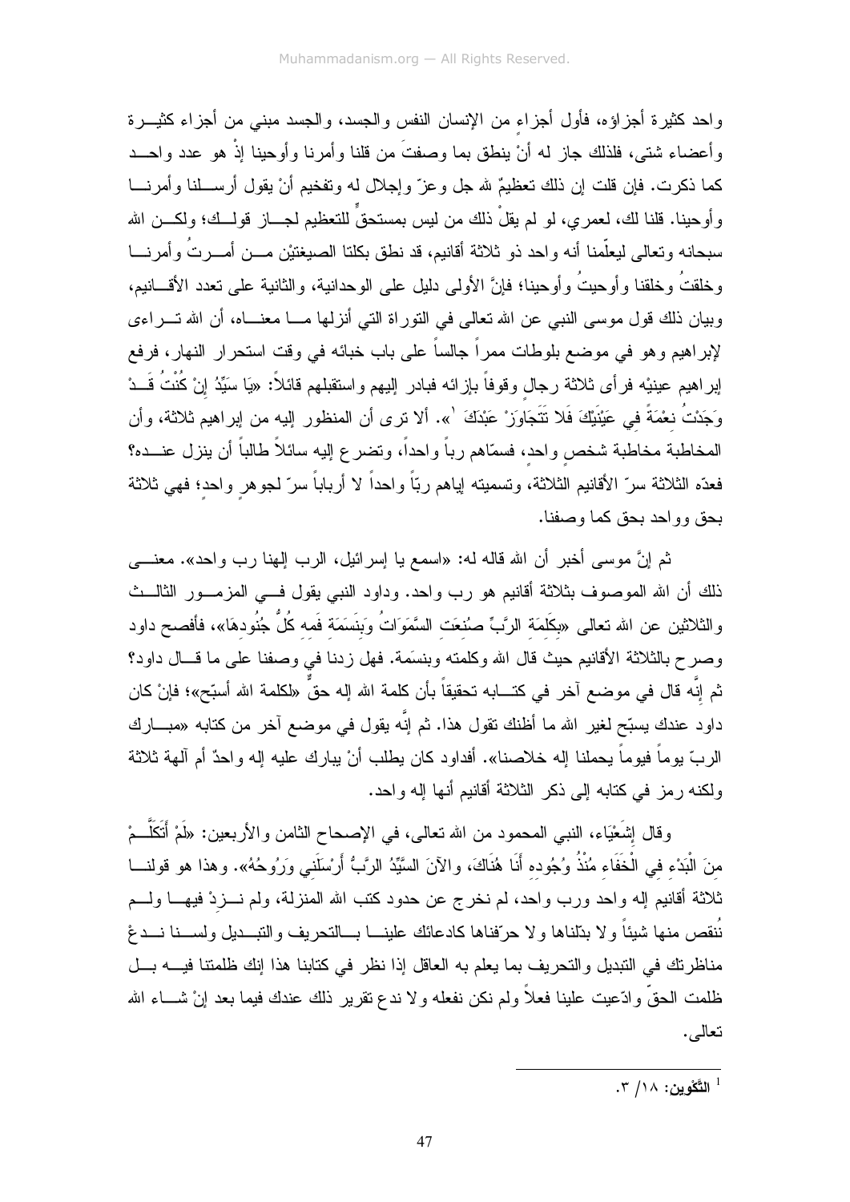واحد كثيرة أجزاؤه، فأول أجزاءٍ من الإنسان النفس والجسد، والجسد مبني من أجزاء كثيرة وأعضاء شتى، فلذلك جاز له أنْ ينطق بما وصفتَ من قلنا وأمرنا وأوحينا إذْ هو عدد واحد كما ذكرت. فإن قلت إن ذلك تعظيمٌ لله جل وعزّ وإجلال له وتفخيم أنْ يقول أرسلنا وأمرنا وأوحينا. قلنا لك، لعمري، لو لم يقلْ ذلك من ليس بمستحقٍّ للتعظيم لجاز قولك؛ ولكن الله سبحانه وتعالى ليعلّمنا أنه واحد ذو ثلاثة أقانيم، قد نطق بكلتا الصيغتيْن من أمرتُ وأمرنا وخلقتُ وخلقنا وأوحيتُ وأوحينا؛ فإنَّ الأولى دليل على الوحدانية، والثانية على تعدد الأقانيم، وبيان ذلك قول موسى النبي عن الله تعالى في التوراة التي أنزلها ما معناه، أن الله تراءى لإبراهيم وهو في موضع بلوطات ممراً جالساً على باب خبائه في وقت استحرار النهار، فرفع إبراهيم عينيْه فرأى ثلاثة رجالٍ وقوفاً بإزائه فبادر إليهم واستقبلهم قائلاً: «يَا سَيِّدُ إِنْ كُنْتُ قَدْ وَجَدْتُ نِعْمَةً فِي عَيْنَيْكَ فَلا تَتَجَاوَزْ عَبْدَكَ [1]». ألا ترى أن المنظور إليه من إبراهيم ثلاثة، وأن المخاطبة مخاطبة شخصٍ واحد، فسمّاهم رباً واحداً، وتضرع إليه سائلاً طالباً أن ينزل عنده؟ فعدّه الثلاثة سرّ الأقانيم الثلاثة، وتسميته إياهم ربّاً واحداً لا أرباباً سرّ لجوهرٍ واحد؛ فهي ثلاثة بحق وواحد بحق كما وصفنا.

ثم إنَّ موسى أخبر أن الله قاله له: «اسمع يا إسرائيل، الرب إلهنا رب واحد». معنى ذلك أن الله الموصوف بثلاثة أقانيم هو رب واحد. وداود النبي يقول في المزمور الثالث والثلاثين عن الله تعالى «بِكَلِمَةِ الرَّبِّ صُنِعَت السَّمَوَاتُ وَبِنَسَمَةِ فَمِه كُلُّ جُنُودِهَا»، فأفصح داود وصرح بالثلاثة الأقانيم حيث قال الله وكلمته وبنسَمة. فهل زدنا في وصفنا على ما قال داود؟ ثم إنَّه قال في موضع آخر في كتابه تحقيقاً بأن كلمة الله إله حقٌّ «لكلمة الله أسبّح»؛ فإنْ كان داود عندك يسبّح لغير الله ما أظنك تقول هذا. ثم إنَّه يقول في موضع آخر من كتابه «مبارك الربّ يوماً فيوماً يحملنا إله خلاصنا». أفداود كان يطلب أنْ يبارك عليه إله واحدٌ أم آلهة ثلاثة ولكنه رمز في كتابه إلى ذكر الثلاثة أقانيم أنها إله واحد.

وقال إِشَعْيَاء، النبي المحمود من الله تعالى، في الإصحاح الثامن والأربعين: «لَمْ أَتَكَلَّمْ مِنَ الْبَدْءِ فِي الْخَفَاءِ مُنْذُ وُجُودِهِ أَنَا هُنَاكَ، والآنَ السَّيِّدُ الرَّبُّ أَرْسَلَنِي وَرُوحُهُ». وهذا هو قولنا ثلاثة أقانيم إله واحد ورب واحد، لم نخرج عن حدود كتب الله المنزلة، ولم نزدْ فيها ولم نُنقص منها شيئاً ولا بدّلناها ولا حرّفناها كادعائك علينا بالتحريف والتبديل ولسنا ندعْ مناظرتك في التبديل والتحريف بما يعلم به العاقل إذا نظر في كتابنا هذا إنك ظلمتنا فيه بل ظلمت الحقّ وادّعيت علينا فعلاً ولم نكن نفعله ولا ندع تقرير ذلك عندك فيما بعد إنْ شاء الله تعالى.

---

[1] **التَّكْوين**: ١٨/ ٣.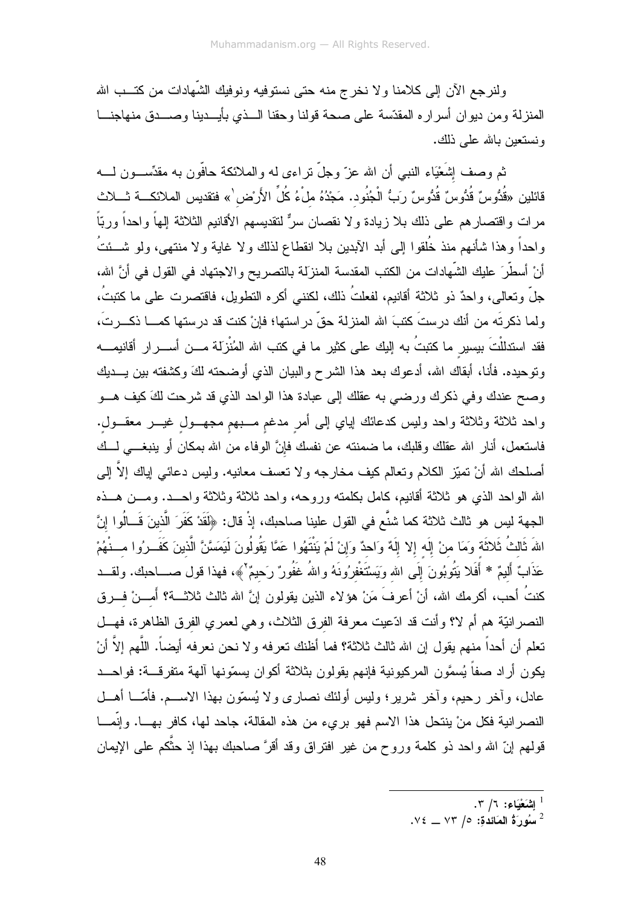ولنرجع الآن إلى كلامنا ولا نخرج منه حتى نستوفيه ونوفيك الشّهادات من كتب الله المنزلة ومن ديوان أسراره المقدّسة على صحة قولنا وحقنا الذي بأيدينا وصدق منهاجنا ونستعين بالله على ذلك.

ثم وصف إِشَعْيَاء النبي أن الله عزّ وجلّ تراءى له والملائكة حافّون به مقدّسون له قائلين «قُدُّوسٌ قُدُّوسٌ قُدُّوسٌ رَبُّ الْجُنُود. مَجْدُهُ مِلْءُ كُلِّ الأَرْض[1]» فتقديس الملائكة ثلاث مرات واقتصارهم على ذلك بلا زيادة ولا نقصان سرٌّ لتقديسهم الأقانيم الثلاثة إلهاً واحداً وربّاً واحداً وهذا شأنهم منذ خُلقوا إلى أبد الآبدين بلا انقطاع لذلك ولا غاية ولا منتهى، ولو شئتُ أنْ أسطّرَ عليك الشّهادات من الكتب المقدسة المنزلَة بالتصريح والاجتهاد في القول في أنَّ الله، جلّ وتعالى، واحدٌ ذو ثلاثة أقانيم، لفعلتُ ذلك، لكنني أكره التطويل، فاقتصرت على ما كتبتُ، ولما ذكرتَه من أنك درستَ كتبَ الله المنزلة حقّ دراستها؛ فإنْ كنت قد درستها كما ذكرتَ، فقد استدلَلْتَ بيسيرِ ما كتبتُ به إليك على كثير ما في كتب الله المُنْزَلة من أسرار أقانيمه وتوحيده. فأنا، أبقاك الله، أدعوك بعد هذا الشرح والبيان الذي أوضحته لكَ وكشفته بين يديك وصح عندك وفي ذكرك ورضي به عقلك إلى عبادة هذا الواحد الذي قد شرحت لكَ كيف هو واحد ثلاثة وثلاثة واحد وليس كدعائك إياي إلى أمرٍ مدغمٍ مبهمٍ مجهولٍ غير معقول. فاستعمل، أنار الله عقلك وقلبك، ما ضمنته عن نفسك فإنَّ الوفاء من الله بمكان أو ينبغي لك أصلحك الله أنْ تميّز الكلام وتعالم كيف مخارجه ولا تعسف معانيه. وليس دعائي إياك إلاَّ إلى الله الواحد الذي هو ثلاثة أقانيم، كامل بكلمته وروحه، واحد ثلاثة وثلاثة واحد. ومن هذه الجهة ليس هو ثالث ثلاثة كما شنَّع في القول علينا صاحبك، إذْ قال: ﴿لَقَدْ كَفَرَ الَّذِينَ قَالُوا إِنَّ اللهَ ثَالِثُ ثَلاثَةٍ وَمَا مِنْ إِلَهٍ إِلا إِلَهٌ وَاحِدٌ وَإِنْ لَمْ يَنْتَهُوا عَمَّا يَقُولُونَ لَيَمَسَّنَّ الَّذِينَ كَفَرُوا مِنْهُمْ عَذَابٌ أَلِيمٌ * أَفَلا يَتُوبُونَ إِلَى اللهِ وَيَسْتَغْفِرُونَهُ واللهُ غَفُورٌ رَحِيمٌ[2]﴾، فهذا قول صاحبك. ولقد كنتُ أحب، أكرمك الله، أنْ أعرفَ مَنْ هؤلاء الذين يقولون إنَّ الله ثالث ثلاثة؟ أَمِنْ فرق النصرانيّة هم أم لا؟ وأنت قد ادّعيت معرفة الفرق الثلاث، وهي لعمري الفرق الظاهرة، فهل تعلم أن أحداً منهم يقول إن الله ثالث ثلاثة؟ فما أظنك تعرفه ولا نحن نعرفه أيضاً. اللَّهم إلاَّ أنْ يكون أراد صنفاً يُسمَّون المركيونية فإنهم يقولون بثلاثة أكوان يسمّونها آلهة متفرقة: فواحد عادل، وآخر رحيم، وآخر شرير؛ وليس أولئك نصارى ولا يُسمّون بهذا الاسم. فأمّا أهل النصرانية فكل منْ ينتحل هذا الاسم فهو بريء من هذه المقالة، جاحد لها، كافر بها. وإنّما قولهم إنّ الله واحد ذو كلمة وروح من غير افتراق وقد أقرَّ صاحبك بهذا إذ حكّم على الإيمان

---

[1] إِشَعْيَاء: ٦/ ٣.

[2] سُورَةُ المَائدة: ٥/ ٧٣ ــ ٧٤.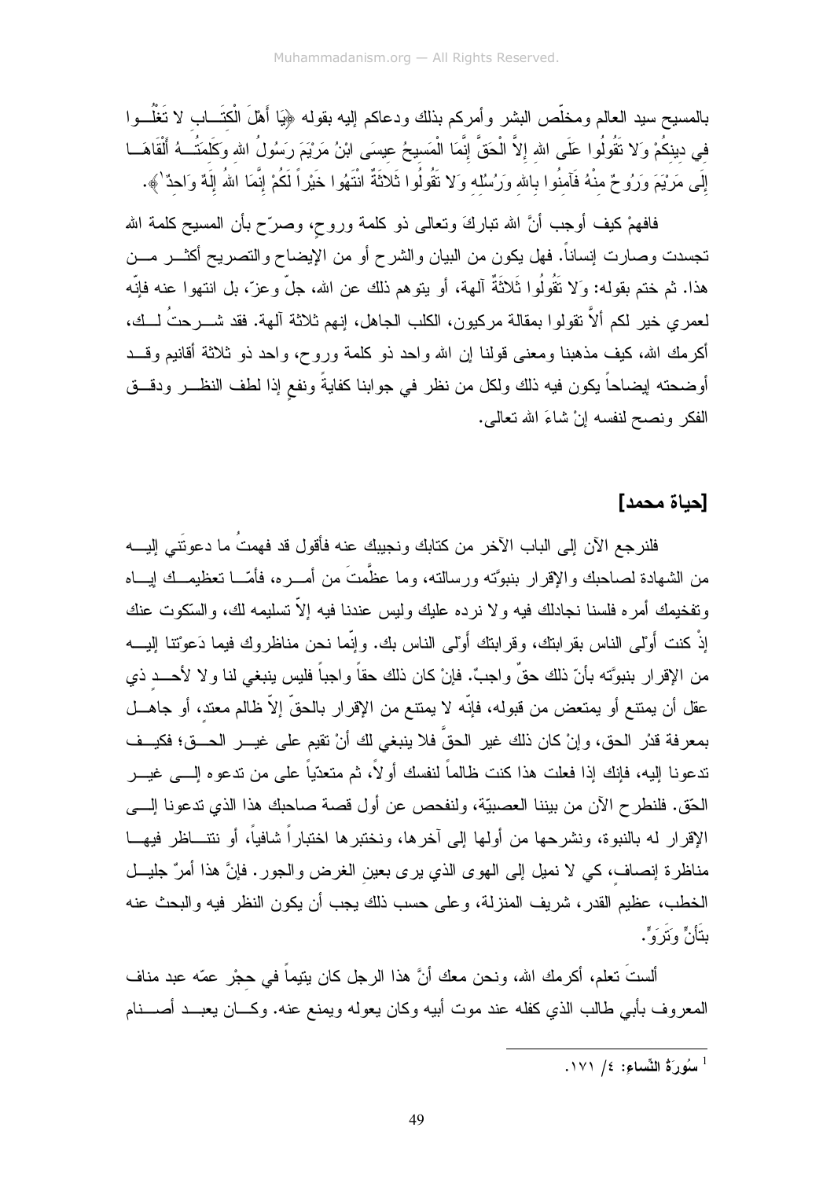بالمسيح سيد العالم ومخلّص البشر وأمركم بذلك ودعاكم إليه بقوله ﴿يَا أَهْلَ الْكِتَابِ لا تَغْلُوا فِي دِينِكُمْ وَلا تَقُولُوا عَلَى اللهِ إِلاَّ الْحَقَّ إِنَّمَا الْمَسِيحُ عِيسَى ابْنُ مَرْيَمَ رَسُولُ اللهِ وَكَلِمَتُهُ أَلْقَاهَا إِلَى مَرْيَمَ وَرُوحٌ مِنْهُ فَآمِنُوا بِاللهِ وَرُسُلِهِ وَلا تَقُولُوا ثَلاثَةٌ انْتَهُوا خَيْراً لَكُمْ إِنَّمَا اللهُ إِلَهٌ وَاحِدٌ[1]﴾.

فافهمْ كيف أوجب أنَّ الله تباركَ وتعالى ذو كلمة وروحٍ، وصرّح بأن المسيح كلمة الله تجسدت وصارت إنساناً. فهل يكون من البيان والشرح أو من الإيضاح والتصريح أكثر من هذا. ثم ختم بقوله: وَلا تَقُولُوا ثَلاثَةٌ آلهة، أو يتوهم ذلك عن الله، جلّ وعزّ، بل انتهوا عنه فإنّه لعمري خير لكم ألاَّ تقولوا بمقالة مركيون، الكلب الجاهل، إنهم ثلاثة آلهة. فقد شرحتُ لك، أكرمك الله، كيف مذهبنا ومعنى قولنا إن الله واحد ذو كلمة وروح، واحد ذو ثلاثة أقانيم وقد أوضحته إيضاحاً يكون فيه ذلك ولكل من نظر في جوابنا كفايةً ونفعٍ إذا لطف النظر ودقق الفكر ونصح لنفسه إنْ شاءَ الله تعالى.

## [حياة محمد]

فلنرجع الآن إلى الباب الآخر من كتابك ونجيبك عنه فأقول قد فهمتُ ما دعوتَني إليه من الشهادة لصاحبك والإقرار بنبوّته ورسالته، وما عظّمتَ من أمره، فأمّا تعظيمك إياه وتفخيمك أمره فلسنا نجادلك فيه ولا نرده عليك وليس عندنا فيه إلاّ تسليمه لك، والسّكوت عنك إذْ كنت أَوْلى الناس بقرابتك، وقرابتك أَوْلى الناس بك. وإنّما نحن مناظروك فيما دَعوْتنا إليه من الإقرار بنبوّته بأنّ ذلك حقٌ واجبٌ. فإنْ كان ذلك حقاً واجباً فليس ينبغي لنا ولا لأحدٍ ذي عقل أن يمتنع أو يمتعض من قبوله، فإنّه لا يمتنع من الإقرار بالحقّ إلاّ ظالم معتد، أو جاهل بمعرفة قدْر الحق، وإنْ كان ذلك غير الحقّ فلا ينبغي لك أنْ تقيم على غير الحق؛ فكيف تدعونا إليه، فإنك إذا فعلت هذا كنت ظالماً لنفسك أولاً، ثم متعدّياً على من تدعوه إلى غير الحّق. فلنطرح الآن من بيننا العصبيّة، ولنفحص عن أول قصة صاحبك هذا الذي تدعونا إلى الإقرار له بالنبوة، ونشرحها من أولها إلى آخرها، ونختبرها اختباراً شافياً، أو نتناظر فيها مناظرة إنصاف، كي لا نميل إلى الهوى الذي يرى بعينِ الغرض والجور. فإنَّ هذا أمرٌ جليل الخطب، عظيمِ القدر، شريف المنزلة، وعلى حسب ذلك يجب أن يكون النظر فيه والبحث عنه بتَأنٍّ وتَرَوٍّ.

ألستَ تعلم، أكرمك الله، ونحن معك أنَّ هذا الرجل كان يتيماً في حِجْر عمّه عبد مناف المعروف بأبي طالب الذي كفله عند موت أبيه وكان يعوله ويمنع عنه. وكان يعبد أصنام

---

[1] سُورَةُ النِّساءِ: ٤/ ١٧١.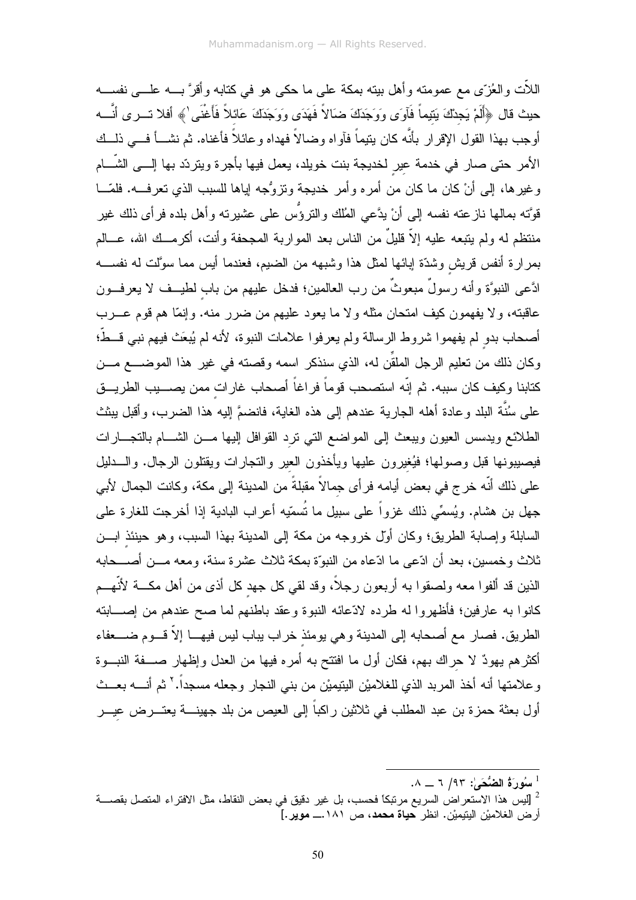اللاّت والعُزّى مع عمومته وأهل بيته بمكة على ما حكى هو في كتابه وأقرَّ بــه علــى نفســه حيث قال ﴿أَلَمْ يَجِدْكَ يَتِيماً فَآوَى وَوَجَدَكَ ضَالاً فَهَدَى وَوَجَدَكَ عَائِلاً فَأَغْنَى[1]﴾ أفلا تــرى أنَّــه أوجب بهذا القول الإقرار بأنَّه كان يتيماً فآواه وضالاً فهداه وعائلاً فأغناه. ثم نشــأ فــي ذلــك الأمر حتى صار في خدمة عيرٍ لخديجة بنت خويلد، يعمل فيها بأجرة ويتردّد بها إلــى الشّــام وغيرها، إلى أنْ كان ما كان من أمره وأمر خديجة وتزوُّجه إياها للسبب الذي تعرفــه. فلمّــا قوّته بمالها نازعته نفسه إلى أنْ يدَّعي المُلك والترؤُّس على عشيرته وأهل بلده فرأى ذلك غير منتظم له ولم يتبعه عليه إلاّ قليلٌ من الناس بعد المواربة المجحفة وأنت، أكرمــك الله، عــالم بمرارة أنفس قريشٍ وشدّة إبائها لمثل هذا وشبهه من الضيم، فعندما أيس مما سوَّلت له نفســه ادَّعى النبوَّة وأنه رسولٌ مبعوثٌ من رب العالمين؛ فدخل عليهم من بابٍ لطيــف لا يعرفــون عاقبته، ولا يفهمون كيف امتحان مثله ولا ما يعود عليهم من ضرر منه. وإنمّا هم قوم عــرب أصحاب بدوٍ لم يفهموا شروط الرسالة ولم يعرفوا علامات النبوة، لأنه لم يُبعَث فيهم نبي قــطّ؛ وكان ذلك من تعليم الرجل الملقِّن له، الذي سنذكر اسمه وقصته في غير هذا الموضــع مــن كتابنا وكيف كان سببه. ثم إنّه استصحب قوماً فراغاً أصحاب غاراتٍ ممن يصــيب الطريــق على سُنَّة البلد وعادة أهله الجارية عندهم إلى هذه الغاية، فانضمَّ إليه هذا الضرب، وأقبل يبثث الطلائع ويدسس العيون ويبعث إلى المواضع التي ترِد القوافل إليها مــن الشــام بالتجــارات فيصيبونها قبل وصولها؛ فيُغيرون عليها ويأخذون العير والتجارات ويقتلون الرجال. والــدليل على ذلك أنّه خرج في بعض أيامه فرأى جِمالاً مقبلةً من المدينة إلى مكة، وكانت الجمال لأبي جهل بن هشام. ويُسمِّي ذلك غزواً على سبيل ما تُسمّيه أعراب البادية إذا أخرجت للغارة على السابلة وإصابة الطريق؛ وكان أوّل خروجه من مكة إلى المدينة بهذا السبب، وهو حينئذٍ ابــن ثلاث وخمسين، بعد أن ادّعى ما ادّعاه من النبوّة بمكة ثلاث عشرة سنة، ومعه مــن أصــحابه الذين قد ألفوا معه ولصقوا به أربعون رجلاً، وقد لقي كل جهدٍ كل أذى من أهل مكــة لأنّهــم كانوا به عارفين؛ فأظهروا له طرده لادّعائه النبوة وعقد باطنهم لما صح عندهم من إصــابته الطريق. فصار مع أصحابه إلى المدينة وهي يومئذٍ خراب يباب ليس فيهــا إلاّ قــوم ضــعفاء أكثرهم يهودٌ لا حِراك بهم، فكان أول ما افتتح به أمره فيها من العدل وإظهار صــفة النبــوة وعلامتها أنه أخذ المربد الذي للغلاميْن اليتيميْن من بني النجار وجعله مسجداً.[2] ثم أنــه بعــث أول بعثة حمزة بن عبد المطلب في ثلاثين راكباً إلى العيص من بلد جهينــة يعتــرض عِيــر

---

[1] **سُورَةُ الضُّحَى**: ٩٣/ ٦ ــ ٨.

[2] [ليس هذا الاستعراض السريع مرتبكاً فحسب، بل غير دقيق في بعض النقاط، مثل الافتراء المتصل بقصــة أرض الغلاميْن اليتيميْن. انظر **حياة محمد**، ص ١٨١.ــ **موير**.]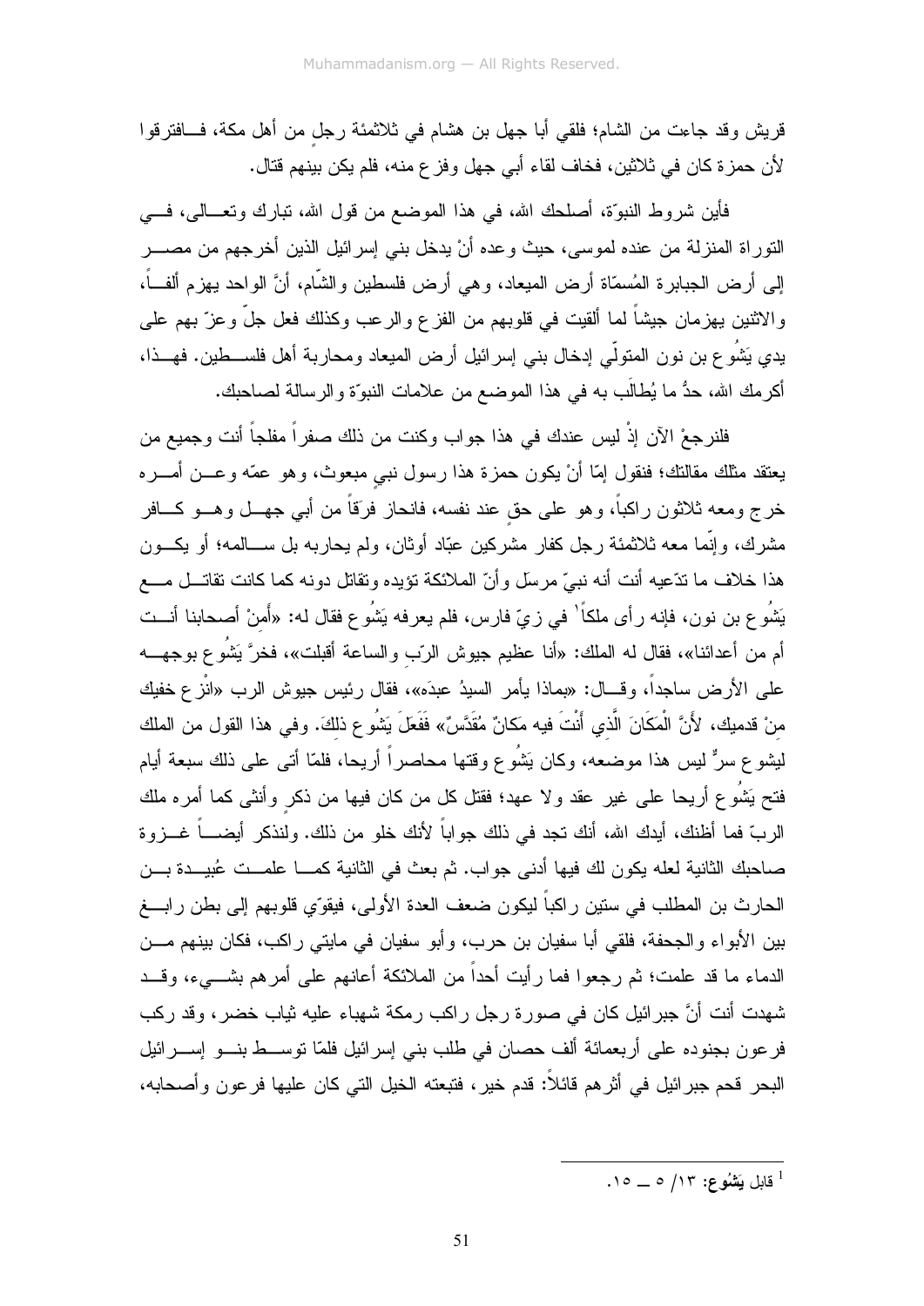قريش وقد جاءت من الشام؛ فلقي أبا جهل بن هشام في ثلاثمئة رجلٍ من أهل مكة، فافترقوا لأن حمزة كان في ثلاثين، فخاف لقاء أبي جهل وفزع منه، فلم يكن بينهم قتال.

فأين شروط النبوّة، أصلحك الله، في هذا الموضع من قول الله، تبارك وتعالى، في التوراة المنزلة من عنده لموسى، حيث وعده أنْ يدخل بني إسرائيل الذين أخرجهم من مصر إلى أرض الجبابرة المُسمّاة أرض الميعاد، وهي أرض فلسطين والشّام، أنَّ الواحد يهزم ألفاً، والاثنين يهزمان جيشاً لما ألقيت في قلوبهم من الفزع والرعب وكذلك فعل جلّ وعزّ بهم على يدي يَشُوع بن نون المتولّي إدخال بني إسرائيل أرض الميعاد ومحاربة أهل فلسطين. فهذا، أكرمك الله، حدُّ ما يُطالَب به في هذا الموضع من علامات النبوّة والرسالة لصاحبك.

فلنرجعْ الآن إذْ ليس عندك في هذا جواب وكنت من ذلك صفراً مفلجاً أنت وجميع من يعتقد مثلك مقالتك؛ فنقول إمّا أنْ يكون حمزة هذا رسول نبيٍ مبعوث، وهو عمّه وعن أمره خرج ومعه ثلاثون راكباً، وهو على حقٍ عند نفسه، فانحاز فرقاً من أبي جهل وهو كافر مشرك، وإنّما معه ثلاثمئة رجل كفار مشركين عبّاد أوثان، ولم يحاربه بل سالمه؛ أو يكون هذا خلاف ما تدّعيه أنت أنه نبيّ مرسَل وأنّ الملائكة تؤيده وتقاتل دونه كما كانت تقاتل مع يَشُوع بن نون، فإنه رأى ملكاً[1] في زيّ فارس، فلم يعرفه يَشُوع فقال له: «أَمِنْ أصحابنا أنت أم من أعدائنا»، فقال له الملك: «أنا عظيم جيوش الرّب والساعة أقبلت»، فخرَّ يَشُوع بوجهه على الأرض ساجداً، وقال: «بماذا يأمر السيدُ عبدَه»، فقال رئيس جيوش الرب «انْزِع خفيك مِنْ قدميك، لأَنَّ الْمَكَانَ الَّذِي أَنْتَ فيه مَكانٌ مُقَدَّسٌ» فَفَعَلَ يَشُوع ذلكَ. وفي هذا القول من الملك ليشوع سرٌّ ليس هذا موضعه، وكان يَشُوع وقتها محاصراً أريحا، فلمّا أتى على ذلك سبعة أيام فتح يَشُوع أريحا على غير عقد ولا عهد؛ فقتل كل من كان فيها من ذكرٍ وأنثى كما أمره ملك الربّ فما أظنك، أيدك الله، أنك تجد في ذلك جواباً لأنك خلو من ذلك. ولنذكر أيضاً غزوة صاحبك الثانية لعله يكون لك فيها أدنى جواب. ثم بعث في الثانية كما علمت عُبيدة بن الحارث بن المطلب في ستين راكباً ليكون ضعف العدة الأولى، فيقوّي قلوبهم إلى بطن رابغ بين الأبواء والجحفة، فلقي أبا سفيان بن حرب، وأبو سفيان في مايتي راكب، فكان بينهم من الدماء ما قد علمت؛ ثم رجعوا فما رأيت أحداً من الملائكة أعانهم على أمرهم بشيء، وقد شهدت أنت أنَّ جبرائيل كان في صورة رجل راكب رمكة شهباء عليه ثياب خضر، وقد ركب فرعون بجنوده على أربعمائة ألف حصان في طلب بني إسرائيل فلمّا توسط بنو إسرائيل البحر قحم جبرائيل في أثرهم قائلاً: قدم خير، فتبعته الخيل التي كان عليها فرعون وأصحابه،

---

[1] قابل يَشُوع: ١٣/ ٥ ـ ١٥.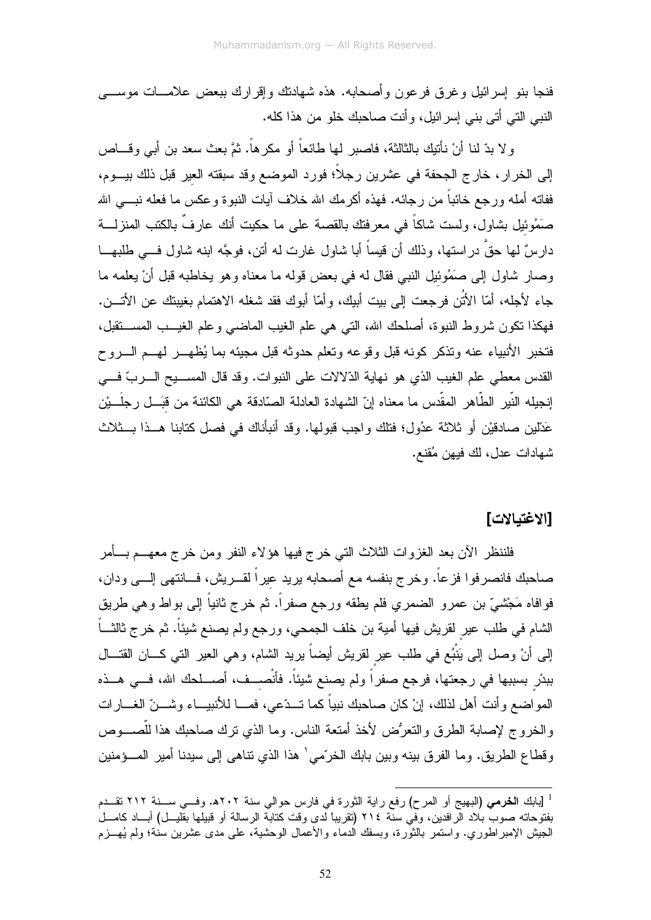فنجا بنو إسرائيل وغرق فرعون وأصحابه. هذه شهادتك وإقرارك ببعض علامات موسى النبي التي أتى بني إسرائيل، وأنت صاحبك خلو من هذا كله.

ولا بدّ لنا أنْ نأتيك بالثالثة، فاصبر لها طائعاً أو مكرهاً. ثمَّ بعث سعد بن أبي وقاص إلى الخرار، خارج الجحفة في عشرين رجلاً؛ فورد الموضع وقد سبقته العير قبل ذلك بيوم، ففاته أمله ورجع خائباً من رجائه. فهذه أكرمك الله خلاف آيات النبوة وعكس ما فعله نبي الله صَمُوئيل بشاول، ولست شاكاً في معرفتك بالقصة على ما حكيت أنك عارفٌ بالكتب المنزلة دارسٌ لها حقَّ دراستها، وذلك أن قيساً أبا شاول غارت له أتن، فوجَّه ابنه شاول في طلبها وصار شاول إلى صَمُوئيل النبي فقال له في بعض قوله ما معناه وهو يخاطبه قبل أنْ يعلمه ما جاء لأجله، أمّا الأتُن فرجعت إلى بيت أبيك، وأمّا أبوك فقد شغله الاهتمام بغيبتك عن الأتن. فهكذا تكون شروط النبوة، أصلحك الله، التي هي علم الغيب الماضي وعلم الغيب المستقبل، فتخبر الأنبياء عنه وتذكر كونه قبل وقوعه وتعلم حدوثه قبل مجيئه بما يُظهر لهم الروح القدس معطي علم الغيب الذي هو نهاية الدّلالات على النبوات. وقد قال المسيح الربّ في إنجيله النّير الطّاهر المقّدس ما معناه إنّ الشهادة العادلة الصّادقة هي الكائنة من قبَل رجلَيْن عَدْلين صادقيْن أو ثلاثة عدُول؛ فتلك واجب قبولها. وقد أنبأناك في فصل كتابنا هذا بثلاث شهادات عدل، لك فيهن مُقنع.

## [الاغتيالات]

فلننظر الآن بعد الغزوات الثلاث التي خرج فيها هؤلاء النفر ومن خرج معهم بأمر صاحبك فانصرفوا فزعاً. وخرج بنفسه مع أصحابه يريد عيراً لقريش، فانتهى إلى ودان، فوافاه مَجْشيّ بن عمرو الضمري فلم يطقه ورجع صفراً. ثم خرج ثانياً إلى بواط وهي طريق الشام في طلب عير لقريش فيها أمية بن خلف الجمحي، ورجع ولم يصنع شيئاً. ثم خرج ثالثاً إلى أنْ وصل إلى يَنْبُع في طلب عير لقريش أيضاً يريد الشام، وهي العير التي كان القتال ببدْر بسببها في رجعتها، فرجع صفراً ولم يصنع شيئاً. فأنْصِف، أصلحك الله، في هذه المواضع وأنت أهل لذلك، إنْ كان صاحبك نبياً كما تدّعي، فما للأنبياء وشنّ الغارات والخروج لإصابة الطرق والتعرُّض لأخذ أمتعة الناس. وما الذي ترك صاحبك هذا للّصوص وقطاع الطريق. وما الفرق بينه وبين بابك الخرّمي[1] هذا الذي تناهى إلى سيدنا أمير المؤمنين

---

[1] [بابك **الخرمي** (البهيج أو المرح) رفع راية الثورة في فارس حوالي سنة ٢٠٢هـ. وفي سنة ٢١٢ تقدم بفتوحاته صوب بلاد الرافدين، وفي سنة ٢١٤ (تقريباً لدى وقت كتابة الرسالة أو قبيلها بقليل) أباد كامل الجيش الإمبراطوري. واستمر بالثورة، وبسفك الدماء والأعمال الوحشية، على مدى عشرين سنة؛ ولم يُهزم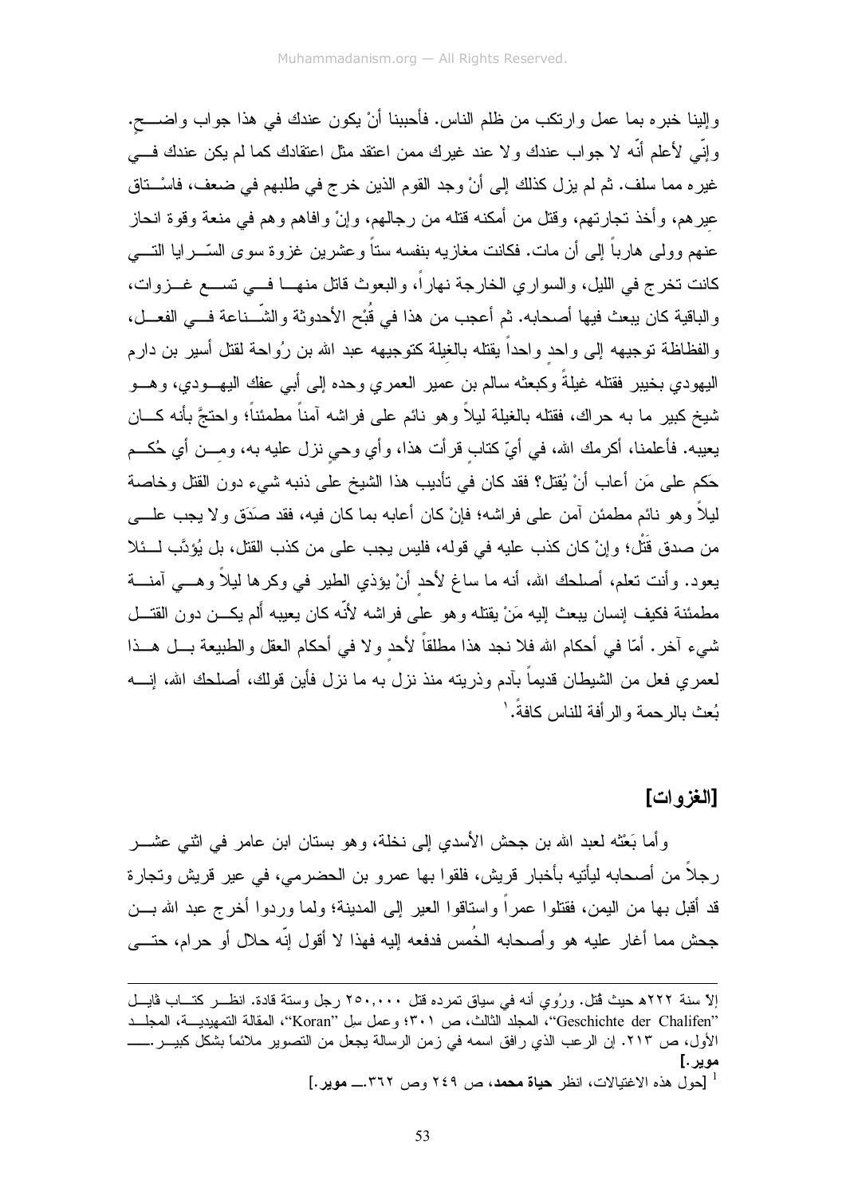وإلينا خبره بما عمل وارتكب من ظلم الناس. فأحببنا أنْ يكون عندك في هذا جواب واضح. وإنّي لأعلم أنّه لا جواب عندك ولا عند غيرك ممن اعتقد مثل اعتقادك كما لم يكن عندك في غيره مما سلف. ثم لم يزل كذلك إلى أنْ وجد القوم الذين خرج في طلبهم في ضعف، فاستاق عيرهم، وأخذ تجارتهم، وقتل من أمكنه قتله من رجالهم، وإنْ وافاهم وهم في منعة وقوة انحاز عنهم وولى هارباً إلى أن مات. فكانت مغازيه بنفسه ستاً وعشرين غزوة سوى السّرايا التي كانت تخرج في الليل، والسواري الخارجة نهاراً، والبعوث قاتل منها في تسع غزوات، والباقية كان يبعث فيها أصحابه. ثم أعجب من هذا في قُبْح الأحدوثة والشّناعة في الفعل، والفظاظة توجيهه إلى واحدٍ واحداً يقتله بالغيلة كتوجيهه عبد الله بن رُواحة لقتل أسير بن دارم اليهودي بخيبر فقتله غيلةً وكبعثه سالم بن عمير العمري وحده إلى أبي عفك اليهودي، وهو شيخ كبير ما به حراك، فقتله بالغيلة ليلاً وهو نائم على فراشه آمناً مطمئناً؛ واحتجَّ بأنه كان يعيبه. فأعلمنا، أكرمك الله، في أيّ كتابٍ قرأت هذا، وأي وحيٍ نزل عليه به، ومن أي حُكم حَكم على مَن أعاب أنْ يُقتل؟ فقد كان في تأديب هذا الشيخ على ذنبه شيء دون القتل وخاصة ليلاً وهو نائم مطمئن آمن على فراشه؛ فإنْ كان أعابه بما كان فيه، فقد صَدَق ولا يجب على من صدق قَتْلٌ؛ وإنْ كان كذب عليه في قوله، فليس يجب على من كذب القتل، بل يُؤدَّب لئلا يعود. وأنت تعلم، أصلحك الله، أنه ما ساغ لأحدٍ أنْ يؤذي الطير في وكرها ليلاً وهي آمنة مطمئنة فكيف إنسان يبعث إليه مَنْ يقتله وهو على فراشه لأنّه كان يعيبه ألم يكن دون القتل شيء آخر. أمّا في أحكام الله فلا نجد هذا مطلقاً لأحدٍ ولا في أحكام العقل والطبيعة بل هذا لعمري فعل من الشيطان قديماً بآدم وذريته منذ نزل به ما نزل فأين قولك، أصلحك الله، إنه بُعث بالرحمة والرأفة للناس كافةً.[1]

## [الغزوات]

وأما بَعْثه لعبد الله بن جحش الأسدي إلى نخلة، وهو بستان ابن عامر في اثني عشر رجلاً من أصحابه ليأتيه بأخبار قريش، فلقوا بها عمرو بن الحضرمي، في عير قريش وتجارة قد أقبل بها من اليمن، فقتلوا عمراً واستاقوا العير إلى المدينة؛ ولما وردوا أخرج عبد الله بن جحش مما أغار عليه هو وأصحابه الخُمس فدفعه إليه فهذا لا أقول إنّه حلال أو حرام، حتى

---

إلا سنة ٢٢٢هـ حيث قُتل. ورُوي أنه في سياق تمرده قتل ٢٥٠,٠٠٠ رجل وستة قادة. انظر كتاب فايل "Geschichte der Chalifen"، المجلد الثالث، ص ٣٠١؛ وعمل سل "Koran"، المقالة التمهيدية، المجلد الأول، ص ٢١٣. إن الرعب الذي رافق اسمه في زمن الرسالة يجعل من التصوير ملائماً بشكل كبير. ـــ **موير**.]

[1] [حول هذه الاغتيالات، انظر **حياة محمد**، ص ٢٤٩ وص ٣٦٢. ـــ **موير**.]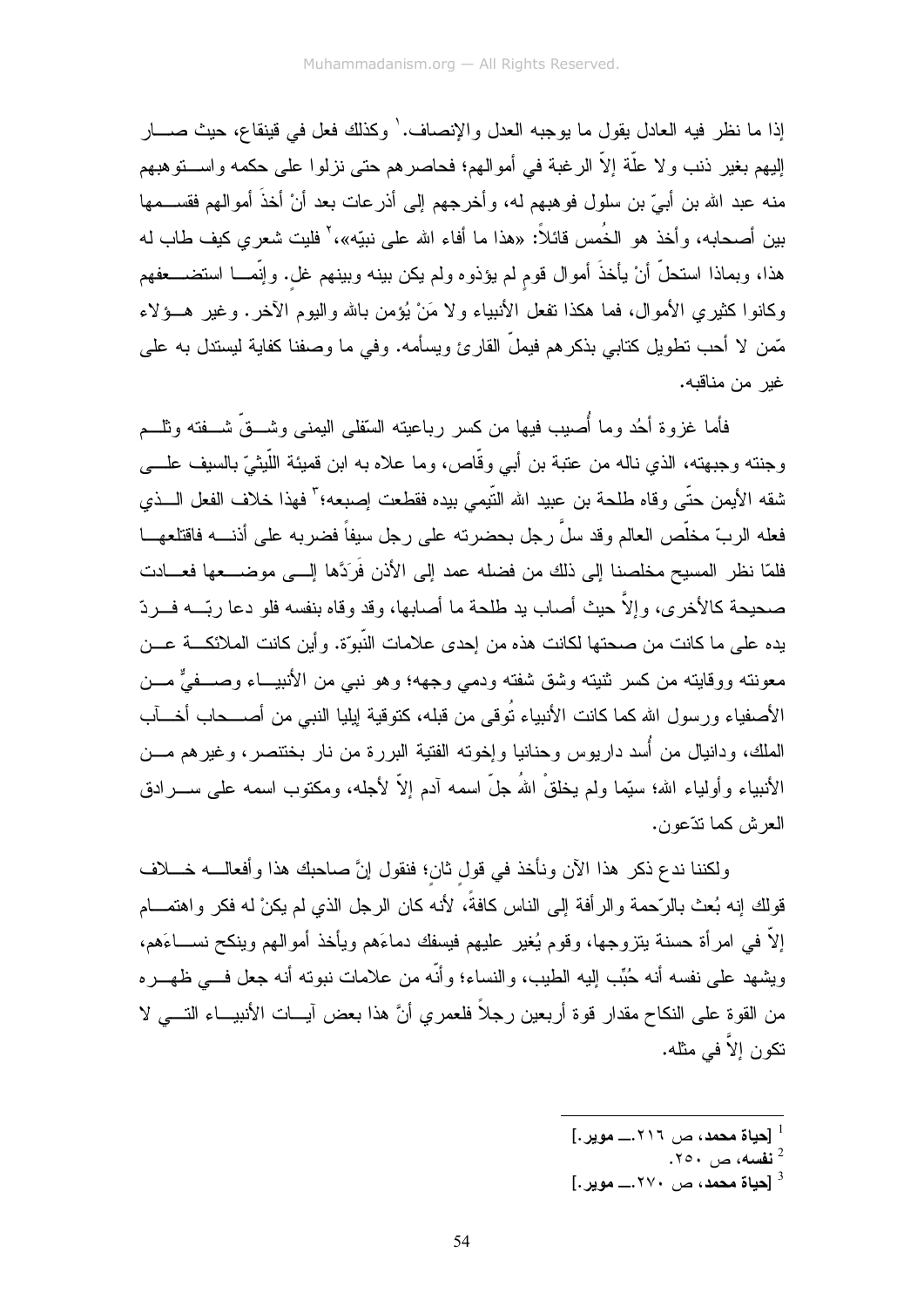إذا ما نظر فيه العادل يقول ما يوجبه العدل والإنصاف.[1] وكذلك فعل في قينقاع، حيث صار إليهم بغير ذنب ولا علّة إلاّ الرغبة في أموالهم؛ فحاصرهم حتى نزلوا على حكمه واستوهبهم منه عبد الله بن أبيّ بن سلول فوهبهم له، وأخرجهم إلى أذرعات بعد أنْ أخذَ أموالهم فقسمها بين أصحابه، وأخذ هو الخُمس قائلاً: «هذا ما أفاء الله على نبيّه»،[2] فليت شعري كيف طاب له هذا، وبماذا استحلّ أنْ يأخذَ أموال قومٍ لم يؤذوه ولم يكن بينه وبينهم غل. وإنّما استضعفهم وكانوا كثيري الأموال، فما هكذا تفعل الأنبياء ولا مَنْ يُؤمن بالله واليوم الآخر. وغير هؤلاء ممّن لا أحب تطويل كتابي بذكرهم فيملّ القارئ ويسأمه. وفي ما وصفنا كفاية ليستدل به على غير من مناقبه.

فأما غزوة أحُد وما أُصيب فيها من كسر رباعيته السّفلى اليمنى وشقّ شفته وثلم وجنته وجبهته، الذي ناله من عتبة بن أبي وقّاص، وما علاه به ابن قميئة اللّيثيّ بالسيف على شقه الأيمن حتّى وقاه طلحة بن عبيد الله التّيمي بيده فقطعت إصبعه؛[3] فهذا خلاف الفعل الذي فعله الربّ مخلّص العالم وقد سلَّ رجل بحضرته على رجل سيفاً فضربه على أذنه فاقتلعها فلمّا نظر المسيح مخلصنا إلى ذلك من فضله عمد إلى الأذن فَرَدَّها إلى موضعها فعادت صحيحة كالأخرى، وإلاَّ حيث أصاب يد طلحة ما أصابها، وقد وقاه بنفسه فلو دعا ربّه فردّ يده على ما كانت من صحتها لكانت هذه من إحدى علامات النّبوّة. وأين كانت الملائكة عن معونته ووقايته من كسر ثنيته وشق شفته ودمي وجهه؛ وهو نبي من الأنبياء وصفيٌّ من الأصفياء ورسول الله كما كانت الأنبياء تُوقى من قبله، كتوقية إيليا النبي من أصحاب أخآب الملك، ودانيال من أُسد داريوس وحنانيا وإخوته الفتية البررة من نار بختنصر، وغيرهم من الأنبياء وأولياء الله؛ سيّما ولم يخلقْ اللهُ جلّ اسمه آدم إلاّ لأجله، ومكتوب اسمه على سرادق العرش كما تدّعون.

ولكننا ندع ذكر هذا الآن ونأخذ في قولٍ ثانٍ؛ فنقول إنَّ صاحبك هذا وأفعاله خلاف قولك إنه بُعث بالرّحمة والرأفة إلى الناس كافةً، لأنه كان الرجل الذي لم يكنْ له فكر واهتمام إلاّ في امرأة حسنة يتزوجها، وقوم يُغير عليهم فيسفك دماءَهم ويأخذ أموالهم وينكح نساءَهم، ويشهد على نفسه أنه حُبِّب إليه الطيب، والنساء؛ وأنّه من علامات نبوته أنه جعل في ظهره من القوة على النكاح مقدار قوة أربعين رجلاً فلعمري أنَّ هذا بعض آيات الأنبياء التي لا تكون إلاَّ في مثله.

---

[1] **[حياة محمد**، ص ٢١٦.ـ **موير.]**

[2] **نفسه**، ص ٢٥٠.

[3] **[حياة محمد**، ص ٢٧٠.ـ **موير.]**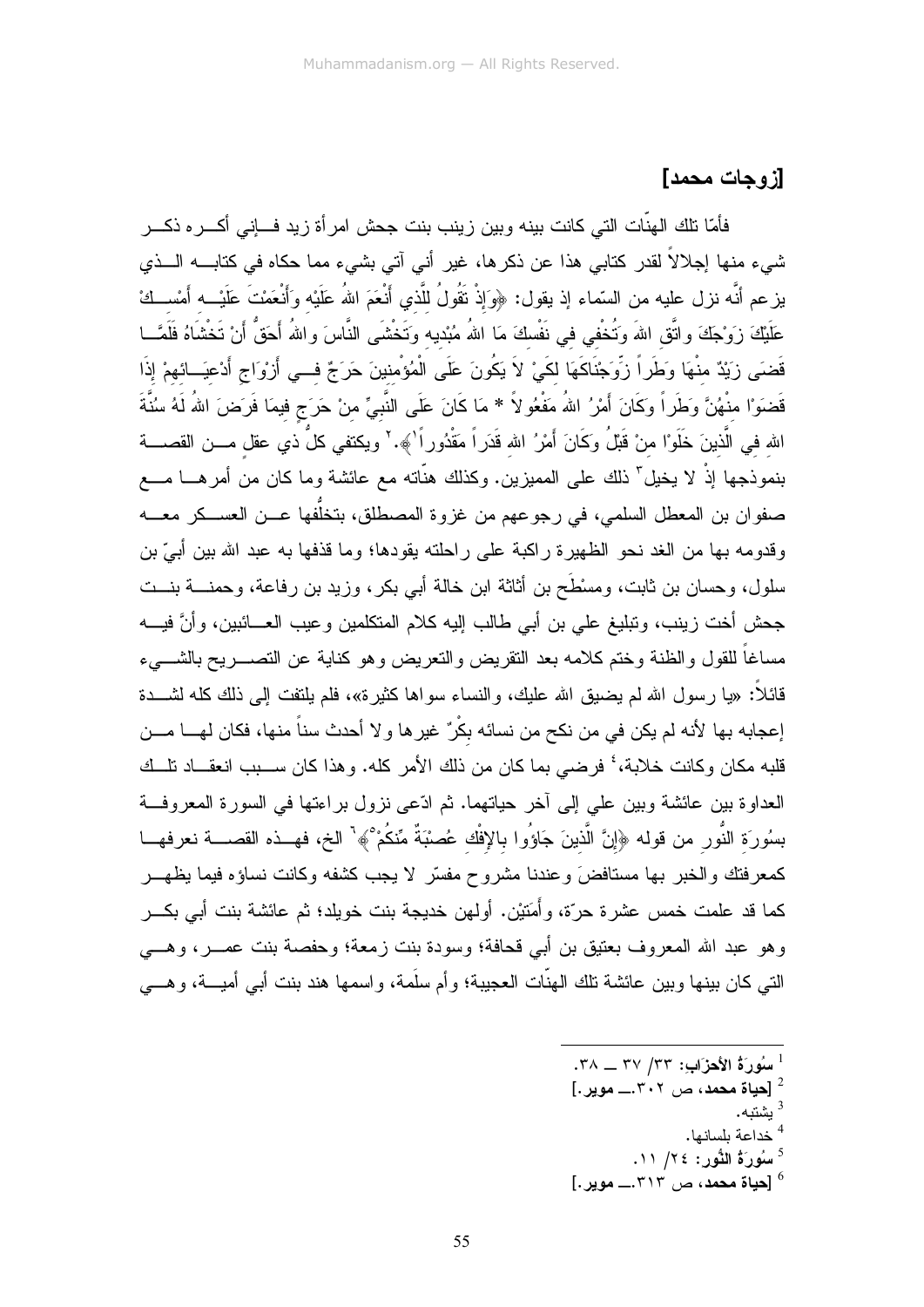## [زوجات محمد]

فأمّا تلك الهنّات التي كانت بينه وبين زينب بنت جحش امرأة زيد فإني أكره ذكر شيء منها إجلالاً لقدر كتابي هذا عن ذكرها، غير أني آتي بشيء مما حكاه في كتابه الذي يزعم أنّه نزل عليه من السّماء إذ يقول: ﴿وَإِذْ تَقُولُ لِلَّذِي أَنْعَمَ اللهُ عَلَيْهِ وَأَنْعَمْتَ عَلَيْهِ أَمْسِكْ عَلَيْكَ زَوْجَكَ واتَّقِ اللهَ وَتُخْفِي فِي نَفْسِكَ مَا اللهُ مُبْدِيهِ وَتَخْشَى النَّاسَ واللهُ أَحَقُّ أَنْ تَخْشَاهُ فَلَمَّا قَضَى زَيْدٌ مِنْهَا وَطَراً زَوَّجْنَاكَهَا لِكَيْ لاَ يَكُونَ عَلَى الْمُؤْمِنِينَ حَرَجٌ فِي أَزْوَاجِ أَدْعِيَائِهِمْ إِذَا قَضَوْا مِنْهُنَّ وَطَراً وَكَانَ أَمْرُ اللهِ مَفْعُولاً * مَا كَانَ عَلَى النَّبِيِّ مِنْ حَرَجٍ فِيمَا فَرَضَ اللهُ لَهُ سُنَّةَ اللهِ فِي الَّذِينَ خَلَوْا مِنْ قَبْلُ وَكَانَ أَمْرُ اللهِ قَدَراً مَقْدُوراً[1]﴾.[2] ويكتفي كلُّ ذي عقلٍ من القصة بنموذجها إذْ لا يخيل[3] ذلك على المميزين. وكذلك هنّاته مع عائشة وما كان من أمرها مع صفوان بن المعطل السلمي، في رجوعهم من غزوة المصطلق، بتخلُّفها عن العسكر معه وقدومه بها من الغد نحو الظهيرة راكبة على راحلته يقودها؛ وما قذفها به عبد الله بين أبيّ بن سلول، وحسان بن ثابت، ومسْطَح بن أثاثة ابن خالة أبي بكر، وزيد بن رفاعة، وحمنة بنت جحش أخت زينب، وتبليغ علي بن أبي طالب إليه كلام المتكلمين وعيب العائبين، وأنَّ فيه مساغاً للقول والظنة وختم كلامه بعد التقريض والتعريض وهو كناية عن التصريح بالشيء قائلاً: «يا رسول الله لم يضيق الله عليك، والنساء سواها كثيرة»، فلم يلتفت إلى ذلك كله لشدة إعجابه بها لأنه لم يكن في من نكح من نسائه بكْرٌ غيرها ولا أحدث سناً منها، فكان لها من قلبه مكان وكانت خلابة،[4] فرضي بما كان من ذلك الأمر كله. وهذا كان سبب انعقاد تلك العداوة بين عائشة وبين علي إلى آخر حياتهما. ثم ادّعى نزول براءتها في السورة المعروفة بسُورَةِ النُّورِ من قوله ﴿إِنَّ الَّذِينَ جَاؤُوا بِالإِفْكِ عُصْبَةٌ مِّنكُمْ[5]﴾[6] الخ، فهذه القصة نعرفها كمعرفتك والخبر بها مستافضٌ وعندنا مشروح مفسّر لا يجب كشفه وكانت نساؤه فيما يظهر كما قد علمت خمس عشرة حرّة، وأَمَتَيْن. أولهن خديجة بنت خويلد؛ ثم عائشة بنت أبي بكر وهو عبد الله المعروف بعتيق بن أبي قحافة؛ وسودة بنت زمعة؛ وحفصة بنت عمر، وهي التي كان بينها وبين عائشة تلك الهنّات العجيبة؛ وأم سلَمة، واسمها هند بنت أبي أمية، وهي

---

[1] **سُورَةُ الأَحزَاب**: ٣٣/ ٣٧ ــ ٣٨.
[2] **[حياة محمد**، ص ٣٠٢.ــ **موير.]**
[3] يشتبه.
[4] خداعة بلسانها.
[5] **سُورَةُ النُّور**: ٢٤/ ١١.
[6] **[حياة محمد**، ص ٣١٣.ــ **موير.]**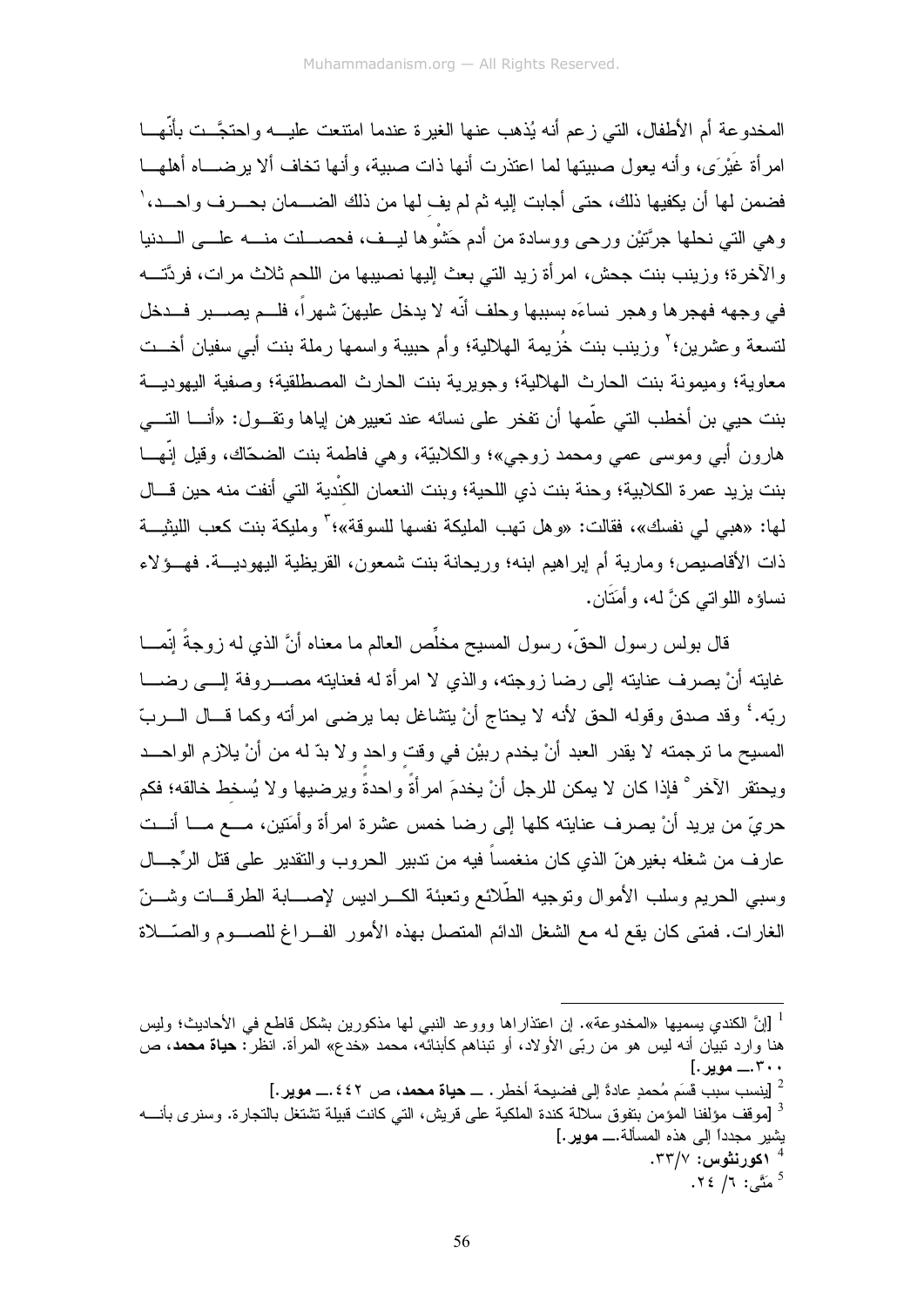المخدوعة أم الأطفال، التي زعم أنه يُذهب عنها الغيرة عندما امتنعت عليه واحتجَّت بأنّها امرأة غَيْرَى، وأنه يعول صبيتها لما اعتذرت أنها ذات صبية، وأنها تخاف ألا يرضاه أهلها فضمن لها أن يكفيها ذلك، حتى أجابت إليه ثم لم يفِ لها من ذلك الضمان بحرف واحد،[1] وهي التي نحلها جرَّتَيْن ورحى ووسادة من أدم حَشْوها ليف، فحصلت منه على الدنيا والآخرة؛ وزينب بنت جحش، امرأة زيد التي بعث إليها نصيبها من اللحم ثلاث مرات، فردَّته في وجهه فهجرها وهجر نساءَه بسببها وحلف أنّه لا يدخل عليهنّ شهراً، فلم يصبر فدخل لتسعة وعشرين؛[2] وزينب بنت خُزيمة الهلالية؛ وأم حبيبة واسمها رملة بنت أبي سفيان أخت معاوية؛ وميمونة بنت الحارث الهلالية؛ وجويرية بنت الحارث المصطلقية؛ وصفية اليهودية بنت حيي بن أخطب التي علّمها أن تفخر على نسائه عند تعييرهن إياها وتقول: «أنا التي هارون أبي وموسى عمي ومحمد زوجي»؛ والكلابيّة، وهي فاطمة بنت الضحّاك، وقيل إنّها بنت يزيد عمرة الكلابية؛ وحنة بنت ذي اللحية؛ وبنت النعمان الكِنْدية التي أنفت منه حين قال لها: «هبي لي نفسك»، فقالت: «وهل تهب المليكة نفسها للسوقة»؛[3] ومليكة بنت كعب الليثية ذات الأقاصيص؛ ومارية أم إبراهيم ابنه؛ وريحانة بنت شمعون، القريظية اليهودية. فهؤلاء نساؤه اللواتي كنَّ له، وأَمَتَان.

قال بولس رسول الحقّ، رسول المسيح مخلِّص العالم ما معناه أنَّ الذي له زوجةً إنّما غايته أنْ يصرف عنايته إلى رضا زوجته، والذي لا امرأة له فعنايته مصروفة إلى رضا ربّه.[4] وقد صدق وقوله الحق لأنه لا يحتاج أنْ يتشاغل بما يرضى امرأته وكما قال الربّ المسيح ما ترجمته لا يقدر العبد أنْ يخدم ربيْن في وقتٍ واحد ولا بدّ له من أنْ يلازم الواحد ويحتقر الآخر[5] فإذا كان لا يمكن للرجل أنْ يخدمَ امرأةً واحدةً ويرضيها ولا يُسخِط خالقه؛ فكم حريّ من يريد أنْ يصرف عنايته كلها إلى رضا خمس عشرة امرأة وأَمَتين، مع ما أنت عارف من شغله بغيرهنّ الذي كان منغمساً فيه من تدبير الحروب والتقدير على قتل الرِّجال وسبي الحريم وسلب الأموال وتوجيه الطّلائع وتعبئة الكراديس لإصابة الطرقات وشنّ الغارات. فمتى كان يقع له مع الشغل الدائم المتصل بهذه الأمور الفراغ للصوم والصّلاة

---

[1] [إنَّ الكندي يسميها «المخدوعة». إن اعتذاراها ووعد النبي لها مذكورين بشكل قاطع في الأحاديث؛ وليس هنا وارد تبيان أنه ليس هو من ربّى الأولاد، أو تبناهم كأبنائه، محمد «خدع» المرأة. انظر: **حياة محمد**، ص ٣٠٠.ـــ **موير**.]

[2] [ينسب سبب قَسَمِ مُحمدٍ عادةً إلى فضيحة أخطر. ـــ **حياة محمد**، ص ٤٤٢.ـــ **موير**.]

[3] [موقف مؤلفنا المؤمن بتفوق سلالة كندة الملكية على قريش، التي كانت قبيلة تشتغل بالتجارة. وسنرى بأنه يشير مجدداً إلى هذه المسألة.ـــ **موير**.]

[4] **اكورنثوس**: ٧/٣٣.

[5] متَّى: ٦/ ٢٤.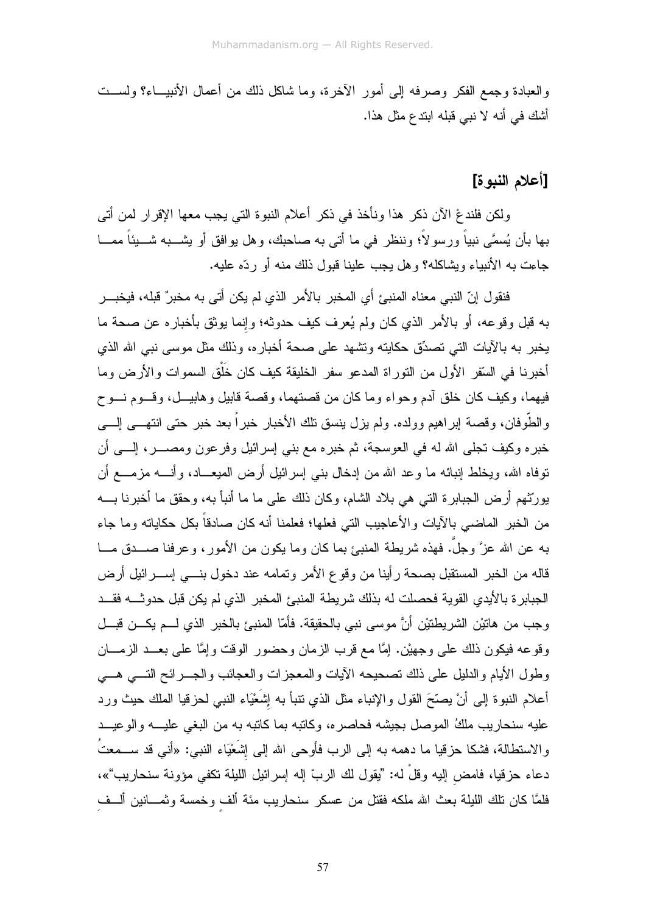والعبادة وجمع الفكر وصرفه إلى أمور الآخرة، وما شاكل ذلك من أعمال الأنبياء؟ ولست أشك في أنه لا نبي قبله ابتدع مثل هذا.

## [أعلام النبوة]

ولكن فلندعْ الآن ذكر هذا ونأخذ في ذكر أعلام النبوة التي يجب معها الإقرار لمن أتى بها بأن يُسمَّى نبياً ورسولاً؛ وننظر في ما أتى به صاحبك، وهل يوافق أو يشبه شيئاً مما جاءت به الأنبياء ويشاكله؟ وهل يجب علينا قبول ذلك منه أو ردّه عليه.

فنقول إنّ النبي معناه المنبئ أي المخبر بالأمر الذي لم يكن أتى به مخبرٌ قبله، فيخبر به قبل وقوعه، أو بالأمر الذي كان ولم يُعرف كيف حدوثه؛ وإنما يوثق بأخباره عن صحة ما يخبر به بالآيات التي تصدِّق حكايته وتشهد على صحة أخباره، وذلك مثل موسى نبي الله الذي أخبرنا في السِّفر الأول من التوراة المدعو سفر الخليقة كيف كان خَلْق السموات والأرض وما فيهما، وكيف كان خلق آدم وحواء وما كان من قصتهما، وقصة قابيل وهابيل، وقوم نوح والطّوفان، وقصة إبراهيم وولده. ولم يزل ينسق تلك الأخبار خبراً بعد خبر حتى انتهى إلى خبره وكيف تجلى الله له في العوسجة، ثم خبره مع بني إسرائيل وفرعون ومصر، إلى أن توفاه الله، ويخلط إنبائه ما وعد الله من إدخال بني إسرائيل أرض الميعاد، وأنه مزمع أن يورِّثهم أرض الجبابرة التي هي بلاد الشام، وكان ذلك على ما أنبأ به، وحقق ما أخبرنا به من الخبر الماضي بالآيات والأعاجيب التي فعلها؛ فعلمنا أنه كان صادقاً بكل حكاياته وما جاء به عن الله عزَّ وجلَّ. فهذه شريطة المنبئ بما كان وما يكون من الأمور، وعرفنا صدق ما قاله من الخبر المستقبل بصحة رأينا من وقوع الأمر وتمامه عند دخول بني إسرائيل أرض الجبابرة بالأيدي القوية فحصلت له بذلك شريطة المنبئ المخبر الذي لم يكن قبل حدوثه فقد وجب من هاتيْن الشريطتيْن أنَّ موسى نبي بالحقيقة. فأمّا المنبئ بالخبر الذي لم يكن قبل وقوعه فيكون ذلك على وجهيْن. إمَّا مع قرب الزمان وحضور الوقت وإمَّا على بعد الزمان وطول الأيام والدليل على ذلك تصحيحه الآيات والمعجزات والعجائب والجرائح التي هي أعلام النبوة إلى أنْ يصحّحَ القول والإنباء مثل الذي تنبأ به إِشَعْيَاء النبي لحزقيا الملك حيث ورد عليه سنحاريب ملكُ الموصل بجيشه فحاصره، وكاتبه بما كاتبه به من البغي عليه والوعيد والاستطالة، فشكا حزقيا ما دهمه به إلى الرب فأوحى الله إلى إِشَعْيَاء النبي: «أني قد سمعتُ دعاء حزقيا، فامضِ إليه وقلْ له: "يقول لك الربّ إله إسرائيل الليلة تكفي مؤونة سنحاريب"»، فلمَّا كان تلك الليلة بعث الله ملكه فقتل من عسكر سنحاريب مئة ألفٍ وخمسة وثمانين ألفِ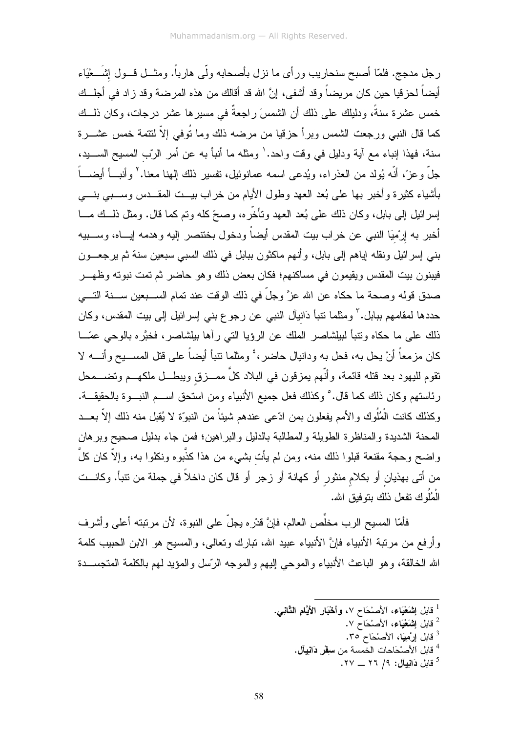رجل مدجج. فلمّا أصبح سنحاريب ورأى ما نزل بأصحابه ولّى هارباً. ومثل قول إِشَعْيَاء أيضاً لحزقيا حين كان مريضاً وقد أشفى، إنَّ الله قد أقالك من هذه المرضة وقد زاد في أجلك خمس عشرة سنةً، ودليلك على ذلك أن الشمسَ راجعةٌ في مسيرها عشر درجات، وكان ذلك كما قال النبي ورجعت الشمس وبرأ حزقيا من مرضه ذلك وما تُوفي إلاّ لتتمة خمس عشرة سنة، فهذا إنباء مع آية ودليل في وقت واحد.[1] ومثله ما أنبأ به عن أمر الرّب المسيح السيد، جلّ وعزّ، أنّه يُولد من العذراء، ويُدعى اسمه عمانوئيل، تفسير ذلك إلهنا معنا.[2] وأنبأ أيضاً بأشياء كثيرة وأخبر بها على بُعد العهد وطول الأيام من خراب بيت المقدس وسبي بني إسرائيل إلى بابل، وكان ذلك على بُعد العهد وتأخّره، وصحّ كله وتم كما قال. ومثل ذلك ما أخبر به إِرْمِيَا النبي عن خراب بيت المقدس أيضاً ودخول بختنصر إليه وهدمه إياه، وسبيه بني إسرائيل ونقله إياهم إلى بابل، وأنهم ماكثون ببابل في ذلك السبي سبعين سنة ثم يرجعون فيبنون بيت المقدس ويقيمون في مساكنهم؛ فكان بعض ذلك وهو حاضر ثم تمت نبوته وظهر صدق قوله وصحة ما حكاه عن الله عزَّ وجلّ في ذلك الوقت عند تمام السبعين سنة التي حددها لمقامهم ببابل.[3] ومثلما تنبأ دَانِيآل النبي عن رجوع بني إسرائيل إلى بيت المقدس، وكان ذلك على ما حكاه وتنبأ لبيلشاصر الملك عن الرؤيا التي رآها بيلشاصر، فخبَّره بالوحي عمّا كان مزمعاً أنْ يحل به، فحل به ودانيال حاضر،[4] ومثلما تنبأ أيضاً على قتل المسيح وأنه لا تقوم لليهود بعد قتله قائمة، وأنّهم يمزقون في البلاد كلَّ ممزقٍ ويبطل ملكهم وتضمحل رئاستهم وكان ذلك كما قال.[5] وكذلك فعل جميع الأنبياء ومن استحق اسم النبوة بالحقيقة. وكذلك كانت الْمُلُوك والأمم يفعلون بمن ادّعى عندهم شيئاً من النبوّة لا يُقبل منه ذلك إلاّ بعد المحنة الشديدة والمناظرة الطويلة والمطالبة بالدليل والبراهين؛ فمن جاء بدليل صحيح وبرهان واضح وحجة مقنعة قبلوا ذلك منه، ومن لم يأتِ بشيء من هذا كذَّبوه ونكلوا به، وإلاّ كان كلَّ من أتى بهذيانٍ أو بكلامٍ منثورٍ أو كهانة أو زجر أو قال كان داخلاً في جملة من تنبأ. وكانت الْمُلُوك تفعل ذلك بتوفيق الله.

فأمّا المسيح الرب مخلِّص العالم، فإنَّ قدْره يجلّ على النبوة، لأن مرتبته أعلى وأشرف وأرفع من مرتبة الأنبياء فإنَّ الأنبياء عبيد الله، تبارك وتعالى، والمسيح هو الابن الحبيب كلمة الله الخالقة، وهو الباعث الأنبياء والموحي إليهم والموجه الرّسل والمؤيد لهم بالكلمة المتجسدة

---

[1] قابل **إِشَعْيَاء**، الأَصْحَاح ٧، **وأَخْبَار الأَيَّام الثَّاني**.

[2] قابل **إِشَعْيَاء**، الأَصْحَاح ٧.

[3] قابل **إِرْمِيَا**، الأَصْحَاح ٣٥.

[4] قابل الأَصْحَاحات الخمسة من **سِفْر دَانِيآل**.

[5] قابل **دَانِيآل**: ٩/ ٢٦ ــ ٢٧.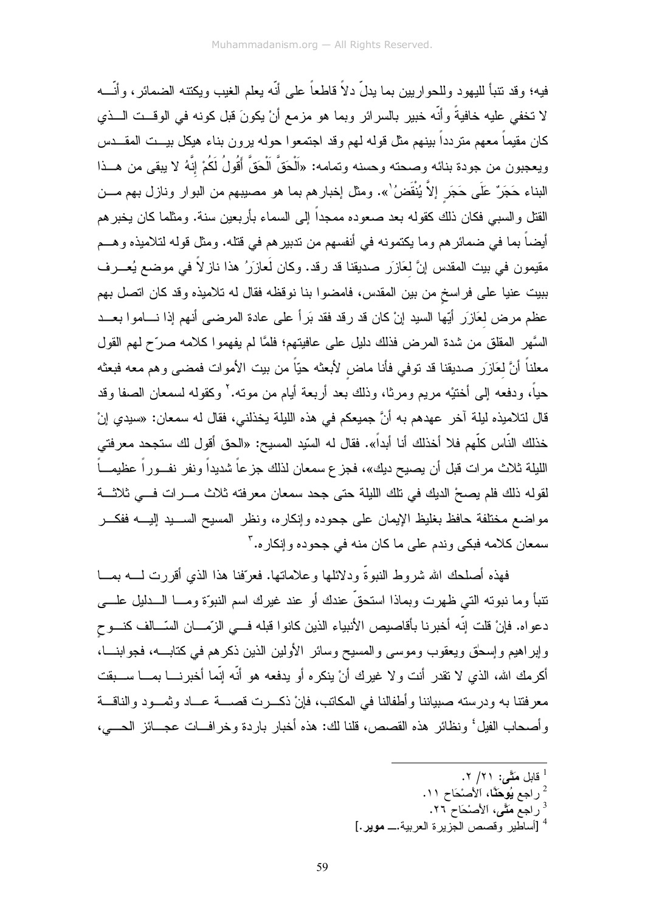فيه؛ وقد تنبأ لليهود وللحواريين بما يدلّ دلاً قاطعاً على أنّه يعلم الغيب ويكتنه الضمائر، وأنّــه لا تخفي عليه خافيةً وأنّه خبير بالسرائر وبما هو مزمع أنْ يكونَ قبل كونه في الوقــت الــذي كان مقيماً معهم متردداً بينهم مثل قوله لهم وقد اجتمعوا حوله يرون بناء هيكل بيــت المقــدس ويعجبون من جودة بنائه وصحته وحسنه وتمامه: «اَلْحَقَّ اَلْحَقَّ أَقُولُ لَكُمْ إِنَّهُ لا يبقى من هــذا البناء حَجَرٌ عَلَى حَجَرٍ إِلاَّ يُنْقَضُ[1]». ومثل إخبارهم بما هو مصيبهم من البوار ونازل بهم مــن القتل والسبي فكان ذلك كقوله بعد صعوده ممجداً إلى السماء بأربعين سنة. ومثلما كان يخبرهم أيضاً بما في ضمائرهم وما يكتمونه في أنفسهم من تدبيرهم في قتله. ومثل قوله لتلاميذه وهــم مقيمون في بيت المقدس إنَّ لِعَازَرَ صديقنا قد رقد رقد. وكان لَعازَرُ هذا نازلاً في موضع يُعــرف ببيت عنيا على فراسخ من بين المقدس، فامضوا بنا نوقظه فقال له تلاميذه وقد كان اتصل بهم عظم مرض لِعَازَرَ أيّها السيد إنْ كان قد رقد فقد بَرأ على عادة المرضى أنهم إذا نــاموا بعــد السَّهر المقلق من شدة المرض فذلك دليل على عافيتهم؛ فلمَّا لم يفهموا كلامه صرّح لهم القول معلناً أنَّ لِعَازَرَ صديقنا قد توفي فأنا ماضٍ لأبعثه حيّاً من بيت الأموات فمضى وهم معه فبعثه حياً، ودفعه إلى أختيْه مريم ومرثا، وذلك بعد أربعة أيام من موته.[2] وكقوله لسمعان الصفا وقد قال لتلاميذه ليلة آخر عهدهم به أنَّ جميعكم في هذه الليلة يخذلني، فقال له سمعان: «سيدي إنْ خذلك النّاس كلّهم فلا أخذلك أنا أبداً». فقال له السّيد المسيح: «الحق أقول لك ستجحد معرفتي الليلة ثلاث مرات قبل أن يصيح ديك»، فجزع سمعان لذلك جزعاً شديداً ونفر نفــوراً عظيمــاً لقوله ذلك فلم يصحْ الديك في تلك الليلة حتى جحد سمعان معرفته ثلاث مــرات فــي ثلاثــة مواضع مختلفة حافظ بغليظ الإيمان على جحوده وإنكاره، ونظر المسيح الســيد إليــه ففكــر سمعان كلامه فبكى وندم على ما كان منه في جحوده وإنكاره.[3]

فهذه أصلحك الله شروط النبوةّ ودلائلها وعلاماتها. فعرّفنا هذا الذي أقررت لــه بمــا تنبأ وما نبوته التي ظهرت وبماذا استحقّ عندك أو عند غيرك اسم النبوّة ومــا الــدليل علــى دعواه. فإنْ قلت إنّه أخبرنا بأقاصيص الأنبياء الذين كانوا قبله فــي الزّمــان السّــالف كنــوحٍ وإبراهيم وإسحٰق ويعقوب وموسى والمسيح وسائر الأولين الذين ذكرهم في كتابــه، فجوابنــا، أكرمك الله، الذي لا تقدر أنت ولا غيرك أنْ ينكره أو يدفعه هو أنّه إنّما أخبرنــا بمــا ســبقت معرفتنا به ودرسته صبياننا وأطفالنا في المكاتب، فإنْ ذكــرت قصــة عــاد وثمــود والناقــة وأصحاب الفيل[4] ونظائر هذه القصص، قلنا لك: هذه أخبار باردة وخرافــات عجــائز الحــي،

---

[1] قابل مَتَّى: ٢١/ ٢.

[2] راجع يُوحَنَّا، اَلأَصْحَاح ١١.

[3] راجع مَتَّى، اَلأَصْحَاح ٢٦.

[4] [أساطير وقصص الجزيرة العربية.ــ موير.]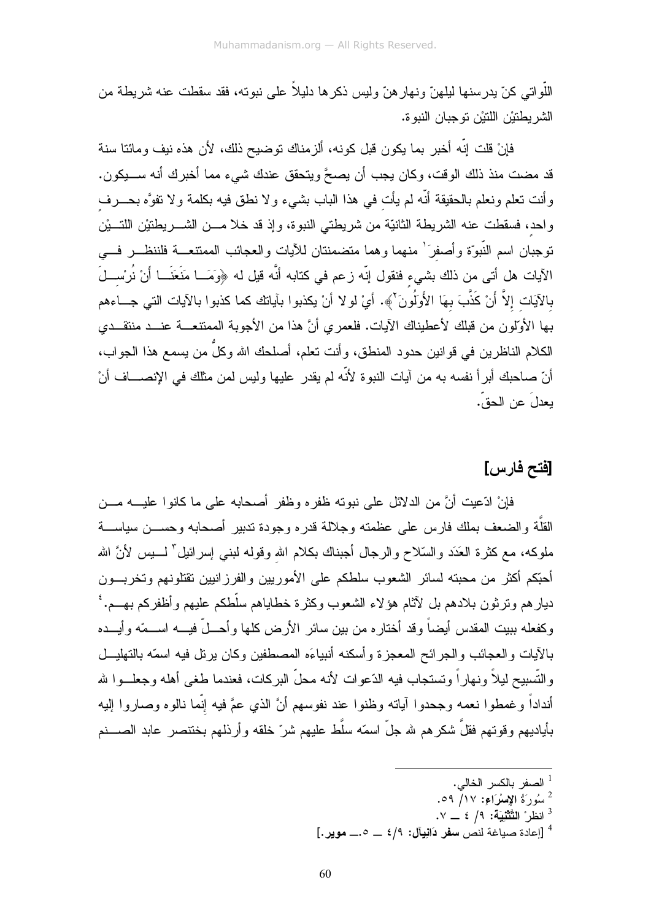اللّواتي كنّ يدرسنها ليلهنّ ونهارهنّ وليس ذكرها دليلاً على نبوته، فقد سقطت عنه شريطة من الشريطتيْن اللتيْن توجبان النبوة.

فإنْ قلت إنّه أخبر بما يكون قبل كونه، ألزمناك توضيح ذلك، لأن هذه نيف ومائتا سنة قد مضت منذ ذلك الوقت، وكان يجب أن يصحَّ ويتحقق عندك شيء مما أخبرك أنه سيكون. وأنت تعلم ونعلم بالحقيقة أنّه لم يأتِ في هذا الباب بشيء ولا نطق فيه بكلمة ولا تفوَّه بحرفٍ واحد، فسقطت عنه الشريطة الثانيّة من شريطتي النبوة، وإذ قد خلا من الشريطتيْن اللتيْن توجبان اسم النّبوّة وأصفرَ[1] منهما وهما متضمنتان للآيات والعجائب الممتنعة فلننظر في الآيات هل أتى من ذلك بشيء فنقول إنّه زعم في كتابه أنَّه قيل له ﴿وَمَا مَنَعَنَا أَنْ نُرْسِلَ بِالآيَاتِ إِلاَّ أَنْ كَذَّبَ بِهَا الأَوَّلُونَ[2]﴾. أيْ لولا أنْ يكذبوا بآياتك كما كذبوا بالآيات التي جاءهم بها الأوّلون من قبلك لأعطيناك الآيات. فلعمري أنَّ هذا من الأجوبة الممتنعة عند منتقدي الكلام الناظرين في قوانين حدود المنطق، وأنت تعلم، أصلحك الله وكلٌّ من يسمع هذا الجواب، أنّ صاحبك أبرأ نفسه به من آيات النبوة لأنّه لم يقدر عليها وليس لمن مثلك في الإنصاف أنْ يعدلَ عن الحقّ.

## [فتح فارس]

فإنْ ادّعيت أنَّ من الدلائل على نبوته ظفره وظفر أصحابه على ما كانوا عليه من القلَّة والضعف بملك فارس على عظمته وجلالة قدره وجودة تدبير أصحابه وحسن سياسة ملوكه، مع كثرة العَدَد والسّلاح والرجال أجبناك بكلام الله وقوله لبني إسرائيل[3] ليس لأنَّ الله أحبّكم أكثر من محبته لسائر الشعوب سلطكم على الأموريين والفرزانيين تقتلونهم وتخربون ديارهم وترثون بلادهم بل لآثام هؤلاء الشعوب وكثرة خطاياهم سلّطكم عليهم وأظفركم بهم.[4] وكفعله ببيت المقدس أيضاً وقد أختاره من بين سائر الأرض كلها وأحلّ فيه اسمّه وأيده بالآيات والعجائب والجرائح المعجزة وأسكنه أنبياءَه المصطفين وكان يرتل فيه اسمّه بالتهليل والتّسبيح ليلاً ونهاراً وتستجاب فيه الدّعوات لأنه محلّ البركات، فعندما طغى أهله وجعلوا لله أنداداً وغمطوا نعمه وجحدوا آياته وظنوا عند نفوسهم أنَّ الذي عمَّ فيه إنّما نالوه وصاروا إليه بأياديهم وقوتهم فقلَّ شكرهم لله جلّ اسمّه سلَّط عليهم شرّ خلقه وأرذلهم بختنصر عابد الصنم

---

[1] الصفر بالكسر الخالي.
[2] سُورَةُ **الإِسْرَاءِ**: ١٧/ ٥٩.
[3] انظرْ **التَّثْنِيَةَ**: ٩/ ٤ ــ ٧.
[4] [إعادة صياغة لنص **سفر دَانِيآل**: ٩/ ٤ ــ ٥.ــ **موير**.]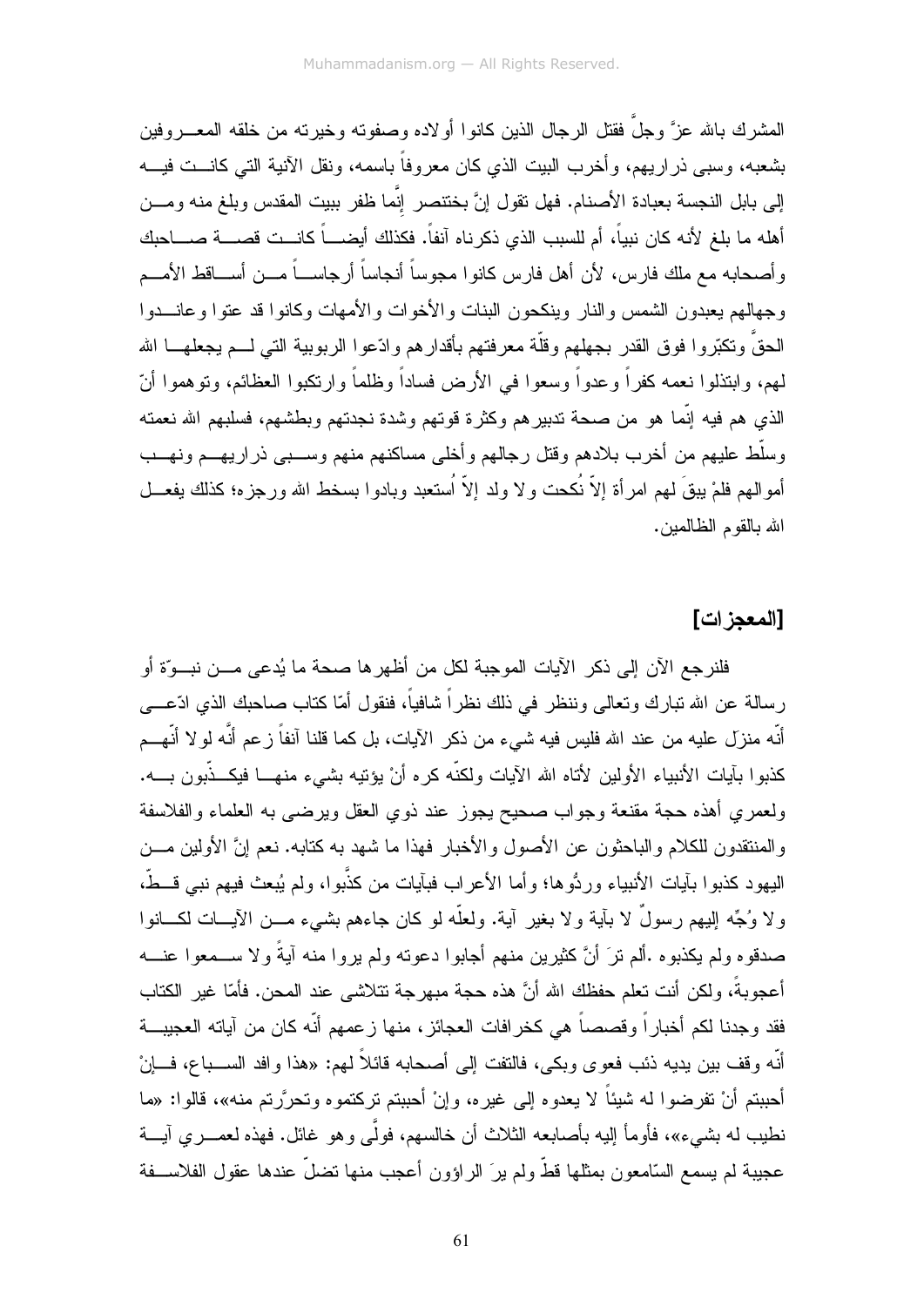المشرك بالله عزَّ وجلَّ فقتل الرجال الذين كانوا أولاده وصفوته وخيرته من خلقه المعروفين بشعبه، وسبى ذراريهم، وأخرب البيت الذي كان معروفاً باسمه، ونقل الآنية التي كانت فيه إلى بابل النجسة بعبادة الأصنام. فهل تقول إنَّ بختنصر إنَّما ظفر ببيت المقدس وبلغ منه ومن أهله ما بلغ لأنه كان نبياً، أم للسبب الذي ذكرناه آنفاً. فكذلك أيضاً كانت قصة صاحبك وأصحابه مع ملك فارس، لأن أهل فارس كانوا مجوساً أنجاساً أرجاساً من أساقط الأمم وجهالهم يعبدون الشمس والنار وينكحون البنات والأخوات والأمهات وكانوا قد عتوا وعاندوا الحقَّ وتكبّروا فوق القدر بجهلهم وقلّة معرفتهم بأقدارهم وادّعوا الربوبية التي لم يجعلها الله لهم، وابتذلوا نعمه كفراً وعدواً وسعوا في الأرض فساداً وظلماً وارتكبوا العظائم، وتوهموا أنّ الذي هم فيه إنّما هو من صحة تدبيرهم وكثرة قوتهم وشدة نجدتهم وبطشهم، فسلبهم الله نعمته وسلّط عليهم من أخرب بلادهم وقتل رجالهم وأخلى مساكنهم منهم وسبى ذراريهم ونهب أموالهم فلمْ يبقَ لهم امرأة إلاّ نُكحت ولا ولد إلاّ اُستعبد وبادوا بسخط الله ورجزه؛ كذلك يفعل الله بالقوم الظالمين.

## [المعجزات]

فلنرجع الآن إلى ذكر الآيات الموجبة لكل من أظهرها صحة ما يُدعى من نبوّة أو رسالة عن الله تبارك وتعالى وننظر في ذلك نظراً شافياً، فنقول أمّا كتاب صاحبك الذي ادّعى أنّه منزل عليه من عند الله فليس فيه شيء من ذكر الآيات، بل كما قلنا آنفاً زعم أنَّه لولا أنّهم كذبوا بآيات الأنبياء الأولين لأتاه الله الآيات ولكنّه كره أنْ يؤتيه بشيء منها فيكذّبون به. ولعمري أهذه حجة مقنعة وجواب صحيح يجوز عند ذوي العقل ويرضى به العلماء والفلاسفة والمنتقدون للكلام والباحثون عن الأصول والأخبار فهذا ما شهد به كتابه. نعم إنَّ الأولين من اليهود كذبوا بآيات الأنبياء وردُّوها؛ وأما الأعراب فبآيات من كذَّبوا، ولم يُبعث فيهم نبي قطّ، ولا وُجِّه إليهم رسولٌ لا بآية ولا بغير آية. ولعلّه لو كان جاءهم بشيء من الآيات لكانوا صدقوه ولم يكذبوه .ألم ترَ أنَّ كثيرين منهم أجابوا دعوته ولم يروا منه آيةً ولا سمعوا عنه أعجوبةً، ولكن أنت تعلم حفظك الله أنَّ هذه حجة مبهرجة تتلاشى عند المحن. فأمّا غير الكتاب فقد وجدنا لكم أخباراً وقصصاً هي كخرافات العجائز، منها زعمهم أنّه كان من آياته العجيبة أنّه وقف بين يديه ذئب فعوى وبكى، فالتفت إلى أصحابه قائلاً لهم: «هذا وافد السباع، فإنْ أحببتم أنْ تفرضوا له شيئاً لا يعدوه إلى غيره، وإنْ أحببتم تركتموه وتحرَّزتم منه»، قالوا: «ما نطيب له بشيء»، فأومأ إليه بأصابعه الثلاث أن خالسهم، فولَّى وهو غائل. فهذه لعمري آية عجيبة لم يسمع السّامعون بمثلها قطّ ولم يرَ الراؤون أعجب منها تضلّ عندها عقول الفلاسفة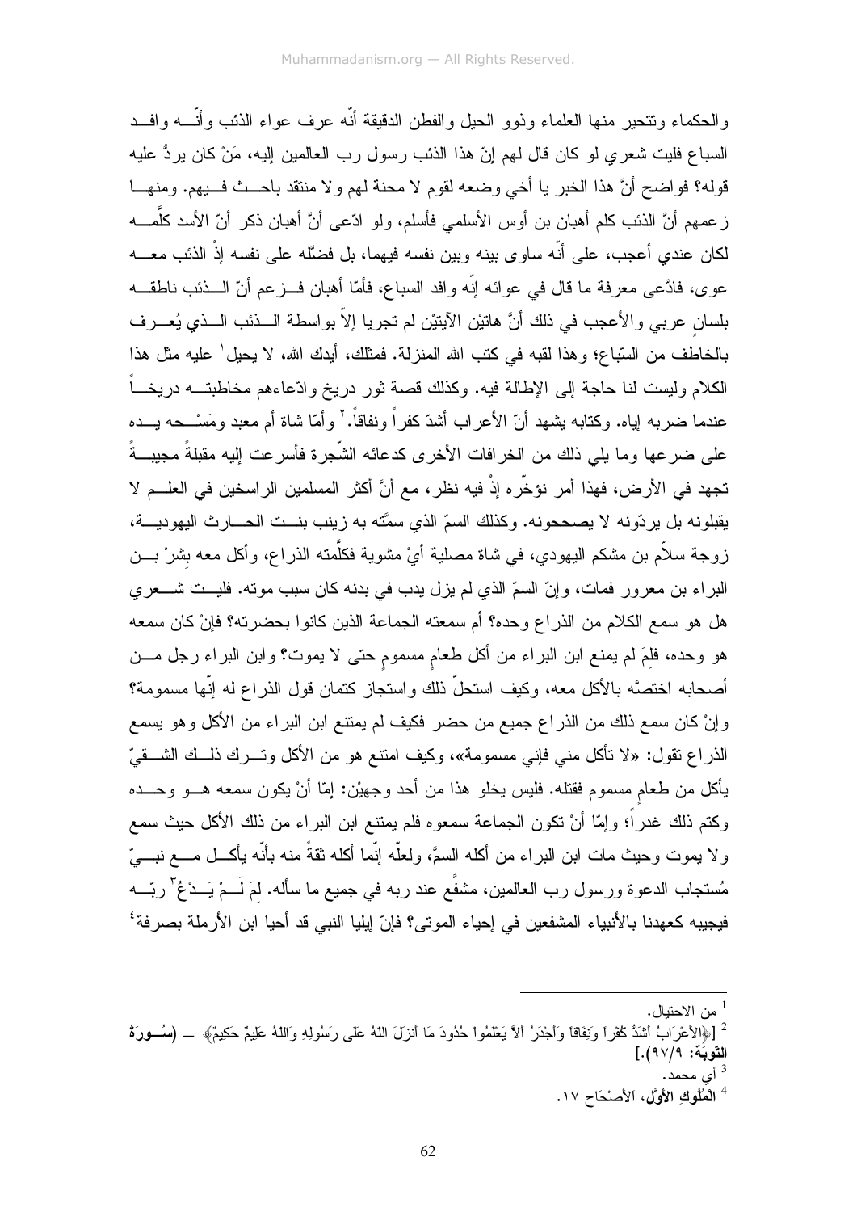والحكماء وتتحير منها العلماء وذوو الحيل والفطن الدقيقة أنّه عرف عواء الذئب وأنّــه وافــد السباع فليت شعري لو كان قال لهم إنّ هذا الذئب رسول رب العالمين إليه، مَنْ كان يردُّ عليه قوله؟ فواضح أنَّ هذا الخبر يا أخي وضعه لقوم لا محنة لهم ولا منتقد باحــث فــيهم. ومنهــا زعمهم أنَّ الذئب كلم أهبان بن أوس الأسلمي فأسلم، ولو ادّعى أنَّ أهبان ذكر أنّ الأسد كلّمــه لكان عندي أعجب، على أنّه ساوى بينه وبين نفسه فيهما، بل فضّله على نفسه إذْ الذئب معــه عوى، فادَّعى معرفة ما قال في عوائه إنّه وافد السباع، فأمّا أهبان فــزعم أنّ الــذئب ناطقــه بلسانٍ عربي والأعجب في ذلك أنَّ هاتيْن الآيتيْن لم تجريا إلاّ بواسطة الــذئب الــذي يُعــرف بالخاطف من السّباع؛ وهذا لقبه في كتب الله المنزلة. فمثلك، أيدك الله، لا يحيل[1] عليه مثل هذا الكلام وليست لنا حاجة إلى الإطالة فيه. وكذلك قصة ثور دريخ وادّعاءهم مخاطبتــه دريخــاً عندما ضربه إياه. وكتابه يشهد أنّ الأعراب أشدّ كفراً ونفاقاً.[2] وأمّا شاة أم معبد ومَسْــحه يــده على ضرعها وما يلي ذلك من الخرافات الأخرى كدعائه الشّجرة فأسرعت إليه مقبلةً مجيبــةً تجهد في الأرض، فهذا أمر نؤخّره إذْ فيه نظر، مع أنَّ أكثر المسلمين الراسخين في العلــم لا يقبلونه بل يردّونه لا يصححونه. وكذلك السمّ الذي سمّته به زينب بنــت الحــارث اليهوديــة، زوجة سلاّم بن مشكم اليهودي، في شاة مصلية أيْ مشوية فكلّمته الذراع، وأكل معه بِشرْ بــن البراء بن معرور فمات، وإنّ السمّ الذي لم يزل يدب في بدنه كان سبب موته. فليــت شــعري هل هو سمع الكلام من الذراع وحده؟ أم سمعته الجماعة الذين كانوا بحضرته؟ فإنْ كان سمعه هو وحده، فلِمَ لم يمنع ابن البراء من أكل طعامٍ مسمومٍ حتى لا يموت؟ وابن البراء رجل مــن أصحابه اختصَّه بالأكل معه، وكيف استحلّ ذلك واستجاز كتمان قول الذراع له إنّها مسمومة؟ وإنْ كان سمع ذلك من الذراع جميع من حضر فكيف لم يمتنع ابن البراء من الأكل وهو يسمع الذراع تقول: «لا تأكل مني فإني مسمومة»، وكيف امتنع هو من الأكل وتــرك ذلــك الشــقيّ يأكل من طعامٍ مسموم فقتله. فليس يخلو هذا من أحد وجهيْن: إمّا أنْ يكون سمعه هــو وحــده وكتم ذلك غدراً؛ وإمّا أنْ تكون الجماعة سمعوه فلم يمتنع ابن البراء من ذلك الأكل حيث سمع ولا يموت وحيث مات ابن البراء من أكله السمَّ، ولعلّه إنّما أكله ثقةً منه بأنّه يأكــل مــع نبــيّ مُستجاب الدعوة ورسول رب العالمين، مشفَّع عند ربه في جميع ما سأله. لِمَ لَــمْ يَــدْعُ[3] ربّــه فيجيبه كعهدنا بالأنبياء المشفعين في إحياء الموتى؟ فإنّ إيليا النبي قد أحيا ابن الأرملة بصرفة[4]

---

[1] من الاحتيال.

[2] [﴿الأعْرَابُ أشَدُّ كُفْراً وَنِفَاقاً وَأجْدَرُ ألاَّ يَعْلَمُوا حُدُودَ مَا أنزلَ اللهُ عَلَى رَسُولِهِ وَاللهُ عَلِيمٌ حَكِيمٌ﴾ ـــ (**سُـــورَةُ التَّوبَةِ**: ٩/٩٧).]

[3] أي محمد.

[4] **المُلُوكِ الأوَّل**، الأصْحَاح ١٧.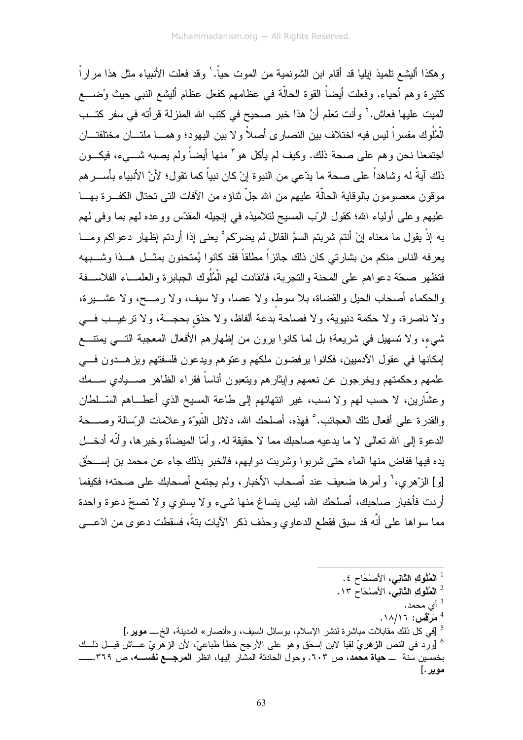وهكذا أليشع تلميذ إيليا قد أقام ابن الشونمية من الموت حياً.[1] وقد فعلت الأنبياء مثل هذا مراراً كثيرة وهم أحياء. وفعلت أيضاً القوة الحالّة في عظامهم كفعل عظام أليشع النبي حيث وُضع الميت عليها فعاش.[2] وأنت تعلم أنَّ هذا خبر صحيح في كتب الله المنزلة قرأته في سفر كتب الْمُلُوك مفسراً ليس فيه اختلاف بين النصارى أصلاً ولا بين اليهود؛ وهما ملتان مختلفتان اجتمعنا نحن وهم على صحة ذلك. وكيف لم يأكل هو[3] منها أيضاً ولم يصبه شيء، فيكون ذلك آيةً له وشاهداً على صحة ما يدّعي من النبوة إنْ كان نبياً كما تقول؛ لأنَّ الأنبياء بأسرهم موقون معصومون بالوقاية الحالّة عليهم من الله جلّ ثناؤه من الآفات التي تحتال الكفرة بها عليهم وعلى أولياء الله؛ كقول الرّب المسيح لتلاميذه في إنجيله المقدّس ووعده لهم بما وفى لهم به إذْ يقول ما معناه إنْ أنتم شربتم السمَّ القاتل لم يضرّكم[4] يعني إذا أردتم إظهار دعواكم وما يعرفه الناس منكم من بشارتي كان ذلك جائزاً مطلقاً فقد كانوا يُمتحنون بمثل هذا وشبهه فتظهر صحّة دعواهم على المحنة والتجربة، فانقادت لهم الْمُلُوك الجبابرة والعلماء الفلاسفة والحكماء أصحاب الحيل والقضاة، بلا سوط، ولا عصا، ولا سيف، ولا رمح، ولا عشيرة، ولا ناصرة، ولا حكمة دنيوية، ولا فصاحة بدعة ألفاظ، ولا حذقٍ بحجة، ولا ترغيب في شيء، ولا تسهيل في شريعة؛ بل لما كانوا يرون من إظهارهم الأفعال المعجبة التي يمتنع إمكانها في عقول الآدميين، فكانوا يرفضون ملكهم وعتوهم ويدعون فلسفتهم ويزهدون في علمهم وحكمتهم ويخرجون عن نعمهم وإيثارهم ويتبعون أناساً فقراء الظاهر صيادي سمك وعشّارين، لا حسب لهم ولا نسب، غير انتهائهم إلى طاعة المسيح الذي أعطاهم السّلطان والقدرة على أفعال تلك العجائب.[5] فهذه، أصلحك الله، دلائل النّبوّة وعلامات الرّسالة وصحة الدعوة إلى الله تعالى لا ما يدعيه صاحبك مما لا حقيقة له. وأمّا الميضأة وخبرها، وأنّه أدخل يده فيها ففاض منها الماء حتى شربوا وشربت دوابهم، فالخبر بذلك جاء عن محمد بن إسحٰق [و] الزّهري،[6] وأمرها ضعيف عند أصحاب الأخبار، ولم يجتمع أصحابك على صحته؛ فكيفما أردت فأخبار صاحبك، أصلحك الله، ليس ينساغ منها شيء ولا يستوي ولا تصحّ دعوة واحدة مما سواها على أنَّه قد سبق فقطع الدعاوي وحذف ذكر الآيات بتةً، فسقطت دعوى من ادّعى

---

[1] **المُلوكِ الثّاني**، الأصْحَاح ٤.

[2] **المُلوكِ الثّاني**، الأصْحَاح ١٣.

[3] أي محمد.

[4] **مرْقس**: ١٦/١٨.

[5] [في كل ذلك مقابلات مباشرة لنشر الإسلام، بوسائل السيف، و«أنصار» المدينة، الخ.ـــ **موير**.]

[6] [ورد في النص **الزهريّ** لقباً لابن إسحٰق وهو على الأرجح خطأ طباعيّ، لأن الزهريّ عاش قبل ذلك بخمسين سنة ـــ **حياة محمد**، ص ٦٠٣. وحول الحادثة المشار إليها، انظر **المرجع نفسه**، ص ٣٦٩.ـــ **موير**.]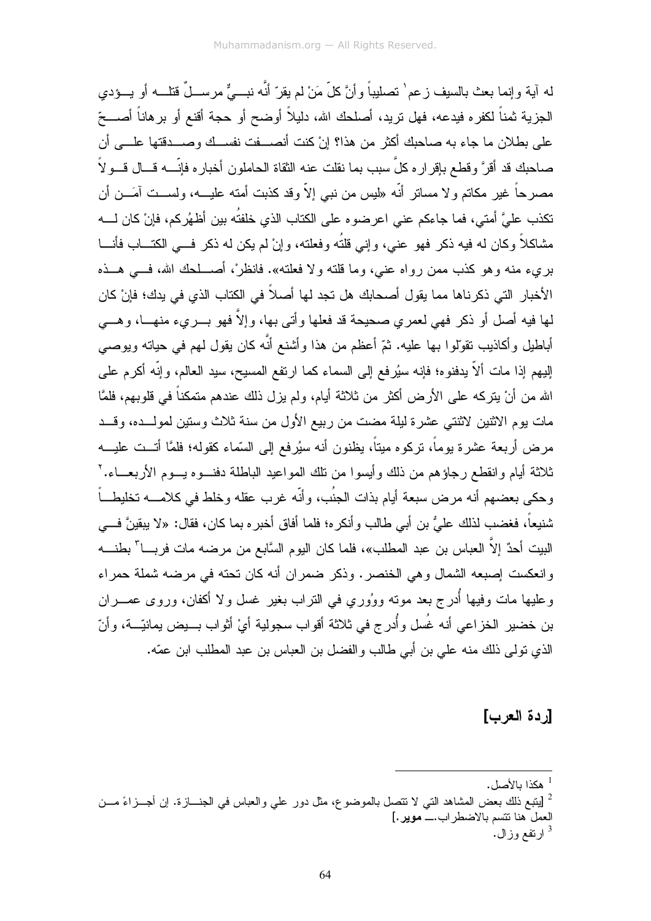له آية وإنما بعث بالسيف زعم[1] تصليباً وأنَّ كلّ مَنْ لم يقرّ أنَّه نبيٌّ مرسلٌ قتله أو يؤدي الجزية ثمناً لكفره فيدعه، فهل تريد، أصلحك الله، دليلاً أوضح أو حجة أقنع أو برهاناً أصحّ على بطلان ما جاء به صاحبك أكثر من هذا؟ إنْ كنت أنصفت نفسك وصدقتها على أن صاحبك قد أقرَّ وقطع بإقراره كلَّ سبب بما نقلت عنه الثقاة الحاملون أخباره فإنّه قال قولاً مصرحاً غير مكاتم ولا مساتر أنّه «ليس من نبي إلاّ وقد كذبت أمته عليه، ولست آمَن أن تكذب عليَّ أمتي، فما جاءكم عني اعرضوه على الكتاب الذي خلفتُه بين أظهُركم، فإنْ كان له مشاكلاً وكان له فيه ذكر فهو عني، وإني قلتُه وفعلته، وإنْ لم يكن له ذكر في الكتاب فأنا بريء منه وهو كذب ممن رواه عني، وما قلته ولا فعلته». فانظرْ، أصلحك الله، في هذه الأخبار التي ذكرناها مما يقول أصحابك هل تجد لها أصلاً في الكتاب الذي في يدك؛ فإنْ كان لها فيه أصل أو ذكر فهي لعمري صحيحة قد فعلها وأتى بها، وإلاَّ فهو بريء منها، وهي أباطيل وأكاذيب تقوّلوا بها عليه. ثمّ أعظم من هذا وأشنع أنَّه كان يقول لهم في حياته ويوصي إليهم إذا مات ألاّ يدفنوه؛ فإنه سيُرفع إلى السماء كما ارتفع المسيح، سيد العالم، وإنّه أكرم على الله من أنْ يتركه على الأرض أكثر من ثلاثة أيام، ولم يزل ذلك عندهم متمكناً في قلوبهم، فلمَّا مات يوم الاثنين لاثنتي عشرة ليلة مضت من ربيع الأول من سنة ثلاث وستين لمولده، وقد مرض أربعة عشرة يوماً، تركوه ميتاً، يظنون أنه سيُرفع إلى السّماء كقوله؛ فلمَّا أتت عليه ثلاثة أيام وانقطع رجاؤهم من ذلك وأيسوا من تلك المواعيد الباطلة دفنوه يوم الأربعاء.[2] وحكى بعضهم أنه مرض سبعة أيام بذات الجنُب، وأنّه غرب عقله وخلط في كلامه تخليطاً شنيعاً، فغضب لذلك عليُّ بن أبي طالب وأنكره؛ فلما أفاق أخبره بما كان، فقال: «لا يبقينَّ في البيت أحدٌ إلاَّ العباس بن عبد المطلب»، فلما كان اليوم السَّابع من مرضه مات فربا[3] بطنه وانعكست إصبعه الشمال وهي الخنصر. وذكر ضمران أنه كان تحته في مرضه شملة حمراء وعليها مات وفيها أُدرج بعد موته ووُوري في التراب بغير غسل ولا أكفان، وروى عمران بن خضير الخزاعي أنه غُسل وأُدرج في ثلاثة أقواب سجولية أيْ أثواب بيض يمانيّة، وأنّ الذي تولى ذلك منه علي بن أبي طالب والفضل بن العباس بن عبد المطلب ابن عمّه.

## [ردة العرب]

---

[1] هكذا بالأصل.

[2] [يتبع ذلك بعض المشاهد التي لا تتصل بالموضوع، مثل دور علي والعباس في الجنازة. إن أجزاءً من العمل هنا تتسم بالاضطراب.ـــ **موير**.]

[3] ارتفع وزال.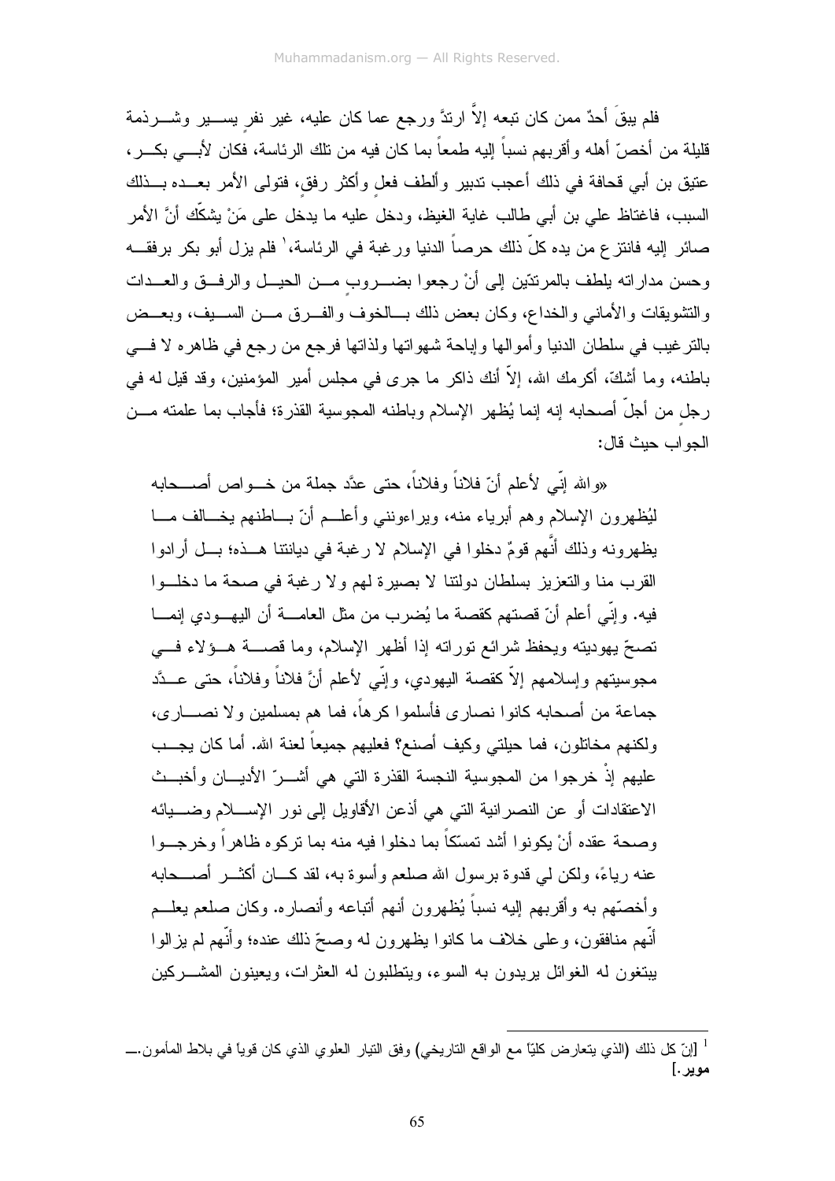فلم يبقَ أحدٌ ممن كان تبعه إلاّ ارتدَّ ورجع عما كان عليه، غير نفرٍ يسير وشرذمة قليلة من أخصّ أهله وأقربهم نسباً إليه طمعاً بما كان فيه من تلك الرئاسة، فكان لأبي بكر، عتيق بن أبي قحافة في ذلك أعجب تدبير وألطف فعلٍ وأكثر رفقٍ، فتولى الأمر بعده بذلك السبب، فاغتاظ علي بن أبي طالب غاية الغيظ، ودخل عليه ما يدخل على مَنْ يشكّك أنَّ الأمر صائر إليه فانتزع من يده كلّ ذلك حرصاً الدنيا ورغبة في الرئاسة،[1] فلم يزل أبو بكر برفقه وحسن مداراته يلطف بالمرتدّين إلى أنْ رجعوا بضروبٍ من الحيل والرفق والعدات والتشويقات والأماني والخداع، وكان بعض ذلك بالخوف والفرق من السيف، وبعض بالترغيب في سلطان الدنيا وأموالها وإباحة شهواتها ولذاتها فرجع من رجع في ظاهره لا في باطنه، وما أشكّ، أكرمك الله، إلاّ أنك ذاكر ما جرى في مجلس أمير المؤمنين، وقد قيل له في رجلٍ من أجلّ أصحابه إنه إنما يُظهر الإسلام وباطنه المجوسية القذرة؛ فأجاب بما علمته من الجواب حيث قال:

«والله إنّي لأعلم أنّ فلاناً وفلاناً، حتى عدَّد جملة من خواص أصحابه ليُظهرون الإسلام وهم أبرياء منه، ويراعونني وأعلم أنّ باطنهم يخالف ما يظهرونه وذلك أنَّهم قومٌ دخلوا في الإسلام لا رغبة في ديانتنا هذه؛ بل أرادوا القرب منا والتعزيز بسلطان دولتنا لا بصيرة لهم ولا رغبة في صحة ما دخلوا فيه. وإنّي أعلم أنّ قصتهم كقصة ما يُضرب من مثل العامة أن اليهودي إنما تصحّ يهوديته ويحفظ شرائع توراته إذا أظهر الإسلام، وما قصة هؤلاء في مجوسيتهم وإسلامهم إلاّ كقصة اليهودي، وإنّي لأعلم أنَّ فلاناً وفلاناً، حتى عدَّد جماعة من أصحابه كانوا نصارى فأسلموا كرهاً، فما هم بمسلمين ولا نصارى، ولكنهم مخاتلون، فما حيلتي وكيف أصنع؟ فعليهم جميعاً لعنة الله. أما كان يجب عليهم إذْ خرجوا من المجوسية النجسة القذرة التي هي أشرّ الأديان وأخبث الاعتقادات أو عن النصرانية التي هي أذعن الأقاويل إلى نور الإسلام وضيائه وصحة عقده أنْ يكونوا أشد تمسكاً بما دخلوا فيه منه بما تركوه ظاهراً وخرجوا عنه رياءً، ولكن لي قدوة برسول الله صلعم وأسوة به، لقد كان أكثر أصحابه وأخصّهم به وأقربهم إليه نسباً يُظهرون أنهم أتباعه وأنصاره. وكان صلعم يعلم أنّهم منافقون، وعلى خلاف ما كانوا يظهرون له وصحّ ذلك عنده؛ وأنّهم لم يزالوا يبتغون له الغوائل يريدون به السوء، ويتطلبون له العثرات، ويعينون المشركين

---

[1] [إنّ كل ذلك (الذي يتعارض كليّاً مع الواقع التاريخي) وفق التيار العلوي الذي كان قوياً في بلاط المأمون.ـــ **موير**.]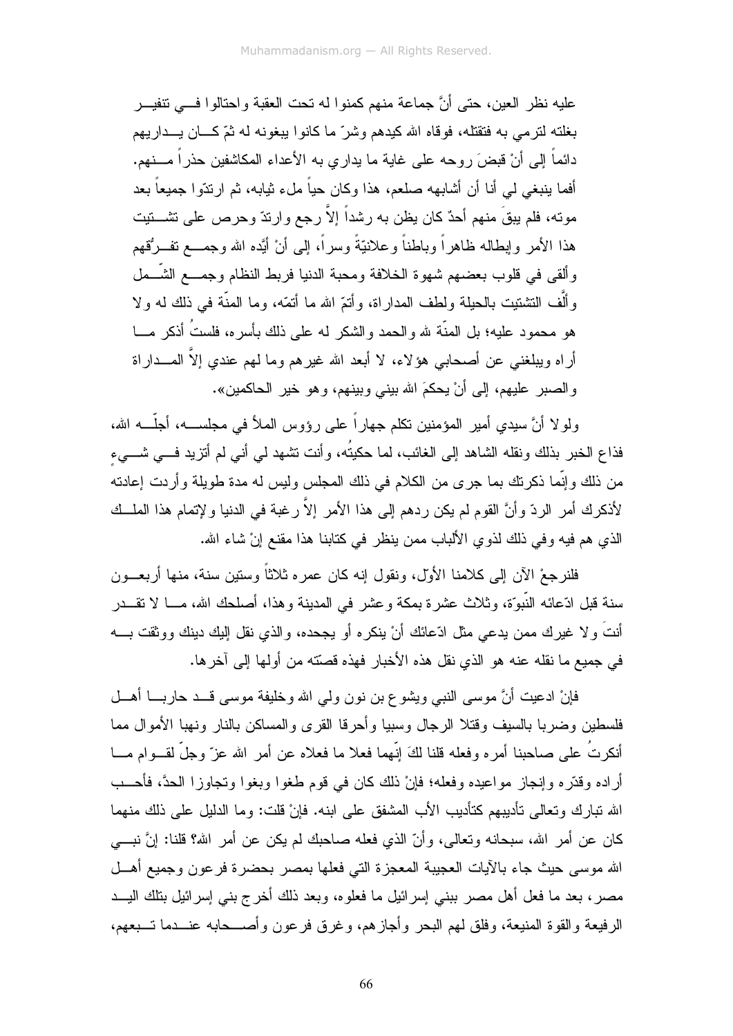عليه نظر العين، حتى أنَّ جماعة منهم كمنوا له تحت العقبة واحتالوا في تنفير بغلته لترمي به فتقتله، فوقاه الله كيدهم وشرّ ما كانوا يبغونه له ثمّ كان يداريهم دائماً إلى أنْ قبضَ روحه على غاية ما يداري به الأعداء المكاشفين حذراً منهم. أفما ينبغي لي أنا أن أشابهه صلعم، هذا وكان حياً ملء ثيابه، ثم ارتدّوا جميعاً بعد موته، فلم يبقَ منهم أحدٌ كان يظن به رشداً إلاَّ رجع وارتدّ وحرص على تشتيت هذا الأمر وإبطاله ظاهراً وباطناً وعلانيّةً وسراً، إلى أنْ أيّده الله وجمع تفرُّقهم وألقى في قلوب بعضهم شهوة الخلافة ومحبة الدنيا فربط النظام وجمع الشّمل وألّف التشتيت بالحيلة ولطف المداراة، وأتمّ الله ما أتمّه، وما المنّة في ذلك له ولا هو محمود عليه؛ بل المنّة لله والحمد والشكر له على ذلك بأسره، فلستُ أذكر ما أراه ويبلغني عن أصحابي هؤلاء، لا أبعد الله غيرهم وما لهم عندي إلاَّ المداراة والصبر عليهم، إلى أنْ يحكمَ الله بيني وبينهم، وهو خير الحاكمين».

ولولا أنَّ سيدي أمير المؤمنين تكلم جهاراً على رؤوس الملأ في مجلسه، أجلّه الله، فذاع الخبر بذلك ونقله الشاهد إلى الغائب، لما حكيتُه، وأنت تشهد لي أني لم أتزيد في شيءٍ من ذلك وإنّما ذكرتك بما جرى من الكلام في ذلك المجلس وليس له مدة طويلة وأردت إعادته لأذكرك أمر الردّ وأنَّ القوم لم يكن ردهم إلى هذا الأمر إلاَّ رغبة في الدنيا ولإتمام هذا الملك الذي هم فيه وفي ذلك لذوي الألباب ممن ينظر في كتابنا هذا مقنع إنْ شاء الله.

فلنرجعْ الآن إلى كلامنا الأوّل، ونقول إنه كان عمره ثلاثاً وستين سنة، منها أربعون سنة قبل ادّعائه النّبوّة، وثلاث عشرة بمكة وعشر في المدينة وهذا، أصلحك الله، ما لا تقدر أنتَ ولا غيرك ممن يدعي مثل ادّعائك أنْ ينكره أو يجحده، والذي نقل إليك دينك ووثقت به في جميع ما نقله عنه هو الذي نقل هذه الأخبار فهذه قصّته من أولها إلى آخرها.

فإنْ ادعيت أنَّ موسى النبي ويشوع بن نون ولي الله وخليفة موسى قد حاربا أهل فلسطين وضربا بالسيف وقتلا الرجال وسبيا وأحرقا القرى والمساكن بالنار ونهبا الأموال مما أنكرتُ على صاحبنا أمره وفعله قلنا لكَ إنّهما فعلا ما فعلاه عن أمر الله عزّ وجلّ لقوام ما أراده وقدّره وإنجاز مواعيده وفعله؛ فإنْ ذلك كان في قوم طغوا وبغوا وتجاوزا الحدَّ، فأحب الله تبارك وتعالى تأديبهم كتأديب الأب المشفق على ابنه. فإنْ قلت: وما الدليل على ذلك منهما كان عن أمر الله، سبحانه وتعالى، وأنّ الذي فعله صاحبك لم يكن عن أمر الله؟ قلنا: إنَّ نبي الله موسى حيث جاء بالآيات العجيبة المعجزة التي فعلها بمصر بحضرة فرعون وجميع أهل مصر، بعد ما فعل أهل مصر ببني إسرائيل ما فعلوه، وبعد ذلك أخرج بني إسرائيل بتلك اليد الرفيعة والقوة المنيعة، وفلق لهم البحر وأجازهم، وغرق فرعون وأصحابه عندما تبعهم،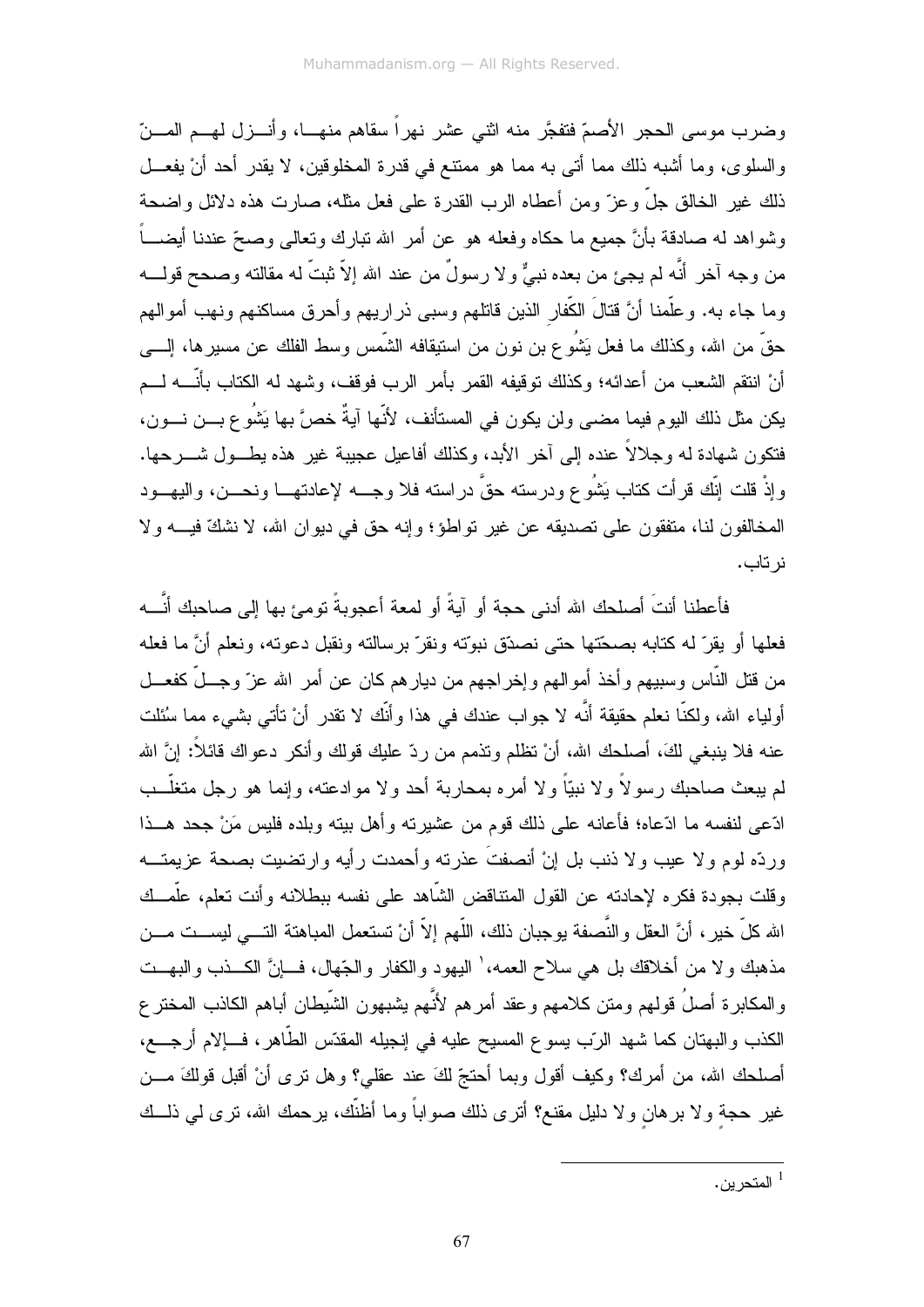وضرب موسى الحجر الأصمّ فتفجَّر منه اثني عشر نهراً سقاهم منهـا، وأنـزل لهـم المـنّ والسلوى، وما أشبه ذلك مما أتى به مما هو ممتنع في قدرة المخلوقين، لا يقدر أحد أنْ يفعـل ذلك غير الخالق جلّ وعزّ ومن أعطاه الرب القدرة على فعل مثله، صارت هذه دلائل واضحة وشواهد له صادقة بأنَّ جميع ما حكاه وفعله هو عن أمر الله تبارك وتعالى وصحّ عندنا أيضـاً من وجه آخر أنَّه لم يجئ من بعده نبيٌّ ولا رسولٌ من عند الله إلاّ ثبتّ له مقالته وصحح قولـه وما جاء به. وعلّمنا أنَّ قتالَ الكّفارِ الذين قاتلهم وسبى ذراريهم وأحرق مساكنهم ونهب أموالهم حقّ من الله، وكذلك ما فعل يَشُوع بن نون من استيقافه الشّمس وسط الفلك عن مسيرها، إلـى أنْ انتقم الشعب من أعدائه؛ وكذلك توقيفه القمر بأمر الرب فوقف، وشهد له الكتاب بأنّـه لـم يكن مثل ذلك اليوم فيما مضى ولن يكون في المستأنف، لأنَّها آيةٌ خصَّ بها يَشُوع بـن نـون، فتكون شهادة له وجلالاً عنده إلى آخر الأبد، وكذلك أفاعيل عجيبة غير هذه يطـول شـرحها. وإذْ قلت إنّك قرأت كتاب يَشُوع ودرسته حقَّ دراسته فلا وجـه لإعادتهـا ونحـن، واليهـود المخالفون لنا، متفقون على تصديقه عن غير تواطؤ؛ وإنه حق في ديوان الله، لا نشكّ فيـه ولا نرتاب.

فأعطنا أنتَ أصلحك الله أدنى حجة أو آيةً أو لمعة أعجوبةً تومئ بها إلى صاحبك أنَّـه فعلها أو يقرّ له كتابه بصحّتها حتى نصدّق نبوّته ونقرّ برسالته ونقبل دعوته، ونعلم أنَّ ما فعله من قتل النّاس وسبيهم وأخذ أموالهم وإخراجهم من ديارهم كان عن أمر الله عزّ وجـلّ كفعـل أولياء الله، ولكنّا نعلم حقيقة أنَّه لا جواب عندك في هذا وأنّك لا تقدر أنْ تأتي بشيء مما سُئلت عنه فلا ينبغي لكَ، أصلحك الله، أنْ تظلم وتذمم من ردّ عليك قولك وأنكر دعواك قائلاً: إنَّ الله لم يبعث صاحبك رسولاً ولا نبيّاً ولا أمره بمحاربة أحد ولا موادعته، وإنما هو رجل متغلّـب ادّعى لنفسه ما ادّعاه؛ فأعانه على ذلك قوم من عشيرته وأهل بيته وبلده فليس مَنْ جحد هـذا وردّه لوم ولا عيب ولا ذنب بل إنْ أنصفتَ عذرته وأحمدت رأيه وارتضيت بصحة عزيمتـه وقلت بجودة فكره لإحادته عن القول المتناقض الشّاهد على نفسه ببطلانه وأنت تعلم، علّمـك الله كلّ خير، أنَّ العقل والنَّصفة يوجبان ذلك، اللّهم إلاّ أنْ تستعمل المباهتة التـي ليسـت مـن مذهبك ولا من أخلاقك بل هي سلاح العمه،[1] اليهود والكفار والجّهال، فـإنَّ الكـذب والبهـت والمكابرة أصلُ قولهم ومتن كلامهم وعقد أمرهم لأنَّهم يشبهون الشّيطان أباهم الكاذب المخترع الكذب والبهتان كما شهد الرّب يسوع المسيح عليه في إنجيله المقدّس الطّاهر، فـإلام أرجـع، أصلحك الله، من أمرك؟ وكيف أقول وبما أحتجّ لكَ عند عقلي؟ وهل ترى أنْ أقبل قولكَ مـن غير حجةٍ ولا برهانٍ ولا دليل مقنع؟ أترى ذلك صواباً وما أظنّك، يرحمك الله، ترى لي ذلـك

---

[1] المتحرين.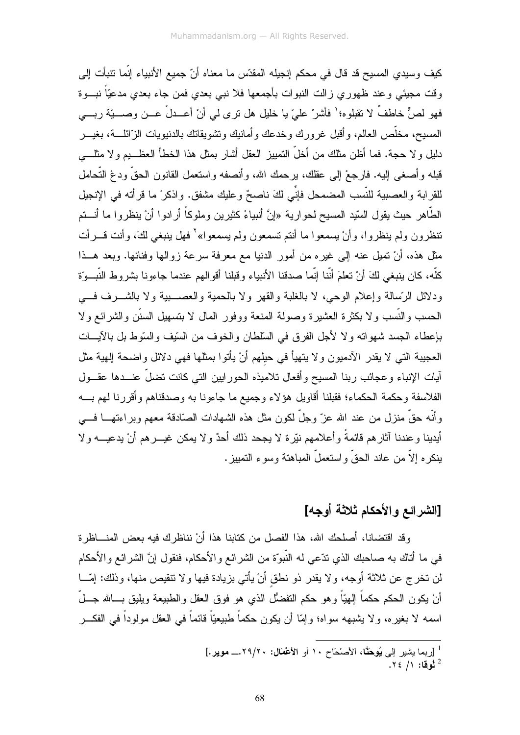كيف وسيدي المسيح قد قال في محكم إنجيله المقدّس ما معناه أنّ جميع الأنبياء إنّما تنبأت إلى وقت مجيئي وعند ظهوري زالت النبوات بأجمعها فلا نبي بعدي فمن جاء بعدي مدعيّاً نبوة فهو لصٌّ خاطفٌ لا تقبلوه؛[1] فأشرْ عليّ يا خليل هل ترى لي أنْ أعدلْ عن وصيّة ربي المسيح، مخلّص العالم، وأقبل غرورك وخدعك وأمانيك وتشويقاتك بالدنيويات الزّائلة، بغير دليل ولا حجة. فما أظن مثلك من أخلّ التمييز العقل أشار بمثل هذا الخطأ العظيم ولا مثلي قبله وأصغى إليه. فارجعْ إلى عقلك، يرحمك الله، وأنصفه واستعمل القانون الحقّ ودعْ التّحامل للقرابة والعصبية للنّسب المضمحل فإنّي لكَ ناصحٌ وعليك مشفق. واذكرْ ما قرأته في الإنجيل الطّاهر حيث يقول السّيد المسيح لحوارية «إنَّ أنبياءً كثيرين وملوكاً أرادوا أنْ ينظروا ما أنتم تنظرون ولم ينظروا، وأنْ يسمعوا ما أنتم تسمعون ولم يسمعوا»[2] فهل ينبغي لكَ، وأنت قرأت مثل هذه، أنْ تميل عنه إلى غيره من أمور الدنيا مع معرفة سرعة زوالها وفنائها. وبعد هذا كلّه، كان ينبغي لكَ أنْ تعلمَ أنّنا إنّما صدقنا الأنبياء وقبلنا أقوالهم عندما جاءونا بشروط النّبوّة ودلائل الرّسالة وإعلام الوحي، لا بالغلبة والقهر ولا بالحمية والعصبية ولا بالشرف في الحسب والنّسب ولا بكثرة العشيرة وصولة المنعة ووفور المال لا بتسهيل السنّن والشرائع ولا بإعطاء الجسد شهواته ولا لأجل الفرق في السّلطان والخوف من السّيف والسّوط بل بالآيات العجيبة التي لا يقدر الآدميون ولا يتهيأ في حيلِهم أنْ يأتوا بمثلها فهي دلائل واضحة إلهية مثل آيات الإنباء وعجائب ربنا المسيح وأفعال تلاميذه الحواريين التي كانت تضلّ عندها عقول الفلاسفة وحكمة الحكماء؛ فقبلنا أقاويل هؤلاء وجميع ما جاءونا به وصدقناهم وأقررنا لهم به وأنّه حقّ منزل من عند الله عزّ وجلّ لكون مثل هذه الشهادات الصّادقة معهم وبراعتها في أيدينا وعندنا آثارهم قائمةً وأعلامهم نيّرة لا يجحد ذلك أحدٌ ولا يمكن غيرهم أنْ يدعيه ولا ينكره إلاّ من عاند الحقّ واستعملّ المباهتة وسوء التمييز.

## [الشرائع والأحكام ثلاثة أوجه]

وقد اقتضانا، أصلحك الله، هذا الفصل من كتابنا هذا أنْ نناظرك فيه بعض المناظرة في ما أتاك به صاحبك الذي تدّعي له النّبوّة من الشرائع والأحكام، فنقول إنَّ الشرائع والأحكام لن تخرج عن ثلاثة أوجه، ولا يقدر ذو نطقٍ أنْ يأتي بزيادة فيها ولا تنقيص منها، وذلك: إمّا أنْ يكون الحكم حكماً إلهيّاً وهو حكم التفضّل الذي هو فوق العقل والطبيعة ويليق بالله جلّ اسمه لا بغيره، ولا يشبهه سواه؛ وإمّا أن يكون حكماً طبيعيّاً قائماً في العقل مولوداً في الفكر

---

[1] [ربما يشير إلى **يُوحَنَّا**، الأَصْحَاح ١٠ أو **الأَعْمَال**: ٢٠/٢٩.ــ **موير**.]

[2] **لوقا**: ١/ ٢٤.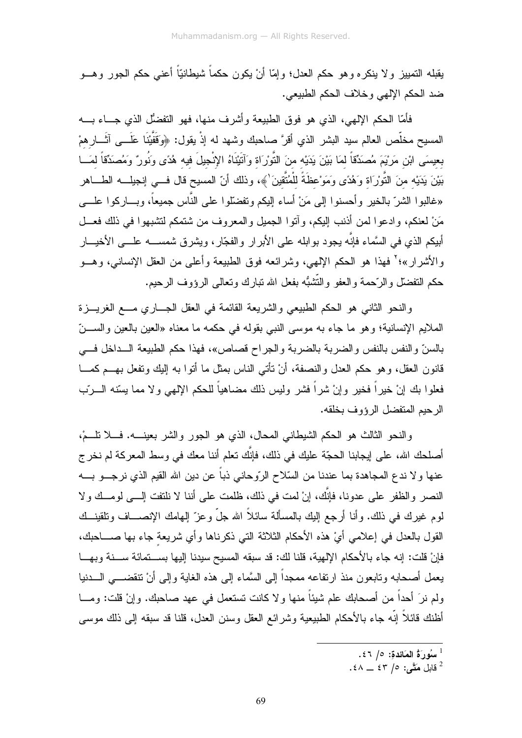يقبله التمييز ولا ينكره وهو حكم العدل؛ وإمّا أنْ يكون حكماً شيطانيّاً أعني حكم الجور وهو ضد الحكم الإلهي وخلاف الحكم الطبيعي.

فأمّا الحكم الإلهي، الذي هو فوق الطبيعة وأشرف منها، فهو التفضّل الذي جاء به المسيح مخلّص العالم سيد البشر الذي أقرَّ صاحبك وشهد له إذْ يقول: ﴿وَقَفَّيْنَا عَلَى آثَارِهِمْ بِعِيسَى ابْنِ مَرْيَمَ مُصَدِّقاً لِمَا بَيْنَ يَدَيْهِ مِنَ التَّوْرَاةِ وَآتَيْنَاهُ الإِنْجِيلَ فِيهِ هُدًى وَنُورٌ وَمُصَدِّقاً لِمَا بَيْنَ يَدَيْهِ مِنَ التَّوْرَاةِ وَهُدًى وَمَوْعِظَةً لِلْمُتَّقِينَ[1]﴾، وذلك أنّ المسيح قال في إنجيله الطاهر «غالبوا الشرّ بالخير وأحسنوا إلى مَنْ أساء إليكم وتفضّلوا على النَّاس جميعاً، وباركوا على مَنْ لعنكم، وادعوا لمن أذنب إليكم، وآتوا الجميل والمعروف من شتمكم لتشبهوا في ذلك فعل أبيكم الذي في السَّماء فإنَّه يجود بوابله على الأبرار والفجّار، ويشرق شمسه على الأخيار والأشرار»؛[2] فهذا هو الحكم الإلهي، وشرائعه فوق الطبيعة وأعلى من العقل الإنساني، وهو حكم التفضّل والرّحمة والعفو والتّشبُّه بفعل الله تبارك وتعالى الرؤوف الرحيم.

والنحو الثاني هو الحكم الطبيعي والشريعة القائمة في العقل الجاري مع الغريزة الملايم الإنسانية؛ وهو ما جاء به موسى النبي بقوله في حكمه ما معناه «العين بالعين والسنّ بالسنّ والنفس بالنفس والضربة بالضربة والجراح قصاص»، فهذا حكم الطبيعة الداخل في قانون العقل، وهو حكم العدل والنصفة، أنْ تأتي الناس بمثل ما أتوا به إليك وتفعل بهم كما فعلوا بك إنْ خيراً فخير وإنْ شراً فشر وليس ذلك مضاهياً للحكم الإلهي ولا مما يسّنه الرّب الرحيم المتفضل الرؤوف بخلقه.

والنحو الثالث هو الحكم الشيطاني المحال، الذي هو الجور والشر بعينه. فلا تلمْ، أصلحك الله، على إيجابنا الحجّة عليك في ذلك، فإنَّك تعلم أننا معك في وسط المعركة لم نخرج عنها ولا ندع المجاهدة بما عندنا من السّلاح الرّوحاني ذباً عن دين الله القيم الذي نرجو به النصر والظفر على عدونا، فإنَّك، إنْ لمت في ذلك، ظلمت على أننا لا نلتفت إلى لومك ولا لوم غيرك في ذلك. وأنا أرجع إليك بالمسألة سائلاً الله جلّ وعزّ إلهامك الإنصاف وتلقينك القول بالعدل في إعلامي أيْ هذه الأحكام الثلاثة التي ذكرناها وأي شريعةٍ جاء بها صاحبك، فإنْ قلت: إنه جاء بالأحكام الإلهية، قلنا لك: قد سبقه المسيح سيدنا إليها بستمائة سنة وبها يعمل أصحابه وتابعون منذ ارتفاعه ممجداً إلى السَّماء إلى هذه الغاية وإلى أنْ تنقضي الدنيا ولم نرَ أحداً من أصحابك علم شيئاً منها ولا كانت تستعمل في عهد صاحبك. وإنْ قلت: وما أظنك قائلاً إنّه جاء بالأحكام الطبيعية وشرائع العقل وسنن العدل، قلنا قد سبقه إلى ذلك موسى

---

[1] سُورَةُ المَائدةِ: ٥/ ٤٦.

[2] قابل مَتَّى: ٥/ ٤٣ ــ ٤٨.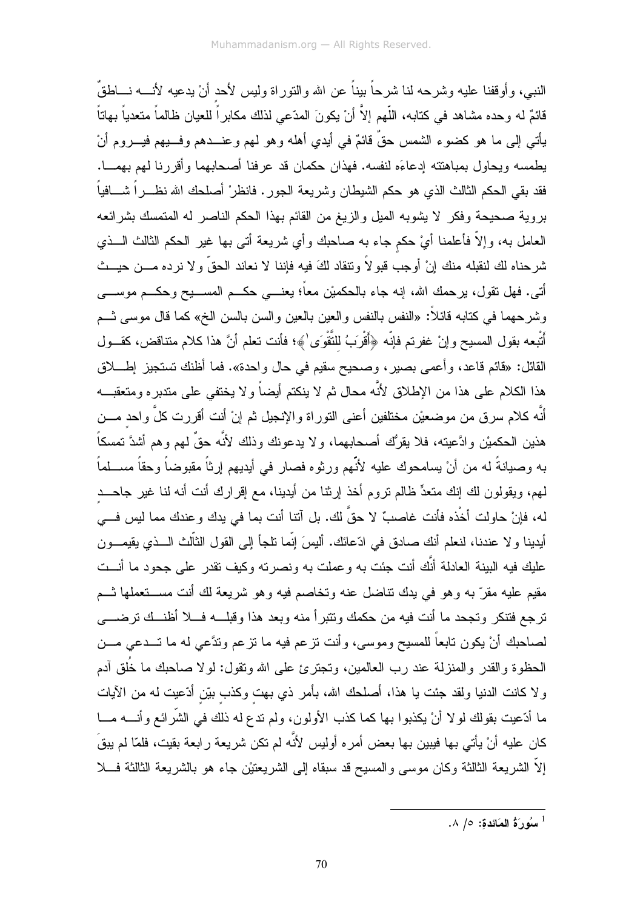النبي، وأوقفنا عليه وشرحه لنا شرحاً بيناً عن الله والتوراة وليس لأحد أنْ يدعيه لأنــه نــاطقٌ قائمٌ له وحده مشاهد في كتابه، اللّهم إلاّ أنْ يكونَ المدّعي لذلك مكابراً للعيان ظالماً متعدياً بهاتاً يأتي إلى ما هو كضوء الشمس حقٌ قائمٌ في أيدي أهله وهو لهم وعنــدهم وفــيهم فيــروم أنْ يطمسه ويحاول بمباهتته إدعاءَه لنفسه. فهذان حكمان قد عرفنا أصحابهما وأقررنا لهم بهمــا. فقد بقي الحكم الثالث الذي هو حكم الشيطان وشريعة الجور. فانظرْ أصلحك الله نظــراً شــافياً برؤية صحيحة وفكر لا يشوبه الميل والزيغ من القائم بهذا الحكم الناصر له المتمسك بشرائعه العامل به، وإلاّ فأعلمنا أيْ حكمٍ جاء به صاحبك وأي شريعة أتى بها غير الحكم الثالث الــذي شرحناه لك لنقبله منك إنْ أوجب قبولاً ونتقاد لكَ فيه فإننا لا نعاند الحقّ ولا نرده مــن حيــث أتى. فهل تقول، يرحمك الله، إنه جاء بالحكميْن معاً؛ يعنــي حكــم المســيح وحكــم موســى وشرحهما في كتابه قائلاً: «النفس بالنفس والعين بالعين والسن بالسن الخ» كما قال موسى ثــم أتْبعه بقول المسيح وإنْ غفرتم فإنّه ﴿أَقْرَبُ لِلتَّقْوَىٰ﴾[1]؛ فأنت تعلم أنَّ هذا كلام متناقض، كقــول القائل: «قائم قاعد، وأعمى بصير، وصحيح سقيم في حال واحدة». فما أظنك تستجيز إطــلاق هذا الكلام على هذا من الإطلاق لأنَّه محال ثم لا ينكتم أيضاً ولا يختفي على متدبره ومتعقبــه أنَّه كلام سرق من موضعيْن مختلفين أعنى التوراة والإنجيل ثم إنْ أنت أقررت كلَّ واحدٍ مــن هذين الحكميْن وادَّعيته، فلا يقرُّك أصحابهما، ولا يدعونك وذلك لأنَّه حقٌ لهم وهم أشدَّ تمسكاً به وصيانةً له من أنْ يسامحوك عليه لأنّهم ورثوه فصار في أيديهم إرثاً مقبوضاً وحقاً مســلماً لهم، ويقولون لك إنك متعدٍّ ظالم تروم أخذ إرثنا من أيدينا، مع إقرارك أنت أنه لنا غير جاحــدٍ له، فإنْ حاولت أخْذه فأنت غاصبٌ لا حقَّ لك. بل آتنا أنت بما في يدك وعندك مما ليس فــي أيدينا ولا عندنا، لنعلم أنك صادق في ادّعائك. أليسَ إنّما تلجأ إلى القول الثّالث الــذي يقيمــون عليك فيه البينة العادلة أنَّك أنت جئت به وعملت به ونصرته وكيف تقدر على جحود ما أنــت مقيم عليه مقرٌ به وهو في يدك تناضل عنه وتخاصم فيه وهو شريعة لك أنت مســتعملها ثــم ترجع فتنكر وتجحد ما أنت فيه من حكمك وتتبرأ منه وبعد هذا وقبلــه فــلا أظنــك ترضــى لصاحبك أنْ يكون تابعاً للمسيح وموسى، وأنت تزعم فيه ما تزعم وتدَّعي له ما تــدعي مــن الحظوة والقدر والمنزلة عند رب العالمين، وتجترئ على الله وتقول: لولا صاحبك ما خُلق آدم ولا كانت الدنيا ولقد جئت يا هذا، أصلحك الله، بأمر ذي بهتٍ وكذبٍ بيّنٍ أدّعيت له من الآيات ما أدّعيت بقولك لولا أنْ يكذبوا بها كما كذب الأولون، ولم تدعِ له ذلك في الشّرائع وأنــه مــا كان عليه أنْ يأتي بها فيبين بها بعض أمره أوليس لأنَّه لم تكن شريعة رابعة بقيت، فلمّا لم يبقَ إلاّ الشريعة الثالثة وكان موسى والمسيح قد سبقاه إلى الشريعتيْن جاء هو بالشريعة الثالثة فــلا

---

[1] سُورَةُ المَائدة: ٥/ ٨.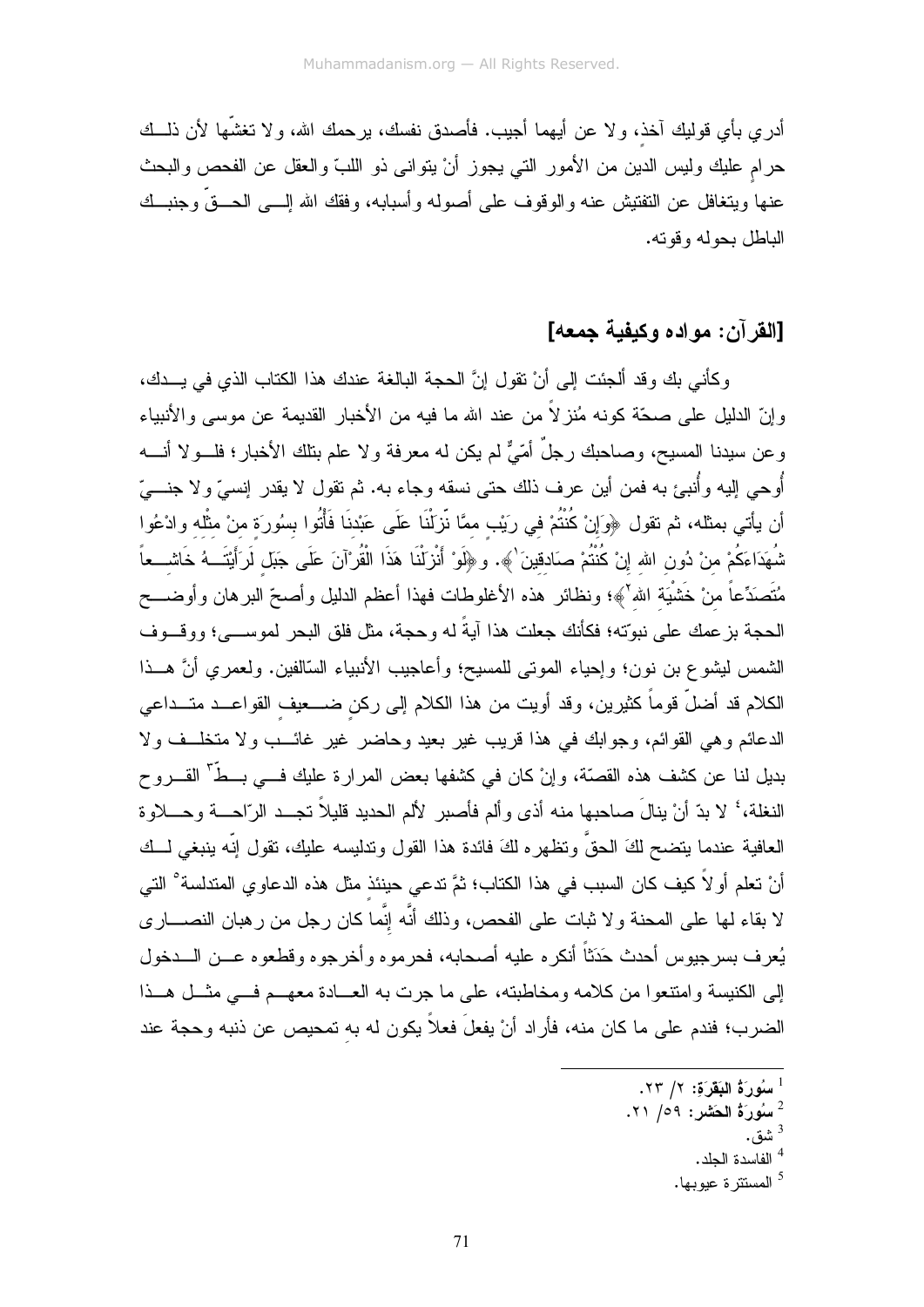أدري بأي قوليك آخذ، ولا عن أيهما أجيب. فأصدق نفسك، يرحمك الله، ولا تغشّها لأن ذلك حرام عليك وليس الدين من الأمور التي يجوز أنْ يتوانى ذو اللبّ والعقل عن الفحص والبحث عنها ويتغافل عن التفتيش عنه والوقوف على أصوله وأسبابه، وفقك الله إلى الحقّ وجنبك الباطل بحوله وقوته.

## [القرآن: مواده وكيفية جمعه]

وكأني بك وقد ألجئت إلى أنْ تقول إنَّ الحجة البالغة عندك هذا الكتاب الذي في يدك، وإنّ الدليل على صحّة كونه مُنزلاً من عند الله ما فيه من الأخبار القديمة عن موسى والأنبياء وعن سيدنا المسيح، وصاحبك رجلٌ أمّيٌّ لم يكن له معرفة ولا علم بتلك الأخبار؛ فلولا أنه أُوحي إليه وأُنبئ به فمن أين عرف ذلك حتى نسقه وجاء به. ثم تقول لا يقدر إنسيّ ولا جنيّ أن يأتي بمثله، ثم تقول ﴿وَإِنْ كُنْتُمْ فِي رَيْبٍ مِمَّا نَزَّلْنَا عَلَى عَبْدِنَا فَأْتُوا بِسُورَةٍ مِنْ مِثْلِهِ وَادْعُوا شُهَدَاءَكُمْ مِنْ دُونِ اللهِ إِنْ كُنْتُمْ صَادِقِينَ[1]﴾. و﴿لَوْ أَنْزَلْنَا هَذَا الْقُرْآنَ عَلَى جَبَلٍ لَرَأَيْتَهُ خَاشِعاً مُتَصَدِّعاً مِنْ خَشْيَةِ اللهِ[2]﴾؛ ونظائر هذه الأغلوطات فهذا أعظم الدليل وأصحّ البرهان وأوضح الحجة بزعمك على نبوّته؛ فكأنك جعلت هذا آيةً له وحجة، مثل فلق البحر لموسى؛ ووقوف الشمس ليشوع بن نون؛ وإحياء الموتى للمسيح؛ وأعاجيب الأنبياء السّالفين. ولعمري أنَّ هذا الكلام قد أضلّ قوماً كثيرين، وقد أويت من هذا الكلام إلى ركنٍ ضعيفِ القواعد متداعي الدعائم وهي القوائم، وجوابك في هذا قريب غير بعيد وحاضر غير غائب ولا متخلف ولا بديل لنا عن كشف هذه القصّة، وإنْ كان في كشفها بعض المرارة عليك في بطّ[3] القروح النغلة،[4] لا بدّ أنْ ينالَ صاحبها منه أذى وألم فأصبر لألم الحديد قليلاً تجد الرّاحة وحلاوة العافية عندما يتضح لكَ الحقّ وتظهره لكَ فائدة هذا القول وتدليسه عليك، تقول إنّه ينبغي لك أنْ تعلم أولاً كيف كان السبب في هذا الكتاب؛ ثمَّ تدعي حينئذٍ مثل هذه الدعاوي المتدلسة[5] التي لا بقاء لها على المحنة ولا ثبات على الفحص، وذلك أنَّه إنَّما كان رجل من رهبان النصارى يُعرف بسرجيوس أحدث حَدَثاً أنكره عليه أصحابه، فحرموه وأخرجوه وقطعوه عن الدخول إلى الكنيسة وامتنعوا من كلامه ومخاطبته، على ما جرت به العادة معهم في مثل هذا الضرب؛ فندم على ما كان منه، فأراد أنْ يفعلَ فعلاً يكون له به تمحيص عن ذنبه وحجة عند

---

[1] سُورَةُ البَقَرَةِ: ٢/ ٢٣.
[2] سُورَةُ الحَشْرِ: ٥٩/ ٢١.
[3] شق.
[4] الفاسدة الجلد.
[5] المستترة عيوبها.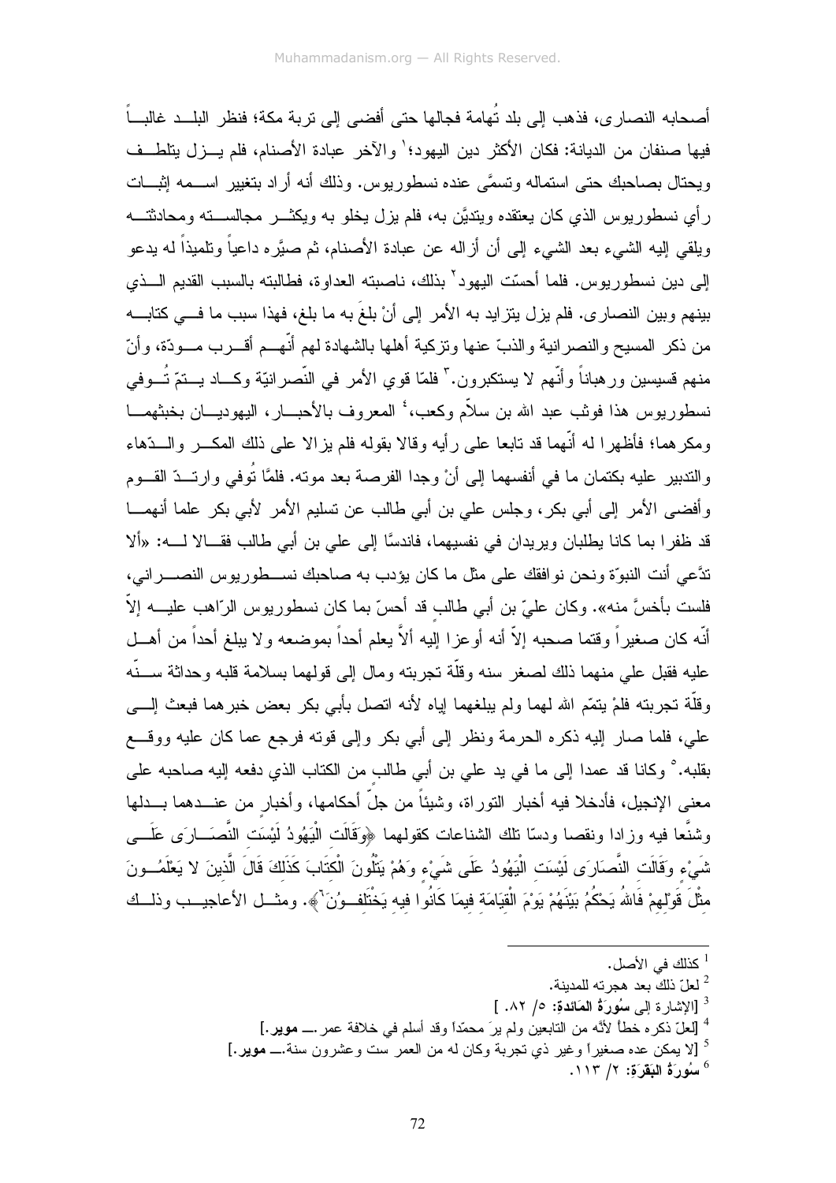أصحابه النصارى، فذهب إلى بلد تُهامة فجالها حتى أفضى إلى تربة مكة؛ فنظر البلد غالباً فيها صنفان من الديانة: فكان الأكثر دين اليهود؛[1] والآخر عبادة الأصنام، فلم يزل يتلطف ويحتال بصاحبك حتى استماله وتسمَّى عنده نسطوريوس. وذلك أنه أراد بتغيير اسمه إثبات رأي نسطوريوس الذي كان يعتقده ويتديَّن به، فلم يزل يخلو به ويكثر مجالسته ومحادثته ويلقي إليه الشيء بعد الشيء إلى أن أزاله عن عبادة الأصنام، ثم صيَّره داعياً وتلميذاً له يدعو إلى دين نسطوريوس. فلما أحسّت اليهود[2] بذلك، ناصبته العداوة، فطالبته بالسبب القديم الذي بينهم وبين النصارى. فلم يزل يتزايد به الأمر إلى أنْ بلغَ به ما بلغ، فهذا سبب ما في كتابه من ذكر المسيح والنصرانية والذبّ عنها وتزكية أهلها بالشهادة لهم أنّهم أقرب مودّة، وأنّ منهم قسيسين ورهباناً وأنّهم لا يستكبرون.[3] فلمّا قوي الأمر في النّصرانيّة وكاد يتمّ تُوفي نسطوريوس هذا فوثب عبد الله بن سلاّم وكعب،[4] المعروف بالأحبار، اليهوديان بخبثهما ومكرهما؛ فأظهرا له أنّهما قد تابعا على رأيه وقالا بقوله فلم يزالا على ذلك المكر والدّهاء والتدبير عليه بكتمان ما في أنفسهما إلى أنْ وجدا الفرصة بعد موته. فلمَّا تُوفي وارتدّ القوم وأفضى الأمر إلى أبي بكر، وجلس علي بن أبي طالب عن تسليم الأمر لأبي بكر علما أنهما قد ظفرا بما كانا يطلبان ويريدان في نفسيهما، فاندسَّا إلى علي بن أبي طالب فقالا له: «ألا تدَّعي أنت النبوّة ونحن نوافقك على مثل ما كان يؤدب به صاحبك نسطوريوس النصراني، فلست بأخسَّ منه». وكان عليّ بن أبي طالب قد أحسّ بما كان نسطوريوس الرّاهب عليه إلاّ أنّه كان صغيراً وقتما صحبه إلاّ أنه أوعزا إليه ألاّ يعلم أحداً بموضعه ولا يبلغ أحداً من أهل عليه فقبل علي منهما ذلك لصغر سنه وقلّة تجربته ومال إلى قولهما بسلامة قلبه وحداثة سنّه وقلّة تجربته فلمْ يتمّم الله لهما ولم يبلغهما إياه لأنه اتصل بأبي بكر بعض خبرهما فبعث إلى علي، فلما صار إليه ذكره الحرمة ونظر إلى أبي بكر وإلى قوته فرجع عما كان عليه ووقع بقلبه.[5] وكانا قد عمدا إلى ما في يد علي بن أبي طالب من الكتاب الذي دفعه إليه صاحبه على معنى الإنجيل، فأدخلا فيه أخبار التوراة، وشيئاً من جلّ أحكامها، وأخبار من عندهما بدلها وشنَّعا فيه وزادا ونقصا ودسّا تلك الشناعات كقولهما ﴿وَقَالَتِ الْيَهُودُ لَيْسَتِ النَّصَارَى عَلَى شَيْءٍ وَقَالَتِ النَّصَارَى لَيْسَتِ الْيَهُودُ عَلَى شَيْءٍ وَهُمْ يَتْلُونَ الْكِتَابَ كَذَلِكَ قَالَ الَّذِينَ لا يَعْلَمُونَ مِثْلَ قَوْلِهِمْ فَاللَّهُ يَحْكُمُ بَيْنَهُمْ يَوْمَ الْقِيَامَةِ فِيمَا كَانُوا فِيهِ يَخْتَلِفُونَ﴾[6]. ومثل الأعاجيب وذلك

---

[1] كذلك في الأصل.

[2] لعلّ ذلك بعد هجرته للمدينة.

[3] [الإشارة إلى **سُورَةُ المَائدة**: ٥/ ٨٢. ]

[4] [لعلّ ذكره خطأ لأنَّه من التابعين ولم يرَ محمّداً وقد أسلم في خلافة عمر.ــ **موير**.]

[5] [لا يمكن عده صغيراً وغير ذي تجربة وكان له من العمر ست وعشرون سنة.ــ **موير**.]

[6] **سُورَةُ البَقَرَة**: ٢/ ١١٣.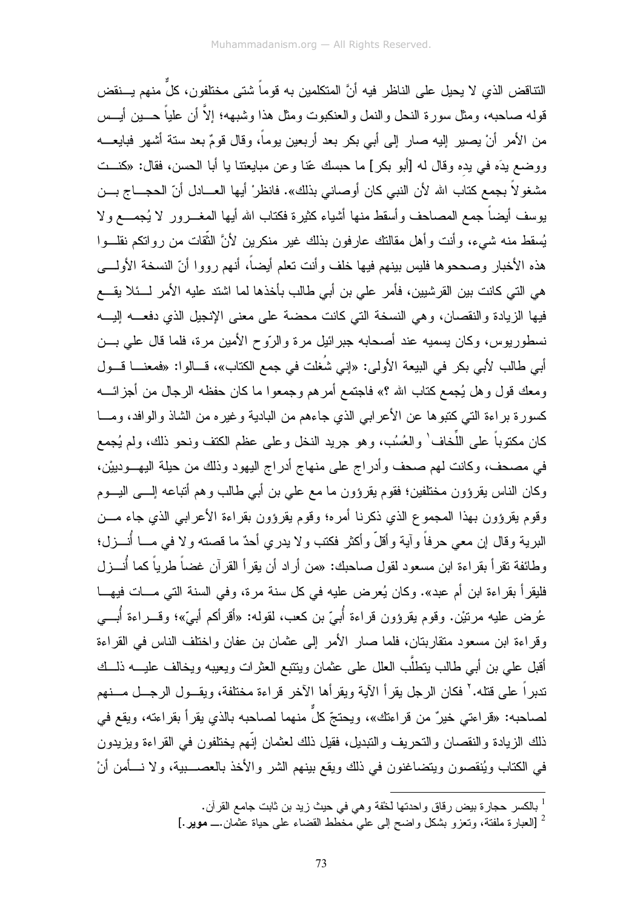التناقض الذي لا يحيل على الناظر فيه أنَّ المتكلمين به قوماً شتى مختلفون، كلٌّ منهم ينقض قوله صاحبه، ومثل سورة النحل والنمل والعنكبوت ومثل هذا وشبهه؛ إلاَّ أن علياً حين أيس من الأمر أنْ يصير إليه صار إلى أبي بكر بعد أربعين يوماً، وقال قومٌ بعد ستة أشهر فبايعه ووضع يدَه في يدِه وقال له [أبو بكر] ما حبسك عنّا وعن مبايعتنا يا أبا الحسن، فقال: «كنت مشغولاً بجمع كتاب الله لأن النبي كان أوصاني بذلك». فانظرْ أيها العادل أنّ الحجاج بن يوسف أيضاً جمع المصاحف وأسقط منها أشياء كثيرة فكتاب الله أيها المغرور لا يُجمع ولا يُسقط منه شيء، وأنت وأهل مقالتك عارفون بذلك غير منكرين لأنَّ الثّقات من رواتكم نقلوا هذه الأخبار وصححوها فليس بينهم فيها خلف وأنت تعلم أيضاً، أنهم رووا أنّ النسخة الأولى هي التي كانت بين القرشيين، فأمر علي بن أبي طالب بأخذها لما اشتد عليه الأمر لئلا يقع فيها الزيادة والنقصان، وهي النسخة التي كانت محضة على معنى الإنجيل الذي دفعه إليه نسطوريوس، وكان يسميه عند أصحابه جبرائيل مرة والرّوح الأمين مرة، فلما قال علي بن أبي طالب لأبي بكر في البيعة الأولى: «إني شُغلت في جمع الكتاب»، قالوا: «فمعنا قول ومعك قول وهل يُجمع كتاب الله ؟» فاجتمع أمرهم وجمعوا ما كان حفظه الرجال من أجزائه كسورة براءة التي كتبوها عن الأعرابي الذي جاءهم من البادية وغيره من الشاذ والوافد، وما كان مكتوباً على اللِّخاف[1] والعُسُب، وهو جريد النخل وعلى عظم الكتف ونحو ذلك، ولم يُجمع في مصحف، وكانت لهم صحف وأدراج على منهاج أدراج اليهود وذلك من حيلة اليهوديين، وكان الناس يقرؤون مختلفين؛ فقوم يقرؤون ما مع علي بن أبي طالب وهم أتباعه إلى اليوم وقوم يقرؤون بهذا المجموع الذي ذكرنا أمره؛ وقوم يقرؤون بقراءة الأعرابي الذي جاء من البرية وقال إن معي حرفاً وآية وأقلّ وأكثر فكتب ولا يدري أحدٌ ما قصته ولا في ما أُنزل؛ وطائفة تقرأ بقراءة ابن مسعود لقول صاحبك: «من أراد أن يقرأ القرآن غضاً طرياً كما أُنزل فليقرأ بقراءة ابن أم عبد». وكان يُعرض عليه في كل سنة مرة، وفي السنة التي مات فيها عُرض عليه مرتيْن. وقوم يقرؤون قراءة أُبيّ بن كعب، لقوله: «أقرأكم أبيّ»؛ وقراءة أُبي وقراءة ابن مسعود متقاربتان، فلما صار الأمر إلى عثمان بن عفان واختلف الناس في القراءة أقبل علي بن أبي طالب يتطلَّب العلل على عثمان ويتتبع العثرات ويعيبه ويخالف عليه ذلك تدبراً على قتله.[2] فكان الرجل يقرأ الآية ويقرأها الآخر قراءة مختلفة، ويقول الرجل منهم لصاحبه: «قراءتي خيرٌ من قراءتك»، ويحتجّ كلٌّ منهما لصاحبه بالذي يقرأ بقراءته، ويقع في ذلك الزيادة والنقصان والتحريف والتبديل، فقيل ذلك لعثمان إنّهم يختلفون في القراءة ويزيدون في الكتاب ويُنقصون ويتضاغنون في ذلك ويقع بينهم الشر والأخذ بالعصبية، ولا نأمن أنْ

---

[1] بالكسر حجارة بيض رقاق واحدتها لخْفة وهي في حيث زيد بن ثابت جامع القرآن.

[2] [العبارة ملفتة، وتعزو بشكل واضح إلى علي مخطط القضاء على حياة عثمان.ــ **موير**.]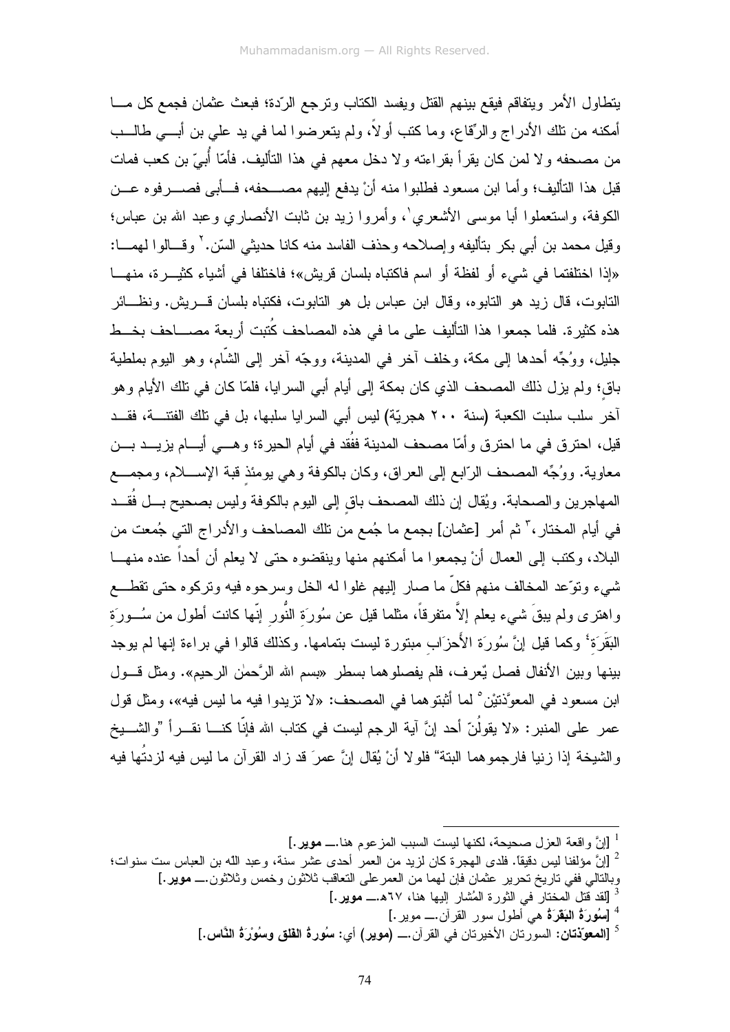يتطاول الأمر ويتفاقم فيقع بينهم القتل ويفسد الكتاب وترجع الرّدة؛ فبعث عثمان فجمع كل ما أمكنه من تلك الأدراج والرّقاع، وما كتب أولاً، ولم يتعرضوا لما في يد علي بن أبي طالب من مصحفه ولا لمن كان يقرأ بقراءاته ولا دخل معهم في هذا التأليف. فأمّا أُبيّ بن كعب فمات قبل هذا التأليف؛ وأما ابن مسعود فطلبوا منه أنْ يدفع إليهم مصحفه، فأبى فصرفوه عن الكوفة، واستعملوا أبا موسى الأشعري[1]، وأمروا زيد بن ثابت الأنصاري وعبد الله بن عباس؛ وقيل محمد بن أبي بكر بتأليفه وإصلاحه وحذف الفاسد منه كانا حديثي السّن.[2] وقالوا لهما: «إذا اختلفتما في شيء أو لفظة أو اسم فاكتباه بلسان قريش»؛ فاختلفا في أشياء كثيرة، منها التابوت، قال زيد هو التابوه، وقال ابن عباس بل هو التابوت، فكتباه بلسان قريش. ونظائر هذه كثيرة. فلما جمعوا هذا التأليف على ما في هذه المصاحف كُتبت أربعة مصاحف بخط جليل، ووُجِّه أحدها إلى مكة، وخلف آخر في المدينة، ووجّه آخر إلى الشّام، وهو اليوم بملطية باقٍ؛ ولم يزل ذلك المصحف الذي كان بمكة إلى أيام أبي السرايا، فلمّا كان في تلك الأيام وهو آخر سلب سلبت الكعبة (سنة ٢٠٠ هجريّة) ليس أبي السرايا سلبها، بل في تلك الفتنة، فقد قيل، احترق في ما احترق وأمّا مصحف المدينة ففُقد في أيام الحيرة؛ وهي أيام يزيد بن معاوية. ووُجِّه المصحف الرّابع إلى العراق، وكان بالكوفة وهي يومئذٍ قبة الإسلام، ومجمع المهاجرين والصحابة. ويُقال إن ذلك المصحف باقٍ إلى اليوم بالكوفة وليس بصحيح بل فُقد في أيام المختار،[3] ثم أمر [عثمان] بجمع ما جُمع من تلك المصاحف والأدراج التي جُمعت من البلاد، وكتب إلى العمال أنْ يجمعوا ما أمكنهم منها وينقضوه حتى لا يعلم أن أحداً عنده منها شيء وتوّعد المخالف منهم فكلّ ما صار إليهم غلوا له الخل وسرحوه فيه وتركوه حتى تقطع واهترى ولم يبقَ شيء يعلم إلاّ متفرقاً، مثلما قيل عن سُورَةِ النُّورِ إنّها كانت أطول من سُورَةِ البَقَرَةِ[4] وكما قيل إنَّ سُورَةَ الأَحزَابِ مبتورة ليست بتمامها. وكذلك قالوا في براءة إنها لم يوجد بينها وبين الأنفال فصل يُعرف، فلم يفصلوهما بسطر «بسم الله الرَّحمٰن الرحيم». ومثل قول ابن مسعود في المعوَّذتيْن[5] لما أثبتوهما في المصحف: «لا تزيدوا فيه ما ليس فيه»، ومثل قول عمر على المنبر: «لا يقولُنّ أحد إنَّ آية الرجم ليست في كتاب الله فإنّا كنا نقرأ "والشيخ والشيخة إذا زنيا فارجموهما البتة" فلولا أنْ يُقال إنَّ عمرَ قد زاد القرآن ما ليس فيه لزدتُها فيه

---

[1] [إنَّ واقعة العزل صحيحة، لكنها ليست السبب المزعوم هنا.ـــ **موير**.]

[2] [إنَّ مؤلفنا ليس دقيقاً. فلدى الهجرة كان لزيد من العمر أحدى عشر سنة، وعبد الله بن العباس ست سنوات؛ وبالتالي ففي تاريخ تحرير عثمان فإن لهما من العمر على التعاقب ثلاثون وخمس وثلاثون.ـــ **موير**.]

[3] [لقد قتل المختار في الثورة المُشار إليها هنا، ٦٧هـ.ـــ **موير**.]

[4] [**سُورَةُ البَقَرَةُ** هي أطول سور القرآن.ـــ موير.]

[5] [**المعوّذتان:** السورتان الأخيرتان في القرآن.ـــ **(موير)** أي: **سُورةُ الفلق وسُوْرَةُ النَّاس.**]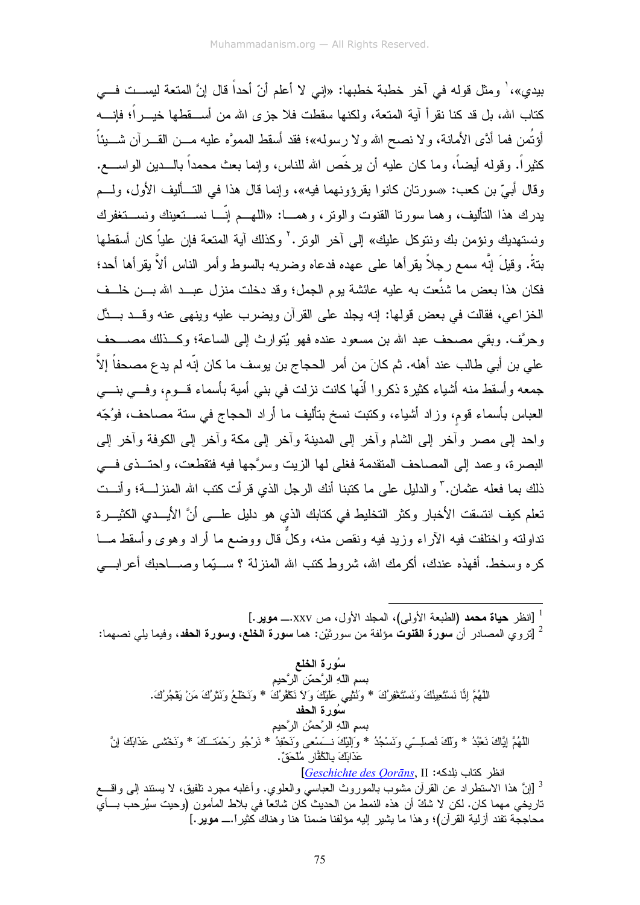بيدي».[1] ومثل قوله في آخر خطبة خطبها: «إني لا أعلم أنّ أحداً قال إنَّ المتعة ليست في كتاب الله، بل قد كنا نقرأ آية المتعة، ولكنها سقطت فلا جزى الله من أسقطها خيراً؛ فإنه أؤتُمن فما أدَّى الأمانة، ولا نصح الله ولا رسوله»؛ فقد أسقط المموَّه عليه من القرآن شيئاً كثيراً. وقوله أيضاً، وما كان عليه أن يرخّص الله للناس، وإنما بعث محمداً بالدين الواسع. وقال أُبيّ بن كعب: «سورتان كانوا يقرؤونهما فيه»، وإنما قال هذا في التأليف الأول، ولم يدرك هذا التأليف، وهما سورتا القنوت والوتر، وهما: «اللهم إنّا نستعينك ونستغفرك ونستهديك ونؤمن بك ونتوكل عليك» إلى آخر الوتر.[2] وكذلك آية المتعة فإن علياً كان أسقطها بتةً. وقيلَ إنّه سمع رجلاً يقرأها على عهده فدعاه وضربه بالسوط وأمر الناس ألاَّ يقرأها أحد؛ فكان هذا بعض ما شنَّعت به عليه عائشة يوم الجمل؛ وقد دخلت منزل عبد الله بن خلف الخزاعي، فقالت في بعض قولها: إنه يجلد على القرآن ويضرب عليه وينهى عنه وقد بدَّل وحرَّف. وبقي مصحف عبد الله بن مسعود عنده فهو يُتوارث إلى الساعة؛ وكذلك مصحف علي بن أبي طالب عند أهله. ثم كانَ من أمر الحجاج بن يوسف ما كان إنّه لم يدع مصحفاً إلاَّ جمعه وأسقط منه أشياء كثيرة ذكروا أنّها كانت نزلت في بني أمية بأسماء قوم، وفي بني العباس بأسماء قوم، وزاد أشياء، وكتبت نسخ بتأليف ما أراد الحجاج في ستة مصاحف، فوُجّه واحد إلى مصر وآخر إلى الشام وآخر إلى المدينة وآخر إلى مكة وآخر إلى الكوفة وآخر إلى البصرة، وعمد إلى المصاحف المتقدمة فغلى لها الزيت وسرَّجها فيه فتقطعت، واحتذى في ذلك بما فعله عثمان.[3] والدليل على ما كتبنا أنك الرجل الذي قرأت كتب الله المنزلة؛ وأنت تعلم كيف انتسقت الأخبار وكثر التخليط في كتابك الذي هو دليل على أنَّ الأيدي الكثيرة تداولته واختلفت فيه الآراء وزيد فيه ونقص منه، وكلٌّ قال ووضع ما أراد وهوى وأسقط ما كره وسخط. أفهذه عندك، أكرمك الله، شروط كتب الله المنزلة ؟ سيّما وصاحبك أعرابي

---

[1] [انظر **حياة محمد** (الطبعة الأولى)، المجلد الأول، ص xxv.ــ **موير**.]

[2] [تروي المصادر أن **سورة القنوت** مؤلفة من سورتَيْن: هما **سورة الخلع**، **وسورة الحفد**، وفيما يلي نصهما:

**سُورة الخلع**

بسم اللّهِ الرَّحمّن الرَّحيم

اللّهُمَّ إنَّا نَسْتَعِينُكَ وَنَسْتَغْفِرُكَ * وَنُثْنِي عَلَيْكَ وَلا نَكْفُرُكَ * وَنَخْلَعُ وَنَتْرُكَ مَنْ يَفْجُرُكَ.

**سُورة الحفد**

بسمِ اللّهِ الرَّحمَّن الرَّحيم

اللّهُمَّ إيَّاكَ نَعْبُدُ * ولَكَ نُصلِّي وَنَسْجُدُ * وَإلَيْكَ نَسْعى ونَحْفِدُ * نَرْجُو رَحْمَتَكَ * وَنَخْشى عَذَابَكَ إنَّ عَذَابَكَ بالكُفّارِ مُلْحَقٌ.

انظر كتاب نلدكه: *Geschichte des Qorāns*, II]

[3] [إنَّ هذا الاستطراد عن القرآن مشوب بالموروث العباسي والعلوي. وأغلبه مجرد تلفيق، لا يستند إلى واقع تاريخي مهما كان. لكن لا شكّ أن هذه النمط من الحديث كان شائعاً في بلاط المأمون (وحيث سيُرحب بأي محاججة تفند أزلية القرآن)؛ وهذا ما يشير إليه مؤلفنا ضمناً هنا وهناك كثيراً.ــ **موير**.]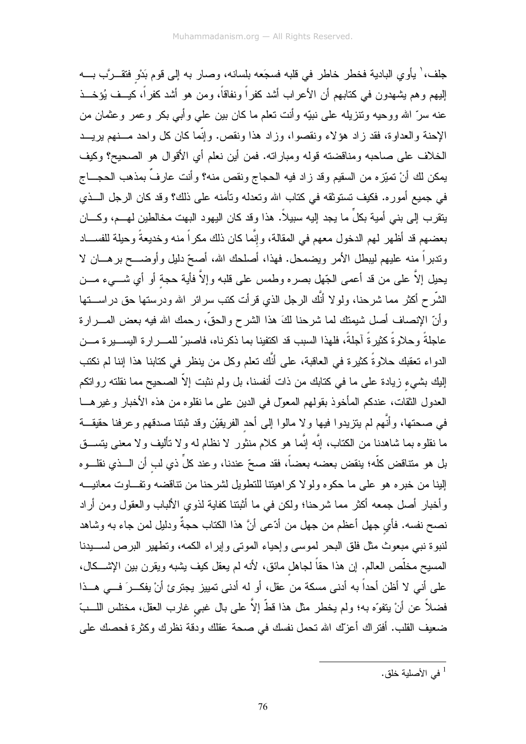جلف،[1] يأوي البادية فخطر خاطر في قلبه فسجَعه بلسانه، وصار به إلى قوم بَدْوٍ فتقـرَّب بـه إليهم وهم يشهدون في كتابهم أن الأعراب أشد كفراً ونفاقاً، ومن هو أشد كفراً، كيـف يُؤخـذ عنه سرّ الله ووحيه وتنزيله على نبيّه وأنت تعلم ما كان بين علي وأبي بكر وعمر وعثمان من الإحنة والعداوة، فقد زاد هؤلاء ونقصوا، وزاد هذا ونقص. وإنّما كان كل واحد مـنهم يريـد الخلاف على صاحبه ومناقضته قوله ومباراته. فمن أين نعلم أي الأقوال هو الصحيح؟ وكيف يمكن لك أنْ تميّزه من السقيم وقد زاد فيه الحجاج ونقص منه؟ وأنت عارفٌ بمذهب الحجـاج في جميع أموره. فكيف تستوثقه في كتاب الله وتعدله وتأمنه على ذلك؟ وقد كان الرجل الـذي يتقرب إلى بني أمية بكلٍّ ما يجد إليه سبيلاً. هذا وقد كان اليهود البهت مخالطين لهـم، وكـان بعضهم قد أظهر لهم الدخول معهم في المقالة، وإنَّما كان ذلك مكراً منه وخديعةً وحيلة للفسـاد وتدبراً منه عليهم ليبطل الأمر ويضمحل. فهذا، أصلحك الله، أصحّ دليل وأوضـح برهـان لا يحيل إلاَّ على من قد أعمى الجّهل بصره وطمس على قلبه وإلاَّ فأية حجةٍ أو أي شـيء مـن الشّرح أكثر مما شرحنا، ولولا أنَّك الرجل الذي قرأت كتب سرائر الله ودرستها حق دراسـتها وأنّ الإنصاف أصل شيمتك لما شرحنا لكَ هذا الشرح والحقّ، رحمك الله فيه بعض المـرارة عاجلةً وحلاوةً كثيرةً آجلةً، فلهذا السبب قد اكتفينا بما ذكرناه، فاصبرْ للمـرارة اليسـيرة مـن الدواء تعقبك حلاوةً كثيرة في العاقبة، على أنَّك تعلم وكل من ينظر في كتابنا هذا إننا لم نكتب إليك بشيءٍ زيادة على ما في كتابك من ذات أنفسنا، بل ولم نثبت إلاّ الصحيح مما نقلته رواتكم العدول الثقات، عندكم المأخوذ بقولهم المعوّل في الدين على ما نقلوه من هذه الأخبار وغيرهـا في صحتها، وأنَّهم لم يتزيدوا فيها ولا مالوا إلى أحد الفريقيْن وقد ثبتنا صدقهم وعرفنا حقيقـة ما نقلوه بما شاهدنا من الكتاب، إنَّه إنَّما هو كلام منثور لا نظام له ولا تأليف ولا معنى يتسـق بل هو متناقض كلّه؛ ينقض بعضه بعضاً، فقد صحّ عندنا، وعند كلّ ذي لبٍ أن الـذي نقلـوه إلينا من خبره هو على ما حكوه ولولا كراهيتنا للتطويل لشرحنا من تناقضه وتفـاوت معانيـه وأخبار أصل جمعه أكثر مما شرحنا؛ ولكن في ما أثبتنا كفاية لذوي الألباب والعقول ومن أراد نصح نفسه. فأي جهل أعظم من جهل من أدّعى أنَّ هذا الكتاب حجةٌ ودليل لمن جاء به وشاهد لنبوة نبي مبعوث مثل فلق البحر لموسى وإحياء الموتى وإبراء الكمه، وتطهير البرص لسـيدنا المسيح مخلّص العالم. إن هذا حقاً لجاهلٍ مائق، لأنه لم يعقل كيف يشبه ويقرن بين الإشـكال، على أني لا أظن أحداً به أدنى مسكة من عقل، أو له أدنى تمييز يجترئ أنْ يفكـرَ فـي هـذا فضلاً عن أنْ يتفوّه به؛ ولم يخطر مثل هذا قطّ إلاَّ على بال غبيٍ غارب العقل، مختلس اللـبّ ضعيف القلب. أفتراك أعزّك الله تحمل نفسك في صحة عقلك ودقة نظرك وكثرة فحصك على

---

[1] في الأصلية خلق.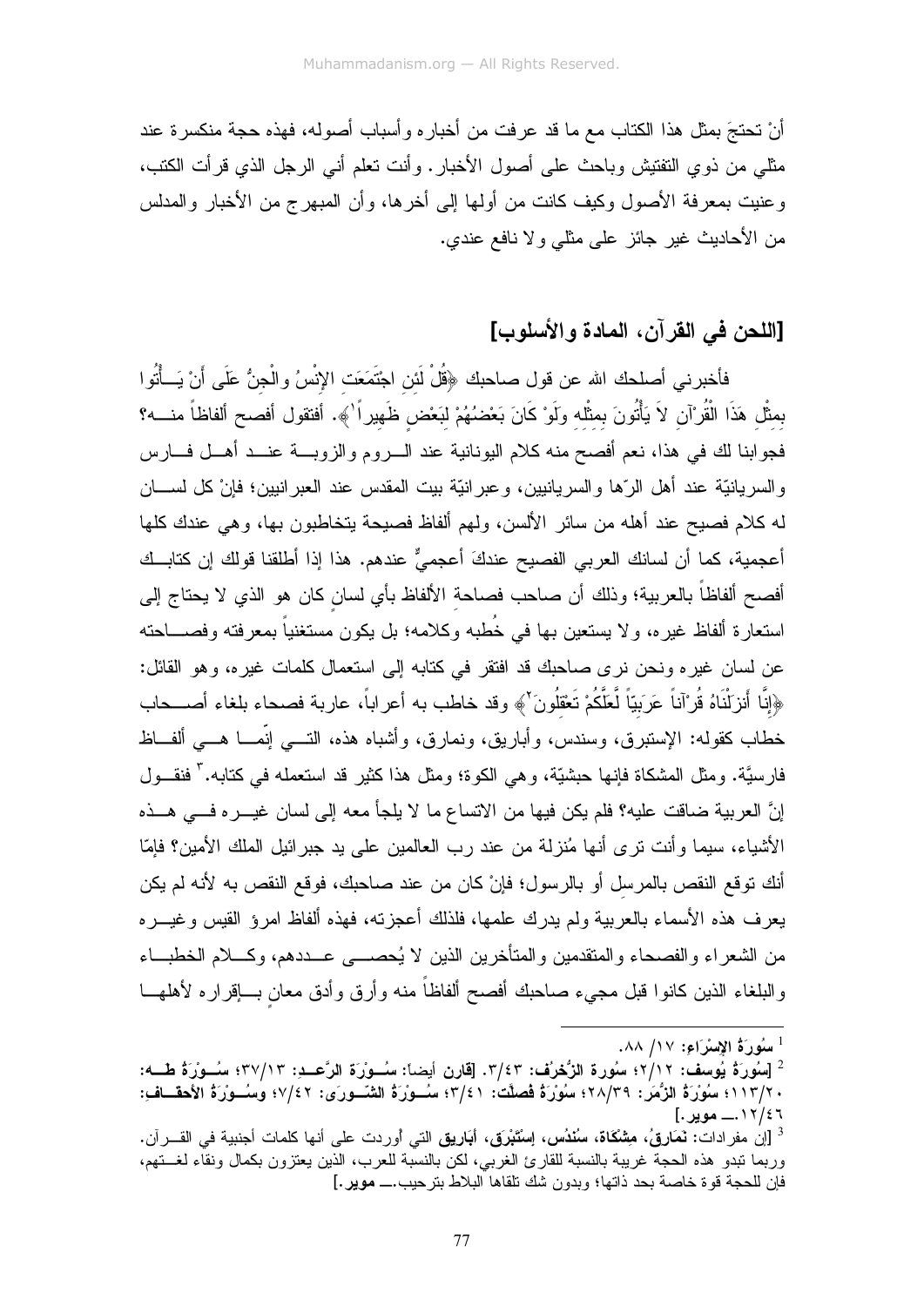أنْ تحتجَ بمثل هذا الكتاب مع ما قد عرفت من أخباره وأسباب أصوله، فهذه حجة منكسرة عند مثلي من ذوي التفتيش وباحث على أصول الأخبار. وأنت تعلم أني الرجل الذي قرأت الكتب، وعنيت بمعرفة الأصول وكيف كانت من أولها إلى أخرها، وأن المبهرج من الأخبار والمدلس من الأحاديث غير جائز على مثلي ولا نافع عندي.

## [اللحن في القرآن، المادة والأسلوب]

فأخبرني أصلحك الله عن قول صاحبك ﴿قُلْ لَئِنِ اجْتَمَعَتِ الإِنْسُ والْجِنُّ عَلَى أَنْ يَأْتُوا بِمِثْلِ هَذَا الْقُرْآنِ لاَ يَأْتُونَ بِمِثْلِهِ ولَوْ كَانَ بَعْضُهُمْ لِبَعْضٍ ظَهِيراً[1]﴾. أفتقول أفصح ألفاظاً منه؟ فجوابنا لك في هذا، نعم أفصح منه كلام اليونانية عند الروم والزوبة عند أهل فارس والسريانيّة عند أهل الرّها والسريانيين، وعبرانيّة بيت المقدس عند العبرانيين؛ فإنْ كل لسان له كلام فصيح عند أهله من سائر الألسن، ولهم ألفاظ فصيحة يتخاطبون بها، وهي عندك كلها أعجمية، كما أن لسانك العربي الفصيح عندكَ أعجميٌّ عندهم. هذا إذا أطلقنا قولك إن كتابك أفصح ألفاظاً بالعربية؛ وذلك أن صاحب فصاحةِ الألفاظ بأي لسانٍ كان هو الذي لا يحتاج إلى استعارة ألفاظ غيره، ولا يستعين بها في خُطبه وكلامه؛ بل يكون مستغنياً بمعرفته وفصاحته عن لسان غيره ونحن نرى صاحبك قد افتقر في كتابه إلى استعمال كلمات غيره، وهو القائل: ﴿إِنَّا أَنزَلْنَاهُ قُرْآناً عَرَبِيّاً لَّعَلَّكُمْ تَعْقِلُونَ[2]﴾ وقد خاطب به أعراباً، عاربة فصحاء بلغاء أصحاب خطاب كقوله: الإستبرق، وسندس، وأباريق، ونمارق، وأشباه هذه، التي إنّما هي ألفاظ فارسيّة. ومثل المشكاة فإنها حبشيّة، وهي الكوة؛ ومثل هذا كثير قد استعمله في كتابه.[3] فنقول إنَّ العربية ضاقت عليه؟ فلم يكن فيها من الاتساع ما لا يلجأ معه إلى لسان غيره في هذه الأشياء، سيما وأنت ترى أنها مُنزلة من عند رب العالمين على يد جبرائيل الملك الأمين؟ فإمّا أنك توقع النقص بالمرسِل أو بالرسول؛ فإنْ كان من عند صاحبك، فوقع النقص به لأنه لم يكن يعرف هذه الأسماء بالعربية ولم يدرك علمها، فلذلك أعجزته، فهذه ألفاظ امرؤ القيس وغيره من الشعراء والفصحاء والمتقدمين والمتأخرين الذين لا يُحصى عددهم، وكلام الخطباء والبلغاء الذين كانوا قبل مجيء صاحبك أفصح ألفاظاً منه وأرق وأدق معانٍ بإقراره لأهلها

---

[1] **سُورَةُ الإِسْرَاءِ**: ١٧/ ٨٨.

[2] [**سُورَةُ يُوسف**: ١٢/ ٢؛ **سُورة الزُّخْرُف**: ٤٣/ ٣. [قارن أيضا: **سُورَة الرَّعد**: ١٣/ ٣٧؛ **سُورَةُ طه**: ٢٠/ ١١٣؛ **سُورَةُ الزُّمَر**: ٣٩/ ٢٨؛ **سُورَةُ فُصلَت**: ٤١/ ٣؛ **سُورَةُ الشّورَى**: ٤٢/ ٧؛ **وسُورَةُ الأحقاف**: ٤٦/ ١٢.ــ **موير**.]

[3] [إن مفردات: **نَمَارِقُ، مِشْكَاة، سُنْدُس، إِسْتَبْرَق، أَبَارِيق** التي أوردت على أنها كلمات أجنبية في القرآن. وربما تبدو هذه الحجة غريبة بالنسبة للقارئ الغربي، لكن بالنسبة للعرب، الذين يعتزون بكمال ونقاء لغتهم، فإن للحجة قوة خاصة بحد ذاتها؛ وبدون شك تلقاها البلاط بترحيب.ــ **موير**.]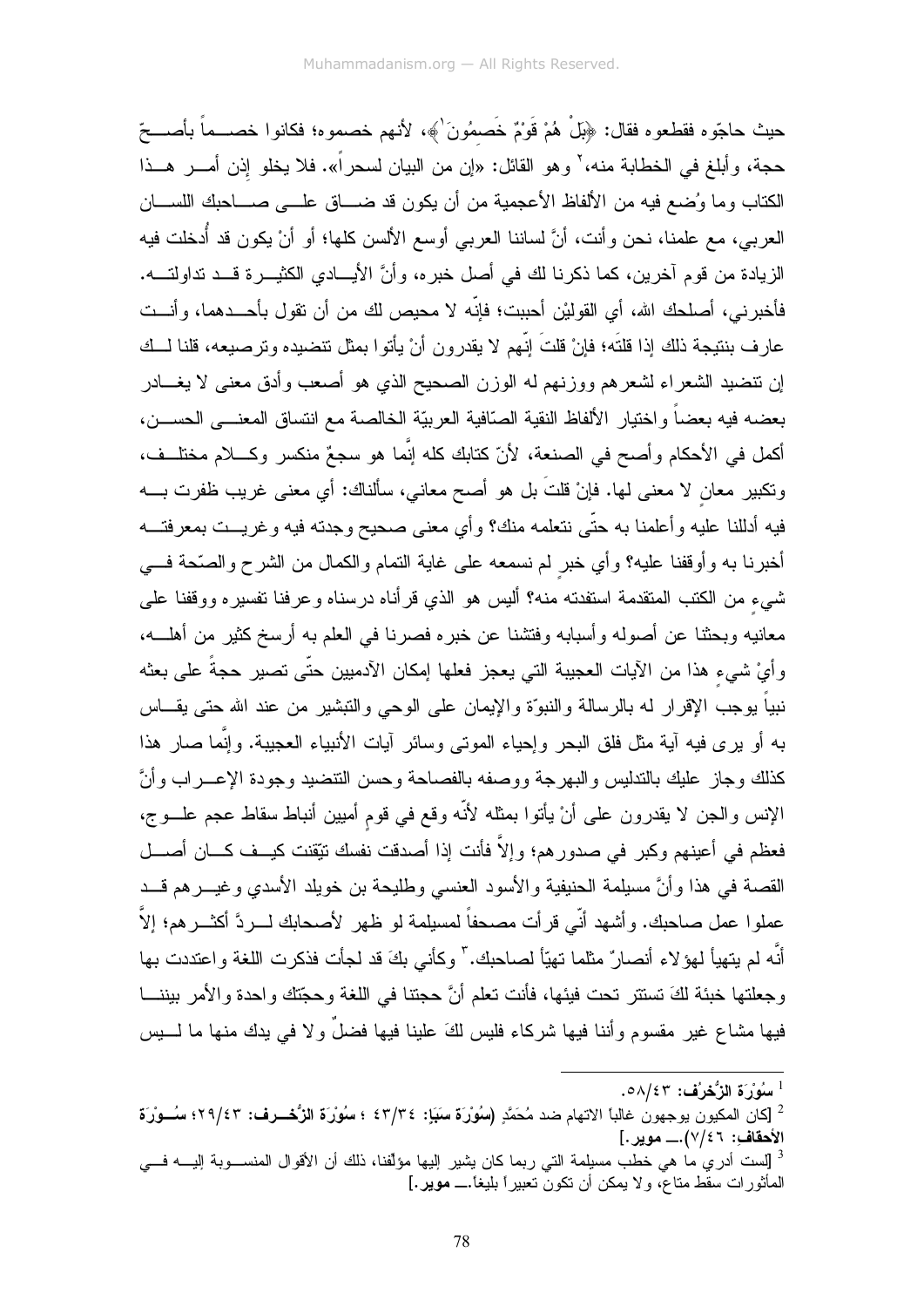حيث حاجّوه فقطعوه فقال: ﴿بَلْ هُمْ قَوْمٌ خَصِمُونَ[1]﴾، لأنهم خصموه؛ فكانوا خصماً بأصحّ حجة، وأبلغ في الخطابة منه،[2] وهو القائل: «إن من البيان لسحراً». فلا يخلو إذن أمر هذا الكتاب وما وُضع فيه من الألفاظ الأعجمية من أن يكون قد ضاق على صاحبك اللسان العربي، مع علمنا، نحن وأنت، أنَّ لساننا العربي أوسع الألسن كلها؛ أو أنْ يكون قد أُدخلت فيه الزيادة من قوم آخرين، كما ذكرنا لك في أصل خبره، وأنَّ الأيادي الكثيرة قد تداولته. فأخبرني، أصلحك الله، أي القوليْن أحببت؛ فإنّه لا محيص لك من أن تقول بأحدهما، وأنت عارف بنتيجة ذلك إذا قلتَه؛ فإنْ قلتَ إنّهم لا يقدرون أنْ يأتوا بمثل تنضيده وترصيعه، قلنا لك إن تنضيد الشعراء لشعرهم ووزنهم له الوزن الصحيح الذي هو أصعب وأدق معنى لا يغادر بعضه فيه بعضاً واختيار الألفاظ النقية الصّافية العربيّة الخالصة مع انتساق المعنى الحسن، أكمل في الأحكام وأصح في الصنعة، لأنّ كتابك كله إنّما هو سجعٌ منكسر وكلام مختلف، وتكبير معانٍ لا معنى لها. فإنْ قلتَ بل هو أصح معاني، سألناك: أي معنى غريب ظفرت به فيه أدللنا عليه وأعلمنا به حتّى نتعلمه منك؟ وأي معنى صحيح وجدته فيه وغريت بمعرفته أخبرنا به وأوقفنا عليه؟ وأي خبرٍ لم نسمعه على غاية التمام والكمال من الشرح والصّحة في شيءٍ من الكتب المتقدمة استفدته منه؟ أليس هو الذي قرأناه درسناه وعرفنا تفسيره ووقفنا على معانيه وبحثنا عن أصوله وأسبابه وفتشنا عن خبره فصرنا في العلم به أرسخ كثير من أهله، وأيْ شيءٍ هذا من الآيات العجيبة التي يعجز فعلها إمكان الآدميين حتّى تصير حجةً على بعثه نبياً يوجب الإقرار له بالرسالة والنبوّة والإيمان على الوحي والتبشير من عند الله حتى يقاس به أو يرى فيه آية مثل فلق البحر وإحياء الموتى وسائر آيات الأنبياء العجيبة. وإنَّما صار هذا كذلك وجاز عليك بالتدليس والبهرجة ووصفه بالفصاحة وحسن التنضيد وجودة الإعراب وأنَّ الإنس والجن لا يقدرون على أنْ يأتوا بمثله لأنّه وقع في قومٍ أميين أنباط سقاط عجم علوج، فعظم في أعينهم وكبر في صدورهم؛ وإلاَّ فأنت إذا أصدقت نفسك تيّقنت كيف كان أصل القصة في هذا وأنَّ مسيلمة الحنيفية والأسود العنسي وطليحة بن خويلد الأسدي وغيرهم قد عملوا عمل صاحبك. وأشهد أنّي قرأت مصحفاً لمسيلمة لو ظهر لأصحابك لردَّ أكثرهم؛ إلاَّ أنَّه لم يتهيأ لهؤلاء أنصارٌ مثلما تهيّأ لصاحبك.[3] وكأني بكَ قد لجأت فذكرت اللغة واعتددت بها وجعلتها خبئة لكَ تستتر تحت فيئها، فأنت تعلم أنَّ حجتنا في اللغة وحجّتك واحدة والأمر بيننا فيها مشاع غير مقسوم وأننا فيها شركاء فليس لكَ علينا فيها فضلٌ ولا في يدك منها ما ليس

---

[1] **سُوْرَة الزُخْرُف**: ٤٣/٥٨.

[2] [كان المكيون يوجهون غالباً الاتهام ضد مُحَمَّدٍ (**سُوْرَة سَبَإ**: ٣٤/٤٣ ؛ **سُوْرَة الزُخْـرف**: ٤٣/٢٩؛ **سُـوْرَة الأحقاف**: ٤٦/٧).ـــ **موير**.]

[3] [لست أدري ما هي خطب مسيلمة التي ربما كان يشير إليها مؤلفنا، ذلك أن الأقوال المنسوبة إليه في المأثورات سقط متاع، ولا يمكن أن تكون تعبيراً بليغاً.ـــ **موير**.]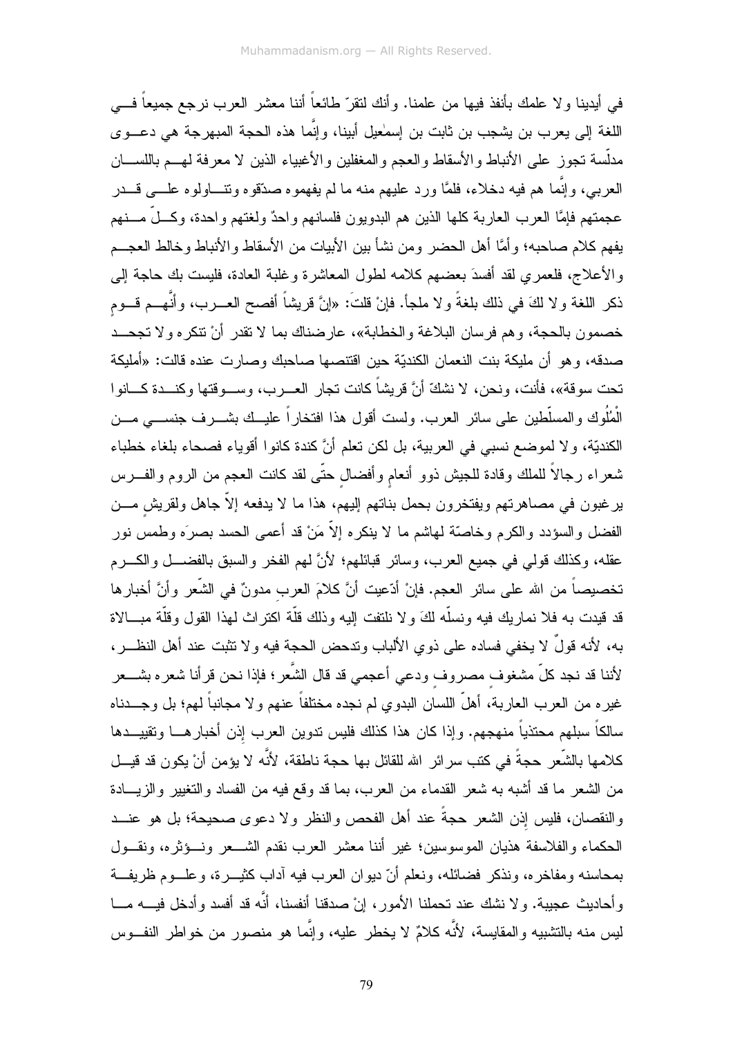في أيدينا ولا علمك بأنفذ فيها من علمنا. وأنك لتقرّ طائعاً أننا معشر العرب نرجع جميعاً في اللغة إلى يعرب بن يشجب بن ثابت بن إسمٰعيل أبينا، وإنَّما هذه الحجة المبهرجة هي دعوى مدلّسة تجوز على الأنباط والأسقاط والعجم والمغفلين والأغبياء الذين لا معرفة لهم باللسان العربي، وإنَّما هم فيه دخلاء، فلمَّا ورد عليهم منه ما لم يفهموه صدّقوه وتناولوه على قدر عجمتهم فإمَّا العرب العاربة كلها الذين هم البدويون فلسانهم واحدٌ ولغتهم واحدة، وكلّ منهم يفهم كلام صاحبه؛ وأمَّا أهل الحضر ومن نشأ بين الأبيات من الأسقاط والأنباط وخالط العجم والأعلاج، فلعمري لقد أفسدَ بعضهم كلامه لطول المعاشرة وغلبة العادة، فليست بك حاجة إلى ذكر اللغة ولا لكَ في ذلك بلغةٌ ولا ملجأ. فإنْ قلتَ: «إنَّ قريشاً أفصح العرب، وأنَّهم قوم خصمون بالحجة، وهم فرسان البلاغة والخطابة»، عارضناك بما لا تقدر أنْ تنكره ولا تجحد صدقه، وهو أن مليكة بنت النعمان الكنديّة حين اقتنصها صاحبك وصارت عنده قالت: «أمليكة تحت سوقة»، فأنت، ونحن، لا نشكّ أنَّ قريشاً كانت تجار العرب، وسوقتها وكندة كانوا الْمُلُوك والمسلّطين على سائر العرب. ولست أقول هذا افتخاراً عليك بشرف جنسي من الكنديّة، ولا لموضع نسبي في العربية، بل لكن تعلم أنَّ كندة كانوا أقوياء فصحاء بلغاء خطباء شعراء رجالاً للملك وقادة للجيش ذوو أنعامٍ وأفضالٍ حتّى لقد كانت العجم من الروم والفرس يرغبون في مصاهرتهم ويفتخرون بحمل بناتهم إليهم، هذا ما لا يدفعه إلاّ جاهل ولقريشٍ من الفضل والسؤدد والكرم وخاصّة لهاشم ما لا ينكره إلاّ مَنْ قد أعمى الحسد بصرَه وطمس نور عقله، وكذلك قولي في جميع العرب، وسائر قبائلهم؛ لأنَّ لهم الفخر والسبق بالفضل والكرم تخصيصاً من الله على سائر العجم. فإنْ أدّعيت أنَّ كلامَ العربِ مدونٌ في الشّعر وأنَّ أخبارها قد قيدت به فلا نماريك فيه ونسلّه لكَ ولا نلتفت إليه وذلك قلّة اكتراث لهذا القول وقلّة مبالاة به، لأنه قولٌ لا يخفي فساده على ذوي الألباب وتدحض الحجة فيه ولا تثبت عند أهل النظر، لأننا قد نجد كلّ مشغوفٍ مصروفٍ ودعي أعجمي قد قال الشّعر؛ فإذا نحن قرأنا شعره بشعر غيره من العرب العاربة، أهلّ اللسانِ البدوي لم نجده مختلفاً عنهم ولا مجانباً لهم؛ بل وجدناه سالكاً سبلهم محتذياً منهجهم. وإذا كان هذا كذلك فليس تدوين العرب إذن أخبارها وتقييدها كلامها بالشّعر حجةً في كتب سرائر الله للقائل بها حجة ناطقة، لأنَّه لا يؤمن أنْ يكون قد قيل من الشعر ما قد أشبه به شعر القدماء من العرب، بما قد وقع فيه من الفساد والتغيير والزيادة والنقصان، فليس إذن الشعر حجةً عند أهل الفحص والنظر ولا دعوى صحيحة؛ بل هو عند الحكماء والفلاسفة هذيان الموسوسين؛ غير أننا معشر العرب نقدم الشعر ونؤثره، ونقول بمحاسنه ومفاخره، ونذكر فضائله، ونعلم أنّ ديوان العرب فيه آداب كثيرة، وعلوم ظريفة وأحاديث عجيبة. ولا نشك عند تحملنا الأمور، إنْ صدقنا أنفسنا، أنَّه قد أفسد وأدخل فيه ما ليس منه بالتشبيه والمقايسة، لأنَّه كلامٌ لا يخطر عليه، وإنَّما هو منصور من خواطر النفوس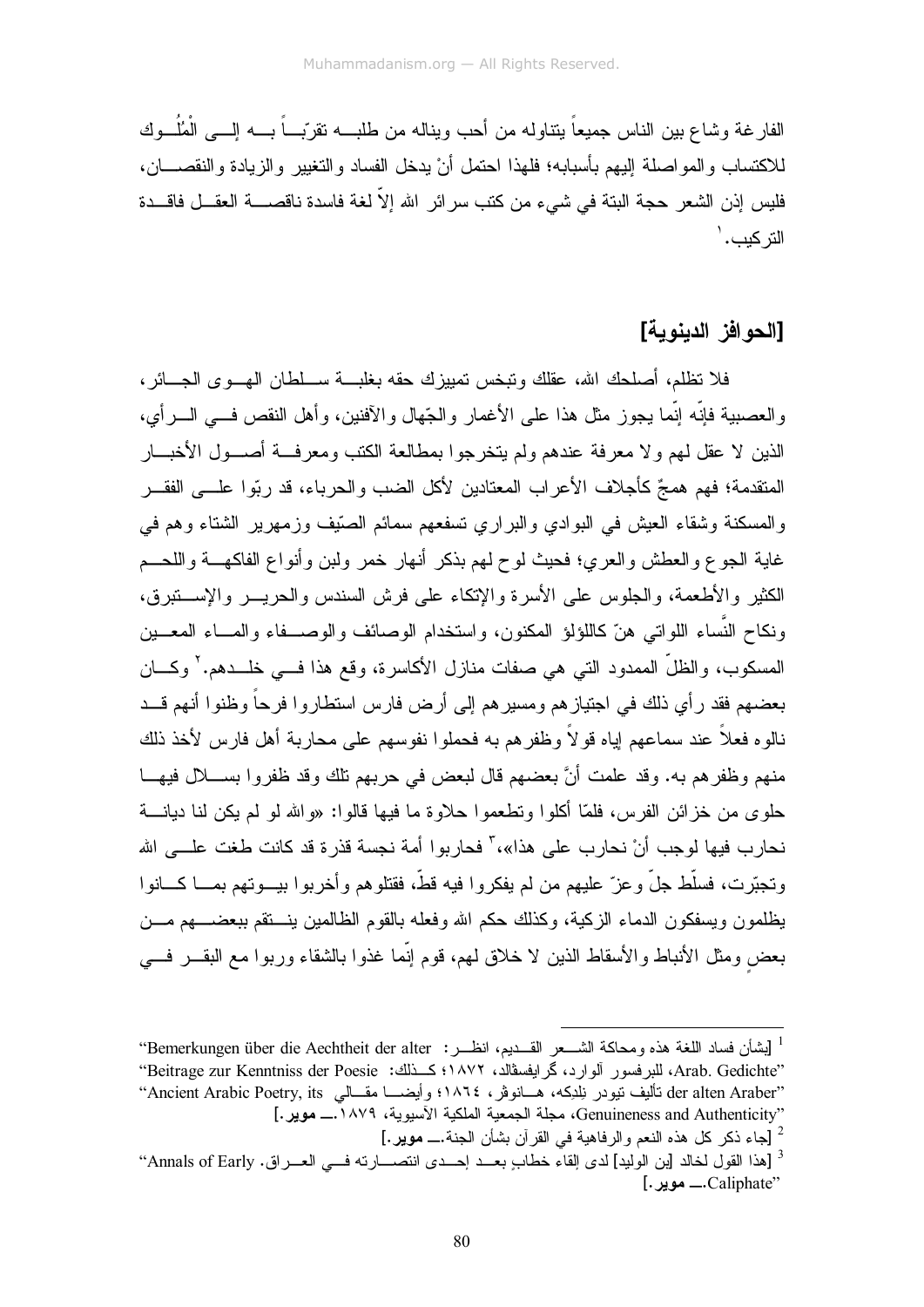الفارغة وشاع بين الناس جميعاً يتناوله من أحب ويناله من طلبه تقرّباً به إلى المُلُوك للاكتساب والمواصلة إليهم بأسبابه؛ فلهذا احتمل أنْ يدخل الفساد والتغيير والزيادة والنقصان، فليس إذن الشعر حجة البتة في شيء من كتب سرائر الله إلاّ لغة فاسدة ناقصة العقل فاقدة التركيب.[1]

## [الحوافز الدينوية]

فلا تظلم، أصلحك الله، عقلك وتبخس تمييزك حقه بغلبة سلطان الهوى الجائر، والعصبية فإنّه إنّما يجوز مثل هذا على الأغمار والجّهال والآفنين، وأهل النقص في الرأي، الذين لا عقل لهم ولا معرفة عندهم ولم يتخرجوا بمطالعة الكتب ومعرفة أصول الأخبار المتقدمة؛ فهم همجٌ كأجلاف الأعراب المعتادين لأكل الضب والحرباء، قد ربّوا على الفقر والمسكنة وشقاء العيش في البوادي والبراري تسفعهم سمائم الصّيف وزمهرير الشتاء وهم في غاية الجوع والعطش والعري؛ فحيث لوح لهم بذكر أنهار خمر ولبن وأنواع الفاكهة واللحم الكثير والأطعمة، والجلوس على الأسرة والإتكاء على فرش السندس والحرير والإستبرق، ونكاح النّساء اللواتي هنّ كاللؤلؤ المكنون، واستخدام الوصائف والوصفاء والماء المعين المسكوب، والظلّ الممدود التي هي صفات منازل الأكاسرة، وقع هذا في خلدهم.[2] وكان بعضهم فقد رأي ذلك في اجتيازهم ومسيرهم إلى أرض فارس استطاروا فرحاً وظنوا أنهم قد نالوه فعلاً عند سماعهم إياه قولاً وظفرهم به فحملوا نفوسهم على محاربة أهل فارس لأخذ ذلك منهم وظفرهم به. وقد علمت أنَّ بعضهم قال لبعض في حربهم تلك وقد ظفروا بسلال فيها حلوى من خزائن الفرس، فلمّا أكلوا وتطعموا حلاوة ما فيها قالوا: «والله لو لم يكن لنا ديانة نحارب فيها لوجب أنْ نحارب على هذا»،[3] فحاربوا أمة نجسة قذرة قد كانت طغت على الله وتجبّرت، فسلّط جلّ وعزّ عليهم من لم يفكروا فيه قطّ، فقتلوهم وأخربوا بيوتهم بما كانوا يظلمون ويسفكون الدماء الزكية، وكذلك حكم الله وفعله بالقوم الظالمين ينتقم ببعضهم من بعضٍ ومثل الأنباط والأسقاط الذين لا خلاق لهم، قوم إنّما غذوا بالشقاء وربوا مع البقر في

---

[1] [بشأن فساد اللغة هذه ومحاكاة الشعر القديم، انظر: "Bemerkungen über die Aechtheit der alter Arab. Gedichte"، للبرفسور آلوارد، گرايفسڤالد، ١٨٧٢؛ كذلك: "Beitrage zur Kenntniss der Poesie der alten Araber" تأليف تيودر نِلدِكه، هانوڤر، ١٨٦٤؛ وأيضا مقالي "Ancient Arabic Poetry, its Genuineness and Authenticity"، مجلة الجمعية الملكية الآسيوية، ١٨٧٩.— **موير**.]

[2] [جاء ذكر كل هذه النعم والرفاهية في القرآن بشأن الجنة.— **موير**.]

[3] [هذا القول لخالد [بن الوليد] لدى إلقاء خطاب بعد إحدى انتصاراته في العراق. "Annals of Early Caliphate".— **موير**.]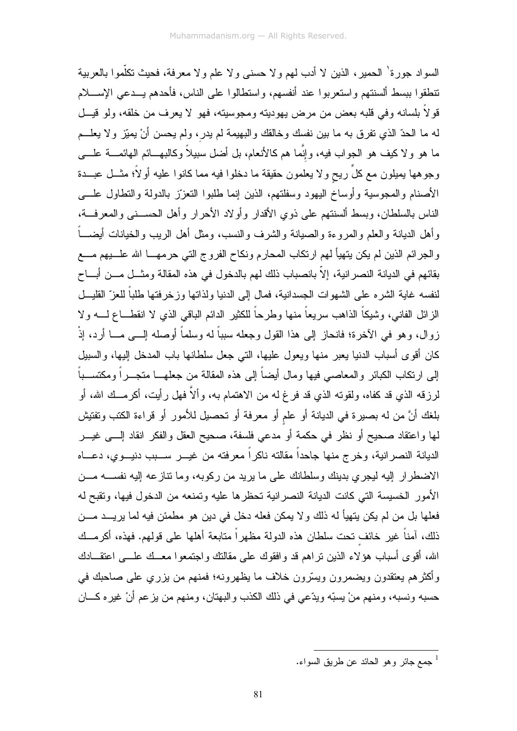السواد جورة[1] الحمير، الذين لا أدب لهم ولا حسنى ولا علم ولا معرفة، فحيث تكلّموا بالعربية تنطقوا ببسط ألسنتهم واستعربوا عند أنفسهم، واستطالوا على الناس، فأحدهم يـدعي الإسـلام قولاً بلسانه وفي قلبه بعض من مرض يهوديته ومجوسيته، فهو لا يعرف من خلقه، ولو قيـل له ما الحدّ الذي تفرق به ما بين نفسك وخالقك والبهيمة لم يدرِ، ولم يحسن أنْ يميّز ولا يعلـم ما هو ولا كيف هو الجواب فيه، وإنَّما هم كالأنعام، بل أضل سبيلاً وكالبهـائم الهائمـة علـى وجوهها يميلون مع كلِّ ريحٍ ولا يعلمون حقيقة ما دخلوا فيه مما كانوا عليه أولاً؛ مثـل عبـدة الأصنام والمجوسية وأوساخ اليهود وسفلتهم، الذين إنما طلبوا التعزّز بالدولة والتطاول علـى الناس بالسلطان، وبسط ألسنتهم على ذوي الأقدار وأولاد الأحرار وأهل الحسـنى والمعرفـة، وأهل الديانة والعلم والمروءة والصيانة والشرف والنسب، ومثل أهل الريب والخيانات أيضـاً والجرائم الذين لم يكن يتهيأ لهم ارتكاب المحارم ونكاح الفروج التي حرمهـا الله علـيهم مـع بقائهم في الديانة النصرانية، إلاّ بانصباب ذلك لهم بالدخول في هذه المقالة ومثـل مـن أبـاح لنفسه غاية الشره على الشهوات الجسدانية، فمال إلى الدنيا ولذاتها وزخرفتها طلباً للعزّ القليـل الزائل الفاني، وشيكاً الذاهب سريعاً منها وطرحاً للكثير الدائم الباقي الذي لا انقطـاع لـه ولا زوال، وهو في الآخرة؛ فانحاز إلى هذا القول وجعله سبباً له وسلماً أوصله إلـى مـا أرد، إذْ كان أقوى أسباب الدنيا يعبر منها ويعول عليها، التي جعل سلطانها باب المدخل إليها، والسبيل إلى ارتكاب الكبائر والمعاصي فيها ومال أيضاً إلى هذه المقالة من جعلهـا متجـراً ومكتسـباً لرزقه الذي قد كفاه، ولقوته الذي قد فرغ له من الاهتمام به، وألاّ فهل رأيت، أكرمـك الله، أو بلغك أنَّ من له بصيرة في الديانة أو علمٍ أو معرفة أو تحصيل للأمور أو قراءة الكتب وتفتيش لها واعتقاد صحيح أو نظر في حكمة أو مدعي فلسفة، صحيح العقل والفكر انقاد إلـى غيـر الديانة النصرانية، وخرج منها جاحداً مقالته ناكراً معرفته من غيـر سـبب دنيـوي، دعـاه الاضطرار إليه ليجري بدينك وسلطانك على ما يريد من ركوبه، وما تنازعه إليه نفسـه مـن الأمور الخسيسة التي كانت الديانة النصرانية تحظرها عليه وتمنعه من الدخول فيها، وتقبح له فعلها بل من لم يكن يتهيأ له ذلك ولا يمكن فعله دخل في دين هو مطمئن فيه لما يريـد مـن ذلك، آمناً غير خائفٍ تحت سلطان هذه الدولة مظهراً متابعة أهلها على قولهم. فهذه، أكرمـك الله، أقوى أسباب هؤلاء الذين تراهم قد وافقوك على مقالتك واجتمعوا معـك علـى اعتقـادك وأكثرهم يعتقدون ويضمرون ويسرّون خلاف ما يظهرونه؛ فمنهم من يزري على صاحبك في حسبه ونسبه، ومنهم منْ يسبّه ويدّعي في ذلك الكذب والبهتان، ومنهم من يزعم أنْ غيره كـان

---

[1] جمع جائر وهو الحائد عن طريق السواء.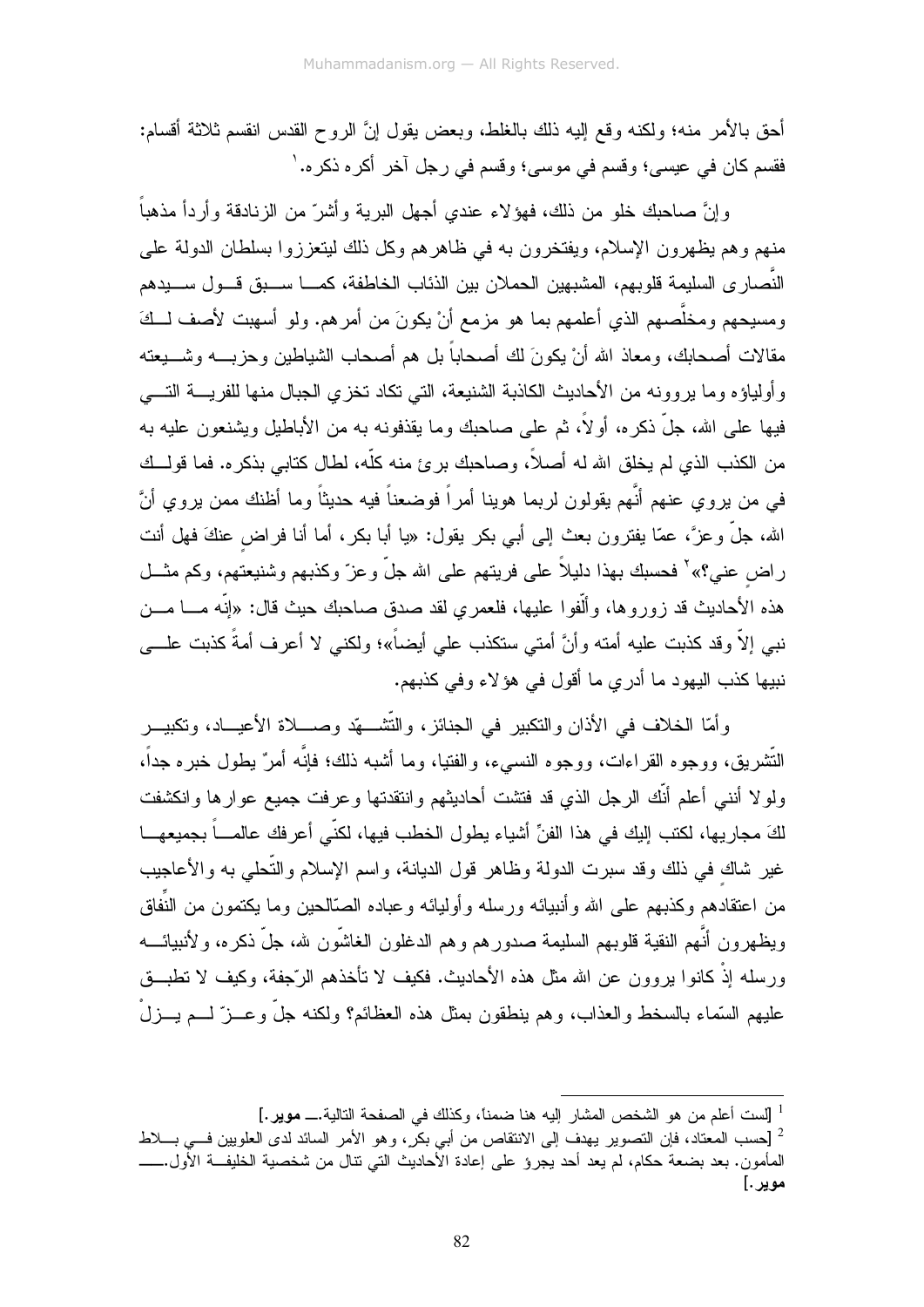أحق بالأمر منه؛ ولكنه وقع إليه ذلك بالغلط، وبعض يقول إنَّ الروح القدس انقسم ثلاثة أقسام: فقسم كان في عيسى؛ وقسم في موسى؛ وقسم في رجل آخر أكره ذكره.[1]

وإنَّ صاحبك خلو من ذلك، فهؤلاء عندي أجهل البرية وأشرّ من الزنادقة وأردأ مذهباً منهم وهم يظهرون الإسلام، ويفتخرون به في ظاهرهم وكل ذلك ليتعززوا بسلطان الدولة على النَّصارى السليمة قلوبهم، المشبهين الحملان بين الذئاب الخاطفة، كما سبق قول سيدهم ومسيحهم ومخلِّصهم الذي أعلمهم بما هو مزمع أنْ يكونَ من أمرهم. ولو أسهبت لأصف لكَ مقالات أصحابك، ومعاذ الله أنْ يكونَ لك أصحاباً بل هم أصحاب الشياطين وحزبه وشيعته وأولياؤه وما يروونه من الأحاديث الكاذبة الشنيعة، التي تكاد تخزي الجبال منها للفرية التي فيها على الله، جلّ ذكره، أولاً، ثم على صاحبك وما يقذفونه به من الأباطيل ويشنعون عليه به من الكذب الذي لم يخلق الله له أصلاً، وصاحبك برئ منه كلّه، لطال كتابي بذكره. فما قولك في من يروي عنهم أنَّهم يقولون لربما هوينا أمراً فوضعنا فيه حديثاً وما أظنك ممن يروي أنَّ الله، جلّ وعزَّ، عمّا يفترون بعث إلى أبي بكر يقول: «يا أبا بكر، أما أنا فراضٍ عنكَ فهل أنت راضٍ عني؟»[2] فحسبك بهذا دليلاً على فريتهم على الله جلّ وعزّ وكذبهم وشنيعتهم، وكم مثل هذه الأحاديث قد زوروها، وألّفوا عليها، فلعمري لقد صدق صاحبك حيث قال: «إنّه ما من نبي إلاّ وقد كذبت عليه أمته وأنَّ أمتي ستكذب علي أيضاً»؛ ولكني لا أعرف أمةً كذبت على نبيها كذب اليهود ما أدري ما أقول في هؤلاء وفي كذبهم.

وأمّا الخلاف في الأذان والتكبير في الجنائز، والتّشهّد وصلاة الأعياد، وتكبير التّشريق، ووجوه القراءات، ووجوه النسيء، والفتيا، وما أشبه ذلك؛ فإنَّه أمرٌ يطول خبره جداً، ولولا أنني أعلم أنّك الرجل الذي قد فتشت أحاديثهم وانتقدتها وعرفت جميع عوارها وانكشفت لكَ مجاريها، لكتب إليك في هذا الفنّ أشياء يطول الخطب فيها، لكنّي أعرفك عالماً بجميعها غير شاكٍ في ذلك وقد سبرت الدولة وظاهر قول الديانة، واسم الإسلام والتّحلي به والأعاجيب من اعتقادهم وكذبهم على الله وأنبيائه ورسله وأوليائه وعباده الصّالحين وما يكتمون من النِّفاق ويظهرون أنَّهم النقية قلوبهم السليمة صدورهم وهم الدغلون الغاشّون لله، جلّ ذكره، ولأنبيائه ورسله إذْ كانوا يروون عن الله مثل هذه الأحاديث. فكيف لا تأخذهم الرّجفة، وكيف لا تطبق عليهم السّماء بالسخط والعذاب، وهم ينطقون بمثل هذه العظائم؟ ولكنه جلّ وعزّ لم يزلْ

---

[1] [لست أعلم من هو الشخص المشار إليه هنا ضمناً، وكذلك في الصفحة التالية.ـــ **موير**.]

[2] [حسب المعتاد، فإن التصوير يهدف إلى الانتقاص من أبي بكر، وهو الأمر السائد لدى العلويين في بلاط المأمون. بعد بضعة حكام، لم يعد أحد يجرؤ على إعادة الأحاديث التي تنال من شخصية الخليفة الأول.ـــ **موير**.]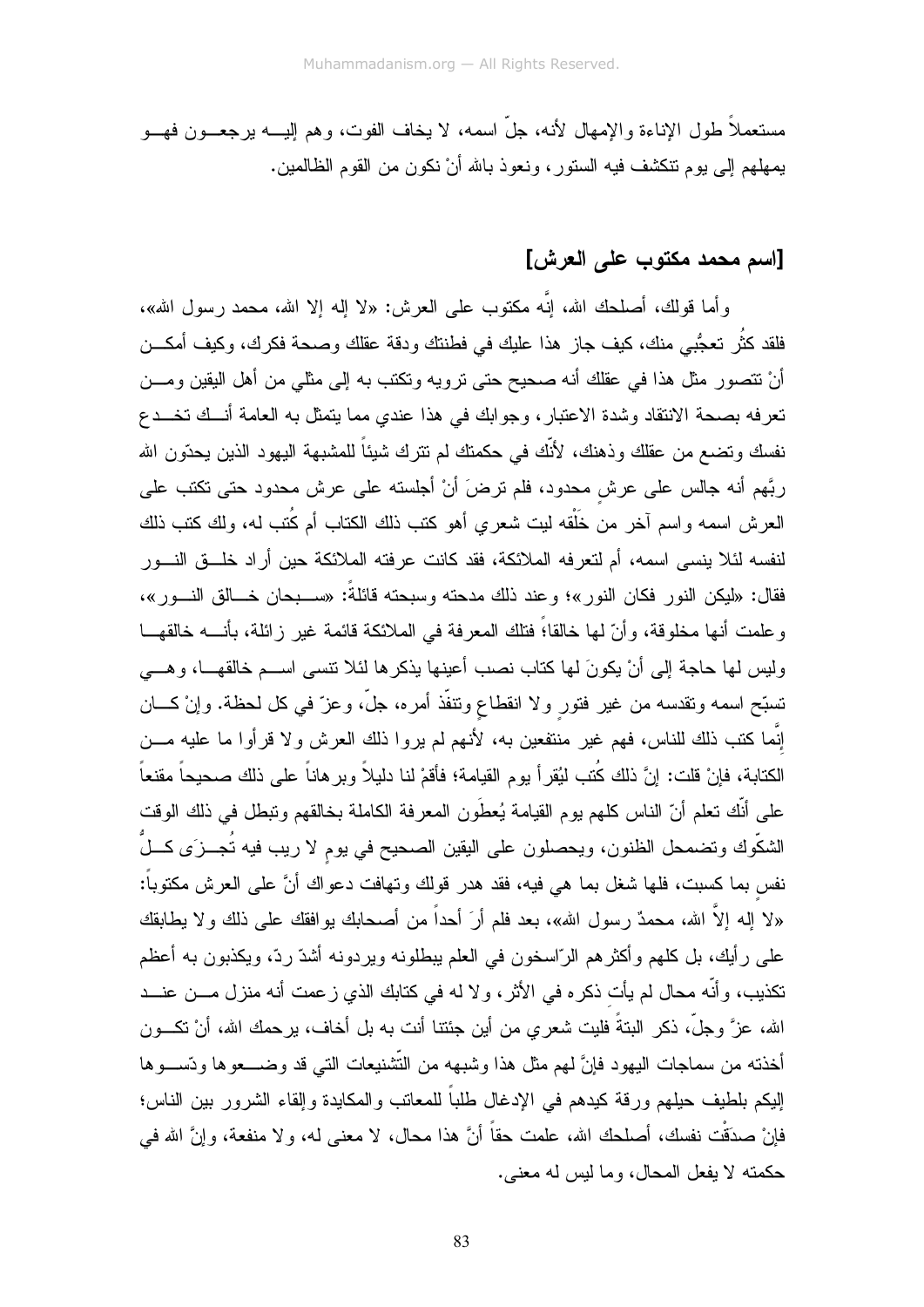مستعملاً طول الإناءة والإمهال لأنه، جلّ اسمه، لا يخاف الفوت، وهم إليه يرجعون فهو يمهلهم إلى يوم تنكشف فيه الستور، ونعوذ بالله أنْ نكون من القوم الظالمين.

## [اسم محمد مكتوب على العرش]

وأما قولك، أصلحك الله، إنَّه مكتوب على العرش: «لا إله إلا الله، محمد رسول الله»، فلقد كثُر تعجُّبي منك، كيف جاز هذا عليك في فطنتك ودقة عقلك وصحة فكرك، وكيف أمكن أنْ تتصور مثل هذا في عقلك أنه صحيح حتى ترويه وتكتب به إلى مثلي من أهل اليقين ومن تعرفه بصحة الانتقاد وشدة الاعتبار، وجوابك في هذا عندي مما يتمثل به العامة أنك تخدع نفسك وتضع من عقلك وذهنك، لأنّك في حكمتك لم تترك شيئاً للمشبهة اليهود الذين يحدّون الله ربَّهم أنه جالس على عرشٍ محدود، فلم ترضَ أنْ أجلسته على عرش محدود حتى تكتب على العرش اسمه واسم آخر من خَلْقه ليت شعري أهو كتب ذلك الكتاب أم كُتب له، ولك كتب ذلك لنفسه لئلا ينسى اسمه، أم لتعرفه الملائكة، فقد كانت عرفته الملائكة حين أراد خلق النور فقال: «ليكن النور فكان النور»؛ وعند ذلك مدحته وسبحته قائلةً: «سبحان خالق النور»، وعلمت أنها مخلوقة، وأنّ لها خالقاً؛ فتلك المعرفة في الملائكة قائمة غير زائلة، بأنه خالقها وليس لها حاجة إلى أنْ يكونَ لها كتاب نصب أعينها يذكرها لئلا تنسى اسم خالقها، وهي تسبّح اسمه وتقدسه من غير فتورٍ ولا انقطاعٍ وتنفّذ أمره، جلّ، وعزّ في كل لحظة. وإنْ كان إنَّما كتب ذلك للناس، فهم غير منتفعين به، لأنهم لم يروا ذلك العرش ولا قرأوا ما عليه من الكتابة، فإنْ قلت: إنَّ ذلك كُتب ليُقرأ يوم القيامة؛ فأقمْ لنا دليلاً وبرهاناً على ذلك صحيحاً مقنعاً على أنّك تعلم أنّ الناس كلهم يوم القيامة يُعطَون المعرفة الكاملة بخالقهم وتبطل في ذلك الوقت الشكّوك وتضمحل الظنون، ويحصلون على اليقين الصحيح في يومٍ لا ريب فيه تُجزَى كلُّ نفسٍ بما كسبت، فلها شغل بما هي فيه، فقد هدر قولك وتهافت دعواك أنَّ على العرش مكتوباً: «لا إله إلاَّ الله، محمدٌ رسول الله»، بعد فلم أرَ أحداً من أصحابك يوافقك على ذلك ولا يطابقك على رأيك، بل كلهم وأكثرهم الرّاسخون في العلم يبطلونه ويردونه أشدّ ردّ، ويكذبون به أعظم تكذيب، وأنّه محال لم يأتِ ذكره في الأثر، ولا له في كتابك الذي زعمت أنه منزل من عند الله، عزَّ وجلّ، ذكر البتةَ فليت شعري من أين جئتنا أنت به بل أخاف، يرحمك الله، أنْ تكون أخذته من سماجات اليهود فإنَّ لهم مثل هذا وشبهه من التّشنيعات التي قد وضعوها ودّسوها إليكم بلطيف حيلهم ورقة كيدهم في الإدغال طلباً للمعاتب والمكايدة وإلقاء الشرور بين الناس؛ فإنْ صدقْت نفسك، أصلحك الله، علمت حقاً أنَّ هذا محال، لا معنى له، ولا منفعة، وإنَّ الله في حكمته لا يفعل المحال، وما ليس له معنى.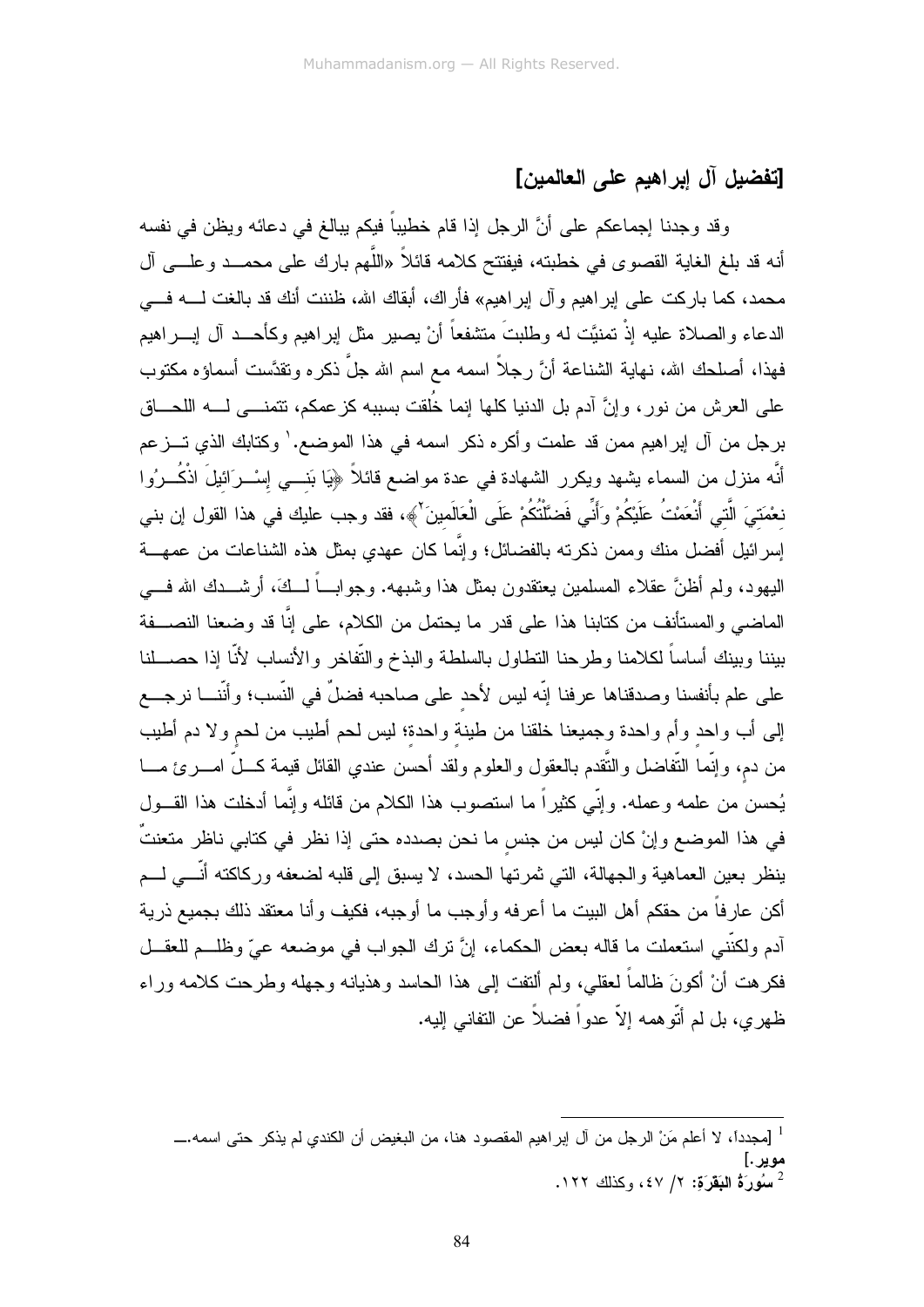## [تفضيل آل إبراهيم على العالمين]

وقد وجدنا إجماعكم على أنَّ الرجل إذا قام خطيباً فيكم يبالغ في دعائه ويظن في نفسه أنه قد بلغ الغاية القصوى في خطبته، فيفتتح كلامه قائلاً «اللَّهم بارك على محمد وعلى آل محمد، كما باركت على إبراهيم وآل إبراهيم» فأراك، أبقاك الله، ظننت أنك قد بالغت له في الدعاء والصلاة عليه إذْ تمنيَّت له وطلبتَ متشفعاً أنْ يصير مثل إبراهيم وكأحد آل إبراهيم فهذا، أصلحك الله، نهاية الشناعة أنَّ رجلاً اسمه مع اسم الله جلَّ ذكره وتقدَّست أسماؤه مكتوب على العرش من نور، وإنَّ آدم بل الدنيا كلها إنما خُلقت بسببه كزعمكم، تتمنى له اللحاق برجل من آل إبراهيم ممن قد علمت وأكره ذكر اسمه في هذا الموضع.[1] وكتابك الذي تزعم أنَّه منزل من السماء يشهد ويكرر الشهادة في عدة مواضع قائلاً ﴿يَا بَنِي إِسْرَائِيلَ اذْكُرُوا نِعْمَتِيَ الَّتِي أَنْعَمْتُ عَلَيْكُمْ وَأَنِّي فَضَّلْتُكُمْ عَلَى الْعَالَمِينَ[2]﴾، فقد وجب عليك في هذا القول إن بني إسرائيل أفضل منك وممن ذكرته بالفضائل؛ وإنَّما كان عهدي بمثل هذه الشناعات من عمهة اليهود، ولم أظنَّ عقلاء المسلمين يعتقدون بمثل هذا وشبهه. وجواباً لكَ، أرشدك الله في الماضي والمستأنف من كتابنا هذا على قدر ما يحتمل من الكلام، على إنَّا قد وضعنا النصفة بيننا وبينك أساساً لكلامنا وطرحنا التطاول بالسلطة والبذخ والتّفاخر والأنساب لأنّا إذا حصلنا على علم بأنفسنا وصدقناها عرفنا إنّه ليس لأحدٍ على صاحبه فضلٌ في النّسب؛ وأنّنا نرجع إلى أب واحد وأم واحدة وجميعنا خلقنا من طينةٍ واحدة؛ ليس لحم أطيب من لحمٍ ولا دم أطيب من دم، وإنّما التّفاضل والتّقدم بالعقول والعلوم ولقد أحسن عندي القائل قيمة كلّ امرئ ما يُحسن من علمه وعمله. وإنّي كثيراً ما استصوب هذا الكلام من قائله وإنّما أدخلت هذا القول في هذا الموضع وإنْ كان ليس من جنسٍ ما نحن بصدده حتى إذا نظر في كتابي ناظر متعنتٌ ينظر بعين العماهية والجهالة، التي ثمرتها الحسد، لا يسبق إلى قلبه لضعفه وركاكته أنّي لم أكن عارفاً من حقكم أهل البيت ما أعرفه وأوجب ما أوجبه، فكيف وأنا معتقد ذلك بجميع ذرية آدم ولكنّني استعملت ما قاله بعض الحكماء، إنَّ ترك الجواب في موضعه عيّ وظلم للعقل فكرهت أنْ أكونَ ظالماً لعقلي، ولم ألتفت إلى هذا الحاسد وهذيانه وجهله وطرحت كلامه وراء ظهري، بل لم أتّوهمه إلاّ عدواً فضلاً عن التفاني إليه.

---

[1] [مجدداً، لا أعلم مَنْ الرجل من آل إبراهيم المقصود هنا، من البغيض أن الكندي لم يذكر حتى اسمه.— **موير**.]

[2] **سُورَةُ البَقَرَة**: ٢/ ٤٧، وكذلك ١٢٢.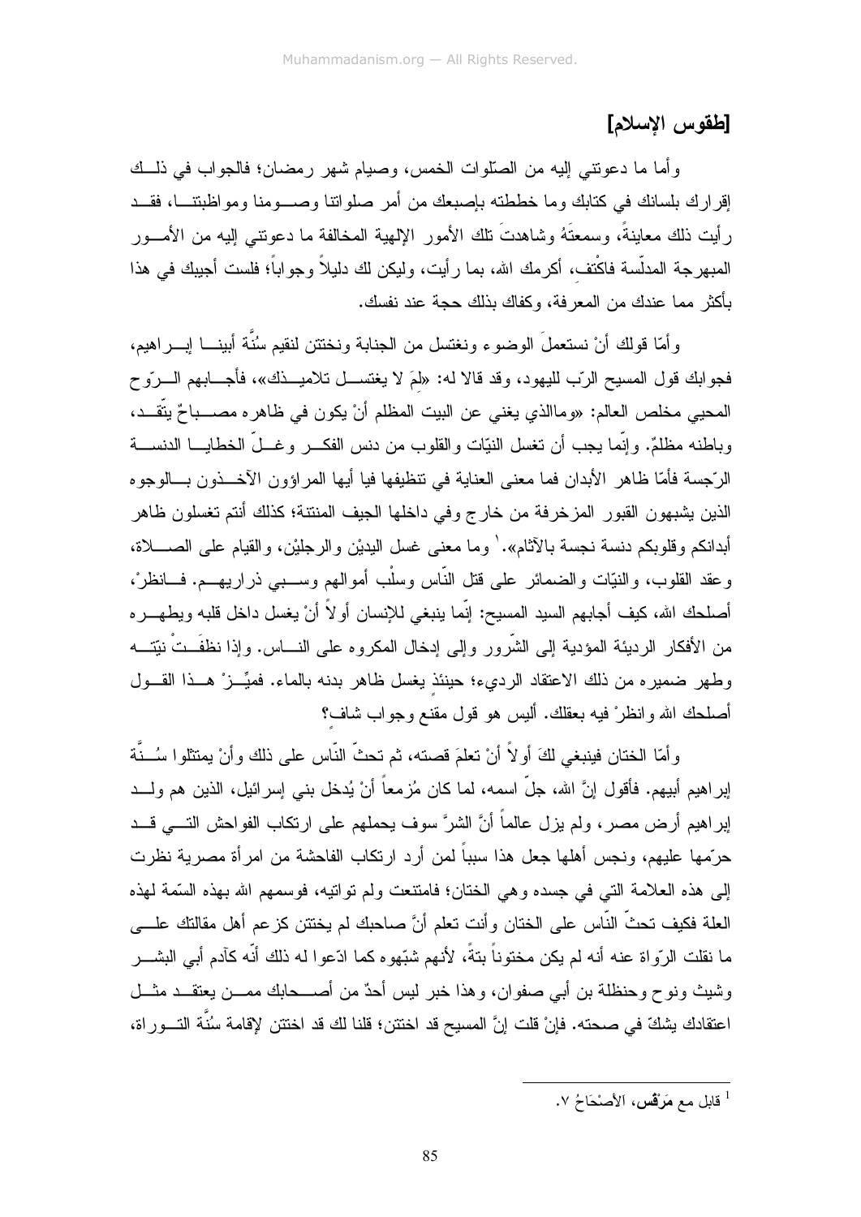## [طقوس الإسلام]

وأما ما دعوتني إليه من الصّلوات الخمس، وصيام شهر رمضان؛ فالجواب في ذلك إقرارك بلسانك في كتابك وما خططته بإصبعك من أمر صلواتنا وصومنا ومواظبتنا، فقد رأيت ذلك معاينةً، وسمعتَهُ وشاهدتَ تلك الأمور الإلهية المخالفة ما دعوتني إليه من الأمور المبهرجة المدلّسة فاكْتف، أكرمك الله، بما رأيت، وليكن لك دليلاً وجواباً؛ فلست أجيبك في هذا بأكثر مما عندك من المعرفة، وكفاك بذلك حجة عند نفسك.

وأمّا قولك أنْ نستعملَ الوضوء ونغتسل من الجنابة ونختتن لنقيم سُنَّة أبينا إبراهيم، فجوابك قول المسيح الرّب لليهود، وقد قالا له: «لِمَ لا يغتسل تلاميذك»، فأجابهم الرّوح المحيي مخلص العالم: «وماالذي يغني عن البيت المظلم أنْ يكون في ظاهره مصباحٌ يتّقد، وباطنه مظلمٌ. وإنّما يجب أن تغسل النيّات والقلوب من دنس الفكر وغلّ الخطايا الدنسة الرّجسة فأمّا ظاهر الأبدان فما معنى العناية في تنظيفها فيا أيها المراؤون الآخذون بالوجوه الذين يشبهون القبور المزخرفة من خارج وفي داخلها الجيف المنتنة؛ كذلك أنتم تغسلون ظاهر أبدانكم وقلوبكم دنسة نجسة بالآثام».[1] وما معنى غسل اليديْن والرجليْن، والقيام على الصلاة، وعقد القلوب، والنيّات والضمائر على قتل النّاس وسلْب أموالهم وسبي ذراريهم. فانظرْ، أصلحك الله، كيف أجابهم السيد المسيح: إنّما ينبغي للإنسان أولاً أنْ يغسل داخل قلبه ويطهره من الأفكار الرديئة المؤدية إلى الشّرور وإلى إدخال المكروه على النّاس. وإذا نظفَتْ نيّته وطهر ضميره من ذلك الاعتقاد الرديء؛ حينئذٍ يغسل ظاهر بدنه بالماء. فميِّزْ هذا القول أصلحك الله وانظرْ فيه بعقلك. أليس هو قول مقنع وجواب شافٍ؟

وأمّا الختان فينبغي لكَ أولاً أنْ تعلمَ قصته، ثم تحثّ النّاس على ذلك وأنْ يمتثلوا سُنَّة إبراهيم أبيهم. فأقول إنَّ الله، جلّ اسمه، لما كان مُزمعاً أنْ يُدخل بني إسرائيل، الذين هم ولد إبراهيم أرض مصر، ولم يزل عالماً أنَّ الشرَّ سوف يحملهم على ارتكاب الفواحش التي قد حرّمها عليهم، ونجس أهلها جعل هذا سبباً لمن أرد ارتكاب الفاحشة من امرأة مصرية نظرت إلى هذه العلامة التي في جسده وهي الختان؛ فامتنعت ولم تواتيه، فوسمهم الله بهذه السّمة لهذه العلة فكيف تحثّ النّاس على الختان وأنت تعلم أنَّ صاحبك لم يختتن كزعم أهل مقالتك على ما نقلت الرّواة عنه أنه لم يكن مختوناً بتةً، لأنهم شبّهوه كما ادّعوا له ذلك أنّه كآدم أبي البشر وشيث ونوح وحنظلة بن أبي صفوان، وهذا خبر ليس أحدٌ من أصحابك ممن يعتقد مثل اعتقادك يشكّ في صحته. فإنْ قلت إنَّ المسيح قد اختتن؛ قلنا لك قد اختتن لإقامة سُنَّة التوراة،

---

[1] قابل مع مَرْقُس، الأَصْحَاحُ ٧.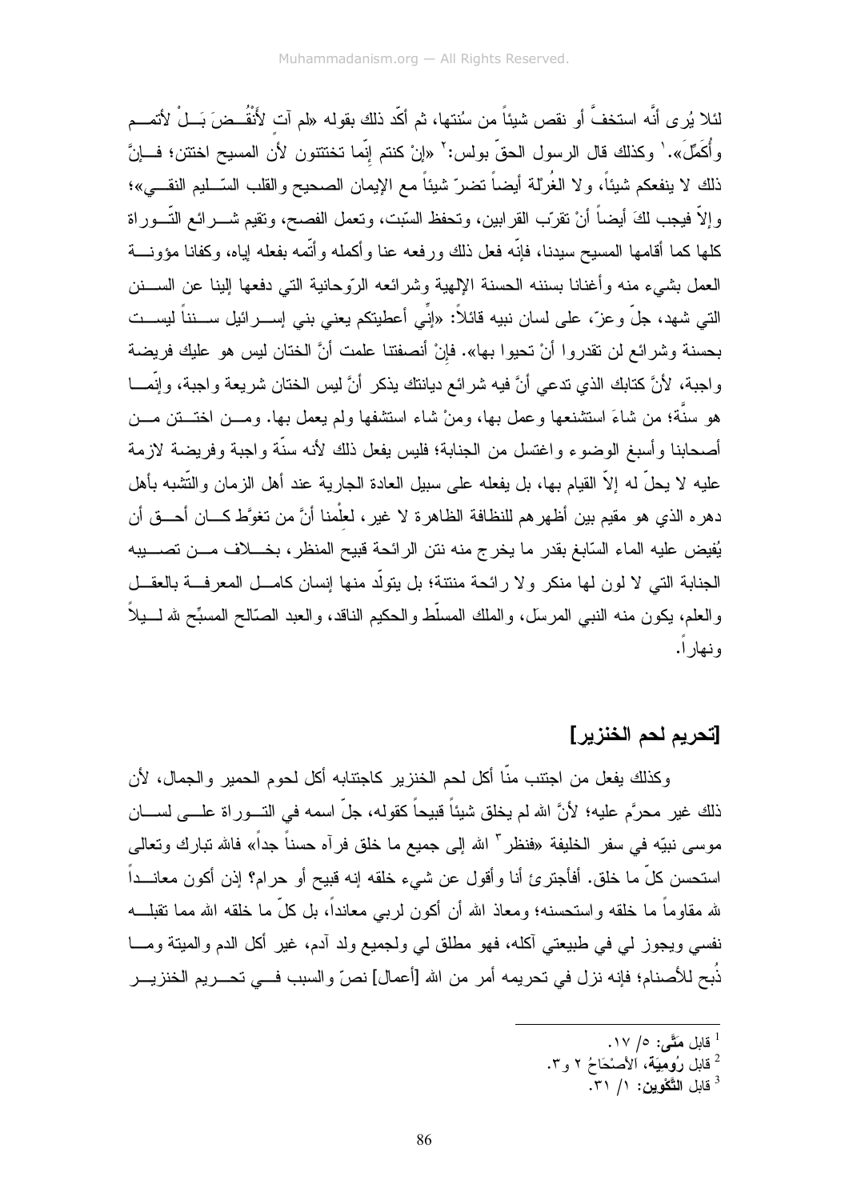لئلا يُرى أنَّه استخفَّ أو نقص شيئاً من سُنتها، ثم أكّد ذلك بقوله «لم آت لأَنْقُضَ بَلْ لأتمم وأُكَمِّلَ».[1] وكذلك قال الرسول الحقّ بولس:[2] «إنْ كنتم إنّما تختتنون لأن المسيح اختتن؛ فإنَّ ذلك لا ينفعكم شيئاً، ولا الغُرْلة أيضاً تضرّ شيئاً مع الإيمان الصحيح والقلب السّليم النقي»؛ وإلاّ فيجب لكَ أيضاً أنْ تقرّب القرابين، وتحفظ السّبت، وتعمل الفصح، وتقيم شرائع التّوراة كلها كما أقامها المسيح سيدنا، فإنّه فعل ذلك ورفعه عنا وأكمله وأتّمه بفعله إياه، وكفانا مؤونة العمل بشيء منه وأغنانا بسننه الحسنة الإلهية وشرائعه الرّوحانية التي دفعها إلينا عن السنن التي شهد، جلّ وعزّ، على لسان نبيه قائلاً: «إنّي أعطيتكم يعني بني إسرائيل سنناً ليست بحسنة وشرائع لن تقدروا أنْ تحيوا بها». فإنْ أنصفتنا علمت أنَّ الختان ليس هو عليك فريضة واجبة، لأنَّ كتابك الذي تدعي أنَّ فيه شرائع ديانتك يذكر أنَّ ليس الختان شريعة واجبة، وإنّما هو سنَّة؛ من شاءَ استشنعها وعمل بها، ومنْ شاء استشفها ولم يعمل بها. ومن اختتن من أصحابنا وأسبغ الوضوء واغتسل من الجنابة؛ فليس يفعل ذلك لأنه سنّة واجبة وفريضة لازمة عليه لا يحلّ له إلاّ القيام بها، بل يفعله على سبيل العادة الجارية عند أهل الزمان والتّشبه بأهل دهره الذي هو مقيم بين أظهرهم للنظافة الظاهرة لا غير، لعلْمنا أنَّ من تغوَّط كان أحق أن يُفيض عليه الماء السّابغ بقدر ما يخرج منه نتن الرائحة قبيح المنظر، بخلاف من تصيبه الجنابة التي لا لون لها منكر ولا رائحة منتنة؛ بل يتولّد منها إنسان كامل المعرفة بالعقل والعلم، يكون منه النبي المرسَل، والملك المسلّط والحكيم الناقد، والعبد الصّالح المسبِّح لله ليلاً ونهاراً.

## [تحريم لحم الخنزير]

وكذلك يفعل من اجتنب منّا أكل لحم الخنزير كاجتنابه أكل لحوم الحمير والجمال، لأن ذلك غير محرَّم عليه؛ لأنَّ الله لم يخلق شيئاً قبيحاً كقوله، جلّ اسمه في التوراة على لسان موسى نبيّه في سفر الخليفة «فنظر[3] الله إلى جميع ما خلق فرآه حسناً جداً» فالله تبارك وتعالى استحسن كلّ ما خلق. أفأجترئ أنا وأقول عن شيء خلقه إنه قبيح أو حرام؟ إذن أكون معانداً لله مقاوماً ما خلقه واستحسنه؛ ومعاذ الله أن أكون لربي معانداً، بل كلّ ما خلقه الله مما تقبله نفسي ويجوز لي في طبيعتي آكله، فهو مطلق لي ولجميع ولد آدم، غير أكل الدم والميتة وما ذُبح للأصنام؛ فإنه نزل في تحريمه أمر من الله [أعمال] نصّ والسبب في تحريم الخنزير

---

[1] قابل **متَّى**: ٥/ ١٧.

[2] قابل **رُومِيَة**، الأَصْحَاحُ ٢ و٣.

[3] قابل **التَّكْوين**: ١/ ٣١.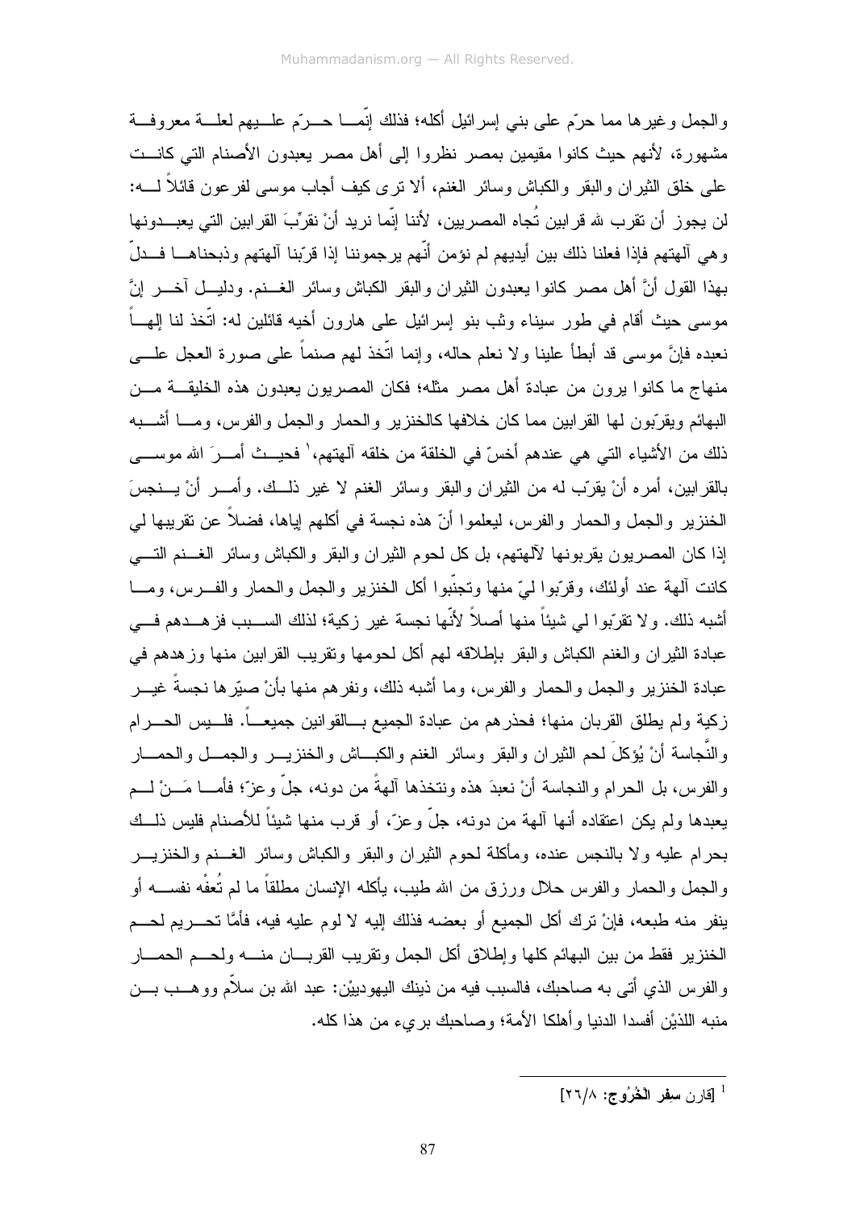والجمل وغيرها مما حرّم على بني إسرائيل أكله؛ فذلك إنّما حرّم عليهم لعلة معروفة مشهورة، لأنهم حيث كانوا مقيمين بمصر نظروا إلى أهل مصر يعبدون الأصنام التي كانت على خلق الثيران والبقر والكباش وسائر الغنم، ألا ترى كيف أجاب موسى لفرعون قائلاً له: لن يجوز أن تقرب لله قرابين تُجاه المصريين، لأننا إنّما نريد أنْ نقرّبَ القرابين التي يعبدونها وهي آلهتهم فإذا فعلنا ذلك بين أيديهم لم نؤمن أنّهم يرجموننا إذا قرّبنا آلهتهم وذبحناها فدلّ بهذا القول أنَّ أهل مصر كانوا يعبدون الثيران والبقر الكباش وسائر الغنم. ودليل آخر إنَّ موسى حيث أقام في طور سيناء وثب بنو إسرائيل على هارون أخيه قائلين له: اتّخذ لنا إلهاً نعبده فإنّ موسى قد أبطأ علينا ولا نعلم حاله، وإنما اتّخذ لهم صنماً على صورة العجل على منهاج ما كانوا يرون من عبادة أهل مصر مثله؛ فكان المصريون يعبدون هذه الخليقة من البهائم ويقرّبون لها القرابين مما كان خلافها كالخنزير والحمار والجمل والفرس، وما أشبه ذلك من الأشياء التي هي عندهم أخسّ في الخلقة من خلقه آلهتهم،[1] فحيث أمرَ الله موسى بالقرابين، أمره أنْ يقرّب له من الثيران والبقر وسائر الغنم لا غير ذلك. وأمر أنْ ينجسَ الخنزير والجمل والحمار والفرس، ليعلموا أنّ هذه نجسة في أكلهم إياها، فضلاً عن تقريبها لي إذا كان المصريون يقربونها لآلهتهم، بل كل لحوم الثيران والبقر والكباش وسائر الغنم التي كانت آلهة عند أولئك، وقرّبوا ليّ منها وتجنّبوا أكل الخنزير والجمل والحمار والفرس، وما أشبه ذلك. ولا تقرّبوا لي شيئاً منها أصلاً لأنّها نجسة غير زكية؛ لذلك السبب فزهدهم في عبادة الثيران والغنم الكباش والبقر بإطلاقه لهم أكل لحومها وتقريب القرابين منها وزهدهم في عبادة الخنزير والجمل والحمار والفرس، وما أشبه ذلك، ونفرهم منها بأنْ صيّرها نجسةً غير زكية ولم يطلق القربان منها؛ فحذرهم من عبادة الجميع بالقوانين جميعاً. فليس الحرام والنَّجاسة أنْ يُؤكلَ لحم الثيران والبقر وسائر الغنم والكباش والخنزير والجمل والحمار والفرس، بل الحرام والنجاسة أنْ نعبدَ هذه ونتخذها آلهةً من دونه، جلّ وعزّ؛ فأمّا مَنْ لم يعبدها ولم يكن اعتقاده أنها آلهة من دونه، جلّ وعزّ، أو قرب منها شيئاً للأصنام فليس ذلك بحرام عليه ولا بالنجس عنده، ومأكلة لحوم الثيران والبقر والكباش وسائر الغنم والخنزير والجمل والحمار والفرس حلال ورزق من الله طيب، يأكله الإنسان مطلقاً ما لم تُعفْه نفسه أو ينفر منه طبعه، فإنْ ترك أكل الجميع أو بعضه فذلك إليه لا لوم عليه فيه، فأمّا تحريم لحم الخنزير فقط من بين البهائم كلها وإطلاق أكل الجمل وتقريب القربان منه ولحم الحمار والفرس الذي أتى به صاحبك، فالسبب فيه من ذينك اليهوديين: عبد الله بن سلاّم ووهب بن منبه اللذيْن أفسدا الدنيا وأهلكا الأمة؛ وصاحبك بريء من هذا كله.

---

[1] [قارن **سِفر الخُرُوج**: ٢٦/٨]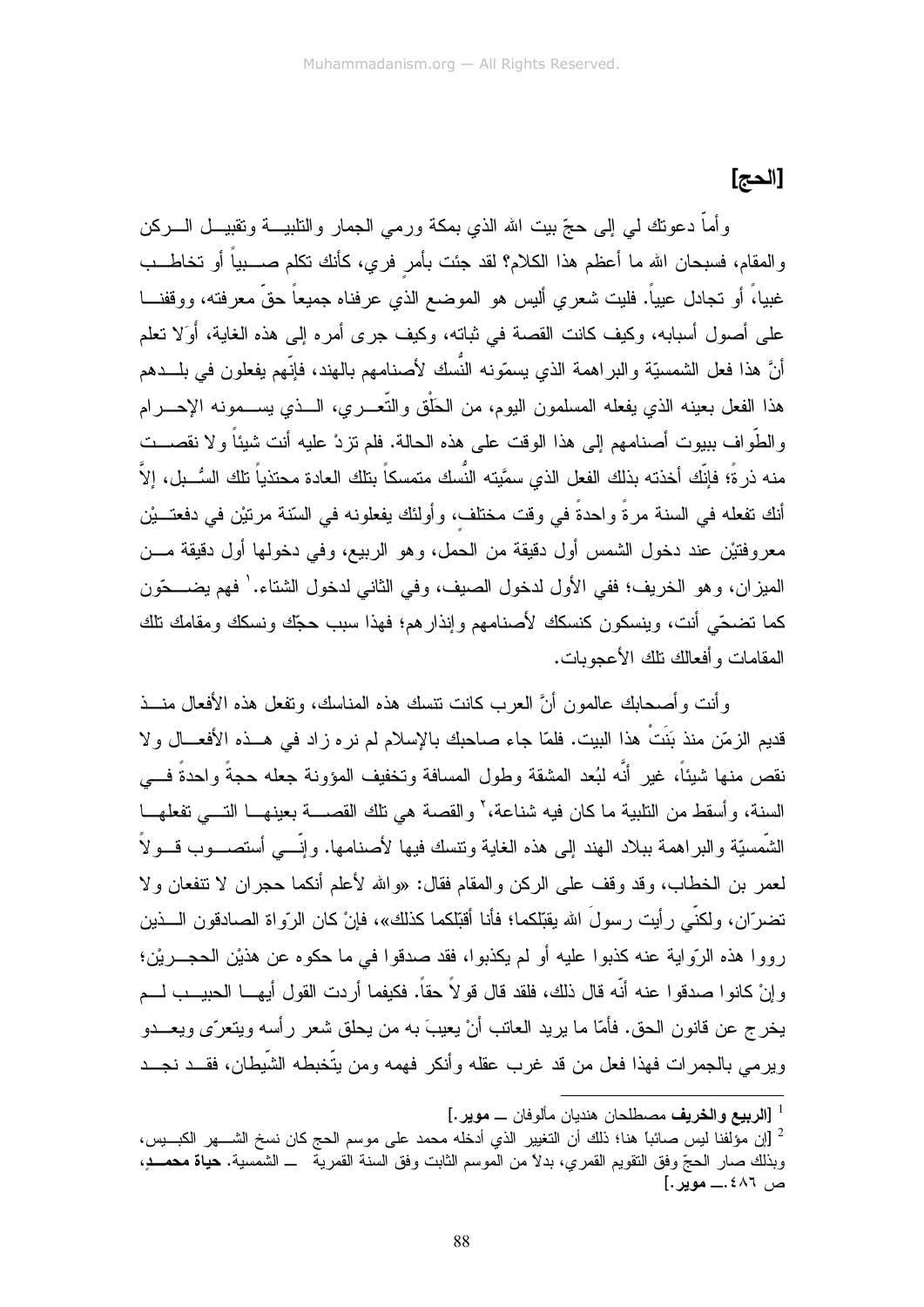## [الحج]

وأماً دعوتك لي إلى حجّ بيت الله الذي بمكة ورمي الجمار والتلبية وتقبيل الركن والمقام، فسبحان الله ما أعظم هذا الكلام؟ لقد جئت بأمرٍ فري، كأنك تكلم صبياً أو تخاطب غبياً، أو تجادل عيياً. فليت شعري أليس هو الموضع الذي عرفناه جميعاً حقّ معرفته، ووقفنا على أصول أسبابه، وكيف كانت القصة في ثباته، وكيف جرى أمره إلى هذه الغاية، أَوَلا تعلم أنَّ هذا فعل الشمسيّة والبراهمة الذي يسمّونه النُّسك لأصنامهم بالهند، فإنّهم يفعلون في بلدهم هذا الفعل بعينه الذي يفعله المسلمون اليوم، من الحَلْق والتّعري، الذي يسمونه الإحرام والطّواف ببيوت أصنامهم إلى هذا الوقت على هذه الحالة. فلم تزدْ عليه أنت شيئاً ولا نقصت منه ذرةً؛ فإنّك أخذته بذلك الفعل الذي سمَّيته النُّسك متمسكاً بتلك العادة محتذياً تلك السُّبل، إلاَّ أنك تفعله في السنة مرةً واحدةً في وقت مختلفٍ، وأولئك يفعلونه في السّنة مرتيْن في دفعتيْن معروفتيْن عند دخول الشمس أول دقيقة من الحمل، وهو الربيع، وفي دخولها أول دقيقة من الميزان، وهو الخريف؛ ففي الأول لدخول الصيف، وفي الثاني لدخول الشتاء.[1] فهم يضحّون كما تضحّي أنت، وينسكون كنسكك لأصنامهم وإنذارهم؛ فهذا سبب حجّك ونسكك ومقامك تلك المقامات وأفعالك تلك الأعجوبات.

وأنت وأصحابك عالمون أنَّ العرب كانت تنسك هذه المناسك، وتفعل هذه الأفعال منذ قديم الزمّن منذ بَنَتْ هذا البيت. فلمّا جاء صاحبك بالإسلام لم نره زاد في هذه الأفعال ولا نقص منها شيئاً، غير أنَّه لبُعد المشقة وطول المسافة وتخفيف المؤونة جعله حجةً واحدةً في السنة، وأسقط من التلبية ما كان فيه شناعة،[2] والقصة هي تلك القصة بعينها التي تفعلها الشّمسيّة والبراهمة ببلاد الهند إلى هذه الغاية وتنسك فيها لأصنامها. وإنّي أستصوب قولاً لعمر بن الخطاب، وقد وقف على الركن والمقام فقال: «والله لأعلم أنكما حجران لا تنفعان ولا تضرّان، ولكنّي رأيت رسولَ الله يقبّلكما؛ فأنا أقبّلكما كذلك»، فإنْ كان الرّواة الصادقون الذين رووا هذه الرّواية عنه كذبوا عليه أو لم يكذبوا، فقد صدقوا في ما حكوه عن هذيْن الحجريْن؛ وإنْ كانوا صدقوا عنه أنّه قال ذلك، فلقد قال قولاً حقاً. فكيفما أردت القول أيها الحبيب لم يخرج عن قانون الحق. فأمّا ما يريد العاتب أنْ يعيبَ به من يحلق شعر رأسه ويتعرّى ويعدو ويرمي بالجمرات فهذا فعل من قد غرب عقله وأنكر فهمه ومن يتّخبطه الشّيطان، فقد نجد

---

[1] [**الربيع والخريف** مصطلحان هنديان مألوفان ــ **موير**.]

[2] [إن مؤلفنا ليس صائباً هنا؛ ذلك أن التغيير الذي أدخله محمد على موسم الحج كان نسخ الشهر الكبيس، وبذلك صار الحجّ وفق التقويم القمري، بدلاً من الموسم الثابت وفق السنة القمرية ــ الشمسية. **حياة محمد**، ص ٤٨٦.ــ **موير**.]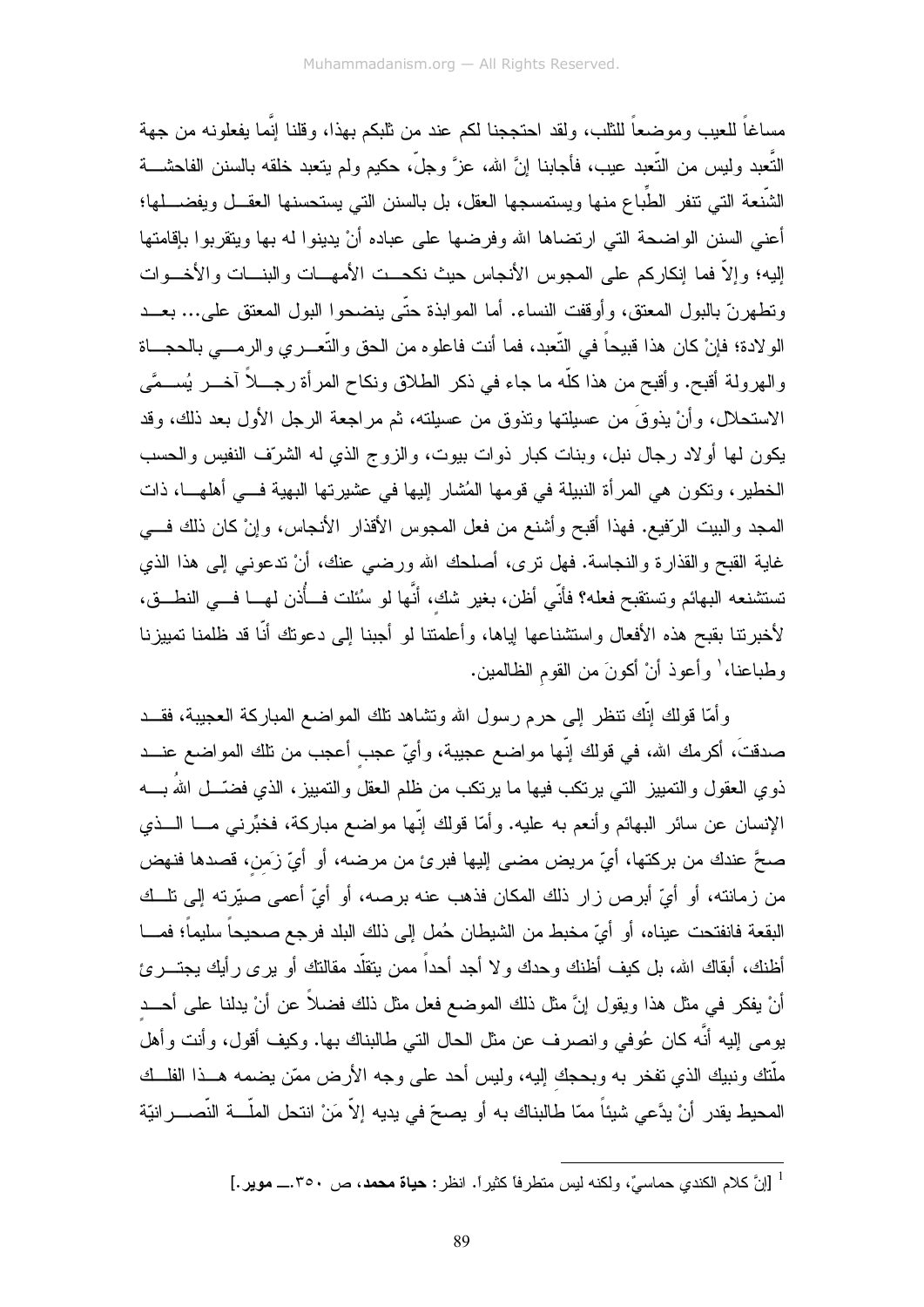مساغاً للعيب وموضعاً للثلب، ولقد احتججنا لكم عند من ثلبكم بهذا، وقلنا إنَّما يفعلونه من جهة التَّعبد وليس من التّعبد عيب، فأجابنا إنَّ الله، عزَّ وجلّ، حكيم ولم يتعبد خلقه بالسنن الفاحشة الشّنعة التي تنفر الطِّباع منها ويستمسجها العقل، بل بالسنن التي يستحسنها العقل ويفضلها؛ أعني السنن الواضحة التي ارتضاها الله وفرضها على عباده أنْ يدينوا له بها ويتقربوا بإقامتها إليه؛ وإلاّ فما إنكاركم على المجوس الأنجاس حيث نكحت الأمهات والبنات والأخوات وتطهرنّ بالبول المعتق، وأوقفت النساء. أما الموابذة حتّى ينضحوا البول المعتق على... بعد الولادة؛ فإنْ كان هذا قبيحاً في التّعبد، فما أنت فاعلوه من الحق والتّعري والرمي بالحجاة والهرولة أقبح. وأقبح من هذا كلّه ما جاء في ذكر الطلاق ونكاح المرأة رجلاً آخر يُسمَّى الاستحلال، وأنْ يذوقَ من عسيلتها وتذوق من عسيلته، ثم مراجعة الرجل الأول بعد ذلك، وقد يكون لها أولاد رجال نبل، وبنات كبار ذوات بيوت، والزوج الذي له الشرّف النفيس والحسب الخطير، وتكون هي المرأة النبيلة في قومها المُشار إليها في عشيرتها البهية في أهلها، ذات المجد والبيت الرّفيع. فهذا أقبح وأشنع من فعل المجوس الأقذار الأنجاس، وإنْ كان ذلك في غاية القبح والقذارة والنجاسة. فهل ترى، أصلحك الله ورضي عنك، أنْ تدعوني إلى هذا الذي تستشنعه البهائم وتستقبح فعله؟ فأنّي أظن، بغير شك، أنَّها لو سُئلت فأُذن لها في النطق، لأخبرتنا بقبح هذه الأفعال واستشناعها إياها، وأعلمتنا لو أجبنا إلى دعوتك أنّا قد ظلمنا تمييزنا وطباعنا،[1] وأعوذ أنْ أكونَ من القوم الظالمين.

وأمّا قولك إنّك تنظر إلى حرم رسول الله وتشاهد تلك المواضع المباركة العجيبة، فقد صدقتَ، أكرمك الله، في قولك إنّها مواضع عجيبة، وأيّ عجبٍ أعجب من تلك المواضع عند ذوي العقول والتمييز التي يرتكب فيها ما يرتكب من ظلم العقل والتمييز، الذي فضّل اللهُ به الإنسان عن سائر البهائم وأنعم به عليه. وأمّا قولك إنّها مواضع مباركة، فخبِّرني ما الذي صحَّ عندك من بركتها، أيّ مريض مضى إليها فبرئ من مرضه، أو أيّ زَمِنٍ، قصدها فنهض من زمانته، أو أيّ أبرص زار ذلك المكان فذهب عنه برصه، أو أيّ أعمى صيّرته إلى تلك البقعة فانفتحت عيناه، أو أيّ مخبط من الشيطان حُمل إلى ذلك البلد فرجع صحيحاً سليماً؛ فما أظنك، أبقاك الله، بل كيف أظنك وحدك ولا أجد أحداً ممن يتقلّد مقالتك أو يرى رأيك يجترئ أنْ يفكر في مثل هذا ويقول إنَّ مثل ذلك الموضع فعل مثل ذلك فضلاً عن أنْ يدلنا على أحدٍ يومى إليه أنَّه كان عُوفي وانصرف عن مثل الحال التي طالبناك بها. وكيف أقول، وأنت وأهل ملّتك ونبيك الذي تفخر به وبحجك إليه، وليس أحد على وجه الأرض ممّن يضمه هذا الفلك المحيط يقدر أنْ يدَّعي شيئاً ممّا طالبناك به أو يصحّ في يديه إلاّ مَنْ انتحل الملّة النّصرانيّة

---

[1] [إنَّ كلام الكندي حماسيّ، ولكنه ليس متطرفاً كثيراً. انظر: **حياة محمد**، ص ٣٥٠.ـــ **موير**.]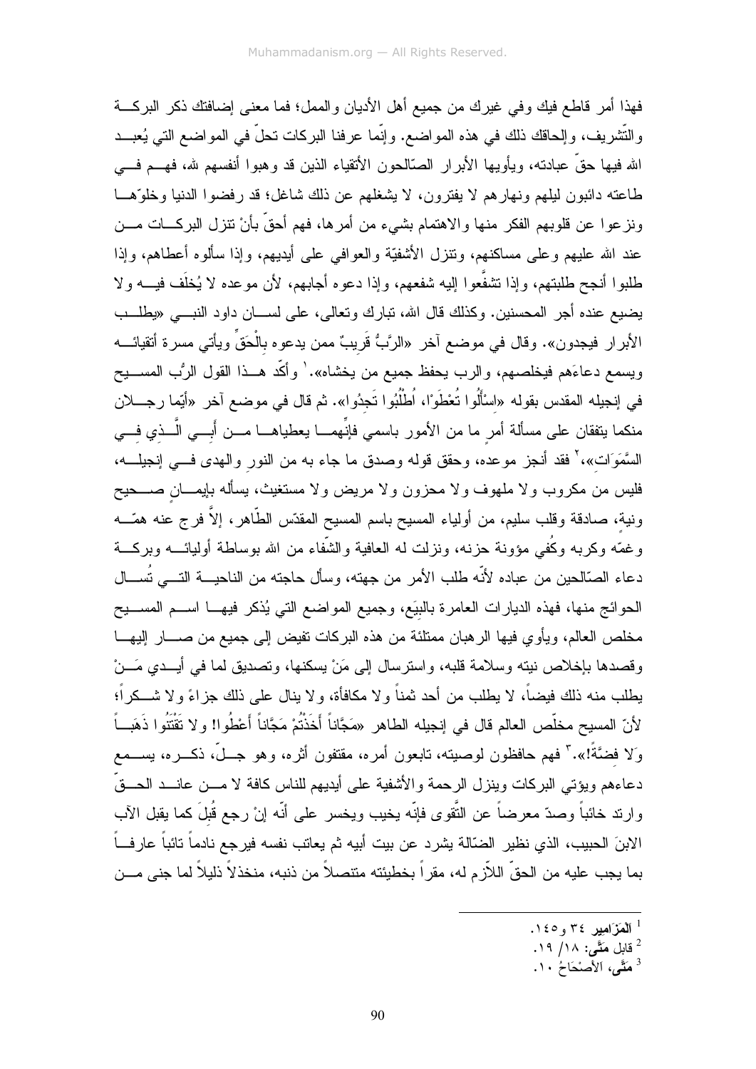فهذا أمر قاطع فيك وفي غيرك من جميع أهل الأديان والملل؛ فما معنى إضافتك ذكر البركة والتّشريف، وإلحاقك ذلك في هذه المواضع. وإنّما عرفنا البركات تحلّ في المواضع التي يُعبد الله فيها حقّ عبادته، ويأويها الأبرار الصّالحون الأتقياء الذين قد وهبوا أنفسهم لله، فهم في طاعته دائبون ليلهم ونهارهم لا يفترون، لا يشغلهم عن ذلك شاغل؛ قد رفضوا الدنيا وخلوّها ونزعوا عن قلوبهم الفكر منها والاهتمام بشيء من أمرها، فهم أحقّ بأنْ تنزل البركات من عند الله عليهم وعلى مساكنهم، وتنزل الأشفيّة والعوافي على أيديهم، وإذا سألوه أعطاهم، وإذا طلبوا أنجح طلبتهم، وإذا تشفّعوا إليه شفعهم، وإذا دعوه أجابهم، لأن موعده لا يُخلَف فيه ولا يضيع عنده أجر المحسنين. وكذلك قال الله، تبارك وتعالى، على لسان داود النبي «يطلب الأبرار فيجدون». وقال في موضع آخر «الرَّبُّ قَرِيبٌ ممن يدعوه بِالْحَقِّ ويأتي مسرة أتقيائه ويسمع دعاءَهم فيخلصهم، والرب يحفظ جميع من يخشاه».[1] وأكّد هذا القول الربُّ المسيح في إنجيله المقدس بقوله «اِسْأَلُوا تُعْطَوْا، اُطْلُبُوا تَجِدُوا». ثم قال في موضع آخر «أيما رجلان منكما يتفقان على مسألة أمرٍ ما من الأمور باسمي فإنّهما يعطياها من أبي الَّذِي في السَّمَوَاتِ»،[2] فقد أنجز موعده، وحقق قوله وصدق ما جاء به من النور والهدى في إنجيله، فليس من مكروب ولا ملهوف ولا محزون ولا مريض ولا مستغيث، يسأله بإيمانٍ صحيح ونية، صادقة وقلب سليم، من أولياء المسيح باسم المسيح المقدّس الطّاهر، إلاَّ فرج عنه همّه وغمّه وكربه وكُفي مؤونة حزنه، ونزلت له العافية والشّفاء من الله بوساطة أوليائه وبركة دعاء الصّالحين من عباده لأنّه طلب الأمر من جهته، وسأل حاجته من الناحية التي تُسأل الحوائج منها، فهذه الديارات العامرة بالبِيَع، وجميع المواضع التي يُذكر فيها اسم المسيح مخلص العالم، ويأوي فيها الرهبان ممتلئة من هذه البركات تفيض إلى جميع من صار إليها وقصدها بإخلاص نيته وسلامة قلبه، واسترسال إلى مَنْ يسكنها، وتصديق لما في أيدي مَنْ يطلب منه ذلك فيضاً، لا يطلب من أحد ثمناً ولا مكافأة، ولا ينال على ذلك جزاءً ولا شكراً؛ لأنّ المسيح مخلّص العالم قال في إنجيله الطاهر «مَجَّاناً أَخَذْتُمْ مَجَّاناً أَعْطُوا! ولا تَقْتَنُوا ذَهَباً وَلا فِضَّةً!».[3] فهم حافظون لوصيته، تابعون أمره، مقتفون أثره، وهو جلّ ذكره، يسمع دعاءهم ويؤتي البركات وينزل الرحمة والأشفية على أيديهم للناس كافة لا من عاند الحقّ وارتد خائباً وصدّ معرضاً عن التّقوى فإنّه يخيب ويخسر على أنّه إنْ رجع قُبِلَ كما يقبل الآب الابنَ الحبيب، الذي نظير الضّالة يشرد عن بيت أبيه ثم يعاتب نفسه فيرجع نادماً تائباً عارفاً بما يجب عليه من الحقّ اللاّزم له، مقراً بخطيئته متنصلاً من ذنبه، منخذلاً ذليلاً لما جنى من

---

[1] اَلْمَزَامِير ٣٤ و١٤٥.
[2] قابل مَتَّى: ١٨/ ١٩.
[3] مَتَّى، اَلأَصْحَاحُ ١٠.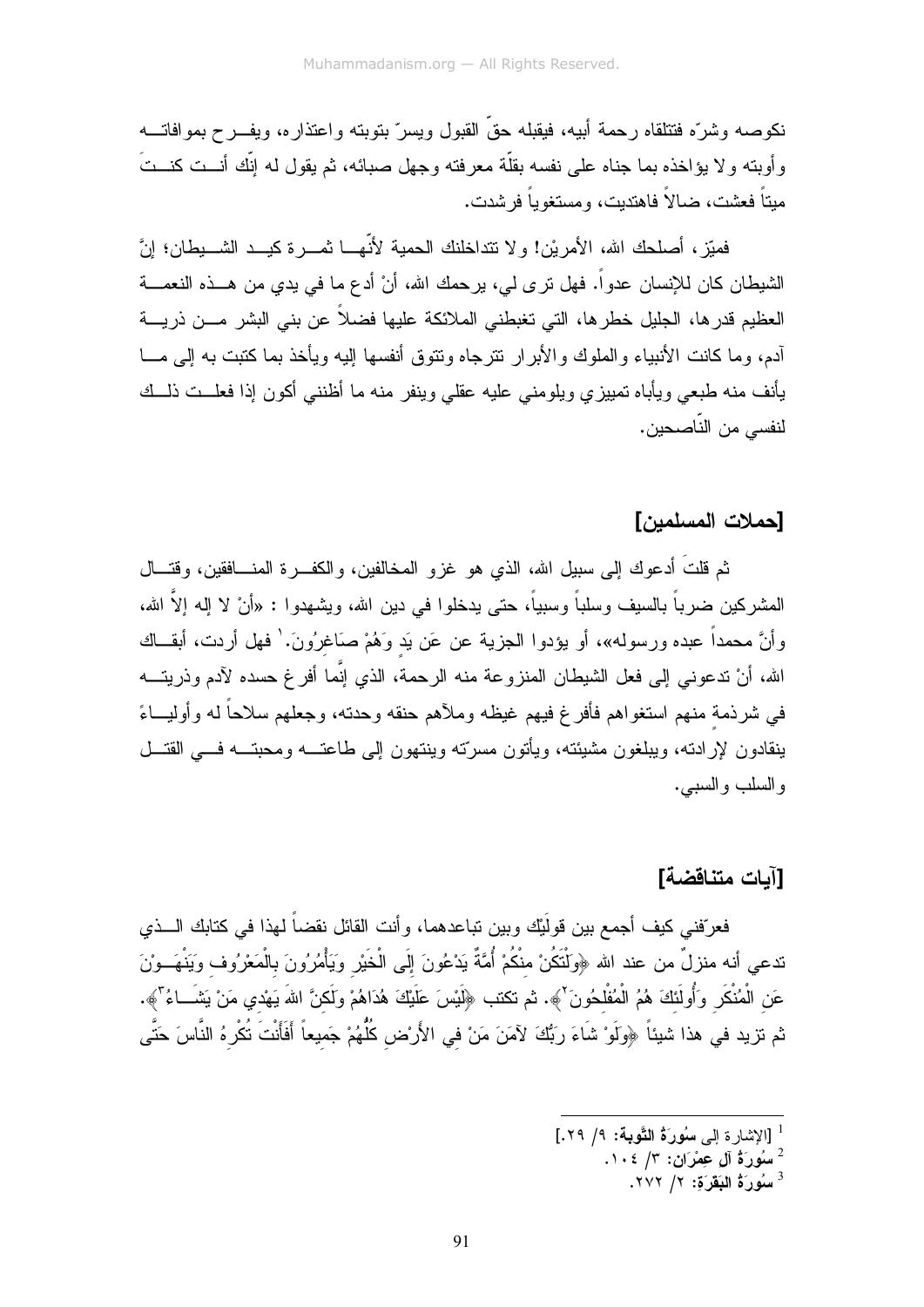نكوصه وشرّه فتتلقاه رحمة أبيه، فيقبله حقّ القبول ويسرّ بتوبته واعتذاره، ويفرح بموافاته وأوبته ولا يؤاخذه بما جناه على نفسه بقلّة معرفته وجهل صبائه، ثم يقول له إنّك أنت كنتَ ميتاً فعشت، ضالاً فاهتديت، ومستغوياً فرشدت.

فميّز، أصلحك الله، الأمريْن! ولا تتداخلنك الحمية لأنّها ثمرة كيد الشيطان؛ إنّ الشيطان كان للإنسان عدواً. فهل ترى لي، يرحمك الله، أنْ أدع ما في يدي من هذه النعمة العظيم قدرها، الجليل خطرها، التي تغبطني الملائكة عليها فضلاً عن بني البشر من ذرية آدم، وما كانت الأنبياء والملوك والأبرار تترجاه وتتوق أنفسها إليه ويأخذ بما كتبت به إلى ما يأنف منه طبعي ويأباه تمييزي ويلومني عليه عقلي وينفر منه ما أظنني أكون إذا فعلت ذلك لنفسي من النّاصحين.

## [حملات المسلمين]

ثم قلتَ أدعوك إلى سبيل الله، الذي هو غزو المخالفين، والكفرة المنافقين، وقتال المشركين ضرباً بالسيف وسلباً وسبياً، حتى يدخلوا في دين الله، ويشهدوا : «أنْ لا إله إلاّ الله، وأنَّ محمداً عبده ورسوله»، أو يؤدوا الجزية عن عَن يَدٍ وَهُمْ صَاغِرُونَ.[1] فهل أردت، أبقاك الله، أنْ تدعوني إلى فعل الشيطان المنزوعة منه الرحمة، الذي إنّما أفرغ حسده لآدم وذريته في شرذمةٍ منهم استغواهم فأفرغ فيهم غيظه وملآهم حنقه وحدته، وجعلهم سلاحاً له وأولياءً ينقادون لإرادته، ويبلغون مشيئته، ويأتون مسرّته وينتهون إلى طاعته ومحبته في القتل والسلب والسبي.

## [آيات متناقضة]

فعرّفني كيف أجمع بين قولَيْك وبين تباعدهما، وأنت القائل نقضاً لهذا في كتابك الذي تدعي أنه منزلٌ من عند الله ﴿وَلْتَكُنْ مِنْكُمْ أُمَّةٌ يَدْعُونَ إِلَى الْخَيْرِ وَيَأْمُرُونَ بِالْمَعْرُوفِ وَيَنْهَوْنَ عَنِ الْمُنْكَرِ وَأُولَئِكَ هُمُ الْمُفْلِحُونَ[2]﴾. ثم تكتب ﴿لَيْسَ عَلَيْكَ هُدَاهُمْ وَلَكِنَّ اللهَ يَهْدِي مَنْ يَشَاءُ[3]﴾. ثم تزيد في هذا شيئاً ﴿وَلَوْ شَاءَ رَبُّكَ لآمَنَ مَنْ فِي الأَرْضِ كُلُّهُمْ جَمِيعاً أَفَأَنْتَ تُكْرِهُ النَّاسَ حَتَّى

---

[1] [الإشارة إلى **سُورَةُ التَّوبة**: ٩/ ٢٩.]

[2] **سُورَةُ آل عِمْرَان**: ٣/ ١٠٤.

[3] **سُورَةُ البَقَرَة**: ٢/ ٢٧٢.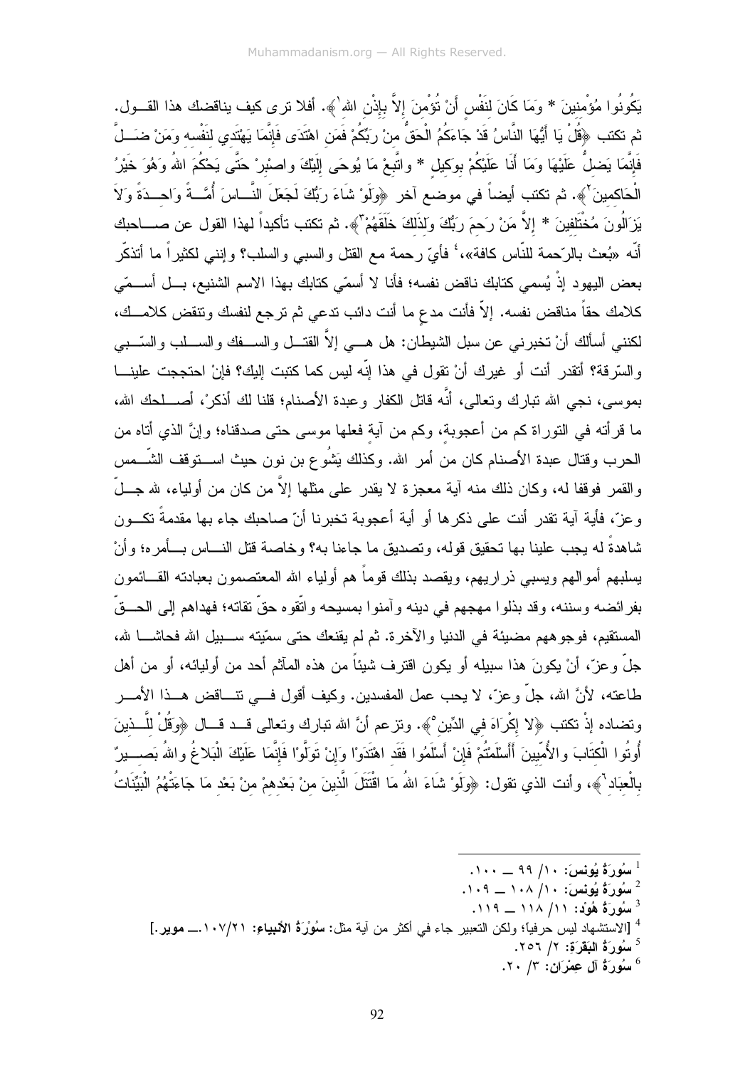يَكُونُوا مُؤْمِنِينَ * وَمَا كَانَ لِنَفْسٍ أَنْ تُؤْمِنَ إِلاَّ بِإِذْنِ اللهِ[1]﴾. أفلا ترى كيف يناقضك هذا القــول. ثم تكتب ﴿قُلْ يَا أَيُّهَا النَّاسُ قَدْ جَاءَكُمُ الْحَقُّ مِنْ رَبِّكُمْ فَمَنِ اهْتَدَى فَإِنَّمَا يَهْتَدِي لِنَفْسِهِ وَمَنْ ضَـلَّ فَإِنَّمَا يَضِلُّ عَلَيْهَا وَمَا أَنَا عَلَيْكُمْ بِوَكِيلٍ * واتَّبِعْ مَا يُوحَى إِلَيْكَ واصْبِرْ حَتَّى يَحْكُمَ اللهُ وَهُوَ خَيْرُ الْحَاكِمِينَ[2]﴾. ثم تكتب أيضاً في موضع آخر ﴿وَلَوْ شَاءَ رَبُّكَ لَجَعَلَ النَّـاسَ أُمَّـةً وَاحِـدَةً وَلاَ يَزَالُونَ مُخْتَلِفِينَ * إِلاَّ مَنْ رَحِمَ رَبُّكَ وَلِذَلِكَ خَلَقَهُمْ[3]﴾. ثم تكتب تأكيداً لهذا القول عن صــاحبك أنّه «بُعث بالرّحمة للنّاس كافة»؛[4] فأيّ رحمة مع القتل والسبي والسلب؟ وإنني لكثيراً ما أتذكّر بعض اليهود إذْ يُسمي كتابك ناقض نفسه؛ فأنا لا أسمّي كتابك بهذا الاسم الشنيع، بـل أسـمّي كلامك حقاً مناقض نفسه. إلاّ فأنت مدعٍ ما أنت دائب تدعي ثم ترجع لنفسك وتنقض كلامـك، لكنني أسألك أنْ تخبرني عن سبل الشيطان: هل هـي إلاّ القتـل والسـفك والسـلب والسّـبي والسّرقة؟ أتقدر أنت أو غيرك أنْ تقول في هذا إنّه ليس كما كتبت إليك؟ فإنْ احتججت علينـا بموسى، نجي الله تبارك وتعالى، أنَّه قاتل الكفار وعبدة الأصنام؛ قلنا لك أذكرْ، أصـلحك الله، ما قرأته في التوراة كم من أعجوبة، وكم من آية فعلها موسى حتى صدقناه؛ وإنَّ الذي أتاه من الحرب وقتال عبدة الأصنام كان من أمر الله. وكذلك يَشُوع بن نون حيث اسـتوقف الشّـمس والقمر فوقفا له، وكان ذلك منه آية معجزة لا يقدر على مثلها إلاّ من كان من أولياء، لله جـلّ وعزّ، فأية آية تقدر أنت على ذكرها أو أية أعجوبة تخبرنا أنّ صاحبك جاء بها مقدمةً تكـون شاهدةً له يجب علينا بها تحقيق قوله، وتصديق ما جاءنا به؟ وخاصة قتل النـاس بـأمره؛ وأنْ يسلبهم أموالهم ويسبي ذراريهم، ويقصد بذلك قوماً هم أولياء الله المعتصمون بعبادته القـائمون بفرائضه وسننه، وقد بذلوا مهجهم في دينه وآمنوا بمسيحه واتّقوه حقّ تقاته؛ فهداهم إلى الحـقّ المستقيم، فوجوههم مضيئة في الدنيا والآخرة. ثم لم يقنعك حتى سمّيته سـبيل الله فحاشـا لله، جلّ وعزّ، أنْ يكونَ هذا سبيله أو يكون اقترف شيئاً من هذه المآثم أحد من أوليائه، أو من أهل طاعته، لأنَّ الله، جلّ وعزّ، لا يحب عمل المفسدين. وكيف أقول فـي تنـاقض هـذا الأمـر وتضاده إذْ تكتب ﴿لا إِكْرَاهَ فِي الدِّينِ[5]﴾. وتزعم أنَّ الله تبارك وتعالى قـد قـال ﴿وَقُلْ لِلَّـذِينَ أُوتُوا الْكِتَابَ والأُمِّيينَ أَأَسْلَمْتُمْ فَإِنْ أَسْلَمُوا فَقَدِ اهْتَدَوْا وَإِنْ تَوَلَّوْا فَإِنَّمَا عَلَيْكَ الْبَلاغُ واللهُ بَصِـيرٌ بِالْعِبَادِ[6]﴾، وأنت الذي تقول: ﴿وَلَوْ شَاءَ اللهُ مَا اقْتَتَلَ الَّذِينَ مِنْ بَعْدِهِمْ مِنْ بَعْدِ مَا جَاءَتْهُمُ الْبَيِّنَاتُ

---

[1] **سُورَةُ يُونس**: ١٠/ ٩٩ ــ ١٠٠.

[2] **سُورَةُ يُونس**: ١٠/ ١٠٨ ــ ١٠٩.

[3] **سُورَةُ هُوْد**: ١١/ ١١٨ ــ ١١٩.

[4] [الاستشهاد ليس حرفياً؛ ولكن التعبير جاء في أكثر من آية مثل: **سُوْرَةُ الأنبياءِ**: ٢١/١٠٧.ــ **موير**.]

[5] **سُورَةُ البَقَرَة**: ٢/ ٢٥٦.

[6] **سُورَةُ آل عِمْرَان**: ٣/ ٢٠.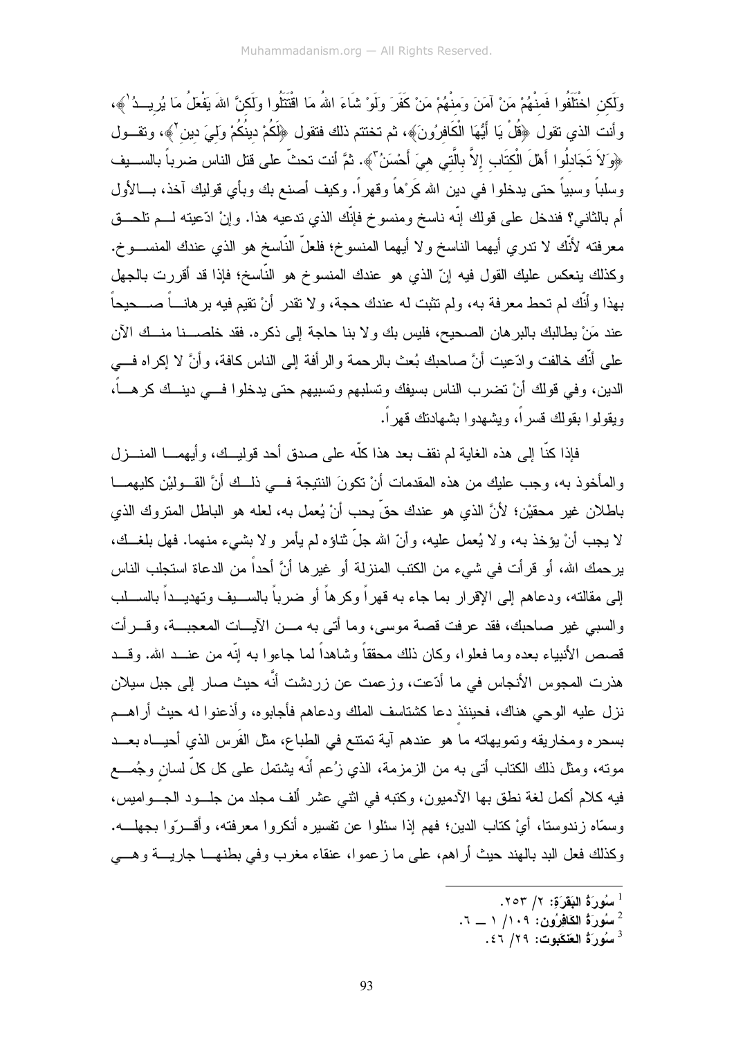وَلَكِنِ اخْتَلَفُوا فَمِنْهُمْ مَنْ آمَنَ وَمِنْهُمْ مَنْ كَفَرَ وَلَوْ شَاءَ اللهُ مَا اقْتَتَلُوا وَلَكِنَّ اللهَ يَفْعَلُ مَا يُرِيدُ[1]﴾، وأنت الذي تقول ﴿قُلْ يَا أَيُّهَا الْكَافِرُونَ﴾، ثم تختتم ذلك فتقول ﴿لَكُمْ دِينُكُمْ وَلِيَ دِينِ[2]﴾، وتقول ﴿وَلاَ تُجَادِلُوا أَهْلَ الْكِتَابِ إِلاَّ بِالَّتِي هِيَ أَحْسَنُ[3]﴾. ثمَّ أنت تحثّ على قتل الناس ضرباً بالسيف وسلباً وسبياً حتى يدخلوا في دين الله كَرْهاً وقهراً. وكيف أصنع بك وبأي قوليك آخذ، بالأول أم بالثاني؟ فندخل على قولك إنّه ناسخ ومنسوخ فإنّك الذي تدعيه هذا. وإنْ ادّعيته لم تلحق معرفته لأنّك لا تدري أيهما الناسخ ولا أيهما المنسوخ؛ فلعلّ النّاسخ هو الذي عندك المنسوخ. وكذلك ينعكس عليك القول فيه إنّ الذي هو عندك المنسوخ هو النّاسخ؛ فإذا قد أقررت بالجهل بهذا وأنّك لم تحط معرفة به، ولم تثبت له عندك حجة، ولا تقدر أنْ تقيم فيه برهاناً صحيحاً عند مَنْ يطالبك بالبرهان الصحيح، فليس بك ولا بنا حاجة إلى ذكره. فقد خلصنا منك الآن على أنّك خالفت وادّعيت أنَّ صاحبك بُعث بالرحمة والرأفة إلى الناس كافة، وأنَّ لا إكراه في الدين، وفي قولك أنْ تضرب الناس بسيفك وتسلبهم وتسبيهم حتى يدخلوا في دينك كرهاً، ويقولوا بقولك قسراً، ويشهدوا بشهادتك قهراً.

فإذا كنّا إلى هذه الغاية لم نقف بعد هذا كلّه على صدق أحد قوليك، وأيهما المنزل والمأخوذ به، وجب عليك من هذه المقدمات أنْ تكونَ النتيجة في ذلك أنَّ القوليْن كليهما باطلان غير محقيْن؛ لأنَّ الذي هو عندك حقّ يحب أنْ يُعمل به، لعله هو الباطل المتروك الذي لا يجب أنْ يؤخذ به، ولا يُعمل عليه، وأنّ الله جلّ ثناؤه لم يأمر ولا بشيء منهما. فهل بلغك، يرحمك الله، أو قرأت في شيء من الكتب المنزلة أو غيرها أنَّ أحداً من الدعاة استجلب الناس إلى مقالته، ودعاهم إلى الإقرار بما جاء به قهراً وكرهاً أو ضرباً بالسيف وتهديداً بالسلب والسبي غير صاحبك، فقد عرفت قصة موسى، وما أتى به من الآيات المعجبة، وقرأت قصص الأنبياء بعده وما فعلوا، وكان ذلك محققاً وشاهداً لما جاءوا به إنّه من عند الله. وقد هذرت المجوس الأنجاس في ما أدّعت، وزعمت عن زردشت أنَّه حيث صار إلى جبل سيلان نزل عليه الوحي هناك، فحينئذٍ دعا كشتاسف الملك ودعاهم فأجابوه، وأذعنوا له حيث أراهم بسحره ومخاريقه وتمويهاته ما هو عندهم آية تمتنع في الطباع، مثل الفَرس الذي أحياه بعد موته، ومثل ذلك الكتاب أتى به من الزمزمة، الذي زُعم أنَّه يشتمل على كل كلّ لسانٍ وجُمع فيه كلام أكمل لغة نطق بها الآدميون، وكتبه في اثني عشر ألف مجلد من جلود الجواميس، وسمّاه زندوستا، أيْ كتاب الدين؛ فهم إذا سئلوا عن تفسيره أنكروا معرفته، وأقرّوا بجهله. وكذلك فعل البد بالهند حيث أراهم، على ما زعموا، عنقاء مغرب وفي بطنها جارية وهي

---

[1] سُورَةُ البَقَرَةِ: ٢/ ٢٥٣.
[2] سُورَةُ الكَافِرُون: ١٠٩/ ١ ــ ٦.
[3] سُورَةُ العَنكَبوت: ٢٩/ ٤٦.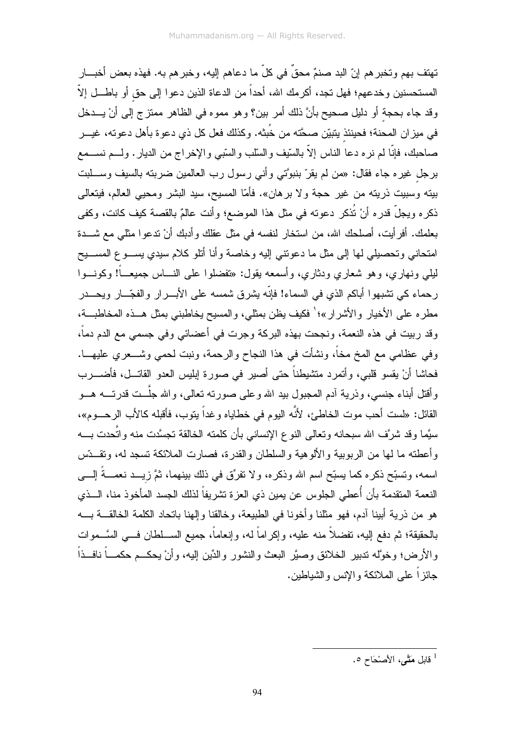تهتف بهم وتخبرهم إنّ البد صنمٌ محقٌّ في كلّ ما دعاهم إليه، وخبرهم به. فهذه بعض أخبار المستحسنين وخدعهم؛ فهل تجد، أكرمك الله، أحداً من الدعاة الذين دعوا إلى حقٍ أو باطلٍ إلاّ وقد جاء بحجةٍ أو دليل صحيح بأنَّ ذلك أمر بين؟ وهو مموه في الظاهر ممتزج إلى أنْ يدخل في ميزان المحنة؛ فحينئذٍ يتبيّن صحَّته من خُبثه. وكذلك فعل كل ذي دعوة بأهل دعوته، غير صاحبك، فإنّا لم نره دعا الناس إلاّ بالسّيف والسّلب والسّبي والإخراج من الديار. ولم نسمع برجلٍ غيره جاء فقال: «من لم يقرّ بنبوَّتي وأني رسول رب العالمين ضربته بالسيف وسلبت بيته وسبيت ذريته من غير حجة ولا برهان». فأمّا المسيح، سيد البشر ومحيي العالم، فيتعالى ذكره ويجلّ قدره أنْ تُذكر دعوته في مثل هذا الموضع؛ وأنت عالمٌ بالقصة كيف كانت، وكفى بعلمك. أفرأيت، أصلحك الله، من استخار لنفسه في مثل عقلك وأدبك أنْ تدعوا مثلي مع شدة امتحاني وتحصيلي لها إلى مثل ما دعوتني إليه وخاصة وأنا أتلو كلام سيدي يسوع المسيح ليلي ونهاري، وهو شعاري ودثاري، وأسمعه يقول: «تفضلوا على الناس جميعاً! وكونوا رحماء كي تشبهوا أباكم الذي في السماء! فإنّه يشرق شمسه على الأبرار والفجّار ويحدر مطره على الأخيار والأشرار»؛[1] فكيف يظن بمثلي، والمسيح يخاطبني بمثل هذه المخاطبة، وقد ربيت في هذه النعمة، ونجحت بهذه البركة وجرت في أعضائي وفي جسمي مع الدم دماً، وفي عظامي مع المخ مخاً، ونشأت في هذا النجاح والرحمة، ونبت لحمي وشعري عليها. فحاشا أنْ يقسو قلبي، وأتمرد متشيطناً حتى أصير في صورة إبليس العدو القاتل، فأضرب وأقتل أبناء جنسي، وذرية آدم المجبول بيد الله وعلى صورته تعالى، والله جلَّت قدرته هو القائل: «لست أحب موت الخاطئ، لأنَّه اليوم في خطاياه وغداً يتوب، فأقبله كالأب الرحوم»، سيَّما وقد شرَّف الله سبحانه وتعالى النوع الإنساني بأن كلمته الخالقة تجسَّدت منه واتَّحدت به وأعطته ما لها من الربوبية والألوهية والسلطان والقدرة، فصارت الملائكة تسجد له، وتقدّس اسمه، وتسبّح ذكره كما يسبّح اسم الله وذكره، ولا تفرّق في ذلك بينهما، ثمَّ زِيد نعمةً إلى النعمة المتقدمة بأن أُعطي الجلوس عن يمين ذي العزة تشريفاً لذلك الجسد المأخوذ منا، الذي هو من ذرية أبينا آدم، فهو مثلنا وأخونا في الطبيعة، وخالقنا وإلهنا باتحاد الكلمة الخالقة به بالحقيقة؛ ثم دفع إليه، تفضلاً منه عليه، وإكراماً له، وإنعاماً، جميع السلطان في السَّموات والأرض؛ وخوَّله تدبير الخلائق وصيَّر البعث والنشور والدِّين إليه، وأنْ يحكم حكماً نافذاً جائزاً على الملائكة والإنس والشياطين.

---

[1] قابل **متَّى**، الأَصْحَاح ٥.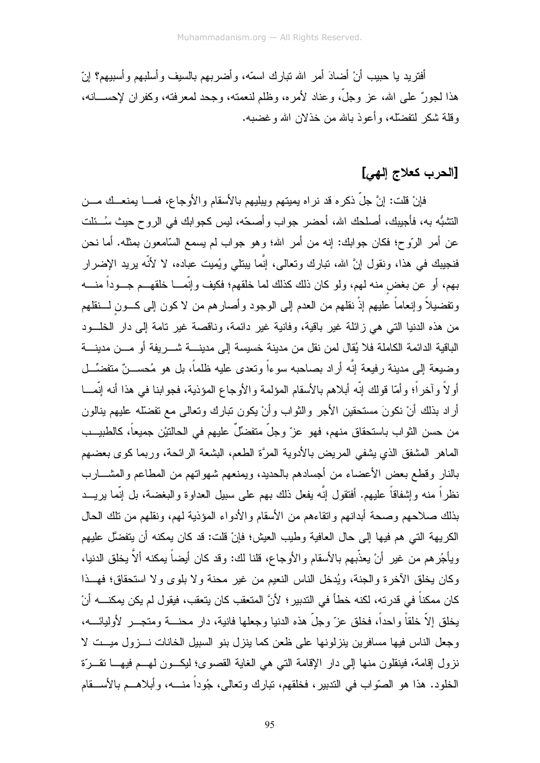أفتريد يا حبيب أنْ أضادَ أمر الله تبارك اسمّه، وأضربهم بالسيف وأسلبهم وأسبيهم؟ إنّ هذا لجورٌ على الله، عز وجلّ، وعناد لأمره، وظلم لنعمته، وجحد لمعرفته، وكفران لإحسانه، وقلة شكر لتفضّله، وأعوذ بالله من خذلان الله وغضبه.

## [الحرب كعلاج إلهي]

فإنْ قلت: إنَّ جلّ ذكره قد نراه يميتهم ويبليهم بالأسقام والأوجاع، فما يمنعك من التشبُّه به، فأجيبك، أصلحك الله، أحضر جواب وأصحّه، ليس كجوابك في الروح حيث سُئلت عن أمر الرّوح؛ فكان جوابك: إنه من أمر الله؛ وهو جواب لم يسمع السّامعون بمثله. أما نحن فنجيبك في هذا، ونقول إنَّ الله، تبارك وتعالى، إنَّما يبتلي ويُميت عباده، لا لأنّه يريد الإضرار بهم، أو عن بغضٍ منه لهم، ولو كان ذلك كذلك لما خلقهم؛ فكيف وإنّما خلقهم جوداً منه وتفضيلاً وإنعاماً عليهم إذْ نقلهم من العدم إلى الوجود وأصارهم من لا كون إلى كونٍ لنقلهم من هذه الدنيا التي هي زائلة غير باقية، وفانية غير دائمة، وناقصة غير تامة إلى دار الخلود الباقية الدائمة الكاملة فلا يُقال لمن نقل من مدينة خسيسة إلى مدينة شريفة أو من مدينة وضيعة إلى مدينة رفيعة إنَّه أراد بصاحبه سوءاً وتعدى عليه ظلماً، بل هو مُحسنٌ متفضِّل أولاً وآخراً؛ وأمّا قولك إنّه أبلاهم بالأسقام المؤلمة والأوجاع المؤذية، فجوابنا في هذا أنه إنّما أراد بذلك أنْ نكونَ مستحقين الأجر والثواب وأنْ يكون تبارك وتعالى مع تفضّله عليهم ينالون من حسن الثواب باستحقاق منهم، فهو عزّ وجلّ متفضّلٌ عليهم في الحالتيْن جميعاً، كالطبيب الماهر المشفق الذي يشفي المريض بالأدوية المرَّة الطعم، البشعة الرائحة، وربما كوى بعضهم بالنار وقطع بعض الأعضاء من أجسادهم بالحديد، ويمنعهم شهواتهم من المطاعم والمشارب نظراً منه وإشفاقاً عليهم. أفتقول إنَّه يفعل ذلك بهم على سبيل العداوة والبغضة، بل إنّما يريد بذلك صلاحهم وصحة أبدانهم واتقاءهم من الأسقام والأدواء المؤذية لهم، ونقلهم من تلك الحال الكريهة التي هم فيها إلى حال العافية وطيب العيش؛ فإنْ قلت: قد كان يمكنه أن يتفضّل عليهم ويأجُرهم من غير أنْ يعذّبهم بالأسقام والأوجاع، قلنا لك: وقد كان أيضاً يمكنه ألاّ يخلق الدنيا، وكان يخلق الآخرة والجنة، ويُدخل الناس النعيم من غير محنة ولا بلوى ولا استحقاق؛ فهذا كان ممكناً في قدرته، لكنه خطأ في التدبير؛ لأنَّ المتعقب كان يتعقب، فيقول لم يكن يمكنه أنْ يخلق إلاّ خلقاً واحداً، فخلق عزّ وجلّ هذه الدنيا وجعلها فانية، دار محنة ومتجر لأوليائه، وجعل الناس فيها مسافرين ينزلونها على ظعن كما ينزل بنو السبيل الخانات نزول ميت لا نزول إقامة، فينقلون منها إلى دار الإقامة التي هي الغاية القصوى؛ ليكون لهم فيها تقرّة الخلود. هذا هو الصّواب في التدبير، فخلقهم، تبارك وتعالى، جُوداً منه، وأبلاهم بالأسقام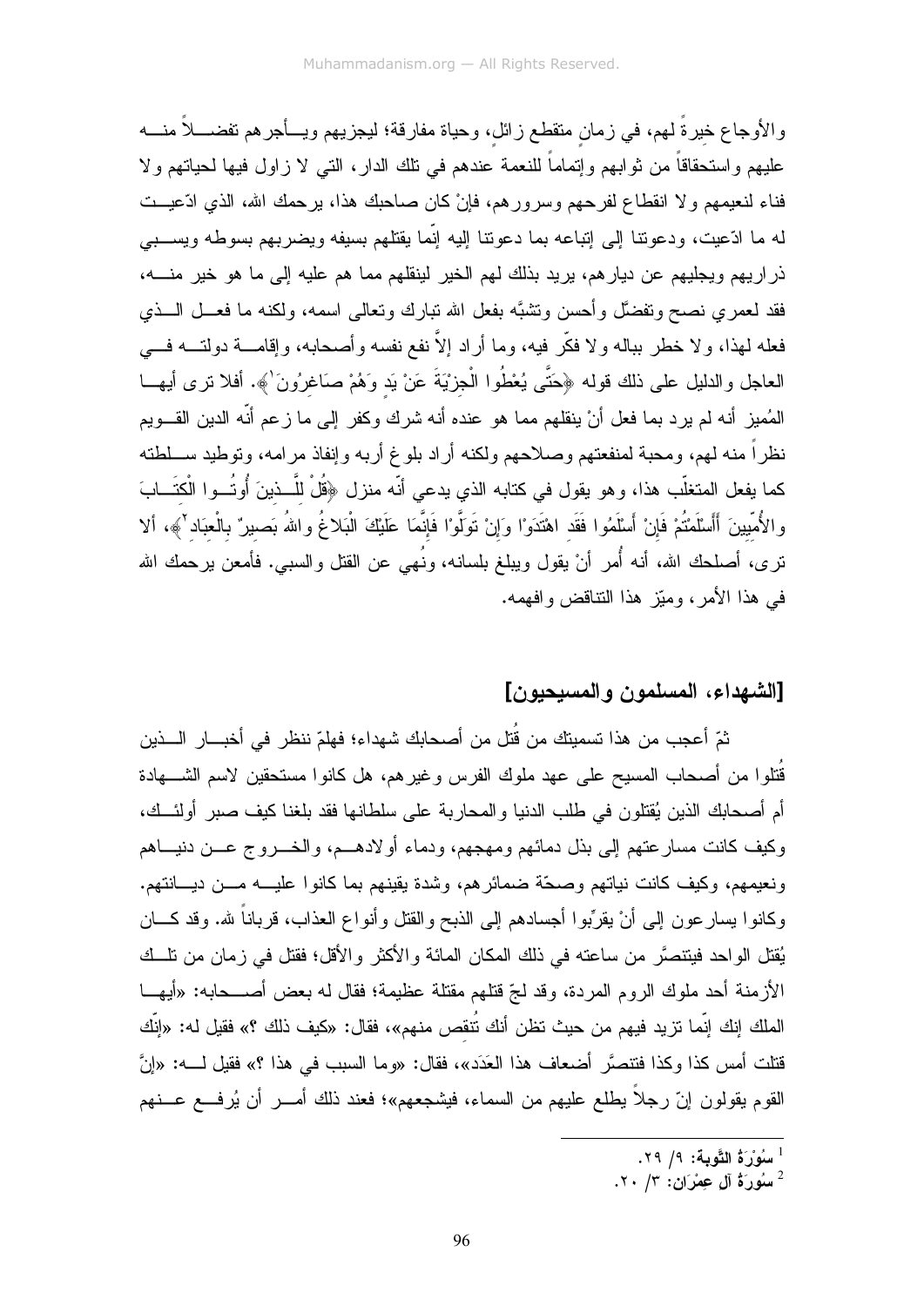والأوجاع خيرةً لهم، في زمانٍ منقطع زائلٍ، وحياة مفارقة؛ ليجزيهم ويأجرهم تفضلاً منه عليهم واستحقاقاً من ثوابهم وإتماماً للنعمة عندهم في تلك الدار، التي لا زاول فيها لحياتهم ولا فناء لنعيمهم ولا انقطاع لفرحهم وسرورهم، فإنْ كان صاحبك هذا، يرحمك الله، الذي ادّعيت له ما ادّعيت، ودعوتنا إلى إتباعه بما دعوتنا إليه إنّما يقتلهم بسيفه ويضربهم بسوطه ويسبي ذراريهم ويجليهم عن ديارهم، يريد بذلك لهم الخير لينقلهم مما هم عليه إلى ما هو خير منه، فقد لعمري نصح وتفضّل وأحسن وتشبّه بفعل الله تبارك وتعالى اسمه، ولكنه ما فعل الذي فعله لهذا، ولا خطر بباله ولا فكّر فيه، وما أراد إلاّ نفع نفسه وأصحابه، وإقامة دولته في العاجل والدليل على ذلك قوله ﴿حَتَّى يُعْطُوا الْجِزْيَةَ عَنْ يَدٍ وَهُمْ صَاغِرُونَ[1]﴾. أفلا ترى أيها المُميز أنه لم يرد بما فعل أنْ ينقلهم مما هو عنده أنه شرك وكفر إلى ما زعم أنّه الدين القويم نظراً منه لهم، ومحبة لمنفعتهم وصلاحهم ولكنه أراد بلوغ أربه وإنفاذ مرامه، وتوطيد سلطته كما يفعل المتغلّب هذا، وهو يقول في كتابه الذي يدعي أنّه منزل ﴿قُلْ لِلَّذِينَ أُوتُوا الْكِتَابَ والأُمِّيينَ أَأَسْلَمْتُمْ فَإِنْ أَسْلَمُوا فَقَدِ اهْتَدَوْا وَإِنْ تَوَلَّوْا فَإِنَّمَا عَلَيْكَ الْبَلاغُ واللهُ بَصِيرٌ بِالْعِبَادِ[2]﴾، ألا ترى، أصلحك الله، أنه أُمر أنْ يقول ويبلغ بلسانه، ونُهي عن القتل والسبي. فأمعن يرحمك الله في هذا الأمر، وميّز هذا التناقض وافهمه.

## [الشهداء، المسلمون والمسيحيون]

ثمّ أعجب من هذا تسميتك من قُتل من أصحابك شهداء؛ فهلمّ ننظر في أخبار الذين قُتلوا من أصحاب المسيح على عهد ملوك الفرس وغيرهم، هل كانوا مستحقين لاسم الشهادة أم أصحابك الذين يُقتلون في طلب الدنيا والمحاربة على سلطانها فقد بلغنا كيف صبر أولئك، وكيف كانت مسارعتهم إلى بذل دمائهم ومهجهم، ودماء أولادهم، والخروج عن دنياهم ونعيمهم، وكيف كانت نياتهم وصحّة ضمائرهم، وشدة يقينهم بما كانوا عليه من ديانتهم. وكانوا يسارعون إلى أنْ يقرّبوا أجسادهم إلى الذبح والقتل وأنواع العذاب، قرباناً لله. وقد كان يُقتل الواحد فيتنصَّر من ساعته في ذلك المكان المائة والأكثر والأقل؛ فقتل في زمان من تلك الأزمنة أحد ملوك الروم المردة، وقد لجّ قتلهم مقتلة عظيمة؛ فقال له بعض أصحابه: «أيها الملك إنك إنّما تزيد فيهم من حيث تظن أنك تُنقص منهم»، فقال: «كيف ذلك ؟» فقيل له: «إنّك قتلت أمس كذا وكذا فتنصَّر أضعاف هذا العَدَد»، فقال: «وما السبب في هذا ؟» فقيل له: «إنَّ القوم يقولون إنّ رجلاً يطلع عليهم من السماء، فيشجعهم»؛ فعند ذلك أمر أن يُرفع عنهم

---

[1] سُورَةُ التَّوبة: ٩/ ٢٩.

[2] سُورَةُ آل عِمْرَان: ٣/ ٢٠.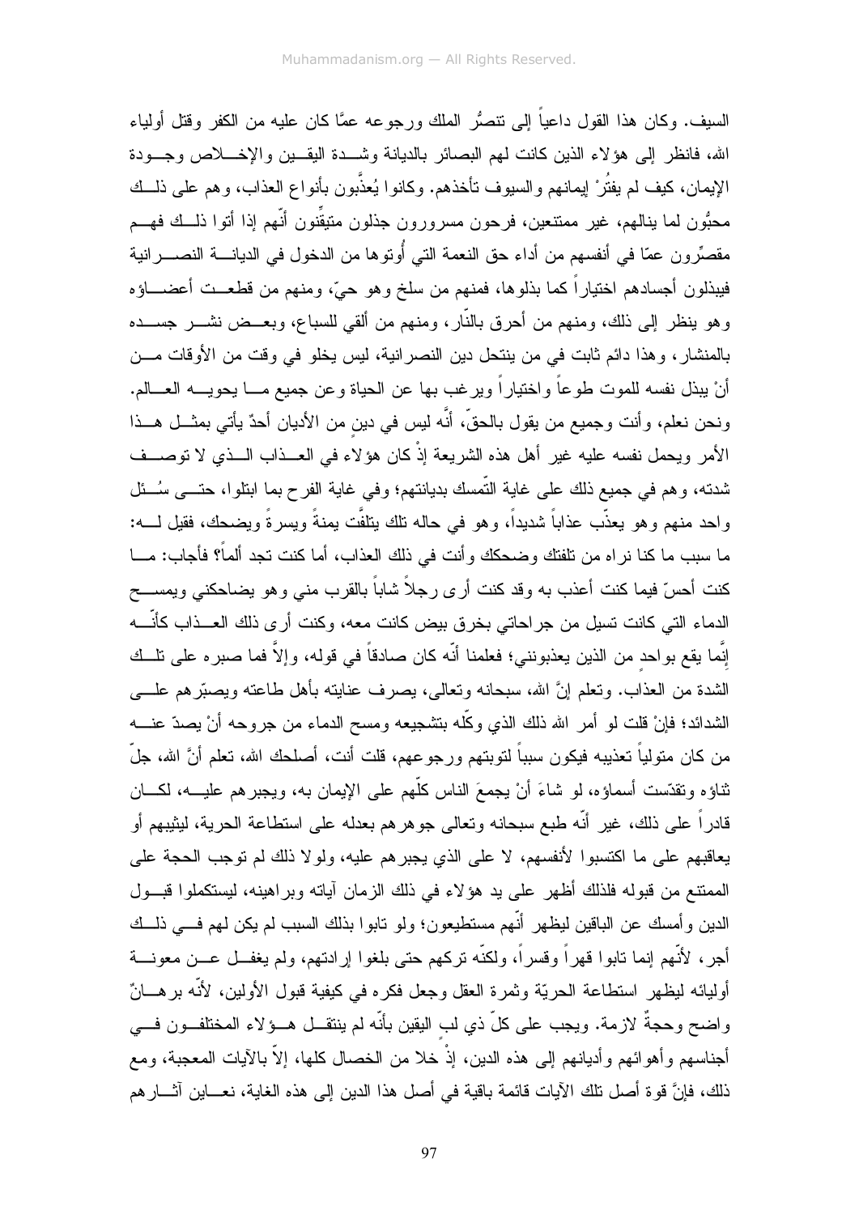السيف. وكان هذا القول داعياً إلى تنصُّر الملك ورجوعه عمَّا كان عليه من الكفر وقتل أولياء الله، فانظر إلى هؤلاء الذين كانت لهم البصائر بالديانة وشدة اليقين والإخلاص وجودة الإيمان، كيف لم يفتُرْ إيمانهم والسيوف تأخذهم. وكانوا يُعذَّبون بأنواع العذاب، وهم على ذلك محبُّون لما ينالهم، غير ممتنعين، فرحون مسرورون جذلون متيقِّنون أنّهم إذا أتوا ذلك فهم مقصِّرون عمّا في أنفسهم من أداء حق النعمة التي أُوتوها من الدخول في الديانة النصرانية فيبذلون أجسادهم اختياراً كما بذلوها، فمنهم من سلخ وهو حيّ، ومنهم من قطعت أعضاؤه وهو ينظر إلى ذلك، ومنهم من أحرق بالنّار، ومنهم من ألقي للسباع، وبعض نشر جسده بالمنشار، وهذا دائم ثابت في من ينتحل دين النصرانية، ليس يخلو في وقت من الأوقات من أنْ يبذل نفسه للموت طوعاً واختياراً ويرغب بها عن الحياة وعن جميع ما يحويه العالم. ونحن نعلم، وأنت وجميع من يقول بالحقّ، أنَّه ليس في دينٍ من الأديان أحدٌ يأتي بمثل هذا الأمر ويحمل نفسه عليه غير أهل هذه الشريعة إذْ كان هؤلاء في العذاب الذي لا توصف شدته، وهم في جميع ذلك على غاية التّمسك بديانتهم؛ وفي غاية الفرح بما ابتلوا، حتى سُئل واحد منهم وهو يعذّب عذاباً شديداً، وهو في حاله تلك يتلفَّت يمنةً ويسرةً ويضحك، فقيل له: ما سبب ما كنا نراه من تلفتك وضحكك وأنت في ذلك العذاب، أما كنت تجد ألماً؟ فأجاب: ما كنت أحسّ فيما كنت أعذب به وقد كنت أرى رجلاً شاباً بالقرب مني وهو يضاحكني ويمسح الدماء التي كانت تسيل من جراحاتي بخرق بيض كانت معه، وكنت أرى ذلك العذاب كأنّه إنَّما يقع بواحدٍ من الذين يعذبونني؛ فعلمنا أنّه كان صادقاً في قوله، وإلاَّ فما صبره على تلك الشدة من العذاب. وتعلم إنَّ الله، سبحانه وتعالى، يصرف عنايته بأهل طاعته ويصبّرهم على الشدائد؛ فإنْ قلت لو أمر الله ذلك الذي وكّله بتشجيعه ومسح الدماء من جروحه أنْ يصدّ عنه من كان متولياً تعذيبه فيكون سبباً لتوبتهم ورجوعهم، قلت أنت، أصلحك الله، تعلم أنَّ الله، جلّ ثناؤه وتقدّست أسماؤه، لو شاءَ أنْ يجمعَ الناس كلّهم على الإيمان به، ويجبرهم عليه، لكان قادراً على ذلك، غير أنّه طبع سبحانه وتعالى جوهرهم بعدله على استطاعة الحرية، ليثيبهم أو يعاقبهم على ما اكتسبوا لأنفسهم، لا على الذي يجبرهم عليه، ولولا ذلك لم توجب الحجة على الممتنع من قبوله فلذلك أظهر على يد هؤلاء في ذلك الزمان آياته وبراهينه، ليستكملوا قبول الدين وأمسك عن الباقين ليظهر أنّهم مستطيعون؛ ولو تابوا بذلك السبب لم يكن لهم في ذلك أجر، لأنّهم إنما تابوا قهراً وقسراً، ولكنّه تركهم حتى بلغوا إرادتهم، ولم يغفل عن معونة أوليائه ليظهر استطاعة الحريّة وثمرة العقل وجعل فكره في كيفية قبول الأولين، لأنّه برهانٌ واضح وحجةٌ لازمة. ويجب على كلّ ذي لب اليقين بأنّه لم ينتقل هؤلاء المختلفون في أجناسهم وأهوائهم وأديانهم إلى هذه الدين، إذْ خلا من الخصال كلها، إلاّ بالآيات المعجبة، ومع ذلك، فإنَّ قوة أصل تلك الآيات قائمة باقية في أصل هذا الدين إلى هذه الغاية، نعاين آثارهم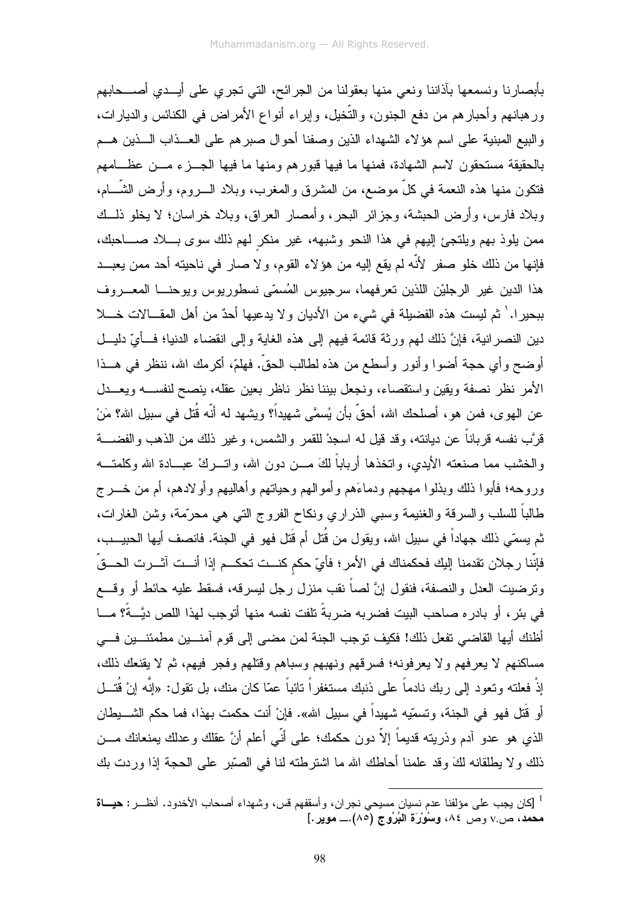بأبصارنا ونسمعها بآذاننا ونعي منها بعقولنا من الجرائح، التي تجري على أيدي أصحابهم ورهبانهم وأحبارهم من دفع الجنون، والتّخيل، وإبراء أنواع الأمراض في الكنائس والديارات، والبيع المبنية على اسم هؤلاء الشهداء الذين وصفنا أحوال صبرهم على العذاب الذين هم بالحقيقة مستحقون لاسم الشهادة، فمنها ما فيها قبورهم ومنها ما فيها الجزء من عظامهم فتكون منها هذه النعمة في كلّ موضع، من المشرق والمغرب، وبلاد الروم، وأرض الشّام، وبلاد فارس، وأرض الحبشة، وجزائر البحر، وأمصار العراق، وبلاد خراسان؛ لا يخلو ذلك ممن يلوذ بهم ويلتجئ إليهم في هذا النحو وشبهه، غير منكرٍ لهم ذلك سوى بلاد صاحبك، فإنها من ذلك خلو صفر لأنّه لم يقع إليه من هؤلاء القوم، ولا صار في ناحيته أحد ممن يعبد هذا الدين غير الرجليْن اللذين تعرفهما، سرجيوس المُسمّى نسطوريوس ويوحنا المعروف ببحيرا.[1] ثم ليست هذه الفضيلة في شيء من الأديان ولا يدعيها أحدٌ من أهل المقالات خلا دين النصرانية، فإنَّ ذلك لهم ورثة قائمة فيهم إلى هذه الغاية وإلى انقضاء الدنيا؛ فأيّ دليل أوضح وأي حجة أضوا وأنور وأسطع من هذه لطالب الحقّ. فهلمّ، أكرمك الله، ننظر في هذا الأمر نظر نصفة ويقين واستقصاء، ونجعل بيننا نظر ناظر بعين عقله، ينصح لنفسه ويعدل عن الهوى، فمن هو، أصلحك الله، أحقّ بأن يُسمَّى شهيداً؟ ويشهد له أنّه قُتل في سبيل الله؟ مَنْ قرَّب نفسه قرباناً عن ديانته، وقد قيل له اسجدْ للقمر والشمس، وغير ذلك من الذهب والفضة والخشب مما صنعته الأيدي، واتخذها أرباباً لكَ من دون الله، واتركْ عبادة الله وكلمته وروحه؛ فأبوا ذلك وبذلوا مهجهم ودماءَهم وأموالهم وحياتهم وأهاليهم وأولادهم، أم من خرج طالباً للسلب والسرقة والغنيمة وسبي الذراري ونكاح الفروج التي هي محرّمة، وشن الغارات، ثم يسمّي ذلك جهاداً في سبيل الله، ويقول من قُتل أم قَتل فهو في الجنة. فانصف أيها الحبيب، فإنّنا رجلان تقدمنا إليك فحكمناك في الأمر؛ فأيّ حكمٍ كنت تحكم إذا أنت آثرت الحقّ وترضيت العدل والنصفة، فنقول إنَّ لصاً نقب منزل رجل ليسرقه، فسقط عليه حائط أو وقع في بئر، أو بادره صاحب البيت فضربه ضربةً تلفت نفسه منها أتوجب لهذا اللص ديَّةً؟ ما أظنك أيها القاضي تفعل ذلك! فكيف توجب الجنة لمن مضى إلى قوم آمنين مطمئنين في مساكنهم لا يعرفهم ولا يعرفونه؛ فسرقهم ونهبهم وسباهم وقتلهم وفجر فيهم، ثم لا يقنعك ذلك، إذْ فعلته وتعود إلى ربك نادماً على ذنبك مستغفراً تائباً عمّا كان منك، بل تقول: «إنَّه إنْ قُتل أو قَتل فهو في الجنة، وتسمّيه شهيداً في سبيل الله». فإنْ أنت حكمت بهذا، فما حكم الشيطان الذي هو عدو آدم وذريته قديماً إلاّ دون حكمك؛ على أنّي أعلم أنَّ عقلك وعدلك يمنعانك من ذلك ولا يطلقانه لكَ وقد علمنا أحاطك الله ما اشترطته لنا في الصّبر على الحجة إذا وردت بك

---

[1] [كان يجب على مؤلفنا عدم نسيان مسيحي نجران، وأسقفهم قس، وشهداء أصحاب الأخدود. أنظر: **حياة محمد**، ص.v وص ٨٤، **وسُوْرَة البُرُوج (٨٥)**.ـــ **موير**.]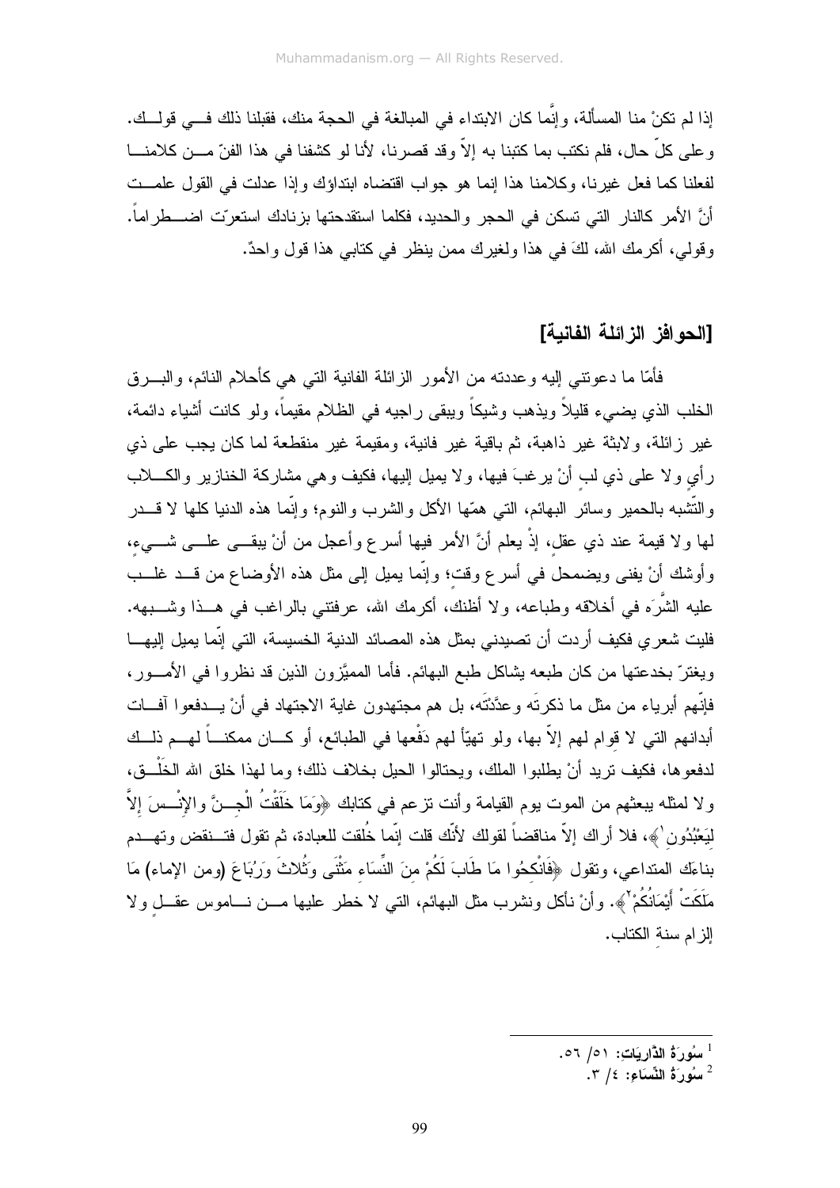إذا لم تكنْ منا المسألة، وإنَّما كان الابتداء في المبالغة في الحجة منك، فقبلنا ذلك في قولك. وعلى كلّ حال، فلم نكتب بما كتبنا به إلاّ وقد قصرنا، لأنا لو كشفنا في هذا الفنّ من كلامنا لفعلنا كما فعل غيرنا، وكلامنا هذا إنما هو جواب اقتضاه ابتداؤك وإذا عدلت في القول علمت أنَّ الأمر كالنار التي تسكن في الحجر والحديد، فكلما استقدحتها بزنادك استعرّت اضطراماً. وقولي، أكرمك الله، لكَ في هذا ولغيرك ممن ينظر في كتابي هذا قول واحدٌ.

## [الحوافز الزائلة الفانية]

فأمّا ما دعوتني إليه وعددته من الأمور الزائلة الفانية التي هي كأحلام النائم، والبرق الخلب الذي يضيء قليلاً ويذهب وشيكاً ويبقى راجيه في الظلام مقيماً، ولو كانت أشياء دائمة، غير زائلة، ولابثة غير ذاهبة، ثم باقية غير فانية، ومقيمة غير منقطعة لما كان يجب على ذي رأيٍ ولا على ذي لبٍ أنْ يرغبَ فيها، ولا يميل إليها، فكيف وهي مشاركة الخنازير والكلاب والتّشبه بالحمير وسائر البهائم، التي همّها الأكل والشرب والنوم؛ وإنّما هذه الدنيا كلها لا قدر لها ولا قيمة عند ذي عقلٍ، إذْ يعلم أنَّ الأمر فيها أسرع وأعجل من أنْ يبقى على شيءٍ، وأوشك أنْ يفنى ويضمحل في أسرع وقت؛ وإنّما يميل إلى مثل هذه الأوضاع من قد غلب عليه الشَّرَه في أخلاقه وطباعه، ولا أظنك، أكرمك الله، عرفتني بالراغب في هذا وشبهه. فليت شعري فكيف أردت أن تصيدني بمثل هذه المصائد الدنية الخسيسة، التي إنّما يميل إليها ويغترّ بخدعتها من كان طبعه يشاكل طبع البهائم. فأما المميَّزون الذين قد نظروا في الأمور، فإنّهم أبرياء من مثل ما ذكرتَه وعدَّدْتَه، بل هم مجتهدون غاية الاجتهاد في أنْ يدفعوا آفات أبدانهم التي لا قِوام لهم إلاّ بها، ولو تهيّأ لهم دَفْعها في الطبائع، أو كان ممكناً لهم ذلك لدفعوها، فكيف تريد أنْ يطلبوا الملك، ويحتالوا الحيل بخلاف ذلك؛ وما لهذا خلق الله الخَلْق، ولا لمثله يبعثهم من الموت يوم القيامة وأنت تزعم في كتابك ﴿وَمَا خَلَقْتُ الْجِنَّ والإِنْسَ إِلاَّ لِيَعْبُدُونِ[1]﴾، فلا أراك إلاّ مناقضاً لقولك لأنّك قلت إنّما خُلقت للعبادة، ثم تقول فتنقض وتهدم بناءَك المتداعي، وتقول ﴿فَانْكِحُوا مَا طَابَ لَكُمْ مِنَ النِّسَاءِ مَثْنَى وَثُلاثَ وَرُبَاعَ (ومن الإماء) مَا مَلَكَتْ أَيْمَانُكُمْ[2]﴾. وأنْ نأكل ونشرب مثل البهائم، التي لا خطر عليها من ناموس عقلٍ ولا إلزام سنة الكتاب.

---

[1] سُورَةُ الذَّارِيَاتِ: ٥١/ ٥٦.
[2] سُورَةُ النِّسَاءِ: ٤/ ٣.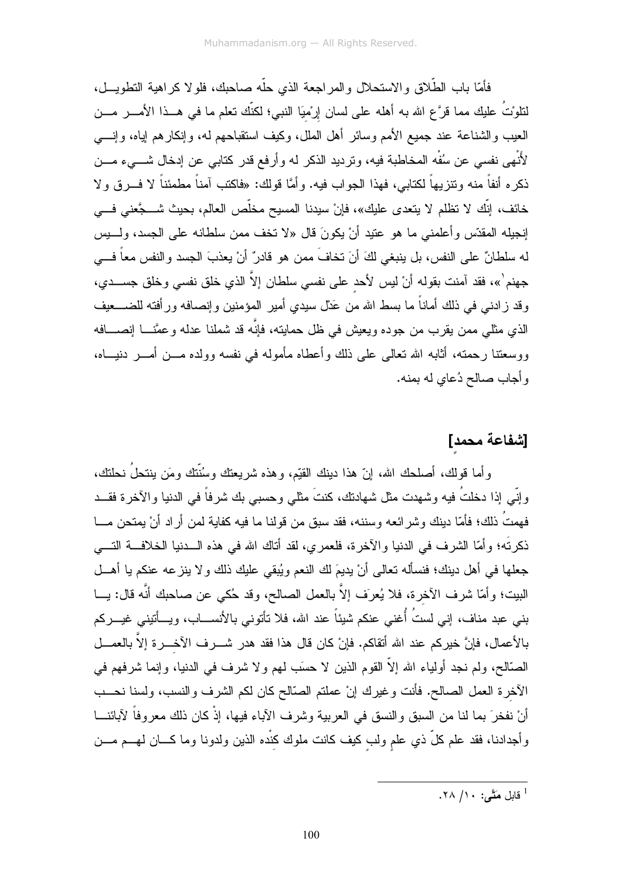فأمّا باب الطّلاق والاستحلال والمراجعة الذي حلّه صاحبك، فلولا كراهية التطويل، لتلوْتُ عليك مما قرَّع الله به أهله على لسان إرْمِيَا النبي؛ لكنّك تعلم ما في هذا الأمر من العيب والشناعة عند جميع الأمم وسائر أهل الملل، وكيف استقباحهم له، وإنكارهم إياه، وإنّي لأَنْهى نفسي عن سُفْه المخاطبة فيه، وترديد الذكر له وأرفع قدر كتابي عن إدخال شيء من ذكره أنفاً منه وتنزيهاً لكتابي، فهذا الجواب فيه. وأمَّا قولك: «فاكتب آمناً مطمئناً لا فرق ولا خائف، إنّك لا تظلم لا يتعدى عليك»، فإنْ سيدنا المسيح مخلّص العالم، بحيث شجَّعني في إنجيله المقدّس وأعلمني ما هو عتيد أنْ يكونَ قال «لا تخف ممن سلطانه على الجسد، وليس له سلطانٌ على النفس، بل ينبغي لكَ أنَ تخافَ ممن هو قادرٌ أنْ يعذبَ الجسد والنفس معاً في جهنم[1]»، فقد آمنت بقوله أنْ ليس لأحدٍ على نفسي سلطان إلاَّ الذي خلق نفسي وخلق جسدي، وقد زادني في ذلك أماناً ما بسط الله من عَدْل سيدي أمير المؤمنين وإنصافه ورأفته للضعيف الذي مثلي ممن يقرب من جوده ويعيش في ظل حمايته، فإنَّه قد شملنا عدله وعمَّنا إنصافه ووسعتنا رحمته، أثابه الله تعالى على ذلك وأعطاه مأموله في نفسه وولده من أمر دنياه، وأجاب صالح دُعاي له بمنه.

## [شفاعة محمدٍ]

وأما قولك، أصلحك الله، إنّ هذا دينك القيّم، وهذه شريعتك وسُنّتك ومَن ينتحلُ نحلتك، وإنّي إذا دخلتُ فيه وشهدت مثل شهادتك، كنتَ مثلي وحسبي بك شرفاً في الدنيا والآخرة فقد فهمتُ ذلك؛ فأمّا دينك وشرائعه وسننه، فقد سبق من قولنا ما فيه كفاية لمن أراد أنْ يمتحن ما ذكرتَه؛ وأمّا الشرف في الدنيا والآخرة، فلعمري، لقد أتاك الله في هذه الدنيا الخلافة التي جعلها في أهل دينك؛ فنسأله تعالى أنْ يديمَ لك النعم ويُبقي عليك ذلك ولا ينزعه عنكم يا أهل البيت؛ وأمّا شرف الآخرة، فلا يُعرَف إلاَّ بالعمل الصالح، وقد حُكي عن صاحبك أنَّه قال: يا بني عبد مناف، إني لستُ أُغني عنكم شيئاً عند الله، فلا تأتوني بالأنساب، ويأتيني غيركم بالأعمال، فإنَّ خيركم عند الله أتقاكم. فإنْ كان قال هذا فقد هدر شرف الآخرة إلاَّ بالعمل الصّالح، ولم نجد أولياء الله إلاّ القوم الذين لا حسَب لهم ولا شرف في الدنيا، وإنما شرفهم في الآخرة العمل الصالح. فأنت وغيرك إنْ عملتم الصّالح كان لكم الشرف والنسب، ولسنا نحب أنْ نفخرَ بما لنا من السبق والنسق في العربية وشرف الآباء فيها، إذْ كان ذلك معروفاً لآبائنا وأجدادنا، فقد علم كلّ ذي علمٍ ولبٍ كيف كانت ملوك كِنْده الذين ولدونا وما كان لهم من

---

[1] قابل مَتَّى: ١٠/ ٢٨.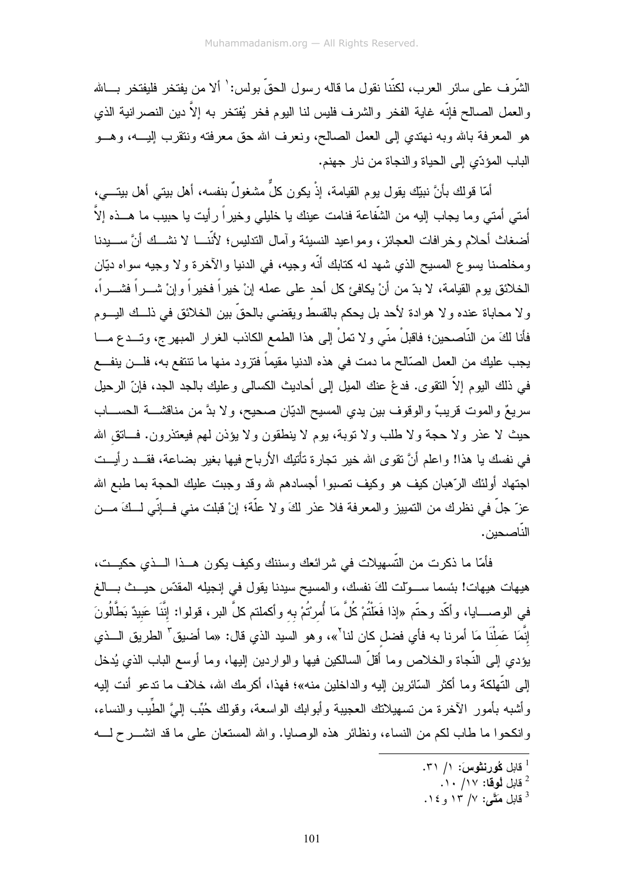الشّرف على سائر العرب، لكنّنا نقول ما قاله رسول الحقّ بولس:[1] ألا من يفتخر فليفتخر بـالله والعمل الصالح فإنّه غاية الفخر والشرف فليس لنا اليوم فخر يُفتخر به إلاّ دين النصرانية الذي هو المعرفة بالله وبه نهتدي إلى العمل الصالح، ونعرف الله حق معرفته ونتقرب إليـه، وهـو الباب المؤدّي إلى الحياة والنجاة من نار جهنم.

أمّا قولك بأنّ نبيّك يقول يوم القيامة، إذْ يكون كلٌّ مشغولٌ بنفسه، أهل بيتي أهل بيتـي، أمتي أمتي وما يجاب إليه من الشّفاعة فنامت عينك يا خليلي وخيراً رأيت يا حبيب ما هـذه إلاّ أضغاث أحلام وخرافات العجائز، ومواعيد النسيئة وآمال التدليس؛ لأنّنـا لا نشـك أنّ سـيدنا ومخلصنا يسوع المسيح الذي شهد له كتابك أنّه وجيه، في الدنيا والآخرة ولا وجيه سواه ديّان الخلائق يوم القيامة، لا بدّ من أنْ يكافئ كل أحدٍ على عمله إنْ خيراً فخيراً وإنْ شـراً فشـراً، ولا محاباة عنده ولا هوادة لأحد بل يحكم بالقسط ويقضي بالحقّ بين الخلائق في ذلـك اليـوم فأنا لكَ من النّاصحين؛ فاقبلْ منّي ولا تملْ إلى هذا الطمع الكاذب الغرار المبهرج، وتـدع مـا يجب عليك من العمل الصّالح ما دمت في هذه الدنيا مقيماً فتزود منها ما تنتفع به، فلـن ينفـع في ذلك اليوم إلاّ التقوى. فدعْ عنك الميل إلى أحاديث الكسالى وعليك بالجد الجد، فإنّ الرحيل سريعٌ والموت قريبٌ والوقوف بين يدي المسيح الديّان صحيح، ولا بدَّ من مناقشـة الحسـاب حيث لا عذر ولا حجة ولا طلب ولا توبة، يوم لا ينطقون ولا يؤذن لهم فيعتذرون. فـاتقِ الله في نفسك يا هذا! واعلم أنَّ تقوى الله خير تجارة تأتيك الأرباح فيها بغير بضاعة، فقـد رأيـت اجتهاد أولئك الرّهبان كيف هو وكيف تصبوا أجسادهم لله وقد وجبت عليك الحجة بما طبع الله عزّ جلّ في نظرك من التمييز والمعرفة فلا عذر لكَ ولا علّة؛ إنْ قبلت مني فـإنّي لـكَ مـن النّاصحين.

فأمّا ما ذكرت من التّسهيلات في شرائعك وسننك وكيف يكون هـذا الـذي حكيـت، هيهات هيهات! بئسما سـوّلت لكَ نفسك، والمسيح سيدنا يقول في إنجيله المقدّس حيـث بـالغ في الوصـايا، وأكّد وحتّم «إذا فَعَلْتُمْ كُلَّ مَا أُمِرْتُمْ بِهِ وأكملتم كلَّ البر، قولوا: إنَّنَا عَبِيدٌ بَطَّالُونَ إنَّمَا عَمِلْنَا مَا أمرنا به فأي فضلٍ كان لنا[2]»، وهو السيد الذي قال: «ما أضيق[3] الطريق الـذي يؤدي إلى النّجاة والخلاص وما أقلّ السالكين فيها والواردين إليها، وما أوسع الباب الذي يُدخل إلى التّهلكة وما أكثر السّائرين إليه والداخلين منه»؛ فهذا، أكرمك الله، خلاف ما تدعو أنت إليه وأشبه بأمور الآخرة من تسهيلاتك العجيبة وأبوابك الواسعة، وقولك حُبِّب إليَّ الطِّيب والنساء، وانكحوا ما طاب لكم من النساء، ونظائر هذه الوصايا. والله المستعان على ما قد انشـرح لـه

---

[1] قابل **كُورنثوس**: ١/ ٣١.

[2] قابل **لُوقا**: ١٧/ ١٠.

[3] قابل **مَتَّى**: ٧/ ١٣ و١٤.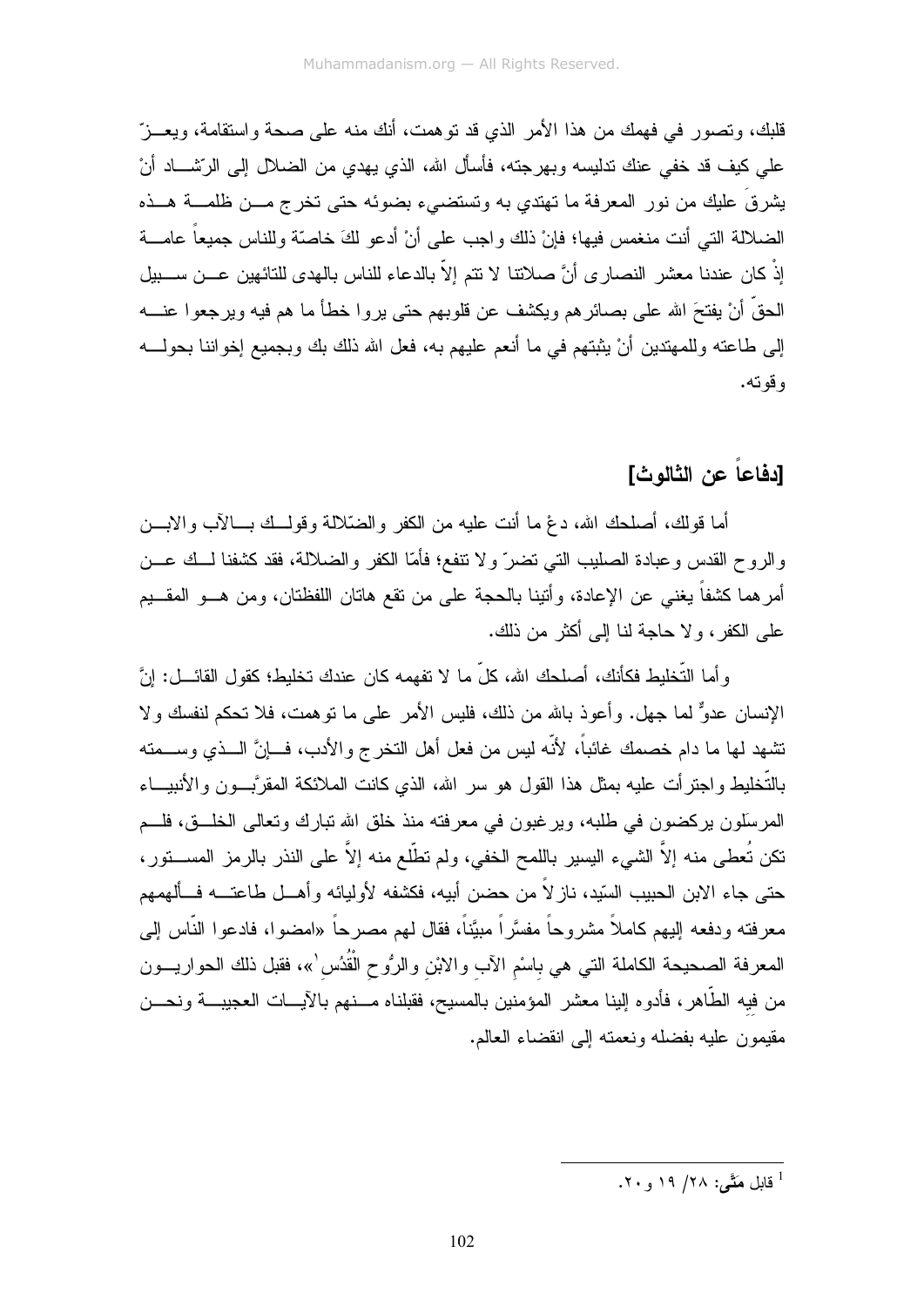قلبك، وتصور في فهمك من هذا الأمر الذي قد توهمت، أنك منه على صحة واستقامة، ويعزّ علي كيف قد خفي عنك تدليسه وبهرجته، فأسأل الله، الذي يهدي من الضلال إلى الرّشاد أنْ يشرقَ عليك من نور المعرفة ما تهتدي به وتستضيء بضوئه حتى تخرج من ظلمة هذه الضلالة التي أنت منغمس فيها؛ فإنْ ذلك واجب على أنْ أدعو لكَ خاصّة وللناس جميعاً عامة إذْ كان عندنا معشر النصارى أنَّ صلاتنا لا تتم إلاّ بالدعاء للناس بالهدى للتائهين عن سبيل الحقّ أنْ يفتحَ الله على بصائرهم ويكشف عن قلوبهم حتى يروا خطأ ما هم فيه ويرجعوا عنه إلى طاعته وللمهتدين أنْ يثبتهم في ما أنعم عليهم به، فعل الله ذلك بك وبجميع إخواننا بحوله وقوته.

## [دفاعاً عن الثالوث]

أما قولك، أصلحك الله، دعْ ما أنت عليه من الكفر والضّلالة وقولك بالآب والابن والروح القدس وعبادة الصليب التي تضرّ ولا تنفع؛ فأمّا الكفر والضلالة، فقد كشفنا لك عن أمرهما كشفاً يغني عن الإعادة، وأتينا بالحجة على من تقع هاتان اللفظتان، ومن هو المقيم على الكفر، ولا حاجة لنا إلى أكثر من ذلك.

وأما التّخليط فكأنك، أصلحك الله، كلّ ما لا تفهمه كان عندك تخليط؛ كقول القائل: إنَّ الإنسان عدوٌّ لما جهل. وأعوذ بالله من ذلك، فليس الأمر على ما توهمت، فلا تحكم لنفسك ولا تشهد لها ما دام خصمك غائباً، لأنّه ليس من فعل أهل التخرج والأدب، فإنَّ الذي وسمته بالتّخليط واجترأت عليه بمثل هذا القول هو سر الله، الذي كانت الملائكة المقرَّبون والأنبياء المرسَلون يركضون في طلبه، ويرغبون في معرفته منذ خلق الله تبارك وتعالى الخلق، فلم تكن تُعطى منه إلاَّ الشيء اليسير باللمح الخفي، ولم تطّلع منه إلاَّ على النذر بالرمز المستور، حتى جاء الابن الحبيب السّيد، نازلاً من حضن أبيه، فكشفه لأوليائه وأهل طاعته فألهمهم معرفته ودفعه إليهم كاملاً مشروحاً مفسَّراً مبيَّناً، فقال لهم مصرحاً «امضوا، فادعوا النّاس إلى المعرفة الصحيحة الكاملة التي هي بِاسْمِ الآبِ والابْنِ والرُّوحِ الْقُدُسِ[1]»، فقبل ذلك الحواريون من فيه الطّاهر، فأدوه إلينا معشر المؤمنين بالمسيح، فقبلناه منهم بالآيات العجيبة ونحن مقيمون عليه بفضله ونعمته إلى انقضاء العالم.

---

[1] قابل **متَّى**: ٢٨/ ١٩ و ٢٠.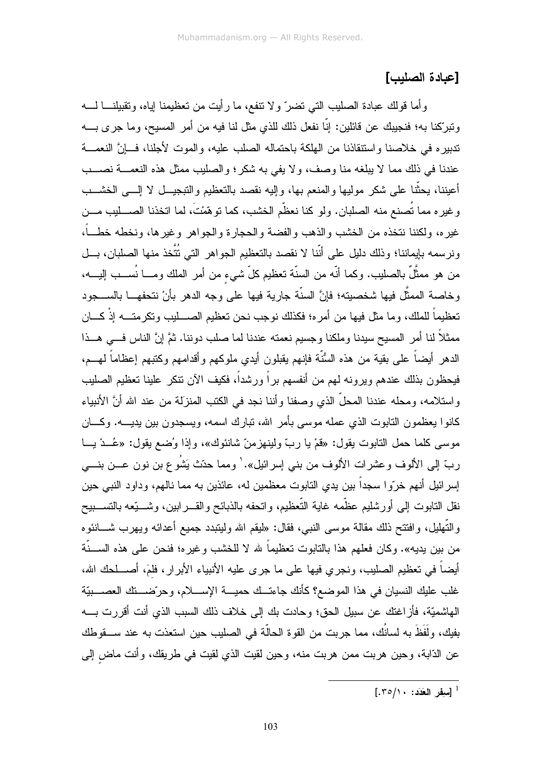## [عبادة الصليب]

وأما قولك عبادة الصليب التي تضرّ ولا تنفع، ما رأيت من تعظيمنا إياه، وتقبيلنا له وتبرّكنا به؛ فنجيبك عن قائلين: إنّا نفعل ذلك للذي مثل لنا فيه من أمر المسيح، وما جرى به تدبيره في خلاصنا واستنقاذنا من الهلكة باحتماله الصلب عليه، والموت لأجلنا، فإنّ النعمة عندنا في ذلك مما لا يبلغه منا وصف، ولا يفي به شكر؛ والصليب ممثل هذه النعمة نصب أعيننا، يحثّنا على شكر موليها والمنعم بها، وإليه نقصد بالتعظيم والتبجيل لا إلى الخشب وغيره مما تُصنع منه الصلبان. ولو كنا نعظّم الخشب، كما توهّمْتَ، لما اتخذنا الصليب من غيره، ولكننا نتخذه من الخشب والذهب والفضة والحجارة والجواهر وغيرها، ونخطه خطاً، ونرسمه بإيماننا؛ وذلك دليل على أنّنا لا نقصد بالتعظيم الجواهر التي تُتَّخذ منها الصلبان، بل من هو ممثَّلٌ بالصليب. وكما أنّه من السنّة تعظيم كلّ شيءٍ من أمر الملك وما نُسب إليه، وخاصة الممثَّل فيها شخصيته؛ فإنَّ السنّة جارية فيها على وجه الدهر بأنْ نتحفها بالسجود تعظيماً للملك، وما مثل فيها من أمره؛ فكذلك نوجب نحن تعظيم الصليب وتكرمته إذْ كان ممثلاً لنا أمر المسيح سيدنا وملكنا وجسيم نعمته عندنا لما صلب دوننا. ثمَّ إنَّ الناس في هذا الدهر أيضاً على بقية من هذه السُّنّة فإنهم يقبلون أيدي ملوكهم وأقدامهم وكتبهم إعظاماً لهم، فيحظون بذلك عندهم ويرونه لهم من أنفسهم براً ورشداً، فكيف الآن تنكر علينا تعظيم الصليب واستلامه، ومحله عندنا المحلّ الذي وصفنا وأننا نجد في الكتب المنزلة من عند الله أنَّ الأنبياء كانوا يعظمون التابوت الذي عمله موسى بأمر الله، تبارك اسمه، ويسجدون بين يديه. وكان موسى كلما حمل التابوت يقول: «قمْ يا ربّ ولينهزمنّ شانئوك»، وإذا وُضع يقول: «عُدْ يا ربّ إلى الألوف وعشرات الألوف من بني إسرائيل».[1] ومما حدّث يَشُوع بن نون عن بني إسرائيل أنهم خرّوا سجداً بين يدي التابوت معظمين له، عائذين به مما نالهم، وداود النبي حين نقل التابوت إلى أورشليم عظّمه غاية التّعظيم، واتحفه بالذبائح والقرابين، وشيّعه بالتسبيح والتّهليل، وافتتح ذلك مقالة موسى النبي، فقال: «ليقم الله وليتبدد جميع أعدائه ويهرب شانئوه من بين يديه». وكان فعلهم هذا بالتابوت تعظيماً لله لا للخشب وغيره؛ فنحن على هذه السنّة أيضاً في تعظيم الصليب، ونجري فيها على ما جرى عليه الأنبياء الأبرار، فلِمَ، أصلحك الله، غلب عليك النسيان في هذا الموضع؟ كأنك جاءتك حمية الإسلام، وحرّضتك العصبيّة الهاشميّة، فأزاغتك عن سبيل الحق؛ وحادت بك إلى خلاف ذلك السبب الذي أنت أقررت به بفيك، ولَفَظَ به لسانُك، مما جربت من القوة الحالّة في الصليب حين استعذت به عند سقوطك عن الدّابة، وحين هربت ممن هربت منه، وحين لقيت الذي لقيت في طريقك، وأنت ماضٍ إلى

---

[1] [سِفر العَدَد: ١٠/٣٥.]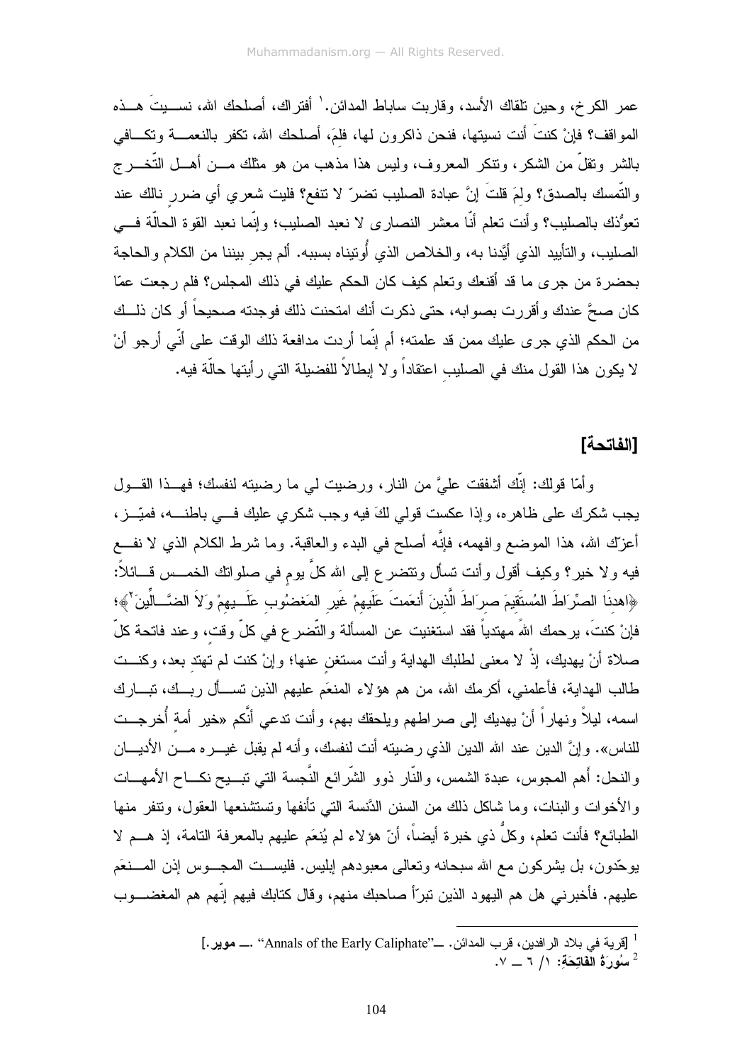عمر الكرخ، وحين تلقاك الأسد، وقاربت ساباط المدائن.[1] أفتراك، أصلحك الله، نسيتَ هذه المواقف؟ فإنْ كنتَ أنت نسيتها، فنحن ذاكرون لها، فلمَ، أصلحك الله، تكفر بالنعمة وتكافي بالشر وتقلّ من الشكر، وتنكر المعروف، وليس هذا مذهب من هو مثلك من أهل التّخرج والتّمسك بالصدق؟ ولمَ قلتَ إنَّ عبادة الصليب تضرّ لا تنفع؟ فليت شعري أي ضررٍ نالك عند تعوُّذك بالصليب؟ وأنت تعلم أنّا معشر النصارى لا نعبد الصليب؛ وإنّما نعبد القوة الحالّة في الصليب، والتأييد الذي أيَّدنا به، والخلاص الذي أُوتيناه بسببه. ألم يجرِ بيننا من الكلام والحاجة بحضرة من جرى ما قد أقنعك وتعلم كيف كان الحكم عليك في ذلك المجلس؟ فلم رجعت عمّا كان صحَّ عندك وأقررت بصوابه، حتى ذكرت أنك امتحنت ذلك فوجدته صحيحاً أو كان ذلك من الحكم الذي جرى عليك ممن قد علمته؛ أم إنّما أردت مدافعة ذلك الوقت على أنّي أرجو أنْ لا يكون هذا القول منك في الصليبِ اعتقاداً ولا إبطالاً للفضيلة التي رأيتها حالّة فيه.

## [الفاتحة]

وأمّا قولك: إنّك أشفقت عليَّ من النار، ورضيت لي ما رضيته لنفسك؛ فهذا القول يجب شكرك على ظاهره، وإذا عكست قولي لكَ فيه وجب شكري عليك في باطنه، فميّز، أعزّك الله، هذا الموضع وافهمه، فإنَّه أصلح في البدء والعاقبة. وما شرط الكلام الذي لا نفع فيه ولا خير؟ وكيف أقول وأنت تسأل وتتضرع إلى الله كلَّ يومٍ في صلواتك الخمس قائلاً: ﴿اهدنَا الصِّرَاطَ المُستَقيمَ صِرَاطَ الَّذينَ أَنعَمتَ عَلَيهِمْ غَيرِ المَغضُوبِ عَلَيهِمْ وَلاَ الضَّالِّينَ[2]﴾؛ فإنْ كنتَ، يرحمك الله مهتدياً فقد استغنيت عن المسألة والتّضرع في كلّ وقت، وعند فاتحة كلّ صلاة أنْ يهديك، إذْ لا معنى لطلبك الهداية وأنت مستغنٍ عنها؛ وإنْ كنت لم تهتدِ بعد، وكنت طالب الهداية، فأعلمني، أكرمك الله، من هم هؤلاء المنعَم عليهم الذين تسأل ربك، تبارك اسمه، ليلاً ونهاراً أنْ يهديك إلى صراطهم ويلحقك بهم، وأنت تدعي أنَّكم «خير أمةٍ أُخرجت للناس». وإنَّ الدين عند الله الدين الذي رضيته أنت لنفسك، وأنه لم يقبل غيره من الأديان والنحل: أهم المجوس، عبدة الشمس، والنّار ذوو الشّرائع النَّجسة التي تبيح نكاح الأمهات والأخوات والبنات، وما شاكل ذلك من السنن الدَّنسة التي تأنفها وتستشنعها العقول، وتنفر منها الطبائع؟ فأنت تعلم، وكلُّ ذي خبرة أيضاً، أنّ هؤلاء لم يُنعَم عليهم بالمعرفة التامة، إذ هم لا يوحّدون، بل يشركون مع الله سبحانه وتعالى معبودهم إبليس. فليست المجوس إذن المنعَم عليهم. فأخبرني هل هم اليهود الذين تبرّأ صاحبك منهم، وقال كتابك فيهم إنّهم هم المغضوب

---

[1] [قرية في بلاد الرافدين، قرب المدائن. ـــ"Annals of the Early Caliphate" ـــ **مویر**.]

[2] **سُورَةُ الفَاتِحَةِ**: ١/ ٦ ــ ٧.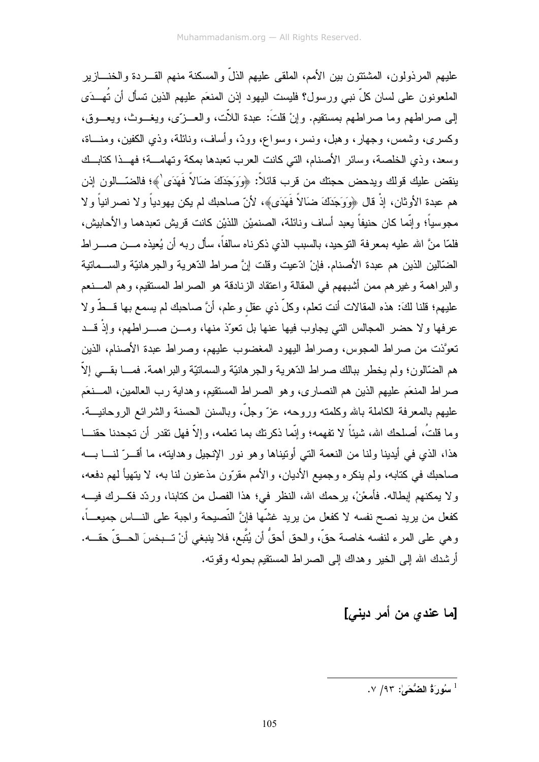عليهم المرذولون، المشتتون بين الأمم، الملقى عليهم الذلّ والمسكنة منهم القردة والخنازير الملعونون على لسان كلّ نبي ورسول؟ فليست اليهود إذن المنعَم عليهم الذين تسأل أن تُهدَى إلى صراطهم وما صراطهم بمستقيم. وإنْ قلتَ: عبدة اللاّت، والعزّى، ويغوث، ويعوق، وكسرى، وشمس، وجهار، وهبل، ونسر، وسواع، وودّ، وأساف، ونائلة، وذي الكفين، ومناة، وسعد، وذي الخلصة، وسائر الأصنام، التي كانت العرب تعبدها بمكة وتهامة؛ فهذا كتابك ينقض عليك قولك ويدحض حجتك من قرب قائلاً: ﴿وَوَجَدَكَ ضَالاً فَهَدَى[1]﴾؛ فالضالون إذن هم عبدة الأوثان، إذْ قال ﴿وَوَجَدَكَ ضَالاً فَهَدَى﴾، لأنّ صاحبك لم يكن يهودياً ولا نصرانياً ولا مجوسياً؛ وإنّما كان حنيفاً يعبد أساف ونائلة، الصنميْن اللذيْن كانت قريش تعبدهما والأحابيش، فلمّا منَّ الله عليه بمعرفة التوحيد، بالسبب الذي ذكرناه سالفاً، سأل ربه أن يُعيذه من صراط الضّالين الذين هم عبدة الأصنام. فإنْ ادّعيت وقلت إنَّ صراط الدّهرية والجرهانيّة والسماتية والبراهمة وغيرهم ممن أشبههم في المقالة واعتقاد الزنادقة هو الصراط المستقيم، وهم المنعم عليهم؛ قلنا لكَ: هذه المقالات أنت تعلم، وكلّ ذي عقلٍ وعلم، أنَّ صاحبك لم يسمع بها قطّ ولا عرفها ولا حضر المجالس التي يجاوب فيها عنها بل تعوّذ منها، ومن صراطهم، وإذْ قد تعوّذت من صراط المجوس، وصراط اليهود المغضوب عليهم، وصراط عبدة الأصنام، الذين هم الضّالون؛ ولم يخطر ببالك صراط الدّهرية والجرهانيّة والسماتيّة والبراهمة. فما بقي إلاّ صراط المنعَم عليهم الذين هم النصارى، وهو الصراط المستقيم، وهداية رب العالمين، المنعَم عليهم بالمعرفة الكاملة بالله وكلمته وروحه، عزّ وجلّ، وبالسنن الحسنة والشرائع الروحانية. وما قلتُ، أصلحك الله، شيئاً لا تفهمه؛ وإنّما ذكرتك بما تعلمه، وإلاّ فهل تقدر أن تجحدنا حقنا هذا، الذي في أيدينا ولنا من النعمة التي أوتيناها وهو نور الإنجيل وهدايته، ما أقرّ لنا به صاحبك في كتابه، ولم ينكره وجميع الأديان، والأمم مقرّون مذعنون لنا به، لا يتهيأ لهم دفعه، ولا يمكنهم إبطاله. فأمعِنْ، يرحمك الله، النظر في؛ هذا الفصل من كتابنا، وردّد فكرك فيه كفعل من يريد نصح نفسه لا كفعل من يريد غشّها فإنَّ النّصيحة واجبة على الناس جميعاً، وهي على المرء لنفسه خاصة حقّ، والحق أحقُّ أن يُتَّبع، فلا ينبغي أنْ تبخسَ الحقّ حقه. أرشدك الله إلى الخير وهداك إلى الصراط المستقيم بحوله وقوته.

## [ما عندي من أمر ديني]

---

[1] سُورَةُ الضُّحَىٰ: ٩٣/ ٧.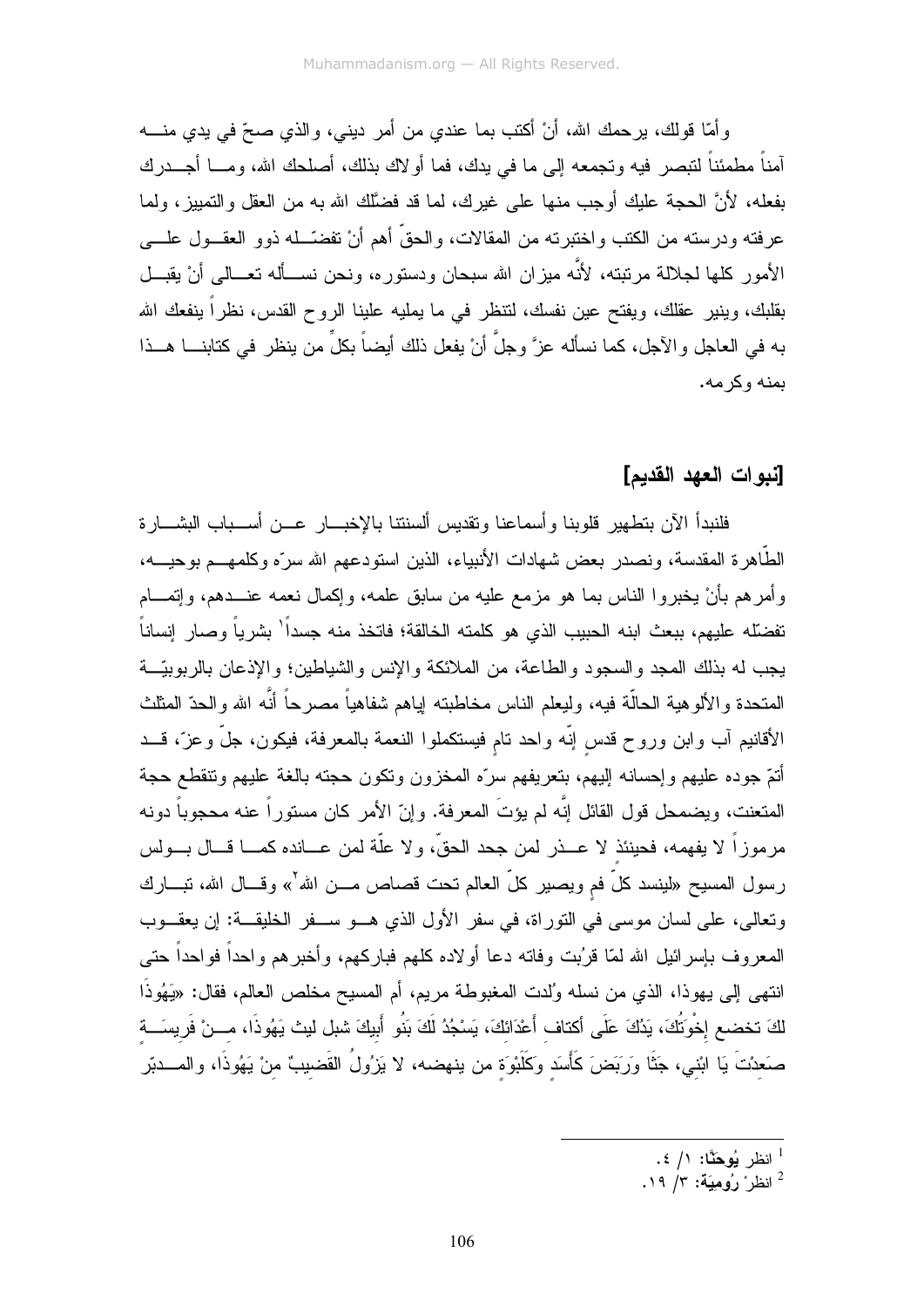وأمّا قولك، يرحمك الله، أنْ أكتب بما عندي من أمر ديني، والذي صحّ في يدي منه آمناً مطمئناً لتبصر فيه وتجمعه إلى ما في يدك، فما أولاك بذلك، أصلحك الله، وما أجدرك بفعله، لأنّ الحجة عليك أوجب منها على غيرك، لما قد فضّلك الله به من العقل والتمييز، ولما عرفته ودرسته من الكتب واختبرته من المقالات، والحقّ أهم أنْ تفضّله ذوو العقول على الأمور كلها لجلالة مرتبته، لأنّه ميزان الله سبحان ودستوره، ونحن نسأله تعالى أنْ يقبل بقلبك، وينير عقلك، ويفتح عين نفسك، لتنظر في ما يمليه علينا الروح القدس، نظراً ينفعك الله به في العاجل والآجل، كما نسأله عزَّ وجلَّ أنْ يفعل ذلك أيضاً بكلٍّ من ينظر في كتابنا هذا بمنه وكرمه.

## [نبوات العهد القديم]

فلنبدأ الآن بتطهير قلوبنا وأسماعنا وتقديس ألسنتنا بالإخبار عن أسباب البشارة الطّاهرة المقدسة، ونصدر بعض شهادات الأنبياء، الذين استودعهم الله سرّه وكلمهم بوحيه، وأمرهم بأنْ يخبروا الناس بما هو مزمع عليه من سابق علمه، وإكمال نعمه عندهم، وإتمام تفضّله عليهم، ببعث ابنه الحبيب الذي هو كلمته الخالقة؛ فاتخذ منه جسداً[1] بشرياً وصار إنساناً يجب له بذلك المجد والسجود والطاعة، من الملائكة والإنس والشياطين؛ والإذعان بالربوبيّة المتحدة والألوهية الحالّة فيه، وليعلم الناس مخاطبته إياهم شفاهياً مصرحاً أنّه الله والحدّ المثلث الأقانيم آب وابن وروح قدس إنّه واحد تامٍ فيستكملوا النعمة بالمعرفة، فيكون، جلّ وعزّ، قد أتمّ جوده عليهم وإحسانه إليهم، بتعريفهم سرّه المخزون وتكون حجته بالغة عليهم وتنقطع حجة المتعنت، ويضمحل قول القائل إنّه لم يؤتَ المعرفة. وإنّ الأمر كان مستوراً عنه محجوباً دونه مرموزاً لا يفهمه، فحينئذ لا عذر لمن جحد الحقّ، ولا علّة لمن عانده كما قال بولس رسول المسيح «لينسد كلّ فمٍ ويصير كلّ العالم تحت قصاص من الله[2]» وقال الله، تبارك وتعالى، على لسان موسى في التوراة، في سفر الأول الذي هو سفر الخليقة: إن يعقوب المعروف بإسرائيل الله لمّا قرُبت وفاته دعا أولاده كلهم فباركهم، وأخبرهم واحداً فواحداً حتى انتهى إلى يهوذا، الذي من نسله وُلدت المغبوطة مريم، أم المسيح مخلص العالم، فقال: «يَهُوذَا لكَ تخضع إِخْوَتُكَ، يَدُكَ عَلَى أكتاف أَعْدَائِكَ، يَسْجُدُ لَكَ بَنُو أَبِيكَ شبل ليث يَهُوذَا، مِنْ فَرِيسَةٍ صَعِدْتَ يَا ابْنِي، جَثَا وَرَبَضَ كَأَسَدٍ وَكَلَبْوَةٍ من ينهضه، لا يَزُولُ القَضِيبُ مِنْ يَهُوذَا، والمدبّر

---

[1] انظر يُوحَنَّا: ١/ ٤.

[2] انظرْ رُومِيَة: ٣/ ١٩.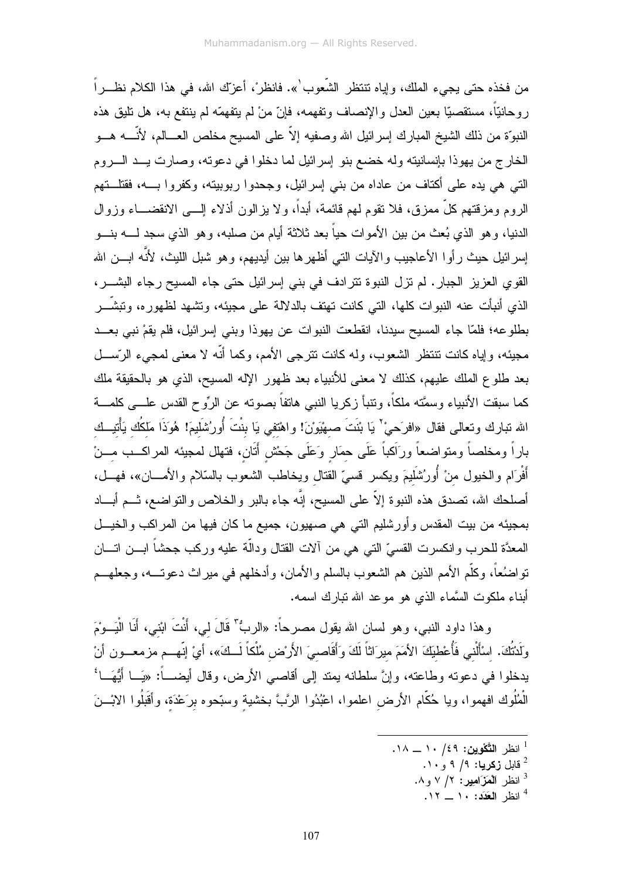من فخذه حتى يجيء الملك، وإياه تنتظر الشّعوب[1]». فانظرْ، أعزّك الله، في هذا الكلام نظــراً روحانيّاً، مستقصيّاً بعين العدل والإنصاف وتفهمه، فإنّ منْ لم يتفهمّه لم ينتفع به، هل تليق هذه النبوّة من ذلك الشيخ المبارك إسرائيل الله وصفيه إلاّ على المسيح مخلص العــالم، لأنّــه هــو الخارج من يهوذا بإنسانيته وله خضع بنو إسرائيل لما دخلوا في دعوته، وصارت يــد الــروم التي هي يده على أكتاف من عاداه من بني إسرائيل، وجحدوا ربوبيته، وكفروا بــه، فقتلــتهم الروم ومزقتهم كلّ ممزق، فلا تقوم لهم قائمة، أبداً، ولا يزالون أذلاء إلـــى الانقضـــاء وزوال الدنيا، وهو الذي بُعث من بين الأموات حياً بعد ثلاثة أيام من صلبه، وهو الذي سجد لـــه بنـــو إسرائيل حيث رأوا الأعاجيب والآيات التي أظهرها بين أيديهم، وهو شبل الليث، لأنّه ابـــن الله القوي العزيز الجبار. لم تزل النبوة تترادف في بني إسرائيل حتى جاء المسيح رجاء البشـــر، الذي أنبأت عنه النبوات كلها، التي كانت تهتف بالدلالة على مجيئه، وتشهد لظهوره، وتبشّــر بطلوعه؛ فلمّا جاء المسيح سيدنا، انقطعت النبوات عن يهوذا وبني إسرائيل، فلم يقمْ نبي بعــد مجيئه، وإياه كانت تنتظر الشعوب، وله كانت تترجى الأمم، وكما أنّه لا معنى لمجيء الرّســل بعد طلوع الملك عليهم، كذلك لا معنى للأنبياء بعد ظهور الإله المسيح، الذي هو بالحقيقة ملك كما سبقت الأنبياء وسمَّته ملكاً، وتنبأ زكريا النبي هاتفاً بصوته عن الرّوح القدس علـــى كلمـــة الله تبارك وتعالى فقال «افرَحِيْ[2] يَا بْنَتَ صِهْيَوْنَ! واهْتفِي يَا بِنْتَ أُورُشَلِيمَ! هُوَذَا مَلِكُكِ يَأْتِيـــكِ باراً ومخلصاً ومتواضعاً ورَاكِباً عَلَى حِمَارٍ وَعَلَى جَحْشٍ أَتَانٍ، فتهلل لمجيئه المراكـــب مـــنْ أَفْرَام والخيول منْ أُورُشَلِيمَ ويكسر قسيّ القتال ويخاطب الشعوب بالسّلام والأمـــان»، فهـــل، أصلحك الله، تصدق هذه النبوة إلاّ على المسيح، إنَّه جاء بالبر والخلاص والتواضع، ثـــم أبـــاد بمجيئه من بيت المقدس وأورشليم التي هي صهيون، جميع ما كان فيها من المراكب والخيـــل المعدّة للحرب وانكسرت القسيّ التي هي من آلات القتال ودالّة عليه وركب جحشاً ابـــن اتـــان تواضُعاً، وكلّم الأمم الذين هم الشعوب بالسلم والأمان، وأدخلهم في ميراث دعوتـــه، وجعلهـــم أبناء ملكوت السَّماء الذي هو موعد الله تبارك اسمه.

وهذا داود النبي، وهو لسان الله يقول مصرحاً: «الربُّ[3] قَالَ لِي، أَنْتَ ابْنِي، أَنَا الْيَـــوْمَ وَلَدْتُكَ. اِسأَلْنِي فَأُعْطِيَكَ الأمَمَ مِيرَاثاً لَكَ وَأَقَاصِيَ الأَرْضِ مُلْكاً لَـــكَ»، أيْ إنّهـــم مزمعـــون أنْ يدخلوا في دعوته وطاعته، وإنَّ سلطانه يمتد إلى أقاصي الأرض، وقال أيضـــاً: «يَـــا أَيُّهَـــا[4] الْمُلُوك افهموا، ويا حُكّام الأرضِ اعلموا، اعْبُدُوا الرَّبَّ بخشيةٍ وسبّحوه برَعْدَةٍ، وأَقَبلُوا الابْـــنَ

---

[1] انظر **التَّكْوِين**: ٤٩/ ١٠ ــ ١٨.

[2] قابل **زكريا**: ٩/ ٩ و١٠.

[3] انظر **اَلْمَزَامِير**: ٢/ ٧ و٨.

[4] انظر **العَدَد**: ١٠ ــ ١٢.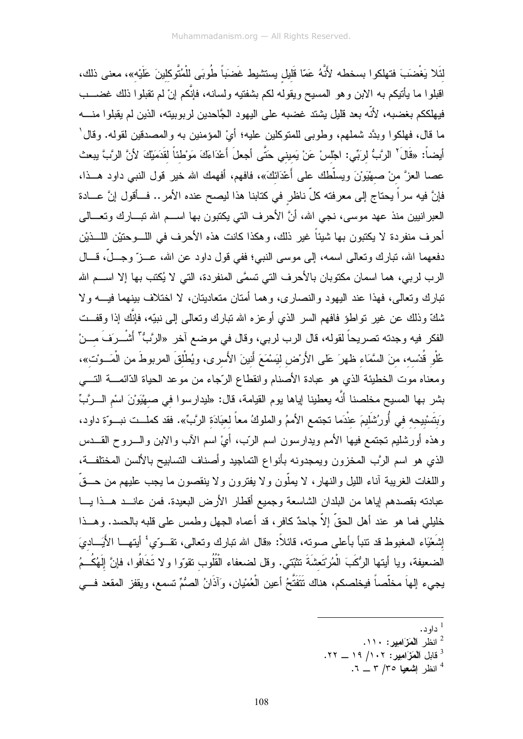لِئَلا يَغْضَبَ فتهلكوا بسخطه لأنَّهُ عَمَّا قَلِيلٍ يستشيط غَضَبَاً طُوبَى لِلْمُتَّوكلينَ عَلَيْه»، معنى ذلك، اقبلوا ما يأتيكم به الابن وهو المسيح ويقوله لكم بشفتيه ولسانه، فإنَّكم إنْ لم تقبلوا ذلك غضب فيهلككم بغضبه، لأنَّه بعد قليل يشتد غضبه على اليهود الجَّاحدين لربوبيته، الذين لم يقبلوا منه ما قال، فهلكوا وبدَّد شملهم، وطوبى للمتوكلين عليه؛ أيْ المؤمنين به والمصدقين لقوله. وقال[1] أيضاً: «قَالَ[2] الرَّبُّ لِرَبِّي: اجْلِسْ عَنْ يَمِينِي حَتَّى أجعلَ أَعْدَاءَكَ مَوْطِئاً لِقَدَمَيْكَ لأنَّ الرَّبَّ يبعث عصا العزَّ مِنْ صِهْيَوْنَ ويسلِّطك على أَعْدَائِكَ»، فافهم، أفهمك الله خير قول النبي داود هذا، فإنَّ فيه سراً يحتاج إلى معرفته كلّ ناظرٍ في كتابنا هذا ليصح عنده الأمر.. فأقول إنَّ عادة العبرانيين منذ عهد موسى، نجي الله، أنَّ الأحرف التي يكتبون بها اسم الله تبارك وتعالى أحرف منفردة لا يكتبون بها شيئاً غير ذلك، وهكذا كانت هذه الأحرف في اللوحتيْن اللذيْن دفعهما الله، تبارك وتعالى اسمه، إلى موسى النبي؛ ففي قول داود عن الله، عزّ وجلّ، قال الرب لربي، هما اسمان مكتوبان بالأحرف التي تسمَّى المنفردة، التي لا يُكتب بها إلا اسم الله تبارك وتعالى، فهذا عند اليهود والنصارى، وهما أمتان متعاديتان، لا اختلاف بينهما فيه ولا شكّ وذلك عن غير تواطؤ فافهم السر الذي أوعزه الله تبارك وتعالى إلى نبيّه، فإنَّك إذا وقفت الفكر فيه وجدته تصريحاً لقوله، قال الرب لربي، وقال في موضع آخر «الرَّبُّ[3] أَشْرَفَ مِنْ عُلْوِ قُدْسِه، مِنَ السَّمَاءِ ظهرَ عَلَى الأَرْضِ لِيَسْمَعَ أَنِينَ الأَسرى، ويُطْلِقَ المربوطَ من الْمَوْت»، ومعناه موت الخطيئة الذي هو عبادة الأصنام وانقطاع الرّجاء من موعد الحياة الدّائمة التي بشر بها المسيح مخلصنا أنَّه يعطينا إياها يوم القيامة، قال: «ليدارسوا فِي صِهْيَوْنَ اسْمِ الرَّبِّ وَبَتَسْبِيحِه فِي أُورُشَلِيمَ عِنْدَما تجتمع الأممُ والملوكُ معاً لِعبَادَة الرَّبِّ». فقد كملت نبوّة داود، وهذه أورشليم تجتمع فيها الأمم ويدارسون اسم الرّب، أيْ اسم الآب والابن والروح القدس الذي هو اسم الرَّب المخزون ويمجدونه بأنواع التماجيد وأصناف التسابيح بالألسن المختلفة، واللغات الغريبة آناء الليل والنهار، لا يملّون ولا يفترون ولا ينقصون ما يجب عليهم من حقّ عبادته بقصدهم إياها من البلدان الشاسعة وجميع أقطار الأرض البعيدة. فمن عاند هذا يا خليلي فما هو عند أهل الحقّ إلاّ جاحدٌ كافر، قد أعماه الجهل وطمس على قلبه بالحسد. وهذا إِشَعْيَاء المغبوط قد تنبأ بأعلى صوته، قائلاً: «قال الله تبارك وتعالى، تقوّي[4] أيتها الأَيَادِيَ الضعيفة، ويا أيتها الرُكَبَ الْمُرْتَعِشَةَ تثبّتي. وقل لضعفاء القُلُوب تقوّوا ولا تَخَافُوا، فإنَّ إِلَهُكُمُ يجيء إلهاً مخلّصاً فيخلصكم، هناك تَتَفَتَّحُ أعين الْعُمْيان، وَآذَانُ الصُّمِّ تسمع، ويقفز المقعد في

---

[1] داود.

[2] انظر المزامير: ١١٠.

[3] قابل المزامير: ١٠٢/ ١٩ ــ ٢٢.

[4] انظر إشعيا ٣٥/ ٣ ــ ٦.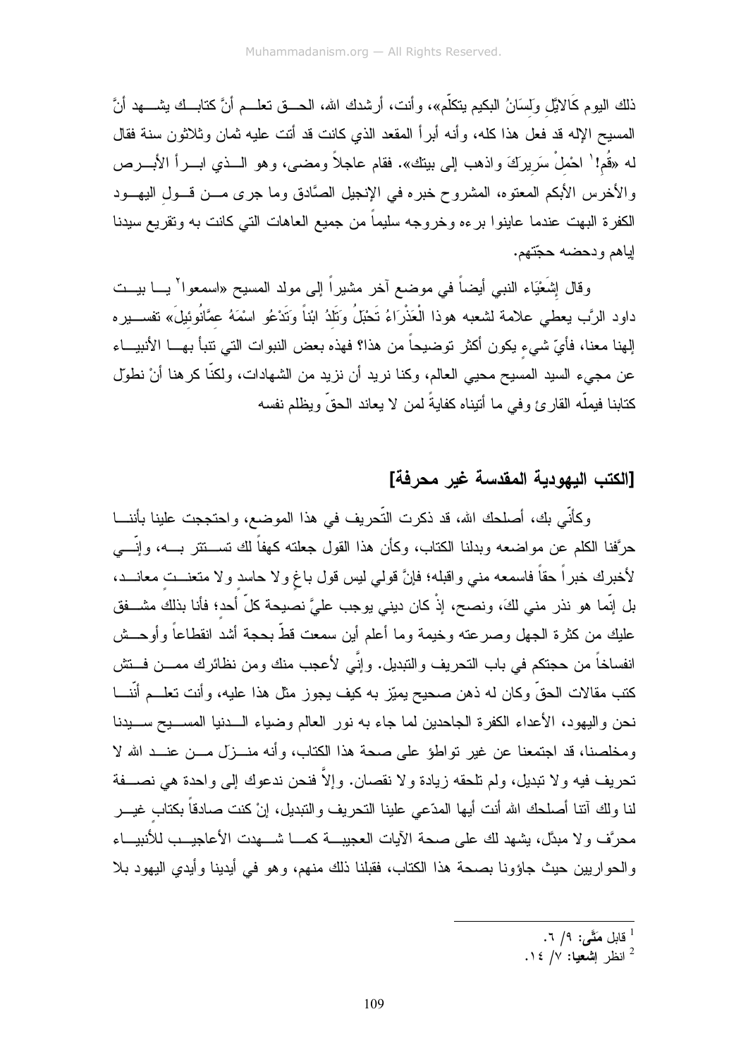ذلك اليوم كَالايَّلِ وَلِسَانُ البكيم يتكلّم»، وأنت، أرشدك الله، الحــق تعلــم أنَّ كتابــك يشــهد أنَّ المسيح الإله قد فعل هذا كله، وأنه أبرأ المقعد الذي كانت قد أتت عليه ثمان وثلاثون سنة فقال له «قُمِ![1] احْمِلْ سَرِيرَكَ واذهب إلى بيتك». فقام عاجلاً ومضى، وهو الــذي ابــرأ الأبــرص والأخرس الأبكم المعتوه، المشروح خبره في الإنجيل الصَّادق وما جرى مــن قــول اليهــود الكفرة البهت عندما عاينوا برءه وخروجه سليماً من جميع العاهات التي كانت به وتقريع سيدنا إياهم ودحضه حجّتهم.

وقال إِشَعْيَاء النبي أيضاً في موضع آخر مشيراً إلى مولد المسيح «اسمعوا[2] يــا بيــت داود الرَّب يعطي علامة لشعبه هوذا الْعَذْرَاءُ تَحْبَلُ وَتَلِدُ ابْناً وَتَدْعُو اسْمَهُ عِمَّانُوئِيلَ» تفســيره إلهنا معنا، فأيّ شيءٍ يكون أكثر توضيحاً من هذا؟ فهذه بعض النبوات التي تنبأ بهــا الأنبيــاء عن مجيء السيد المسيح محيي العالم، وكنا نريد أن نزيد من الشهادات، ولكنّا كرهنا أنْ نطوّل كتابنا فيملّه القارئ وفي ما أتيناه كفايةً لمن لا يعاند الحقّ ويظلم نفسه

## [الكتب اليهودية المقدسة غير محرفة]

وكأنّي بك، أصلحك الله، قد ذكرت التّحريف في هذا الموضع، واحتججت علينا بأننــا حرّفنا الكلم عن مواضعه وبدلنا الكتاب، وكأن هذا القول جعلته كهفاً لك تســتتر بــه، وإنّــي لأخبرك خبراً حقاً فاسمعه مني واقبله؛ فإنَّ قولي ليس قول باغٍ ولا حاسد ولا متعنــت معانــد، بل إنّما هو نذر مني لكَ، ونصح، إذْ كان ديني يوجب عليَّ نصيحة كلّ أحد؛ فأنا بذلك مشــفق عليك من كثرة الجهل وصرعته وخيمة وما أعلم أين سمعت قطّ بحجة أشدّ انقطاعاً وأوحــش انفساخاً من حجتكم في باب التحريف والتبديل. وإنّي لأعجب منك ومن نظائرك ممــن فــتش كتب مقالات الحقّ وكان له ذهن صحيح يميّز به كيف يجوز مثل هذا عليه، وأنت تعلــم أنّنــا نحن واليهود، الأعداء الكفرة الجاحدين لما جاء به نور العالم وضياء الــدنيا المســيح ســيدنا ومخلصنا، قد اجتمعنا عن غير تواطؤ على صحة هذا الكتاب، وأنه منــزَل مــن عنــد الله لا تحريف فيه ولا تبديل، ولم تلحقه زيادة ولا نقصان. وإلاَّ فنحن ندعوك إلى واحدة هي نصــفة لنا ولك آتنا أصلحك الله أنت أيها المدّعي علينا التحريف والتبديل، إنْ كنت صادقاً بكتابٍ غيــر محرَّف ولا مبدّل، يشهد لك على صحة الآيات العجيبــة كمــا شــهدت الأعاجيــب للأنبيــاء والحواريين حيث جاؤونا بصحة هذا الكتاب، فقبلنا ذلك منهم، وهو في أيدينا وأيدي اليهود بلا

---

[1] قابل **متَّى**: ٩/ ٦.

[2] انظر **إشعيا**: ٧/ ١٤.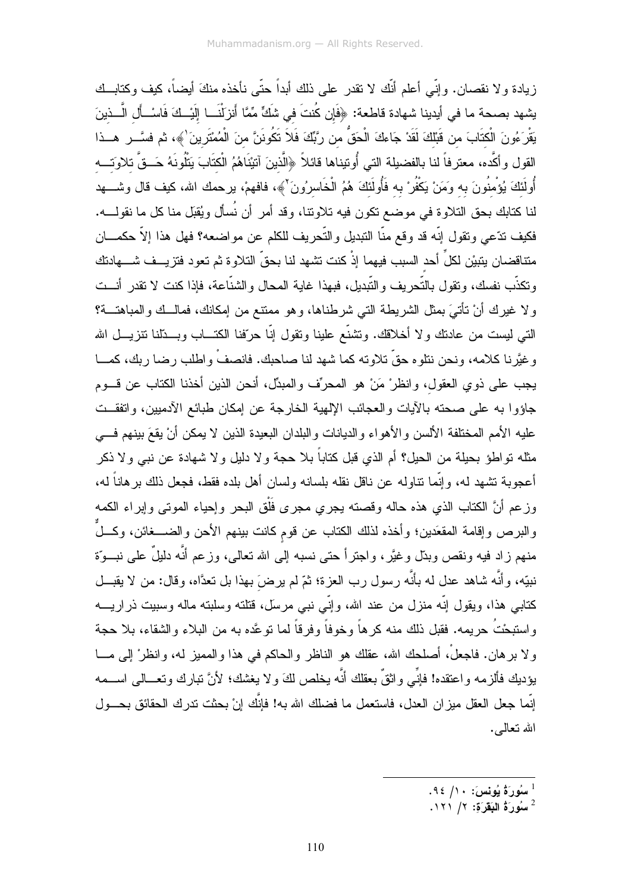زيادة ولا نقصان. وإنّي أعلم أنّك لا تقدر على ذلك أبداً حتّى نأخذه منكَ أيضاً، كيف وكتابك يشهد بصحة ما في أيدينا شهادة قاطعة: ﴿فَإِن كُنتَ فِي شَكٍّ مِّمَّا أَنزَلْنَا إِلَيْكَ فَاسْأَلِ الَّذِينَ يَقْرَءُونَ الْكِتَابَ مِن قَبْلِكَ لَقَدْ جَاءكَ الْحَقُّ مِن رَّبِّكَ فَلاَ تَكُونَنَّ مِنَ الْمُمْتَرِينَ[1]﴾، ثم فسَّر هذا القول وأكَّده، معترفاً لنا بالفضيلة التي أُوتيناها قائلاً ﴿الَّذِينَ آتَيْنَاهُمُ الْكِتَابَ يَتْلُونَهُ حَقَّ تِلاوَتِهِ أُولَئِكَ يُؤْمِنُونَ بِهِ وَمَنْ يَكْفُرْ بِهِ فَأُولَئِكَ هُمُ الْخَاسِرُونَ[2]﴾، فافهمْ، يرحمك الله، كيف قال وشهد لنا كتابك بحق التلاوة في موضع تكون فيه تلاوتنا، وقد أمر أن نُسأل ويُقبَل منا كل ما نقوله. فكيف تدّعي وتقول إنّه قد وقع منّا التبديل والتّحريف للكلم عن مواضعه؟ فهل هذا إلاّ حكمان متناقضان يتبيّن لكلّ أحد السبب فيهما إذْ كنت تشهد لنا بحقّ التلاوة ثم تعود فتزيف شهادتك وتكذّب نفسك، وتقول بالتّحريف والتّبديل، فبهذا غاية المحال والشنّاعة، فإذا كنت لا تقدر أنت ولا غيرك أنْ تأتيَ بمثل الشريطة التي شرطناها، وهو ممتنع من إمكانك، فمالك والمباهتة؟ التي ليست من عادتك ولا أخلاقك. وتشنّع علينا وتقول إنّا حرّفنا الكتاب وبدّلنا تنزيل الله وغيَّرنا كلامه، ونحن نتلوه حقّ تلاوته كما شهد لنا صاحبك. فانصفْ واطلب رضا ربك، كما يجب على ذوي العقول، وانظرْ مَنْ هو المحرِّف والمبدِّل، أنحن الذين أخذنا الكتاب عن قوم جاؤوا به على صحته بالآيات والعجائب الإلهية الخارجة عن إمكان طبائع الآدميين، واتفقت عليه الأمم المختلفة الألسن والأهواء والديانات والبلدان البعيدة الذين لا يمكن أنْ يقعَ بينهم في مثله تواطؤ بحيلة من الحيل؟ أم الذي قبل كتاباً بلا حجة ولا دليل ولا شهادة عن نبي ولا ذكر أعجوبة تشهد له، وإنّما تناوله عن ناقل نقله بلسانه ولسان أهل بلده فقط، فجعل ذلك برهاناً له، وزعم أنَّ الكتاب الذي هذه حاله وقصته يجري مجرى فَلْق البحر وإحياء الموتى وإبراء الكمه والبرص وإقامة المقعَدين؛ وأخذه لذلك الكتاب عن قومٍ كانت بينهم الأحن والضغائن، وكلٌّ منهم زاد فيه ونقص وبدّل وغيَّر، واجترأ حتى نسبه إلى الله تعالى، وزعم أنَّه دليلٌ على نبوّة نبيّه، وأنَّه شاهد عدل له بأنَّه رسول رب العزة؛ ثمّ لم يرضَ بهذا بل تعدَّاه، وقال: من لا يقبل كتابي هذا، ويقول إنّه منزل من عند الله، وإنّي نبي مرسَل، قتلته وسلبته ماله وسبيت ذراريه واستبحْتُ حريمه. فقبل ذلك منه كرهاً وخوفاً وفرقاً لما توعَّده به من البلاء والشقاء، بلا حجة ولا برهان. فاجعلْ، أصلحك الله، عقلك هو الناظر والحاكم في هذا والمميز له، وانظرْ إلى ما يؤديك فألزمه واعتقده! فإنِّي واثقٌ بعقلك أنَّه يخلص لكَ ولا يغشك؛ لأنَّ تبارك وتعالى اسمه إنّما جعل العقل ميزان العدل، فاستعمل ما فضلك الله به! فإنَّك إنْ بحثت تدرك الحقائق بحول الله تعالى.

---

[1] سُورَةُ يُونس: ١٠/ ٩٤.

[2] سُورَةُ البَقَرَة: ٢/ ١٢١.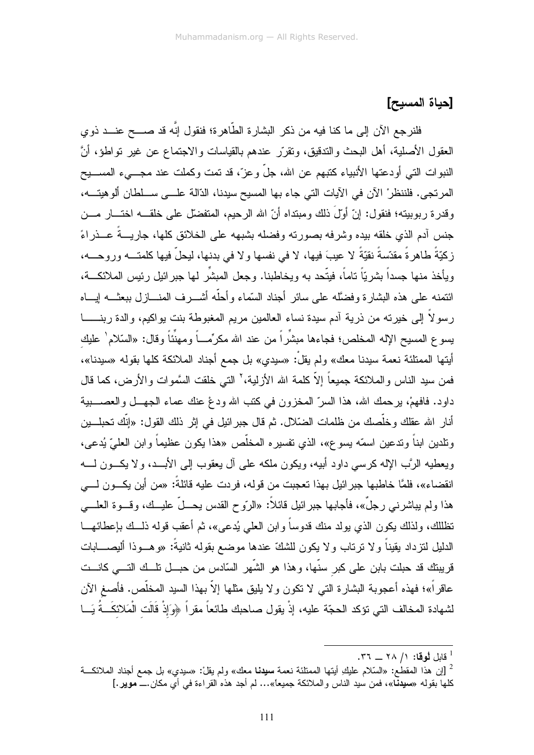## [حياة المسيح]

فلنرجع الآن إلى ما كنا فيه من ذكر البشارة الطّاهرة؛ فنقول إنَّه قد صح عند ذوي العقول الأصلية، أهل البحث والتدقيق، وتقرّر عندهم بالقياسات والاجتماع عن غير تواطؤ، أنَّ النبوات التي أودعتها الأنبياء كتبهم عن الله، جلّ وعزّ، قد تمت وكملت عند مجيء المسيح المرتجى. فلننظرْ الآن في الآيات التي جاء بها المسيح سيدنا، الدّالة على سلطان ألوهيته، وقدرة ربوبيته؛ فنقول: إنّ أوّلَ ذلك ومبتداه أنّ الله الرحيم، المتفضّل على خلقه اختار من جنس آدم الذي خلقه بيده وشرفه بصورته وفضله بشبهه على الخلائق كلها، جاريةً عذراءً زكيّةً طاهرةً مقدّسةً نقيّةً لا عيبَ فيها، لا في نفسها ولا في بدنها، ليحلّ فيها كلمته وروحه، ويأخذ منها جسداً بشريّاً تاماً، فيتّحد به ويخاطبنا. وجعل المبشّر لها جبرائيل رئيس الملائكة، ائتمنه على هذه البشارة وفضّله على سائر أجناد السّماء وأحلّه أشرف المنازل ببعثه إياه رسولاً إلى خيرته من ذرية آدم سيدة نساء العالمين مريم المغبوطة بنت يواكيم، والدة ربنا يسوع المسيح الإله المخلص؛ فجاءها مبشّراً من عند الله مكرِّماً ومهنِّئاً وقال: «السّلام[1] عليكِ أيتها الممتلئة نعمة سيدنا معك» ولم يقلْ: «سيدي» بل جمع أجناد الملائكة كلها بقوله «سيدنا»، فمن سيد الناس والملائكة جميعاً إلاّ كلمة الله الأزلية،[2] التي خلقت السَّموات والأرض، كما قال داود. فافهمْ، يرحمك الله، هذا السرّ المخزون في كتب الله ودعْ عنك عماء الجهل والعصبية أنار الله عقلك وخلّصك من ظلمات الضّلال. ثم قال جبرائيل في إثر ذلك القول: «إنّك تحبلين وتلدين ابناً وتدعين اسمّه يسوع»، الذي تفسيره المخلّص «هذا يكون عظيماً وابن العليّ يُدعى، ويعطيه الرَّب الإله كرسي داود أبيه، ويكون ملكه على آل يعقوب إلى الأبد، ولا يكون له انقضاء»، فلمَّا خاطبها جبرائيل بهذا تعجبت من قوله، فردت عليه قائلةً: «من أين يكون لي هذا ولم يباشرني رجلٌ»، فأجابها جبرائيل قائلاً: «الرّوح القدس يحلّ عليك، وقوة العلي تظللك، ولذلك يكون الذي يولد منك قدوساً وابن العلي يُدعى»، ثم أعقب قوله ذلك بإعطائها الدليل لتزداد يقيناً ولا ترتاب ولا يكون للشكّ عندها موضع بقوله ثانيةً: «وهوذا أليصابات قريبتك قد حبلت بابن على كبرِ سنّها، وهذا هو الشّهر السّادس من حبل تلك التي كانت عاقراً»؛ فهذه أعجوبة البشارة التي لا تكون ولا يليق مثلها إلاّ بهذا السيد المخلّص. فأصغِ الآن لشهادة المخالف التي تؤكد الحجّة عليه، إذْ يقول صاحبك طائعاً مقراً ﴿وَإِذْ قَالَتِ الْمَلائِكَةُ يَا

---

[1] قابل **لوقا**: ١/ ٢٨ ــ ٣٦.

[2] [إن هذا المقطع: «السّلام عليكِ أيتها الممتلئة نعمة **سيدنا** معك» ولم يقلْ: «سيدي» بل جمع أجناد الملائكة كلها بقوله «**سيدنا**»، فمن سيد الناس والملائكة جميعاً»... لم أجد هذه القراءة في أي مكان.ــ **موير**.]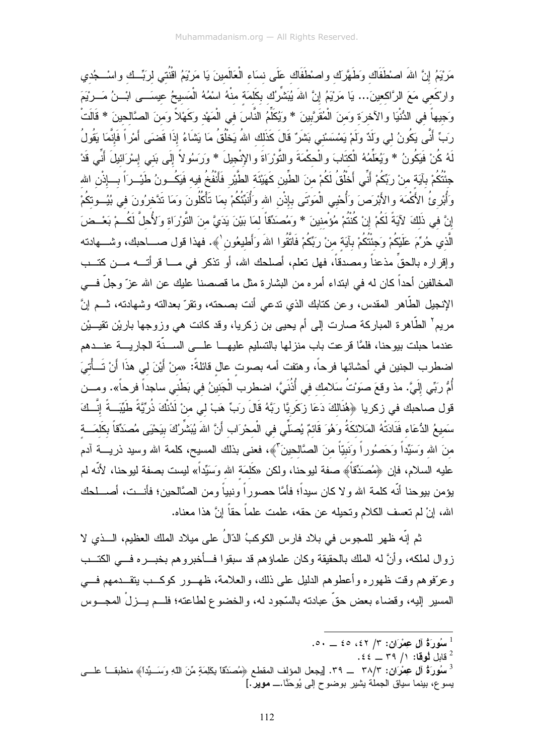مَرْيَمُ إِنَّ اللهَ اصْطَفَاكِ وَطَهَّرَكِ واصْطَفَاكِ عَلَى نِسَاءِ الْعَالَمِينَ يَا مَرْيَمُ اقْنُتِي لِرَبِّكِ واسْجُدِي وارْكَعِي مَعَ الرَّاكِعِينَ... يَا مَرْيَمُ إِنَّ اللهَ يُبَشِّرُكِ بِكَلِمَةٍ مِنْهُ اسْمُهُ الْمَسِيحُ عِيسَى ابْنُ مَرْيَمَ وَجِيهاً فِي الدُّنْيَا والآخِرَةِ وَمِنَ الْمُقَرَّبِينَ * وَيُكَلِّمُ النَّاسَ فِي الْمَهْدِ وَكَهْلاً وَمِنَ الصَّالِحِينَ * قَالَتْ رَبِّ أَنَّى يَكُونُ لِي وَلَدٌ وَلَمْ يَمْسَسْنِي بَشَرٌ قَالَ كَذَلِكِ اللهُ يَخْلُقُ مَا يَشَاءُ إِذَا قَضَى أَمْراً فَإِنَّمَا يَقُولُ لَهُ كُنْ فَيَكُونُ * وَيُعَلِّمُهُ الْكِتَابَ والْحِكْمَةَ والتَّوْرَاةَ والإِنْجِيلَ * وَرَسُولاً إِلَى بَنِي إِسْرَائِيلَ أَنِّي قَدْ جِئْتُكُمْ بِآيَةٍ مِنْ رَبِّكُمْ أَنِّي أَخْلُقُ لَكُمْ مِنَ الطِّينِ كَهَيْئَةِ الطَّيْرِ فَأَنْفُخُ فِيهِ فَيَكُونُ طَيْراً بِإِذْنِ اللهِ وَأُبْرِئُ الأَكْمَهَ والأَبْرَصَ وَأُحْيِي الْمَوْتَى بِإِذْنِ اللهِ وَأُنَبِّئُكُمْ بِمَا تَأْكُلُونَ وَمَا تَدَّخِرُونَ فِي بُيُوتِكُمْ إِنَّ فِي ذَلِكَ لآيَةً لَكُمْ إِنْ كُنْتُمْ مُؤْمِنِينَ * وَمُصَدِّقاً لِمَا بَيْنَ يَدَيَّ مِنَ التَّوْرَاةِ وَلأُحِلَّ لَكُمْ بَعْضَ الَّذِي حُرِّمَ عَلَيْكُمْ وَجِئْتُكُمْ بِآيَةٍ مِنْ رَبِّكُمْ فَاتَّقُوا اللهَ وَأَطِيعُونِ[1]﴾. فهذا قول صاحبك، وشهادته وإقراره بالحقّ مذعناً ومصدقاً، فهل تعلم، أصلحك الله، أو تذكر في ما قرأته من كتب المخالفين أحداً كان له في ابتداء أمره من البشارة مثل ما قصصنا عليك عن الله عزّ وجلّ في الإنجيل الطّاهر المقدس، وعن كتابك الذي تدعي أنت بصحته، وتقرّ بعدالته وشهادته، ثم إنَّ مريم[2] الطّاهرة المباركة صارت إلى أم يحيى بن زكريا، وقد كانت هي وزوجها باريْن تقييْن عندما حبلت بيوحنا، فلمَّا قرعت باب منزلها بالتسليم عليها على السنّة الجارية عندهم اضطرب الجنين في أحشائها فرحاً، وهتفت أمه بصوت عالٍ قائلةً: «مِنْ أَيْنَ لِي هذَا أَنْ تَأْتِيَ أُمُّ رَبِّي إِلَيَّ. مذ وقعَ صَوْتُ سَلامِكِ فِي أُذُنَيَّ، اضطربَ الْجَنِينُ فِي بَطْنِي ساجداً فرحاً». ومن قول صاحبك في زكريا ﴿هُنَالِكَ دَعَا زَكَرِيَّا رَبَّهُ قَالَ رَبِّ هَبْ لِي مِنْ لَدُنْكَ ذُرِّيَّةً طَيِّبَةً إِنَّكَ سَمِيعُ الدُّعَاءِ فَنَادَتْهُ المَلائِكَةُ وَهُوَ قَائِمٌ يُصَلِّي فِي الْمِحْرَابِ أَنَّ اللهَ يُبَشِّرُكَ بِيَحْيَى مُصَدِّقاً بِكَلِمَةٍ مِنَ اللهِ وَسَيِّداً وَحَصُوراً وَنَبِيّاً مِنَ الصَّالِحِينَ[3]﴾، فعنى بذلك المسيح، كلمة الله وسيد ذرية آدم عليه السلام، فإن ﴿مُصَدِّقاً﴾ صفة ليوحنا، ولكن «كَلِمَةِ اللهِ وَسَيِّداً» ليست بصفة ليوحنا، لأنّه لم يؤمن بيوحنا أنّه كلمة الله ولا كان سيداً؛ فأمَّا حصوراً ونبياً ومن الصَّالحين؛ فأنت، أصلحك الله، إنْ لم تعسف الكلام وتحيله عن حقه، علمت علماً حقاً إنَّ هذا معناه.

ثم إنّه ظهر للمجوس في بلاد فارس الكوكبُ الدّالُ على ميلاد الملك العظيم، الذي لا زوال لملكه، وأنَّ له الملك بالحقيقة وكان علماؤهم قد سبقوا فأخبروهم بخبره في الكتب وعرّفوهم وقت ظهوره وأعطوهم الدليل على ذلك، والعلامة، ظهور كوكب يتقدمهم في المسير إليه، وقضاء بعض حقّ عبادته بالسّجود له، والخضوع لطاعته؛ فلم يزلْ المجوس

---

[1] **سُورَةُ آل عِمْرَان:** ٣/ ٤٢، ٤٥ ـ ٥٠.

[2] قابل **لوقا:** ١/ ٣٩ ــ ٤٤.

[3] **سُورَةُ آل عِمْرَان:** ٣٨/٣ ــ ٣٩. [يجعل المؤلف المقطع ﴿مُصَدِّقاً بِكَلِمَةٍ مِّنَ اللهِ وَسَيِّداً﴾ منطبقاً على يسوع، بينما سياق الجملة يشير بوضوح إلى يُوحَنَّا.ــ **موير**.]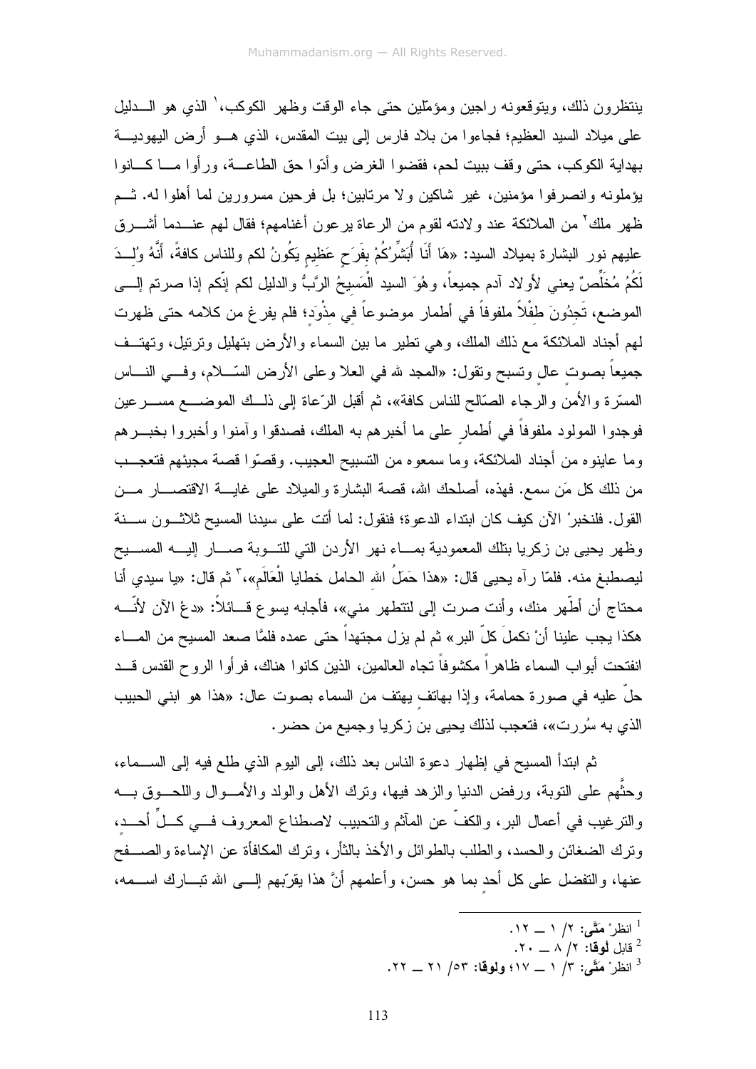ينتظرون ذلك، ويتوقعونه راجين ومؤمّلين حتى جاء الوقت وظهر الكوكب،[1] الذي هو الدليل على ميلاد السيد العظيم؛ فجاءوا من بلاد فارس إلى بيت المقدس، الذي هو أرض اليهودية بهداية الكوكب، حتى وقف ببيت لحم، فقضوا الغرض وأدّوا حق الطاعة، ورأوا ما كانوا يؤملونه وانصرفوا مؤمنين، غير شاكين ولا مرتابين؛ بل فرحين مسرورين لما أهلوا له. ثم ظهر ملك[2] من الملائكة عند ولادته لقوم من الرعاة يرعون أغنامهم؛ فقال لهم عندما أشرق عليهم نور البشارة بميلاد السيد: «هَا أَنَا أُبَشِّرُكُمْ بِفَرَحٍ عَظِيمٍ يَكُونُ لكم وللناس كافةً، أَنَّهُ وُلِدَ لَكُمُ مُخَلِّصٌ يعني لأولاد آدم جميعاً، وهُوَ السيد الْمَسِيحُ الرَّبُّ والدليل لكم إنّكم إذا صرتم إلى الموضع، تَجِدُونَ طِفْلاً ملفوفاً في أطمار موضوعاً فِي مِذْوَدٍ؛ فلم يفرغ من كلامه حتى ظهرت لهم أجناد الملائكة مع ذلك الملك، وهي تطير ما بين السماء والأرض بتهليل وترتيل، وتهتف جميعاً بصوتٍ عالٍ وتسبح وتقول: «المجد لله في العلا وعلى الأرض السّلام، وفي الناس المسّرة والأمن والرجاء الصّالح للناس كافة»، ثم أقبل الرّعاة إلى ذلك الموضع مسرعين فوجدوا المولود ملفوفاً في أطمارٍ على ما أخبرهم به الملك، فصدقوا وآمنوا وأخبروا بخبرهم وما عاينوه من أجناد الملائكة، وما سمعوه من التسبيح العجيب. وقصّوا قصة مجيئهم فتعجب من ذلك كل مَن سمع. فهذه، أصلحك الله، قصة البشارة والميلاد على غاية الاقتصار من القول. فلنخبرْ الآن كيف كان ابتداء الدعوة؛ فنقول: لما أتت على سيدنا المسيح ثلاثون سنة وظهر يحيى بن زكريا بتلك المعمودية بماء نهر الأردن التي للتوبة صار إليه المسيح ليصطبغ منه. فلمّا رآه يحيى قال: «هذا حَمَلُ اللهِ الحامل خطايا الْعَالَمِ»،[3] ثم قال: «يا سيدي أنا محتاج أن أطّهر منك، وأنت صرت إلى لتتطهر مني»، فأجابه يسوع قائلاً: «دعْ الآن لأنّه هكذا يجب علينا أنْ نكملَ كلّ البر» ثم لم يزل مجتهداً حتى عمده فلمَّا صعد المسيح من الماء انفتحت أبواب السماء ظاهراً مكشوفاً تجاه العالمين، الذين كانوا هناك، فرأوا الروح القدس قد حلّ عليه في صورة حمامة، وإذا بهاتفٍ يهتف من السماء بصوت عال: «هذا هو ابني الحبيب الذي به سُررت»، فتعجب لذلك يحيى بن زكريا وجميع من حضر.

ثم ابتدأ المسيح في إظهار دعوة الناس بعد ذلك، إلى اليوم الذي طلع فيه إلى السماء، وحثَّهم على التوبة، ورفض الدنيا والزهد فيها، وترك الأهل والولد والأموال واللحوق به والترغيب في أعمال البر، والكفّ عن المآثم والتحبيب لاصطناع المعروف في كلِّ أحدٍ، وترك الضغائن والحسد، والطلب بالطوائل والأخذ بالثأر، وترك المكافأة عن الإساءة والصفح عنها، والتفضل على كل أحدٍ بما هو حسن، وأعلمهم أنَّ هذا يقرّبهم إلى الله تبارك اسمه،

---

[1] انظرْ **مَتَّى:** ٢/ ١ ــ ١٢.

[2] قابل **لوقا:** ٢/ ٨ ــ ٢٠.

[3] انظرْ **مَتَّى:** ٣/ ١ ــ ١٧؛ **ولوقا:** ٥٣/ ٢١ ــ ٢٢.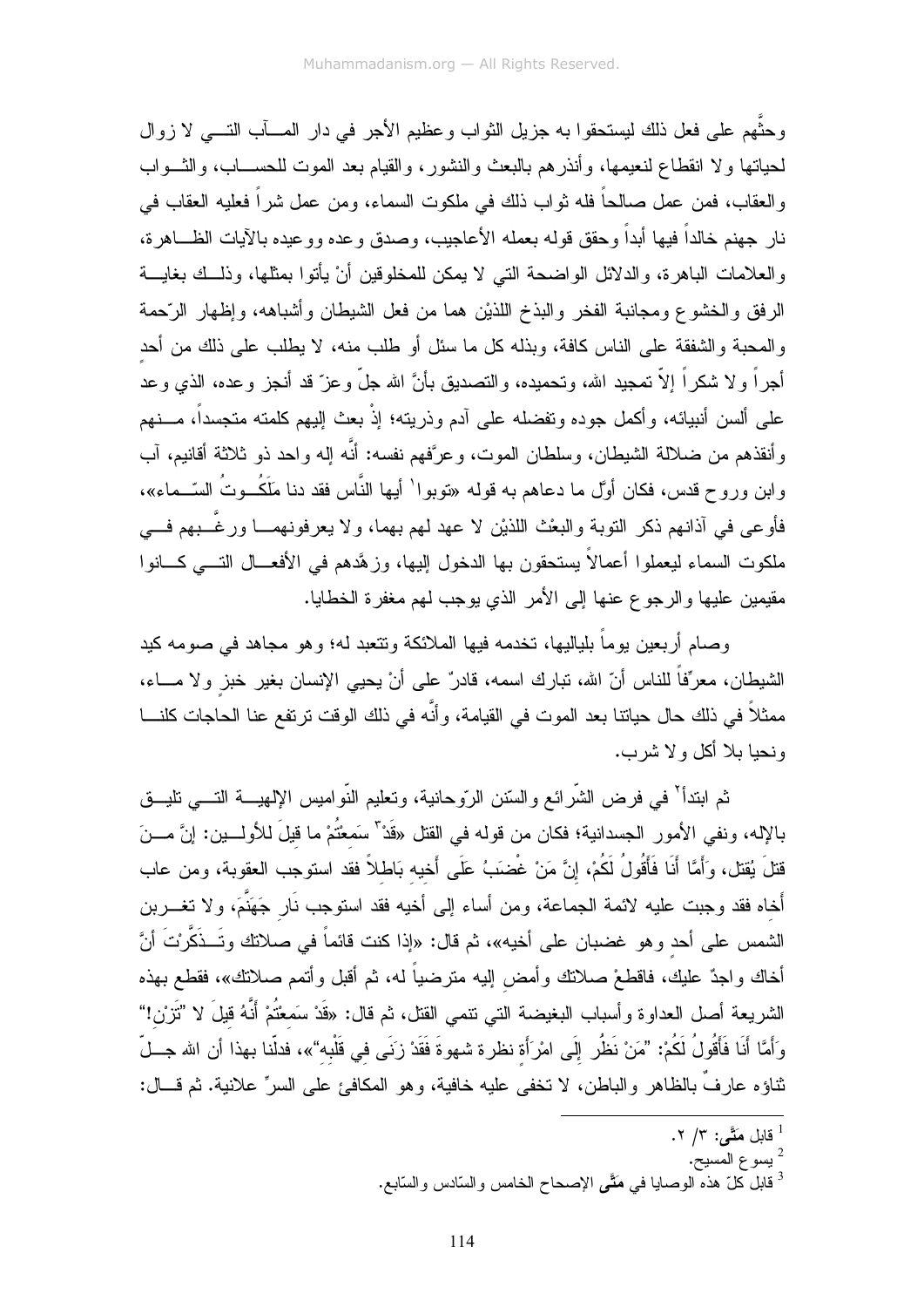وحثَّهم على فعل ذلك ليستحقوا به جزيل الثواب وعظيم الأجر في دار المــآب التــي لا زوال لحياتها ولا انقطاع لنعيمها، وأنذرهم بالبعث والنشور، والقيام بعد الموت للحســاب، والثــواب والعقاب، فمن عمل صالحاً فله ثواب ذلك في ملكوت السماء، ومن عمل شراً فعليه العقاب في نار جهنم خالداً فيها أبداً وحقق قوله بعمله الأعاجيب، وصدق وعده ووعيده بالآيات الظــاهرة، والعلامات الباهرة، والدلائل الواضحة التي لا يمكن للمخلوقين أنْ يأتوا بمثلها، وذلــك بغايــة الرفق والخشوع ومجانبة الفخر والبذخ اللذيْن هما من فعل الشيطان وأشباهه، وإظهار الرّحمة والمحبة والشفقة على الناس كافة، وبذله كل ما سئل أو طلب منه، لا يطلب على ذلك من أحد أجراً ولا شكراً إلاّ تمجيد الله، وتحميده، والتصديق بأنَّ الله جلّ وعزّ قد أنجز وعده، الذي وعد على ألسن أنبيائه، وأكمل جوده وتفضله على آدم وذريته؛ إذْ بعث إليهم كلمته متجسداً، مــنهم وأنقذهم من ضلالة الشيطان، وسلطان الموت، وعرَّفهم نفسه: أنَّه إله واحد ذو ثلاثة أقانيم، آب وابن وروح قدس، فكان أوّل ما دعاهم به قوله «توبوا[1] أيها النَّاس فقد دنا مَلَكُــوتُ السّــماء»، فأوعى في آذانهم ذكر التوبة والبعْث اللذيْن لا عهد لهم بهما، ولا يعرفونهمــا ورغَّــبهم فــي ملكوت السماء ليعملوا أعمالاً يستحقون بها الدخول إليها، وزهَّدهم في الأفعــال التــي كــانوا مقيمين عليها والرجوع عنها إلى الأمر الذي يوجب لهم مغفرة الخطايا.

وصام أربعين يوماً بلياليها، تخدمه فيها الملائكة وتتعبد له؛ وهو مجاهد في صومه كيد الشيطان، معرِّفاً للناس أنّ الله، تبارك اسمه، قادرٌ على أنْ يحيي الإنسان بغير خبزٍ ولا مــاء، ممثلاً في ذلك حال حياتنا بعد الموت في القيامة، وأنَّه في ذلك الوقت ترتفع عنا الحاجات كلنــا ونحيا بلا أكل ولا شرب.

ثم ابتدأ[2] في فرض الشّرائع والسّنن الرّوحانية، وتعليم النّواميس الإلهيــة التــي تليــق بالإله، ونفي الأمور الجسدانية؛ فكان من قوله في القتل «قَدْ[3] سَمِعْتُمْ ما قِيلَ للأولــين: إنَّ مــنَ قتلَ يُقتل، وَأَمَّا أَنَا فَأَقُولُ لَكُمْ، إنَّ مَنْ غْضَبُ عَلَى أَخيهِ بَاطلاً فقد استوجب العقوبة، ومن عاب أخاه فقد وجبت عليه لائمة الجماعة، ومن أساء إلى أخيه فقد استوجب نَارِ جَهَنَّمَ، ولا تغــربن الشمس على أحدٍ وهو غضبان على أخيه»، ثم قال: «إذا كنت قائماً في صلاتك وتَــذَكَّرْتَ أنَّ أخاك واجدٌ عليك، فاقطعْ صلاتك وأمضِ إليه مترضياً له، ثم أقبل وأتمم صلاتك»، فقطع بهذه الشريعة أصل العداوة وأسباب البغيضة التي تنمي القتل، ثم قال: «قَدْ سَمِعْتُمْ أَنَّهُ قِيلَ لا "تَزْن!" وَأَمَّا أَنَا فَأَقُولُ لَكُمْ: "مَنْ نَظَرَ إِلَى امْرَأَةٍ نظرة شهوةَ فَقَدْ زَنَى فِي قَلْبِهِ"»، فدلّنا بهذا أن الله جــلّ ثناؤه عارفٌ بالظاهر والباطن، لا تخفى عليه خافية، وهو المكافئ على السرِّ علانية. ثم قــال:

---

[1] قابل **متَّى**: ٣/ ٢.

[2] يسوع المسيح.

[3] قابل كلّ هذه الوصايا في **متَّى** الإصحاح الخامس والسّادس والسّابع.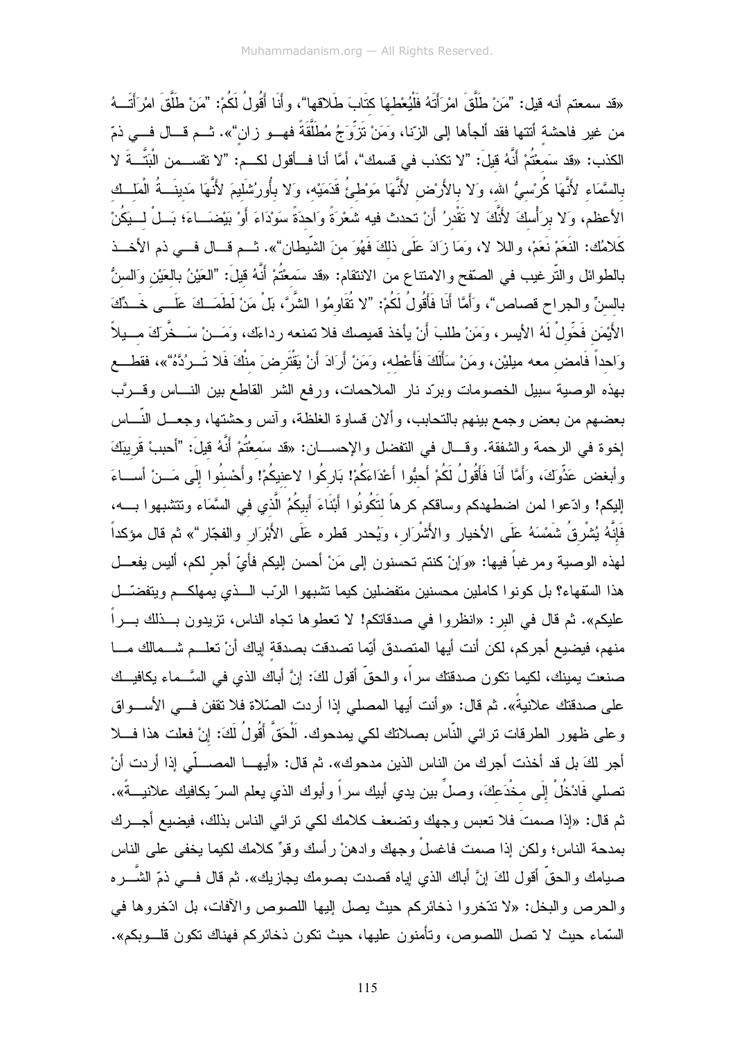«قد سمعتم أنه قيل: "مَنْ طَلَّقَ امْرَأَتَهُ فَلْيُعْطِهَا كِتَابَ طَلَاقها"، وأَنَا أَقُولُ لَكُمْ: "مَنْ طَلَّقَ امْرَأَتَــهُ من غير فاحشة أتتها فقد ألجأها إلى الزنا، وَمَنْ تَزَوَّجَ مُطَلَّقَةً فهــو زانٍ"». ثــم قــال فــي ذمّ الكذب: «قد سَمِعْتُمْ أَنَّهُ قِيلَ: "لا تكذب في قسمك"، أمّا أنا فــأقول لكــم: "لا تقســمن الْبَتَّــةَ لا بِالسَّمَاءِ لأَنَّهَا كُرْسِيُّ الله، وَلا بالأَرْضِ لأَنَّهَا مَوْطِئُ قَدَمَيْهِ، وَلا بِأُورُشَلِيمَ لأَنَّهَا مَدِينَــةُ الْمَلِــكِ الأعظم، وَلا بِرَأْسِكَ لأَنَّكَ لا تَقْدِرُ أَنْ تحدث فيه شَعْرَةً وَاحِدَةً سَوْدَاءَ أَوْ بَيْضَــاءَ؛ بَــلْ لــيَكُنْ كَلامُك: النَعَمْ نَعَمْ، واللا لا، وَمَا زَادَ عَلَى ذلِكَ فَهُوَ مِنَ الشّيطان"». ثــم قــال فــي ذم الأخــذ بالطوائل والتّرغيب في الصّفح والامتناع من الانتقام: «قد سَمِعْتُمْ أَنَّهُ قِيلَ: "العَيْنُ بالعَيْنِ وَالسنُّ بالسنِّ والجراح قصاص"، وَأَمَّا أَنَا فَأَقُولُ لَكُمْ: "لا تُقَاوِمُوا الشَّرَّ، بَلْ مَنْ لَطَمَــكَ عَلَــى خَــدِّكَ الأَيْمَنِ فَحَوِّلْ لَهُ الأيسر، وَمَنْ طلبَ أَنْ يأخذ قميصك فلا تمنعه رداءَك، وَمَــنْ سَــخَّرَكَ مــيلاً وَاحِداً فَامض معه ميلَيْن، ومَنْ سَأَلَكَ فَأَعْطِه، وَمَنْ أَرَادَ أَنْ يَقْتَرِضَ مِنْكَ فَلا تَــرُدَّهُ"»، فقطــع بهذه الوصية سبيل الخصومات وبرّد نار الملاحمات، ورفع الشر القاطع بين النــاس وقــرَّب بعضهم من بعض وجمع بينهم بالتحابب، وألان قساوة الغلظة، وآنس وحشتها، وجعــل النّــاس إخوة في الرحمة والشفقة. وقــال في التفضل والإحســان: «قد سَمِعْتُمْ أَنَّهُ قِيلَ: "أحببْ قَرِيبَكَ وأبغض عَدُوَّكَ، وَأَمَّا أَنَا فَأَقُولُ لَكُمْ أَحِبُوا أَعْدَاءَكُمْ! بَارِكُوا لاعنيكُمْ! وأَحْسِنُوا إِلَى مَــنْ أســاءَ إليكم! وادّعوا لمن اضطهدكم وساقكم كرهاً لتَكُونُوا أَبْنَاءَ أَبِيكُمُ الَّذِي في السَّمَاء وتتشبهوا بــه، فَإِنَّهُ يُشْرِقُ شَمْسَهُ عَلَى الأخيار والأَشْرَارِ، ويُحدر قطره عَلَى الأَبْرَارِ والفجّار"» ثم قال مؤكداً لهذه الوصية ومرغباً فيها: «وَإِنْ كنتم تحسنون إلى مَنْ أحسن إليكم فأيّ أجرٍ لكم، أليس يفعــل هذا السّفهاء؟ بل كونوا كاملين محسنين متفضلين كيما تشبهوا الرّب الــذي يمهلكــم ويتفضّــل عليكم». ثم قال في البر: «انظروا في صدقاتكم! لا تعطوها تجاه الناس، تزيدون بــذلك بــراً منهم، فيضيع أجركم، لكن أنت أيها المتصدق أيّما تصدقت بصدقة إياك أنْ تعلــم شــمالك مــا صنعت يمينك، لكيما تكون صدقتك سراً، والحقّ أقول لكَ: إنَّ أباك الذي في السَّــماء يكافيــك على صدقتك علانيةً». ثم قال: «وأنت أيها المصلي إذا أردت الصّلاة فلا تقفن فــي الأســواق وعلى ظهور الطرقات ترائي النّاس بصلاتك لكي يمدحوك. اَلْحَقَّ أَقُولُ لَكَ: إنْ فعلت هذا فــلا أجر لكَ بل قد أخذت أجرك من الناس الذين مدحوك». ثم قال: «أيهــا المصــلّي إذا أردت أنْ تصلي فَادْخُلْ إِلَى مِخْدَعِكَ، وصلِّ بين يدي أبيك سراً وأبوك الذي يعلم السرّ يكافيك علانيــةً». ثم قال: «إذا صمتَ فلا تعبس وجهك وتضعف كلامك لكي ترائي الناس بذلك، فيضيع أجــرك بمدحة الناس؛ ولكن إذا صمت فاغسلْ وجهك وادهنْ رأسك وقوِّ كلامك لكيما يخفى على الناس صيامك والحقّ أقول لكَ إنَّ أباك الذي إياه قصدت بصومك يجازيك». ثم قال فــي ذمّ الشّــره والحرص والبخل: «لا تدّخروا ذخائركم حيث يصل إليها اللصوص والآفات، بل ادّخروها في السّماء حيث لا تصل اللصوص، وتأمنون عليها، حيث تكون ذخائركم فهناك تكون قلــوبكم».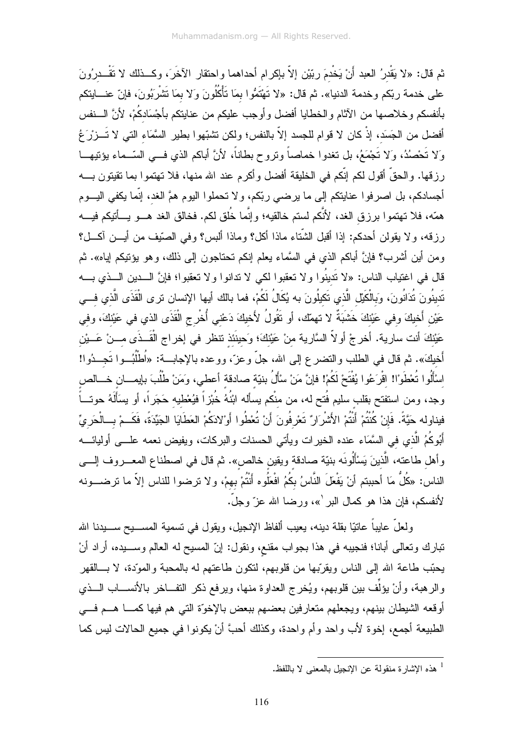ثم قال: «لا يَقْدِرُ العبد أَنْ يَخْدِمَ ربّيْن إلاّ بإكرام أحداهما واحتقار الآخَرَ، وكــذلك لا تَقْــدِرُونَ على خدمة ربّكم وخدمة الدنيا». ثم قال: «لا تَهْتَمُّوا بِمَا تَأْكُلُونَ وَلا بِمَا تَشْرَبُونَ، فإنّ عنــايتكم بأنفسكم وخلاصها من الآثام والخطايا أفضل وأوجب عليكم من عنايتكم بأجْسَادِكُمْ، لأنَّ الــنفس أفضل من الجَسَد، إذْ كان لا قوام للجسد إلاّ بالنفس؛ ولكن تشبّهوا بطير السَّمَاءِ التي لا تَــزْرَعُ وَلا تَحْصُدُ، وَلا تَجْمَعُ، بل تغدوا خماصاً وتروح بطاناً، لأنَّ أباكم الذي فــي السّــماء يؤتيهــا رزقها. والحقّ أقول لكم إنّكم في الخليقة أفضل وأكرم عند الله منها، فلا تهتموا بما تقيتون بــه أجسادكم، بل اصرفوا عنايتكم إلى ما يرضي ربّكم، ولا تحملوا اليوم همَّ الغد، إنّما يكفي اليــوم همّه، فلا تهتموا برزق الغد، لأنَّكم لستم خالقيه؛ وإنَّما خُلق لكم. فخالق الغد هــو يــأتيكم فيــه رزقه، ولا يقولن أحدكم: إذا أقبل الشّتاء ماذا آكل؟ وماذا ألبس؟ وفي الصّيف من أيــن آكــل؟ ومن أين أشرب؟ فإنَّ أباكم الذي في السَّماء يعلم إنكم تحتاجون إلى ذلك، وهو يؤتيكم إياه». ثم قال في اغتياب الناس: «لا تَدينُوا ولا تعقبوا لكي لا تدانوا ولا تعقبوا؛ فإنَّ الــدين الــذي بــه تَدينُونَ تُدَانُونَ، وَبِالْكَيْلِ الَّذِي تَكيلُونَ به يُكَالُ لَكُمْ، فما بالك أيها الإنسان ترى الْقَذَى الَّذِي فــي عَيْنِ أَخيكَ وفي عَيْنِكَ خَشَبَةٌ لا تهمّك، أو تَقُولُ لأَخيكَ دَعْني أُخْرِجِ الْقَذَى الذي في عَيْنِكَ، وفي عَيْنِكَ أنت سارية. أخرجْ أولاً السَّارية منْ عَيْنِكَ؛ وَحينَئذ تنظر في إخراج الْقَــذَى مِــنْ عَــيْنِ أَخيكَ». ثم قال في الطلب والتضرع إلى الله، جلّ وعزّ، ووعده بالإجابــة: «اُطْلُبُــوا تَجِــدُوا! اِسْأَلُوا تُعْطَوْا! اقْرَعُوا يُفْتَحْ لَكُمْ! فإنَّ مَنْ سَأَلَ بنيّة صادقة أعطي، وَمَنْ طَلَبَ بإيمــان خــالص وجد، ومن استفتح بقلب سليم فُتح له، من منْكم يسألُه ابْنُهُ خُبْزاً فيُعْطيه حَجَراً، أو يسأَلَهُ حوتــاً فيناوله حيَّةً. فَإِنْ كُنْتُمْ أَنْتُمْ الأَشْرَارَ تَعْرِفُونَ أَنْ تُعْطُوا أَوْلادَكُمْ العَطَايَا الجَيّدَةَ، فَكَــمْ بِــالْحَرِيِّ أَبُوكُمُ الَّذِي في السَّمَاء عنده الخيرات ويأتي الحسنات والبركات، ويفيض نعمه علــى أوليائــه وأهل طاعته، الَّذِينَ يَسْأَلُونَه بنيّة صادقة ويقين خالص». ثم قال في اصطناع المعــروف إلــى الناس: «كُلُّ مَا أحببتم أنْ يَفْعَلَ النَّاسُ بِكُمْ افْعَلُوه أَنْتُمْ بهمْ، ولا ترضوا للناس إلاّ ما ترضــونه لأنفسكم، فإن هذا هو كمال البر[1]»، ورضا الله عزّ وجلّ.

ولعلّ عايباً عاتيّا بقلة دينه، يعيب ألفاظ الإنجيل، ويقول في تسمية المســيح ســيدنا الله تبارك وتعالى أباناً؛ فنجيبه في هذا بجواب مقنع، ونقول: إنّ المسيح له العالم وســيده، أراد أنْ يحبّب طاعة الله إلى الناس ويقرّبها من قلوبهم، لتكون طاعتهم له بالمحبة والمودّة، لا بــالقهر والرهبة، وأنْ يؤلِّف بين قلوبهم، ويُخرج العداوة منها، ويرفع ذكر التفــاخر بالأنســاب الــذي أوقعه الشيطان بينهم، ويجعلهم متعارفين بعضهم ببعض بالإخوّة التي هم فيها كمــا هــم فــي الطبيعة أجمع، إخوة لأب واحد وأم واحدة، وكذلك أحبَّ أنْ يكونوا في جميع الحالات ليس كما

[1] هذه الإشارة منقولة عن الإنجيل بالمعنى لا باللفظ.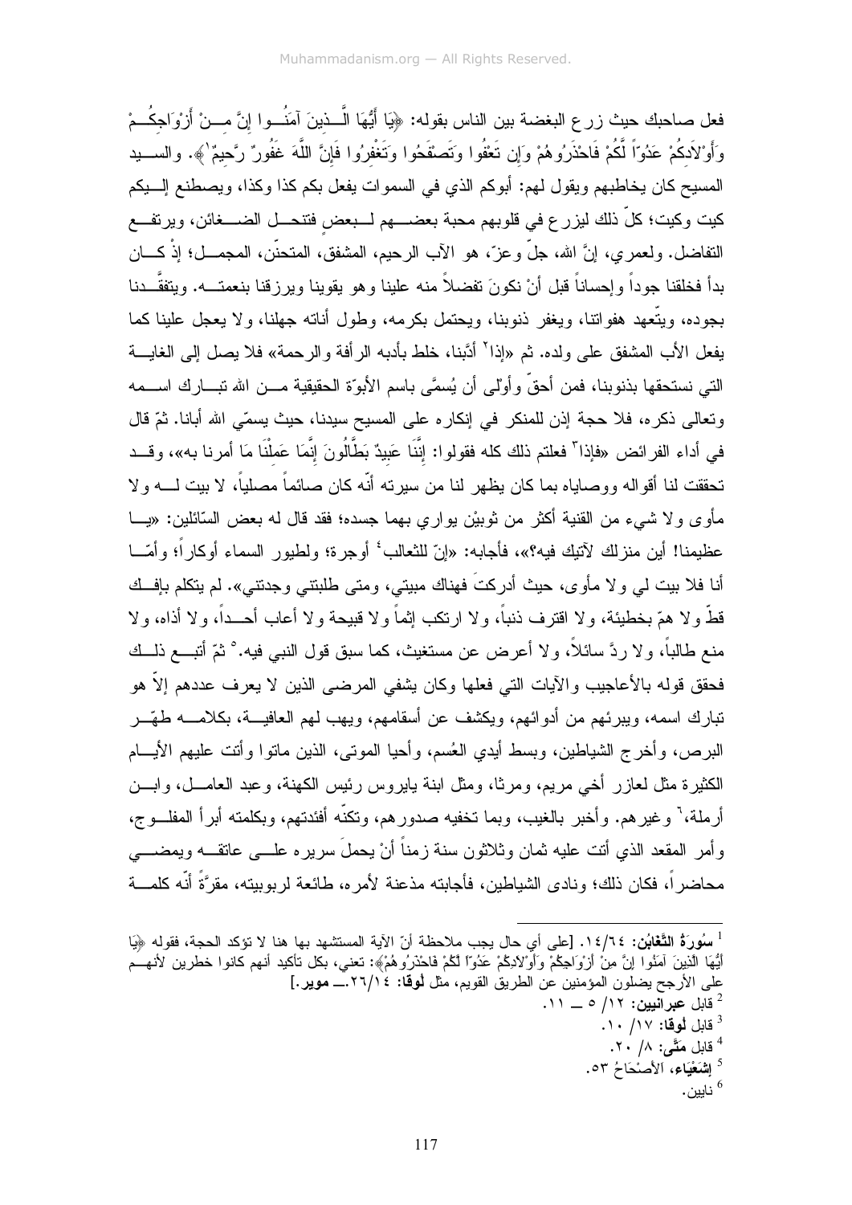فعل صاحبك حيث زرع البغضة بين الناس بقوله: ﴿يَا أَيُّهَا الَّذِينَ آمَنُوا إِنَّ مِنْ أَزْوَاجِكُمْ وَأَوْلَادِكُمْ عَدُوّاً لَّكُمْ فَاحْذَرُوهُمْ وَإِن تَعْفُوا وَتَصْفَحُوا وَتَغْفِرُوا فَإِنَّ اللَّهَ غَفُورٌ رَّحِيمٌ[1]﴾. والسيد المسيح كان يخاطبهم ويقول لهم: أبوكم الذي في السموات يفعل بكم كذا وكذا، ويصطنع إليكم كيت وكيت؛ كلّ ذلك ليزرع في قلوبهم محبة بعضهم لبعض فتنحل الضغائن، ويرتفع التفاضل. ولعمري، إنَّ الله، جلّ وعزّ، هو الآب الرحيم، المشفق، المتحنّن، المجمل؛ إذْ كان بدأ فخلقنا جوداً وإحساناً قبل أنْ نكونَ تفضلاً منه علينا وهو يقوينا ويرزقنا بنعمته. ويتفقّدنا بجوده، ويتّعهد هفواتنا، ويغفر ذنوبنا، ويحتمل بكرمه، وطول أناته جهلنا، ولا يعجل علينا كما يفعل الأب المشفق على ولده. ثم «إذا[2] أدَّبنا، خلط بأدبه الرأفة والرحمة» فلا يصل إلى الغاية التي نستحقها بذنوبنا، فمن أحقّ وأولى أن يُسمَّى باسم الأبوّة الحقيقية من الله تبارك اسمه وتعالى ذكره، فلا حجة إذن للمنكر في إنكاره على المسيح سيدنا، حيث يسمّي الله أبانا. ثمّ قال في أداء الفرائض «فإذا[3] فعلتم ذلك كله فقولوا: إِنَّنَا عَبِيدٌ بَطَّالُونَ إِنَّمَا عَمِلْنَا مَا أمرنا به»، وقد تحققت لنا أقواله ووصاياه بما كان يظهر لنا من سيرته أنّه كان صائماً مصلياً، لا بيت له ولا مأوى ولا شيء من القنية أكثر من ثوبيْن يواري بهما جسده؛ فقد قال له بعض السّائلين: «يا عظيمنا! أين منزلك لآتيك فيه؟»، فأجابه: «إنّ للثعالب[4] أوجرة؛ ولطيور السماء أوكاراً؛ وأمّا أنا فلا بيت لي ولا مأوى، حيث أدركتَ فهناك مبيتي، ومتى طلبتني وجدتني». لم يتكلم بإفك قطّ ولا همّ بخطيئة، ولا اقترف ذنباً، ولا ارتكب إثماً ولا قبيحة ولا أعاب أحداً، ولا أذاه، ولا منع طالباً، ولا ردَّ سائلاً، ولا أعرض عن مستغيث، كما سبق قول النبي فيه.[5] ثمّ أتبع ذلك فحقق قوله بالأعاجيب والآيات التي فعلها وكان يشفي المرضى الذين لا يعرف عددهم إلاّ هو تبارك اسمه، ويبرئهم من أدوائهم، ويكشف عن أسقامهم، ويهب لهم العافية، بكلامه طهّر البرص، وأخرج الشياطين، وبسط أيدي العُسم، وأحيا الموتى، الذين ماتوا وأتت عليهم الأيام الكثيرة مثل لعازر أخي مريم، ومرثا، ومثل ابنة يايروس رئيس الكهنة، وعبد العامل، وابن أرملة،[6] وغيرهم. وأخبر بالغيب، وبما تخفيه صدورهم، وتكنّه أفئدتهم، وبكلمته أبرأ المفلوج، وأمر المقعد الذي أتت عليه ثمان وثلاثون سنة زمناً أنْ يحملَ سريره على عاتقه ويمضي محاضراً، فكان ذلك؛ ونادى الشياطين، فأجابته مذعنة لأمره، طائعة لربوبيته، مقرَّةً أنّه كلمة

---

[1] **سُورَةُ التَّغَابُن**: ١٤/٦٤. [على أي حال يجب ملاحظة أنّ الآية المستشهد بها هنا لا تؤكد الحجة، فقوله ﴿يَا أَيُّهَا الَّذِينَ آمَنُوا إِنَّ مِنْ أَزْوَاجِكُمْ وَأَوْلَادِكُمْ عَدُوّاً لَّكُمْ فَاحْذَرُوهُمْ﴾: تعني، بكل تأكيد أنهم كانوا خطرين لأنهم على الأرجح يضلون المؤمنين عن الطريق القويم، مثل **لوقا**: ٢٦/١٤.ـــ **موير**.]

[2] قابل **عبرانيين**: ١٢/ ٥ ــ ١١.

[3] قابل **لوقا**: ١٧/ ١٠.

[4] قابل **متَّى**: ٨/ ٢٠.

[5] **إِشَعْيَاء**، الأَصْحَاحُ ٥٣.

[6] نايين.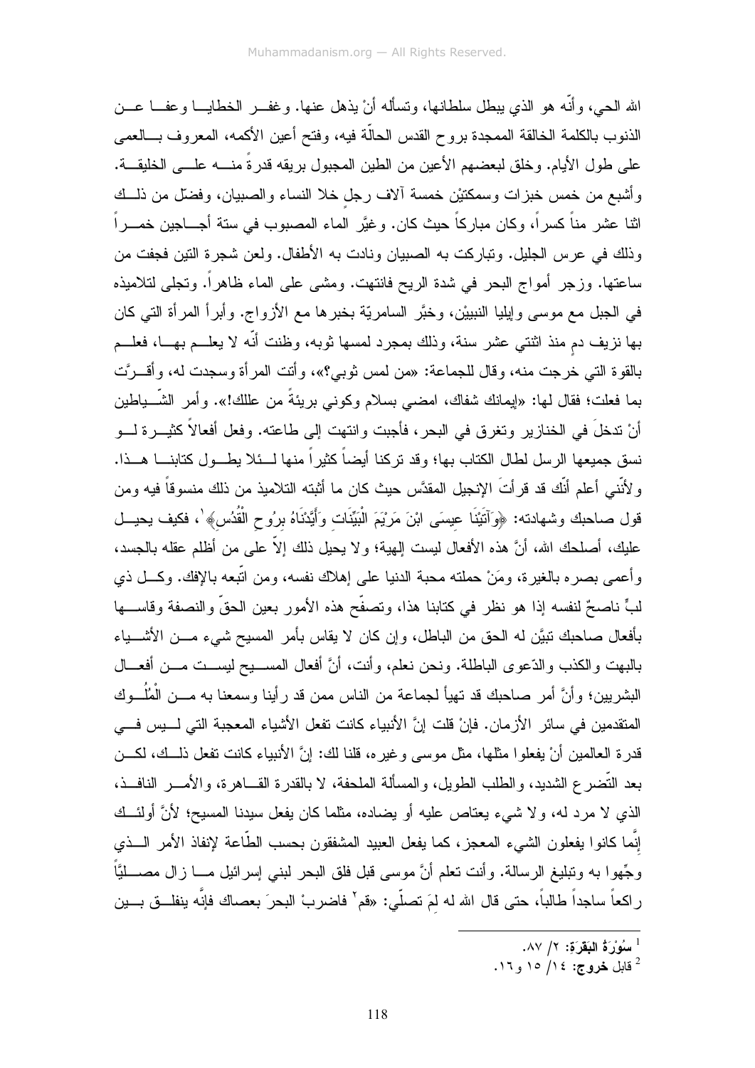الله الحي، وأنّه هو الذي يبطل سلطانها، وتسأله أنْ يذهل عنها. وغفـر الخطايـا وعفـا عـن الذنوب بالكلمة الخالقة الممجدة بروح القدس الحالّة فيه، وفتح أعين الأكمه، المعروف بـالعمى على طول الأيام. وخلق لبعضهم الأعين من الطين المجبول بريقه قدرةً منـه علـى الخليقـة. وأشبع من خمس خبزات وسمكتيْن خمسة آلاف رجلٍ خلا النساء والصبيان، وفضّل من ذلـك اثنا عشر مناً كسراً، وكان مباركاً حيث كان. وغيَّر الماء المصبوب في ستة أجـاجين خمـراً وذلك في عرس الجليل. وتباركت به الصبيان ونادت به الأطفال. ولعن شجرة التين فجفت من ساعتها. وزجر أمواج البحر في شدة الريح فانتهت. ومشى على الماء ظاهراً. وتجلى لتلاميذه في الجبل مع موسى وإيليا النبييْن، وخبَّر السامريّة بخبرها مع الأزواج. وأبرأ المرأة التي كان بها نزيف دمٍ منذ اثنتي عشر سنة، وذلك بمجرد لمسها ثوبه، وظنت أنّه لا يعلـم بهـا، فعلـم بالقوة التي خرجت منه، وقال للجماعة: «من لمس ثوبي؟»، وأتت المرأة وسجدت له، وأقـرَّت بما فعلت؛ فقال لها: «إيمانك شفاك، امضي بسلام وكوني بريئةً من عللك!». وأمر الشّـياطين أنْ تدخلَ في الخنازير وتغرق في البحر، فأجبت وانتهت إلى طاعته. وفعل أفعالاً كثيـرة لـو نسق جميعها الرسل لطال الكتاب بها؛ وقد تركنا أيضاً كثيراً منها لـئلا يطـول كتابنـا هـذا. ولأنّني أعلم أنّك قد قرأتَ الإنجيل المقدَّس حيث كان ما أثبته التلاميذ من ذلك منسوقاً فيه ومن قول صاحبك وشهادته: ﴿وَآتَيْنَا عِيسَى ابْنَ مَرْيَمَ الْبَيِّنَاتِ وَأَيَّدْنَاهُ بِرُوحِ الْقُدُسِ﴾[1]، فكيف يحيـل عليك، أصلحك الله، أنَّ هذه الأفعال ليست إلهية؛ ولا يحيل ذلك إلاّ على من أظلم عقله بالجسد، وأعمى بصره بالغيرة، ومَنْ حملته محبة الدنيا على إهلاك نفسه، ومن اتّبعه بالإفك. وكـل ذي لبٍّ ناصحٌ لنفسه إذا هو نظر في كتابنا هذا، وتصفّح هذه الأمور بعين الحقّ والنصفة وقاسـها بأفعال صاحبك تبيَّن له الحق من الباطل، وإن كان لا يقاس بأمر المسيح شيء مـن الأشـياء بالبهت والكذب والدّعوى الباطلة. ونحن نعلم، وأنت، أنَّ أفعال المسـيح ليسـت مـن أفعـال البشريين؛ وأنَّ أمر صاحبك قد تهيأ لجماعة من الناس ممن قد رأينا وسمعنا به مـن الْمُلُـوك المتقدمين في سائر الأزمان. فإنْ قلت إنَّ الأنبياء كانت تفعل الأشياء المعجبة التي لـيس فـي قدرة العالمين أنْ يفعلوا مثلها، مثّل موسى وغيره، قلنا لك: إنَّ الأنبياء كانت تفعل ذلـك، لكـن بعد التّضرع الشديد، والطلب الطويل، والمسألة الملحفة، لا بالقدرة القـاهرة، والأمـر النافـذ، الذي لا مرد له، ولا شيء يعتاص عليه أو يضاده، مثلما كان يفعل سيدنا المسيح؛ لأنَّ أولئـك إنّما كانوا يفعلون الشيء المعجز، كما يفعل العبيد المشفقون بحسب الطّاعة لإنفاذ الأمر الـذي وجِّهوا به وتبليغ الرسالة. وأنت تعلم أنَّ موسى قبل فلق البحر لبني إسرائيل مـا زال مصـليَّاً راكعاً ساجداً طالباً، حتى قال الله له لِمَ تصلّي: «قم[2] فاضربْ البحرَ بعصاك فإنَّه ينفلـق بـين

---

[1] سُورَةُ البَقَرَة: ٢/ ٨٧.

[2] قابل خروج: ١٤/ ١٥ و١٦.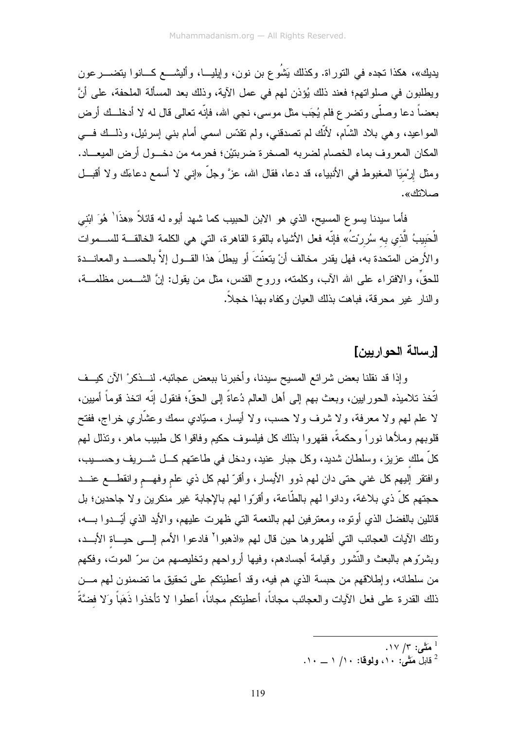يديك»، هكذا تجده في التوراة. وكذلك يَشُوع بن نون، وإيليـا، وأليشـع كـانوا يتضـرعون ويطلبون في صلواتهم؛ فعند ذلك يُؤذن لهم في عمل الآية، وذلك بعد المسألة الملحفة، على أنَّ بعضاً دعا وصلّى وتضرع فلم يُجَب مثل موسى، نجي الله، فإنّه تعالى قال له لا أدخلك أرض المواعيد، وهي بلاد الشّام، لأنّك لم تصدقني، ولم تقدّس اسمي أمام بني إسرئيل، وذلك في المكان المعروف بماء الخصام لضربه الصخرة ضربتيْن؛ فحرمه من دخول أرض الميعاد. ومثل إِرْمِيَا المغبوط في الأنبياء، قد دعا، فقال الله، عزَّ وجلّ «إني لا أسمع دعاءَك ولا أقبل صلاتك».

فأما سيدنا يسوع المسيح، الذي هو الابن الحبيب كما شهد أبوه له قائلاً «هذَا[1] هُوَ ابْنِي الْحَبِيبُ الَّذِي بِهِ سُرِرْتُ» فإنّه فعل الأشياء بالقوة القاهرة، التي هي الكلمة الخالقة للسموات والأرض المتحدة به، فهل يقدر مخالف أنْ يتعنّتَ أو يبطلَ هذا القول إلاَّ بالحسد والمعاندة للحقِّ، والافتراء على الله الآب، وكلمته، وروح القدس، مثل من يقول: إنَّ الشمس مظلمة، والنار غير محرقة، فباهت بذلك العيان وكفاه بهذا خجلاً.

## [رسالة الحواريين]

وإذا قد نقلنا بعض شرائع المسيح سيدنا، وأخبرنا ببعض عجائبه. لنذكرْ الآن كيف اتّخذ تلاميذه الحواريين، وبعث بهم إلى أهل العالم دُعاةً إلى الحقّ؛ فنقول إنّه اتخذ قوماً أميين، لا علم لهم ولا معرفة، ولا شرف ولا حسب، ولا أيسار، صيّادي سمك وعشّاري خراج، ففتح قلوبهم وملأها نوراً وحكمةً، فقهروا بذلك كل فيلسوف حكيم وفاقوا كل طبيب ماهر، وتذلل لهم كلّ ملك عزيز، وسلطان شديد، وكل جبار عنيد، ودخل في طاعتهم كل شريف وحسيب، وافتقر إليهم كل غني حتى دان لهم ذوو الأيسار، وأقرّ لهم كل ذي علمٍ وفهمٍ وانقطع عند حجتهم كلّ ذي بلاغة، ودانوا لهم بالطّاعة، وأقرّوا لهم بالإجابة غير منكرين ولا جاحدين؛ بل قائلين بالفضل الذي أوتوه، ومعترفين لهم بالنعمة التي ظهرت عليهم، والأيد الذي أيّدوا به، وتلك الآيات العجائب التي أظهروها حين قال لهم «اذهبوا[2] فادعوا الأمم إلى حياة الأبد، وبشرّوهم بالبعث والنّشور وقيامة أجسادهم، وفيها أرواحهم وتخليصهم من سرّ الموت، وفكهم من سلطانه، وإطلاقهم من حبسة الذي هم فيه، وقد أعطيتكم على تحقيق ما تضمنون لهم من ذلك القدرة على فعل الآيات والعجائب مجاناً، أعطيتكم مجاناً، أعطوا لا تأخذوا ذَهَباً وَلا فِضَّةً

---

[1] **مَتَّى**: ٣/ ١٧.

[2] قابل **مَتَّى**: ١٠، **ولوقا**: ١٠/ ١ ــ ١٠.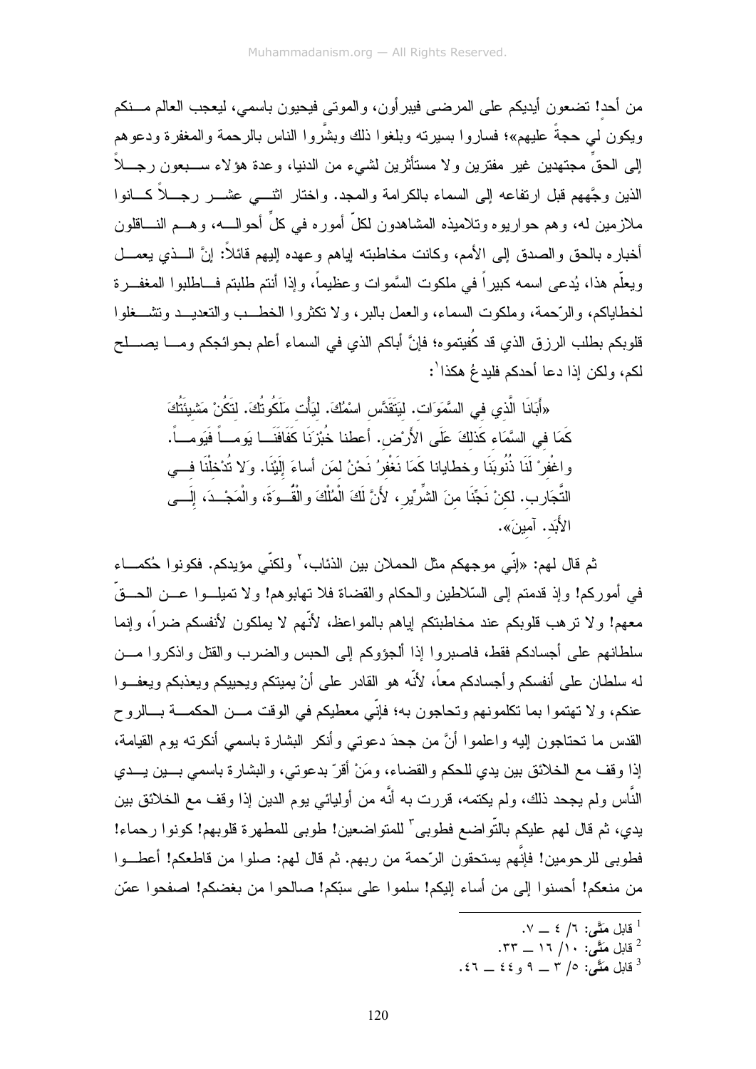من أحدٍ! تضعون أيديكم على المرضى فيبرأون، والموتى فيحيون باسمي، ليعجب العالم منكم ويكون لي حجةً عليهم»؛ فساروا بسيرته وبلغوا ذلك وبشَّروا الناس بالرحمة والمغفرة ودعوهم إلى الحقِّ مجتهدين غير مفترين ولا مستأثرين لشيء من الدنيا، وعدة هؤلاء سبعون رجلاً الذين وجَّههم قبل ارتفاعه إلى السماء بالكرامة والمجد. واختار اثني عشر رجلاً كانوا ملازمين له، وهم حواريوه وتلاميذه المشاهدون لكلّ أموره في كلِّ أحواله، وهم الناقلون أخباره بالحق والصدق إلى الأمم، وكانت مخاطبته إياهم وعهده إليهم قائلاً: إنَّ الذي يعمل ويعلّم هذا، يُدعى اسمه كبيراً في ملكوت السَّموات وعظيماً، وإذا أنتم طلبتم فاطلبوا المغفرة لخطاياكم، والرّحمة، وملكوت السماء، والعمل بالبر، ولا تكثروا الخطب والتعديد وتشغلوا قلوبكم بطلب الرزق الذي قد كُفيتموه؛ فإنَّ أباكم الذي في السماء أعلم بحوائجكم وما يصلح لكم، ولكن إذا دعا أحدكم فليدعُ هكذا[1]:

> «أَبَانَا الَّذِي فِي السَّمَوَات. لِيَتَقَدَّس اسْمُكَ. لِيَأْتِ مَلَكُوتُكَ. لِتَكُنْ مَشِيئَتُكَ كَمَا فِي السَّمَاءِ كَذَلِكَ عَلَى الأَرْض. أعطنا خُبْزَنَا كَفَافَنَا يَوماً فيَوماً. واغْفِرْ لَنَا ذُنُوبَنَا وخطايانا كَمَا نَغْفِرُ نَحْنُ لِمَن أساءَ إِلَيْنَا. وَلا تُدْخِلْنَا فِي التَّجَارِب. لكنْ نَجِّنَا مِنَ الشِّرِّير، لأَنَّ لَكَ الْمُلْكَ والْقُوَةَ، والْمَجْدَ، إِلَى الأَبَدِ. آمِينَ».

ثم قال لهم: «إنِّي موجهكم مثل الحملان بين الذئاب،[2] ولكنّي مؤيدكم. فكونوا حُكماء في أموركم! وإذ قدمتم إلى السّلاطين والحكام والقضاة فلا تهابوهم! ولا تميلوا عن الحقّ معهم! ولا ترهب قلوبكم عند مخاطبتكم إياهم بالمواعظ، لأنّهم لا يملكون لأنفسكم ضراً، وإنما سلطانهم على أجسادكم فقط، فاصبروا إذا ألجؤوكم إلى الحبس والضرب والقتل واذكروا من له سلطان على أنفسكم وأجسادكم معاً، لأنّه هو القادر على أنْ يميتكم ويحييكم ويعذبكم ويعفوا عنكم، ولا تهتموا بما تكلمونهم وتحاجون به؛ فإنّي معطيكم في الوقت من الحكمة بالروح القدس ما تحتاجون إليه واعلموا أنَّ من جحدَ دعوتي وأنكر البشارة باسمي أنكرته يوم القيامة، إذا وقف مع الخلائق بين يدي للحكم والقضاء، ومَنْ أقرّ بدعوتي، والبشارة باسمي بين يدي النَّاس ولم يجحد ذلك، ولم يكتمه، قررت به أنَّه من أوليائي يوم الدين إذا وقف مع الخلائق بين يدي، ثم قال لهم عليكم بالتّواضع فطوبى[3] للمتواضعين! طوبى للمطهرة قلوبهم! كونوا رحماء! فطوبى للرحومين! فإنَّهم يستحقون الرّحمة من ربهم. ثم قال لهم: صلوا من قاطعكم! أعطوا من منعكم! أحسنوا إلى من أساء إليكم! سلموا على سبّكم! صالحوا من بغضكم! اصفحوا عمّن

---

[1] قابل **متَّى**: ٦/ ٤ ــ ٧.

[2] قابل **متَّى**: ١٠/ ١٦ ــ ٣٣.

[3] قابل **متَّى**: ٥/ ٣ ــ ٩ و٤٤ ــ ٤٦.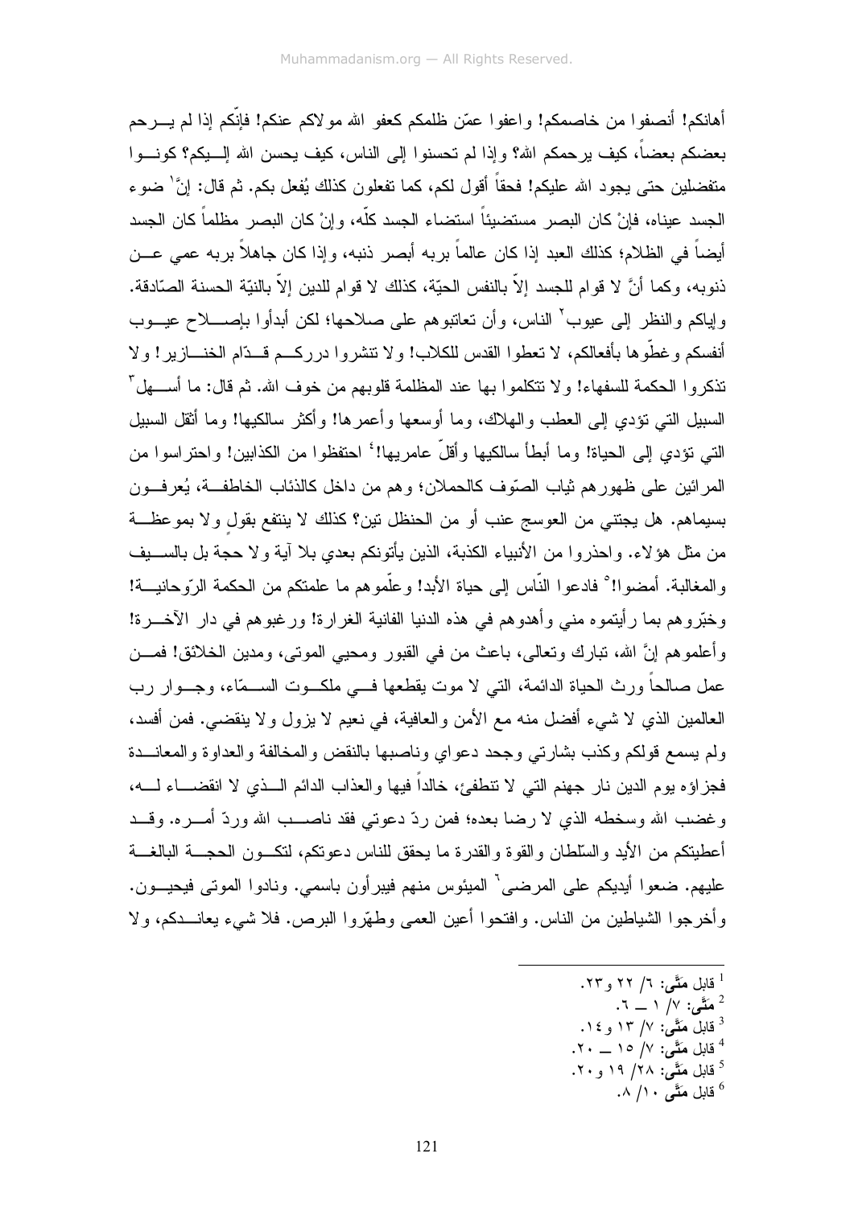أهانكم! أنصفوا من خاصمكم! واعفوا عمّن ظلمكم كعفو الله مولاكم عنكم! فإنّكم إذا لم يرحم بعضكم بعضاً، كيف يرحمكم الله؟ وإذا لم تحسنوا إلى الناس، كيف يحسن الله إليكم؟ كونوا متفضلين حتى يجود الله عليكم! فحقاً أقول لكم، كما تفعلون كذلك يُفعل بكم. ثم قال: إنَّ[1] ضوء الجسد عيناه، فإنْ كان البصر مستضيئاً استضاء الجسد كلّه، وإنْ كان البصر مظلماً كان الجسد أيضاً في الظلام؛ كذلك العبد إذا كان عالماً بربه أبصر ذنبه، وإذا كان جاهلاً بربه عمي عن ذنوبه، وكما أنَّ لا قوام للجسد إلاّ بالنفس الحيّة، كذلك لا قوام للدين إلاّ بالنيّة الحسنة الصّادقة. وإياكم والنظر إلى عيوب[2] الناس، وأن تعاتبوهم على صلاحها؛ لكن ابدأوا بإصلاح عيوب أنفسكم وغطّوها بأفعالكم، لا تعطوا القدس للكلاب! ولا تنشروا درركم قدّام الخنازير! ولا تذكروا الحكمة للسفهاء! ولا تتكلموا بها عند المظلمة قلوبهم من خوف الله. ثم قال: ما أسهل[3] السبيل التي تؤدي إلى العطب والهلاك، وما أوسعها وأعمرها! وأكثر سالكيها! وما أثقل السبيل التي تؤدي إلى الحياة! وما أبطأ سالكيها وأقلّ عامريها![4] احتفظوا من الكذابين! واحترسوا من المرائين على ظهورهم ثياب الصّوف كالحملان؛ وهم من داخل كالذئاب الخاطفة، يُعرفون بسيماهم. هل يجتني من العوسج عنب أو من الحنظل تين؟ كذلك لا ينتفع بقولٍ ولا بموعظة من مثل هؤلاء. واحذروا من الأنبياء الكذبة، الذين يأتونكم بعدي بلا آية ولا حجة بل بالسيف والمغالبة. أمضوا![5] فادعوا النّاس إلى حياة الأبد! وعلّموهم ما علمتكم من الحكمة الرّوحانية! وخبّروهم بما رأيتموه مني وأهدوهم في هذه الدنيا الفانية الغرارة! ورغبوهم في دار الآخرة! وأعلموهم إنَّ الله، تبارك وتعالى، باعث من في القبور ومحيي الموتى، ومدين الخلائق! فمن عمل صالحاً ورث الحياة الدائمة، التي لا موت يقطعها في ملكوت السمّاء، وجوار رب العالمين الذي لا شيء أفضل منه مع الأمن والعافية، في نعيم لا يزول ولا ينقضي. فمن أفسد، ولم يسمع قولكم وكذب بشارتي وجحد دعواي وناصبها بالنقض والمخالفة والعداوة والمعاندة فجزاؤه يوم الدين نار جهنم التي لا تنطفئ، خالداً فيها والعذاب الدائم الذي لا انقضاء له، وغضب الله وسخطه الذي لا رضا بعده؛ فمن ردّ دعوتي فقد ناصب الله وردّ أمره. وقد أعطيتكم من الأيد والسّلطان والقوة والقدرة ما يحقق للناس دعوتكم، لتكون الحجة البالغة عليهم. ضعوا أيديكم على المرضى[6] الميئوس منهم فيبرأون باسمي. ونادوا الموتى فيحيون. وأخرجوا الشياطين من الناس. وافتحوا أعين العمى وطهّروا البرص. فلا شيء يعاندكم، ولا

---

[1] قابل **متَّى**: ٦/ ٢٢ و٢٣.
[2] **متَّى**: ٧/ ١ ــ ٦.
[3] قابل **متَّى**: ٧/ ١٣ و١٤.
[4] قابل **متَّى**: ٧/ ١٥ ــ ٢٠.
[5] قابل **متَّى**: ٢٨/ ١٩ و٢٠.
[6] قابل **متَّى** ١٠/ ٨.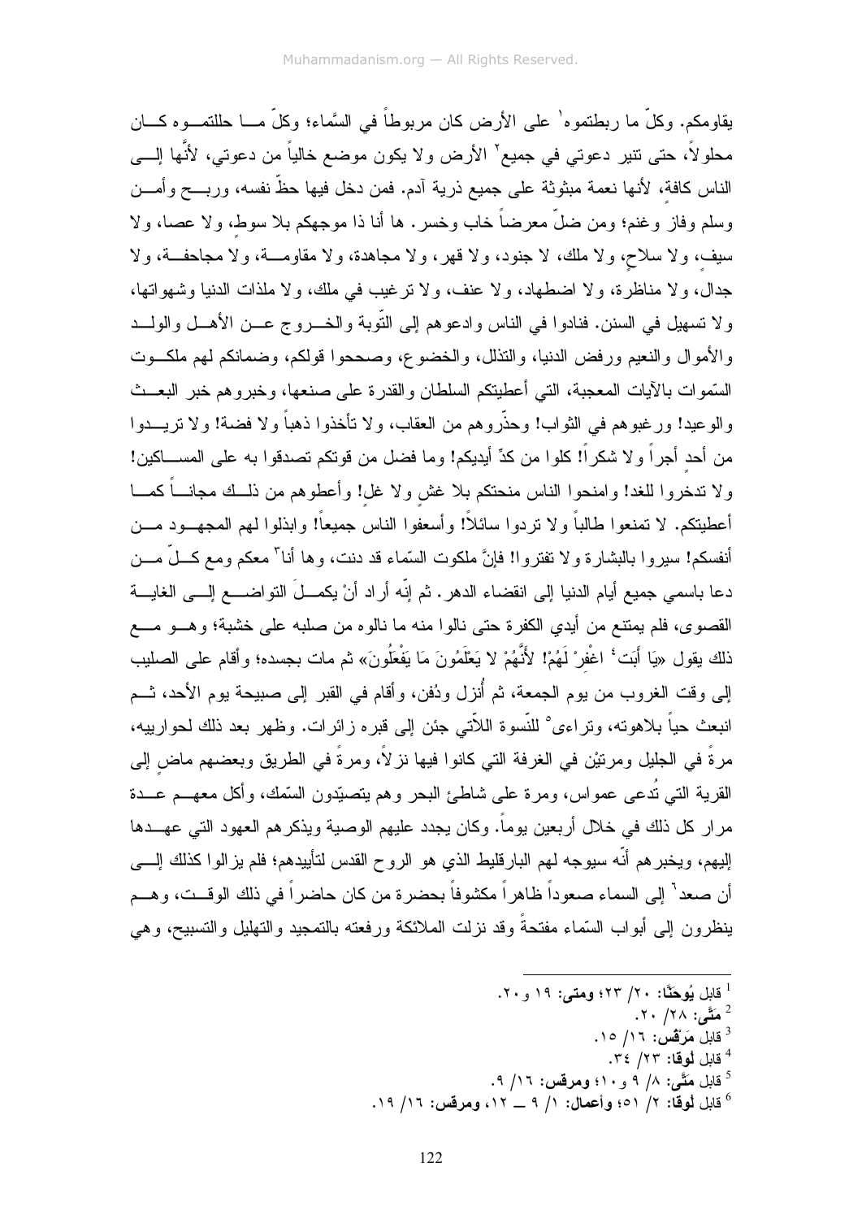يقاومكم. وكلّ ما ربطتموه[1] على الأرض كان مربوطاً في السَّماء؛ وكلّ ما حللتموه كان محلولاً، حتى تنير دعوتي في جميع[2] الأرض ولا يكون موضع خالياً من دعوتي، لأنَّها إلى الناس كافة، لأنها نعمة مبثوثة على جميع ذرية آدم. فمن دخل فيها حظّ نفسه، وربح وأمن وسلم وفاز وغنم؛ ومن ضلّ معرضاً خاب وخسر. ها أنا ذا موجهكم بلا سوط، ولا عصا، ولا سيف، ولا سلاح، ولا ملك، لا جنود، ولا قهر، ولا مجاهدة، ولا مقاومة، ولا مجاحفة، ولا جدال، ولا مناظرة، ولا اضطهاد، ولا عنف، ولا ترغيب في ملك، ولا ملذات الدنيا وشهواتها، ولا تسهيل في السنن. فنادوا في الناس وادعوهم إلى التّوبة والخروج عن الأهل والولد والأموال والنعيم ورفض الدنيا، والتذلل، والخضوع، وصححوا قولكم، وضمانكم لهم ملكوت السّموات بالآيات المعجبة، التي أعطيتكم السلطان والقدرة على صنعها، وخبروهم خبر البعث والوعيد! ورغبوهم في الثواب! وحذّروهم من العقاب، ولا تأخذوا ذهباً ولا فضة! ولا تريدوا من أحد أجراً ولا شكراً! كلوا من كدّ أيديكم! وما فضل من قوتكم تصدقوا به على المساكين! ولا تدخروا للغد! وامنحوا الناس منحتكم بلا غش ولا غل! وأعطوهم من ذلك مجاناً كما أعطيتكم. لا تمنعوا طالباً ولا تردوا سائلاً! وأسعفوا الناس جميعاً! وابذلوا لهم المجهود من أنفسكم! سيروا بالبشارة ولا تفتروا! فإنَّ ملكوت السّماء قد دنت، وها أنا[3] معكم ومع كلّ من دعا باسمي جميع أيام الدنيا إلى انقضاء الدهر. ثم إنّه أراد أنْ يكملَ التواضع إلى الغاية القصوى، فلم يمتنع من أيدي الكفرة حتى نالوا منه ما نالوه من صلبه على خشبة؛ وهو مع ذلك يقول «يَا أَبَت[4] اغْفِرْ لَهُمْ! لأَنَّهُمْ لا يَعْلَمُونَ مَا يَفْعَلُونَ» ثم مات بجسده؛ وأقام على الصليب إلى وقت الغروب من يوم الجمعة، ثم أُنزل ودُفن، وأقام في القبر إلى صبيحة يوم الأحد، ثم انبعث حياً بلاهوته، وتراءى[5] للنّسوة اللاّتي جئن إلى قبره زائرات. وظهر بعد ذلك لحوارييه، مرةً في الجليل ومرتيْن في الغرفة التي كانوا فيها نزلاً، ومرةً في الطريق وبعضهم ماض إلى القرية التي تُدعى عمواس، ومرة على شاطئ البحر وهم يتصيّدون السّمك، وأكل معهم عدة مرار كل ذلك في خلال أربعين يوماً. وكان يجدد عليهم الوصية ويذكرهم العهود التي عهدها إليهم، ويخبرهم أنّه سيوجه لهم البارقليط الذي هو الروح القدس لتأييدهم؛ فلم يزالوا كذلك إلى أن صعد[6] إلى السماء صعوداً ظاهراً مكشوفاً بحضرة من كان حاضراً في ذلك الوقت، وهم ينظرون إلى أبواب السّماء مفتحةً وقد نزلت الملائكة ورفعته بالتمجيد والتهليل والتسبيح، وهي

---

[1] قابل **يُوحَنَّا:** ٢٠/ ٢٣؛ **ومتى:** ١٩ و٢٠.

[2] **مَتَّى:** ٢٨/ ٢٠.

[3] قابل **مَرْقُس:** ١٦/ ١٥.

[4] قابل **لُوقا:** ٢٣/ ٣٤.

[5] قابل **مَتَّى:** ٨/ ٩ و١٠؛ **ومرقس:** ١٦/ ٩.

[6] قابل **لُوقا:** ٢/ ٥١؛ **وأعمال:** ١/ ٩ ــ ١٢، **ومرقس:** ١٦/ ١٩.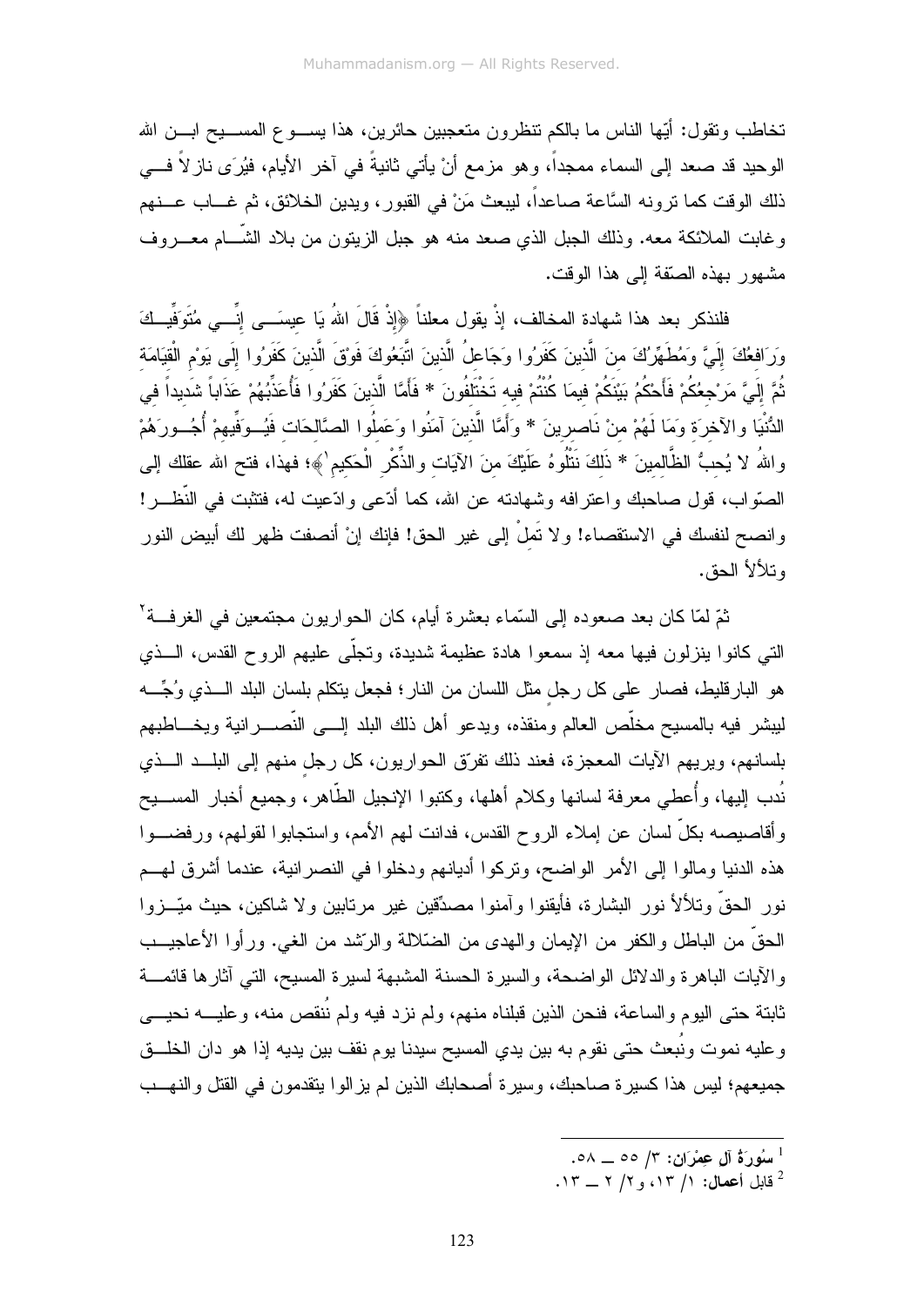تخاطب وتقول: أيّها الناس ما بالكم تنظرون متعجبين حائرين، هذا يسوع المسيح ابن الله الوحيد قد صعد إلى السماء ممجداً، وهو مزمع أنْ يأتي ثانيةً في آخر الأيام، فيُرَى نازلاً في ذلك الوقت كما ترونه السَّاعة صاعداً، ليبعث مَنْ في القبور، ويدين الخلائق، ثم غاب عنهم وغابت الملائكة معه. وذلك الجبل الذي صعد منه هو جبل الزيتون من بلاد الشّام معروف مشهور بهذه الصّفة إلى هذا الوقت.

فلنذكر بعد هذا شهادة المخالف، إذْ يقول معلناً ﴿إِذْ قَالَ اللهُ يَا عِيسَى إِنِّي مُتَوَفِّيكَ وَرَافِعُكَ إِلَيَّ وَمُطَهِّرُكَ مِنَ الَّذِينَ كَفَرُوا وَجَاعِلُ الَّذِينَ اتَّبَعُوكَ فَوْقَ الَّذِينَ كَفَرُوا إِلَى يَوْمِ الْقِيَامَةِ ثُمَّ إِلَيَّ مَرْجِعُكُمْ فَأَحْكُمُ بَيْنَكُمْ فِيمَا كُنْتُمْ فِيهِ تَخْتَلِفُونَ * فَأَمَّا الَّذِينَ كَفَرُوا فَأُعَذِّبُهُمْ عَذَاباً شَدِيداً فِي الدُّنْيَا وَالآخِرَةِ وَمَا لَهُمْ مِنْ نَاصِرِينَ * وَأَمَّا الَّذِينَ آمَنُوا وَعَمِلُوا الصَّالِحَاتِ فَيُوَفِّيهِمْ أُجُورَهُمْ وَاللهُ لا يُحِبُّ الظَّالِمِينَ * ذَلِكَ نَتْلُوهُ عَلَيْكَ مِنَ الآيَاتِ وَالذِّكْرِ الْحَكِيمِ[1]﴾؛ فهذا، فتح الله عقلك إلى الصّواب، قول صاحبك واعترافه وشهادته عن الله، كما أدّعى وادّعيت له، فتثبت في النّظر! وانصح لنفسك في الاستقصاء! ولا تَمِلْ إلى غير الحق! فإنك إنْ أنصفت ظهر لك أبيض النور وتلألأ الحق.

ثمّ لمّا كان بعد صعوده إلى السّماء بعشرة أيام، كان الحواريون مجتمعين في الغرفة[2] التي كانوا ينزلون فيها معه إذ سمعوا هادة عظيمة شديدة، وتجلّى عليهم الروح القدس، الذي هو البارقليط، فصار على كل رجلٍ مثل اللسان من النار؛ فجعل يتكلم بلسان البلد الذي وُجِّه ليبشر فيه بالمسيح مخلّص العالم ومنقذه، ويدعو أهل ذلك البلد إلى النّصرانية ويخاطبهم بلسانهم، ويريهم الآيات المعجزة، فعند ذلك تفرّق الحواريون، كل رجلٍ منهم إلى البلد الذي نُدب إليها، وأُعطي معرفة لسانها وكلام أهلها، وكتبوا الإنجيل الطّاهر، وجميع أخبار المسيح وأقاصيصه بكلّ لسان عن إملاء الروح القدس، فدانت لهم الأمم، واستجابوا لقولهم، ورفضوا هذه الدنيا ومالوا إلى الأمر الواضح، وتركوا أديانهم ودخلوا في النصرانية، عندما أشرق لهم نور الحقّ وتلألأ نور البشارة، فأيقنوا وآمنوا مصدّقين غير مرتابين ولا شاكين، حيث ميّزوا الحقّ من الباطل والكفر من الإيمان والهدى من الضّلالة والرّشد من الغي. ورأوا الأعاجيب والآيات الباهرة والدلائل الواضحة، والسيرة الحسنة المشبهة لسيرة المسيح، التي آثارها قائمة ثابتة حتى اليوم والساعة، فنحن الذين قبلناه منهم، ولم نزد فيه ولم نُنقص منه، وعليه نحيى وعليه نموت ونُبعث حتى نقوم به بين يدي المسيح سيدنا يوم نقف بين يديه إذا هو دان الخلق جميعهم؛ ليس هذا كسيرة صاحبك، وسيرة أصحابك الذين لم يزالوا يتقدمون في القتل والنهب

---

[1] **سُورَةُ آلِ عِمْرَان:** ٣/ ٥٥ ــ ٥٨.

[2] قابل **أعمال:** ١/ ١٣، و٢/ ٢ ــ ١٣.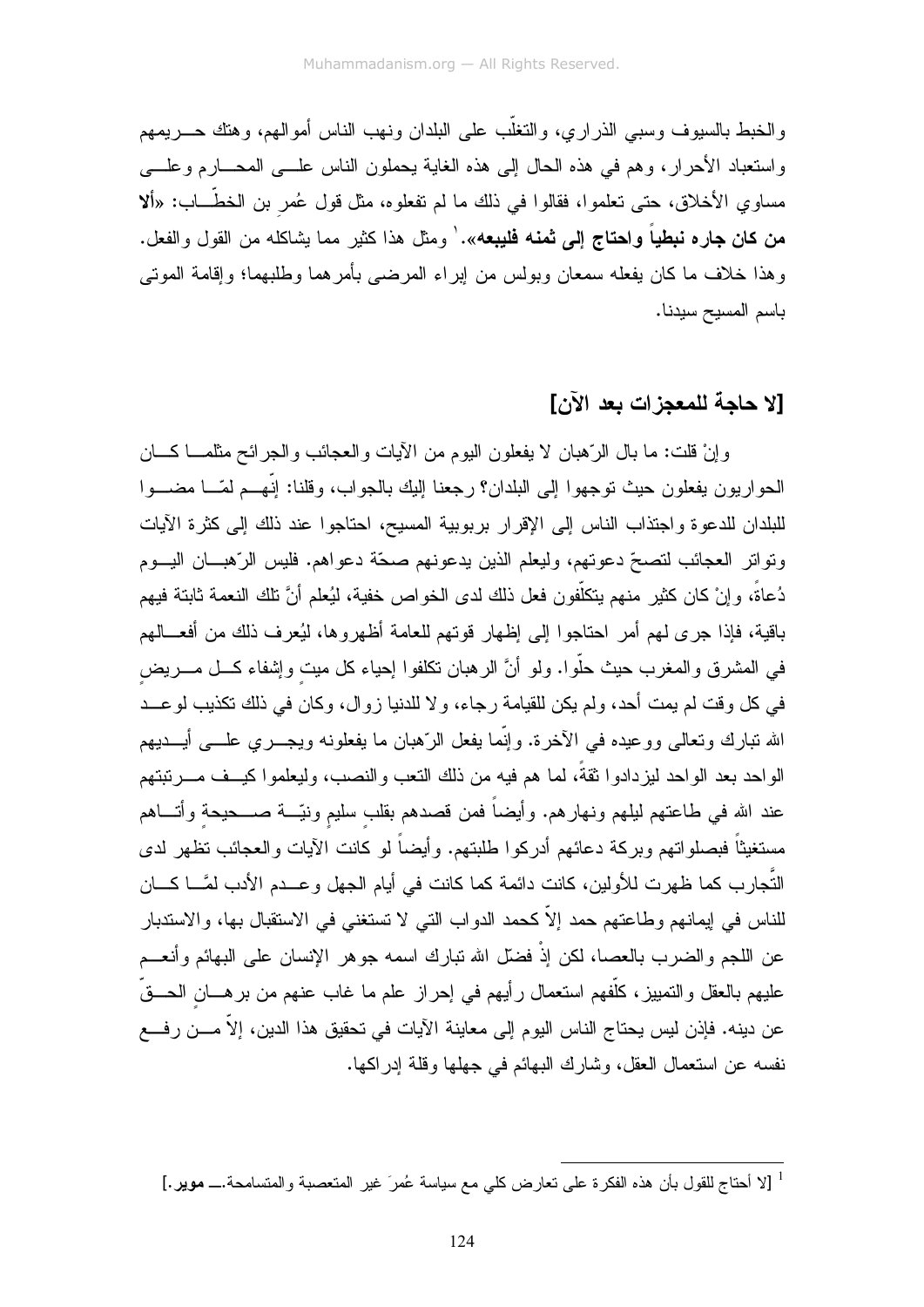والخبط بالسيوف وسبي الذراري، والتغلّب على البلدان ونهب الناس أموالهم، وهتك حريمهم واستعباد الأحرار، وهم في هذه الحال إلى هذه الغاية يحملون الناس على المحارم وعلى مساوي الأخلاق، حتى تعلموا، فقالوا في ذلك ما لم تفعلوه، مثل قول عُمر بن الخطّاب: «**ألا من كان جاره نبطياً واحتاج إلى ثمنه فليبعه**».[1] ومثل هذا كثير مما يشاكله من القول والفعل. وهذا خلاف ما كان يفعله سمعان وبولس من إبراء المرضى بأمرهما وطلبهما؛ وإقامة الموتى باسم المسيح سيدنا.

## [لا حاجة للمعجزات بعد الآن]

وإنْ قلت: ما بال الرّهبان لا يفعلون اليوم من الآيات والعجائب والجرائح مثلما كان الحواريون يفعلون حيث توجهوا إلى البلدان؟ رجعنا إليك بالجواب، وقلنا: إنّهم لمّا مضوا للبلدان للدعوة واجتذاب الناس إلى الإقرار بربوبية المسيح، احتاجوا عند ذلك إلى كثرة الآيات وتواتر العجائب لتصحّ دعوتهم، وليعلم الذين يدعونهم صحّة دعواهم. فليس الرّهبان اليوم دُعاةً، وإنْ كان كثير منهم يتكلّفون فعل ذلك لدى الخواص خفية، ليُعلم أنَّ تلك النعمة ثابتة فيهم باقية، فإذا جرى لهم أمر احتاجوا إلى إظهار قوتهم للعامة أظهروها، ليُعرف ذلك من أفعالهم في المشرق والمغرب حيث حلّوا. ولو أنَّ الرهبان تكلفوا إحياء كل ميتٍ وإشفاء كل مريضٍ في كل وقت لم يمت أحد، ولم يكن للقيامة رجاء، ولا للدنيا زوال، وكان في ذلك تكذيب لوعد الله تبارك وتعالى ووعيده في الآخرة. وإنّما يفعل الرّهبان ما يفعلونه ويجري على أيديهم الواحد بعد الواحد ليزدادوا ثقةً، لما هم فيه من ذلك التعب والنصب، وليعلموا كيف مرتبتهم عند الله في طاعتهم ليلهم ونهارهم. وأيضاً فمن قصدهم بقلبٍ سليمٍ ونيّةٍ صحيحةٍ وأتاهم مستغيثاً فبصلواتهم وبركة دعائهم أدركوا طلبتهم. وأيضاً لو كانت الآيات والعجائب تظهر لدى التّجارب كما ظهرت للأولين، كانت دائمة كما كانت في أيام الجهل وعدم الأدب لمَّا كان للناس في إيمانهم وطاعتهم حمد إلاّ كحمد الدواب التي لا تستغني في الاستقبال بها، والاستدبار عن اللجم والضرب بالعصا، لكن إذْ فضّل الله تبارك اسمه جوهر الإنسان على البهائم وأنعم عليهم بالعقل والتمييز، كلّفهم استعمال رأيهم في إحراز علم ما غاب عنهم من برهانٍ الحقّ عن دينه. فإذن ليس يحتاج الناس اليوم إلى معاينة الآيات في تحقيق هذا الدين، إلاّ من رفع نفسه عن استعمال العقل، وشارك البهائم في جهلها وقلة إدراكها.

---

[1] [لا أحتاج للقول بأن هذه الفكرة على تعارض كلي مع سياسة عُمرَ غير المتعصبة والمتسامحة.ـــ **موير**.]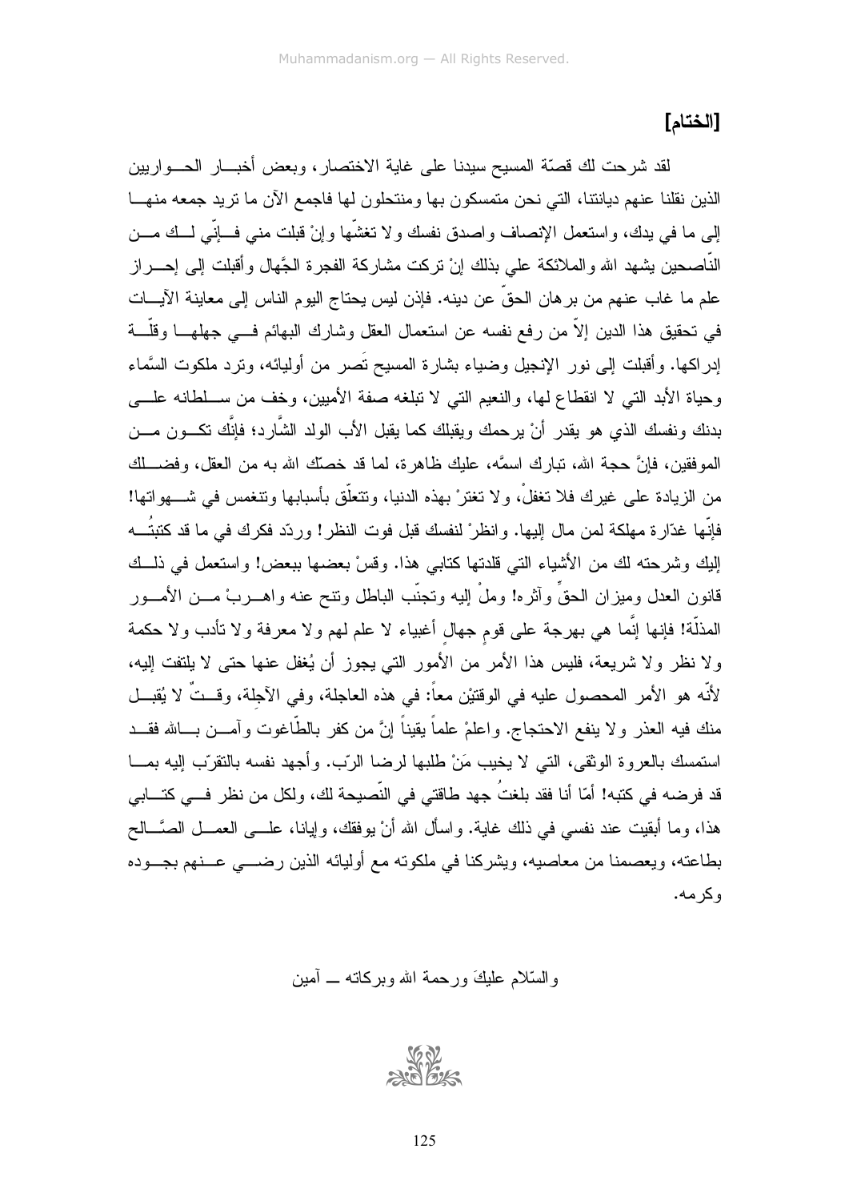## [الختام]

لقد شرحت لك قصّة المسيح سيدنا على غاية الاختصار، وبعض أخبار الحواريين الذين نقلنا عنهم ديانتنا، التي نحن متمسكون بها ومنتحلون لها فاجمع الآن ما تريد جمعه منها إلى ما في يدك، واستعمل الإنصاف واصدق نفسك ولا تغشّها وإنْ قبلت مني فإنّي لك من النّاصحين يشهد الله والملائكة علي بذلك إنْ تركت مشاركة الفجرة الجُهال وأقبلت إلى إحراز علم ما غاب عنهم من برهان الحقّ عن دينه. فإذن ليس يحتاج اليوم الناس إلى معاينة الآيات في تحقيق هذا الدين إلاّ من رفع نفسه عن استعمال العقل وشارك البهائم في جهلها وقلّة إدراكها. وأقبلت إلى نور الإنجيل وضياء بشارة المسيح تَصر من أوليائه، وترد ملكوت السَّماء وحياة الأبد التي لا انقطاع لها، والنعيم التي لا تبلغه صفة الأميين، وخف من سلطانه على بدنك ونفسك الذي هو يقدر أنْ يرحمك ويقبلك كما يقبل الأب الولد الشَّارد؛ فإنَّك تكون من الموفقين، فإنَّ حجة الله، تبارك اسمَّه، عليك ظاهرة، لما قد خصّك الله به من العقل، وفضلك من الزيادة على غيرك فلا تغفلْ، ولا تغترْ بهذه الدنيا، وتتعلّق بأسبابها وتنغمس في شهواتها! فإنّها غدّارة مهلكة لمن مال إليها. وانظرْ لنفسك قبل فوت النظر! وردّد فكرك في ما قد كتبتُه إليك وشرحته لك من الأشياء التي قلدتها كتابي هذا. وقسْ بعضها ببعض! واستعمل في ذلك قانون العدل وميزان الحقِّ وآثره! وملْ إليه وتجنّب الباطل وتنح عنه واهربْ من الأمور المذلّة! فإنها إنّما هي بهرجة على قومٍ جهالٍ أغبياء لا علم لهم ولا معرفة ولا تأدب ولا حكمة ولا نظر ولا شريعة، فليس هذا الأمر من الأمور التي يجوز أن يُغفل عنها حتى لا يلتفت إليه، لأنّه هو الأمر المحصول عليه في الوقتيْن معاً: في هذه العاجلة، وفي الآجلة، وقتٌ لا يُقبل منك فيه العذر ولا ينفع الاحتجاج. واعلمْ علماً يقيناً إنَّ من كفر بالطّاغوت وآمن بالله فقد استمسك بالعروة الوثقى، التي لا يخيب مَنْ طلبها لرضا الرّب. وأجهد نفسه بالتقرّب إليه بما قد فرضه في كتبه! أمّا أنا فقد بلغتُ جهد طاقتي في النّصيحة لك، ولكل من نظر في كتابي هذا، وما أبقيت عند نفسي في ذلك غاية. واسأل الله أنْ يوفقك، وإيانا، على العمل الصَّالح بطاعته، ويعصمنا من معاصيه، ويشركنا في ملكوته مع أوليائه الذين رضي عنهم بجوده وكرمه.

والسّلام عليكَ ورحمة الله وبركاته ــ آمين